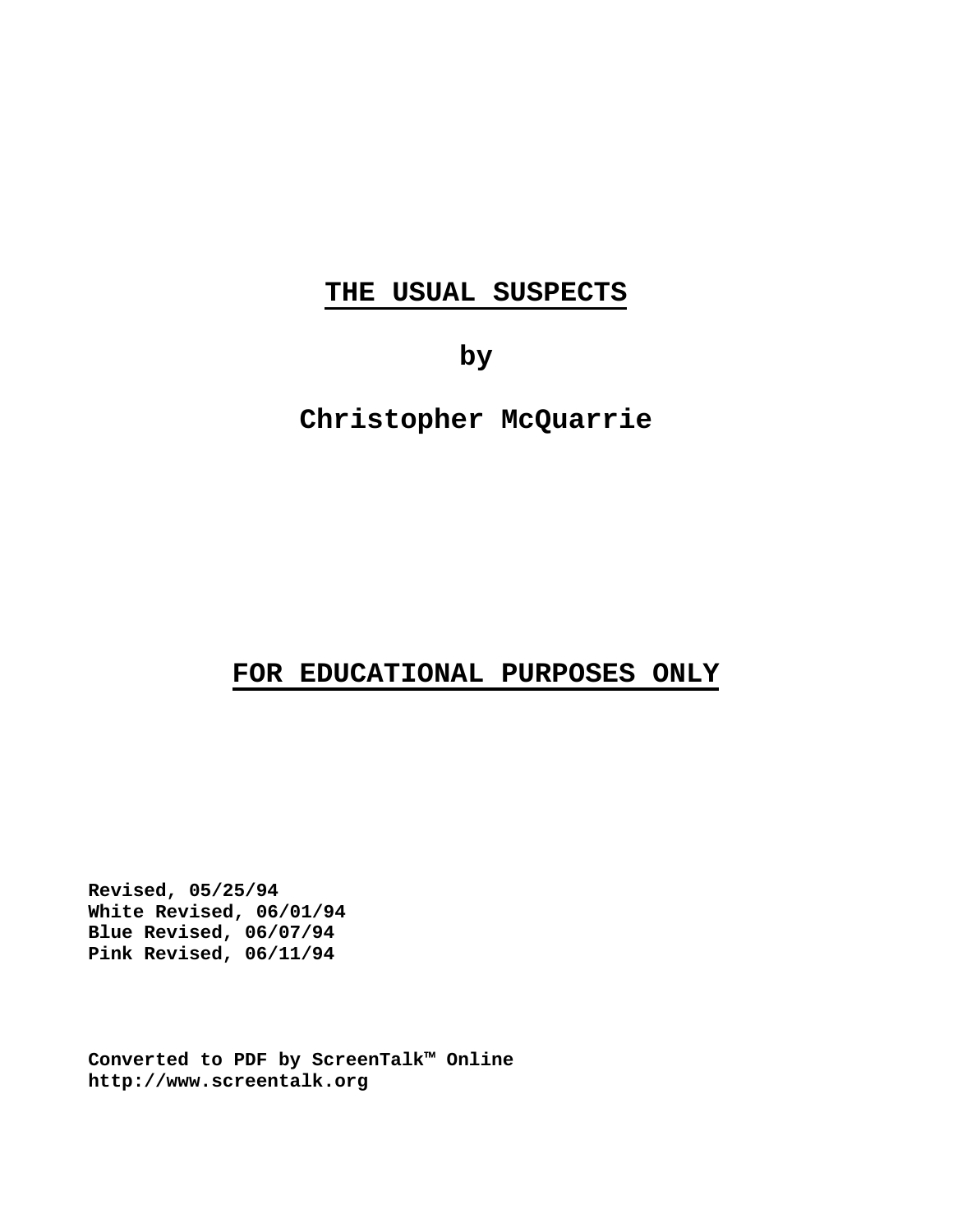# THE USUAL SUSPECTS

by

Christopher McQuarrie

**FOR EDUCATIONAL PURPOSES ONLY**

**Revised, 05/25/94**
**White Revised, 06/01/94**
**Blue Revised, 06/07/94**
**Pink Revised, 06/11/94**

**Converted to PDF by ScreenTalk™ Online**
**http://www.screentalk.org**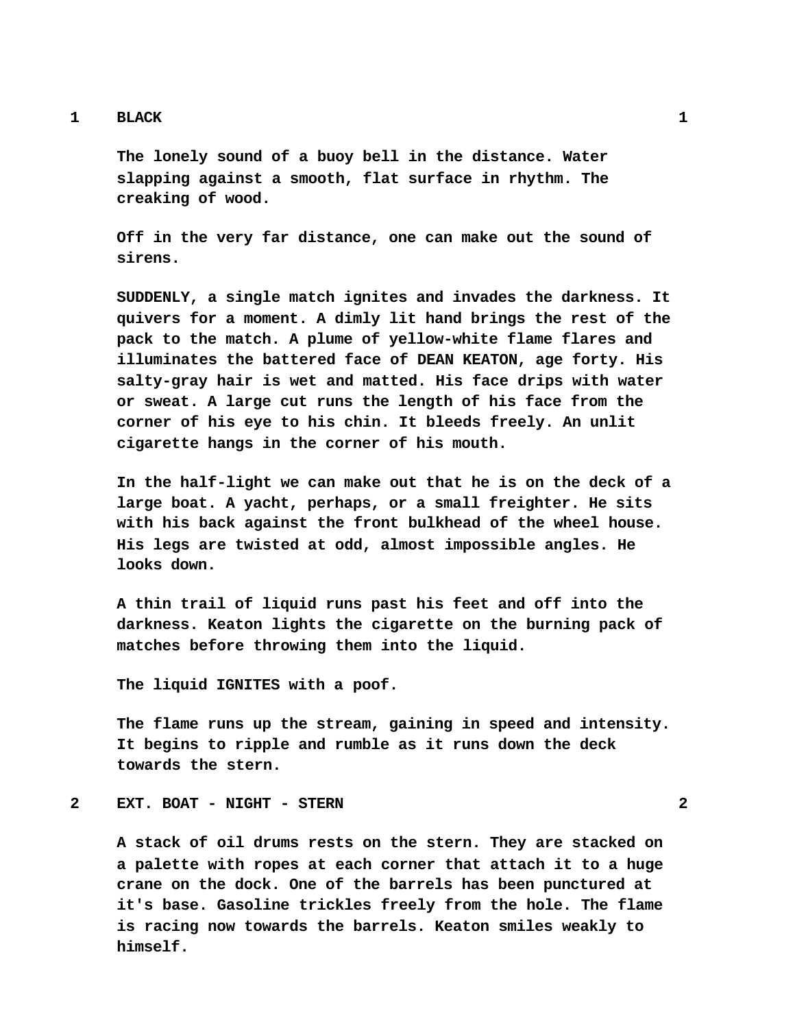**1 BLACK 1**

**The lonely sound of a buoy bell in the distance. Water slapping against a smooth, flat surface in rhythm. The creaking of wood.**

**Off in the very far distance, one can make out the sound of sirens.**

**SUDDENLY, a single match ignites and invades the darkness. It quivers for a moment. A dimly lit hand brings the rest of the pack to the match. A plume of yellow-white flame flares and illuminates the battered face of DEAN KEATON, age forty. His salty-gray hair is wet and matted. His face drips with water or sweat. A large cut runs the length of his face from the corner of his eye to his chin. It bleeds freely. An unlit cigarette hangs in the corner of his mouth.**

**In the half-light we can make out that he is on the deck of a large boat. A yacht, perhaps, or a small freighter. He sits with his back against the front bulkhead of the wheel house. His legs are twisted at odd, almost impossible angles. He looks down.**

**A thin trail of liquid runs past his feet and off into the darkness. Keaton lights the cigarette on the burning pack of matches before throwing them into the liquid.**

**The liquid IGNITES with a poof.**

**The flame runs up the stream, gaining in speed and intensity. It begins to ripple and rumble as it runs down the deck towards the stern.**

**2 EXT. BOAT - NIGHT - STERN 2**

**A stack of oil drums rests on the stern. They are stacked on a palette with ropes at each corner that attach it to a huge crane on the dock. One of the barrels has been punctured at it's base. Gasoline trickles freely from the hole. The flame is racing now towards the barrels. Keaton smiles weakly to himself.**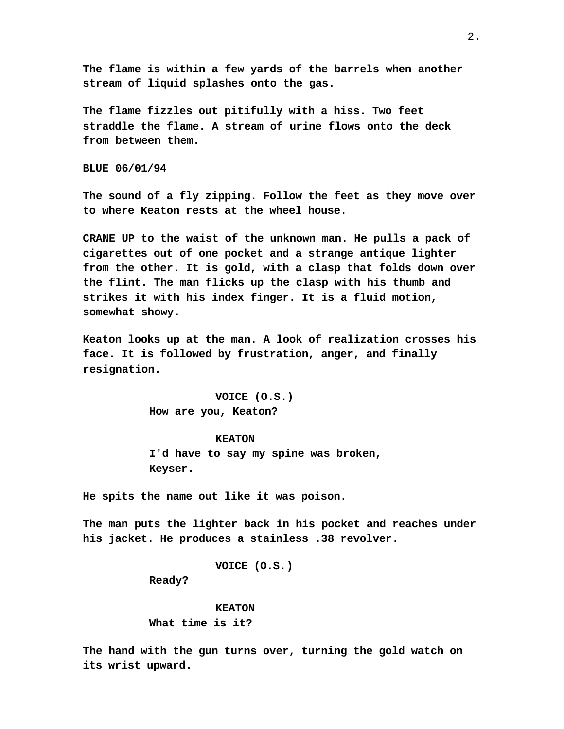The flame is within a few yards of the barrels when another stream of liquid splashes onto the gas.

The flame fizzles out pitifully with a hiss. Two feet straddle the flame. A stream of urine flows onto the deck from between them.

BLUE 06/01/94

The sound of a fly zipping. Follow the feet as they move over to where Keaton rests at the wheel house.

CRANE UP to the waist of the unknown man. He pulls a pack of cigarettes out of one pocket and a strange antique lighter from the other. It is gold, with a clasp that folds down over the flint. The man flicks up the clasp with his thumb and strikes it with his index finger. It is a fluid motion, somewhat showy.

Keaton looks up at the man. A look of realization crosses his face. It is followed by frustration, anger, and finally resignation.

VOICE (O.S.)
How are you, Keaton?

KEATON
I'd have to say my spine was broken, Keyser.

He spits the name out like it was poison.

The man puts the lighter back in his pocket and reaches under his jacket. He produces a stainless .38 revolver.

VOICE (O.S.)
Ready?

KEATON
What time is it?

The hand with the gun turns over, turning the gold watch on its wrist upward.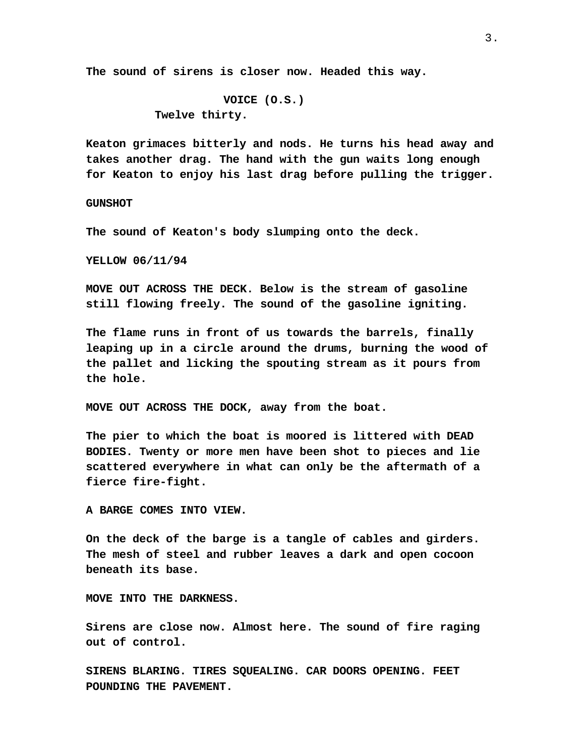The sound of sirens is closer now. Headed this way.

VOICE (O.S.)
Twelve thirty.

Keaton grimaces bitterly and nods. He turns his head away and takes another drag. The hand with the gun waits long enough for Keaton to enjoy his last drag before pulling the trigger.

GUNSHOT

The sound of Keaton's body slumping onto the deck.

YELLOW 06/11/94

MOVE OUT ACROSS THE DECK. Below is the stream of gasoline still flowing freely. The sound of the gasoline igniting.

The flame runs in front of us towards the barrels, finally leaping up in a circle around the drums, burning the wood of the pallet and licking the spouting stream as it pours from the hole.

MOVE OUT ACROSS THE DOCK, away from the boat.

The pier to which the boat is moored is littered with DEAD BODIES. Twenty or more men have been shot to pieces and lie scattered everywhere in what can only be the aftermath of a fierce fire-fight.

A BARGE COMES INTO VIEW.

On the deck of the barge is a tangle of cables and girders. The mesh of steel and rubber leaves a dark and open cocoon beneath its base.

MOVE INTO THE DARKNESS.

Sirens are close now. Almost here. The sound of fire raging out of control.

SIRENS BLARING. TIRES SQUEALING. CAR DOORS OPENING. FEET POUNDING THE PAVEMENT.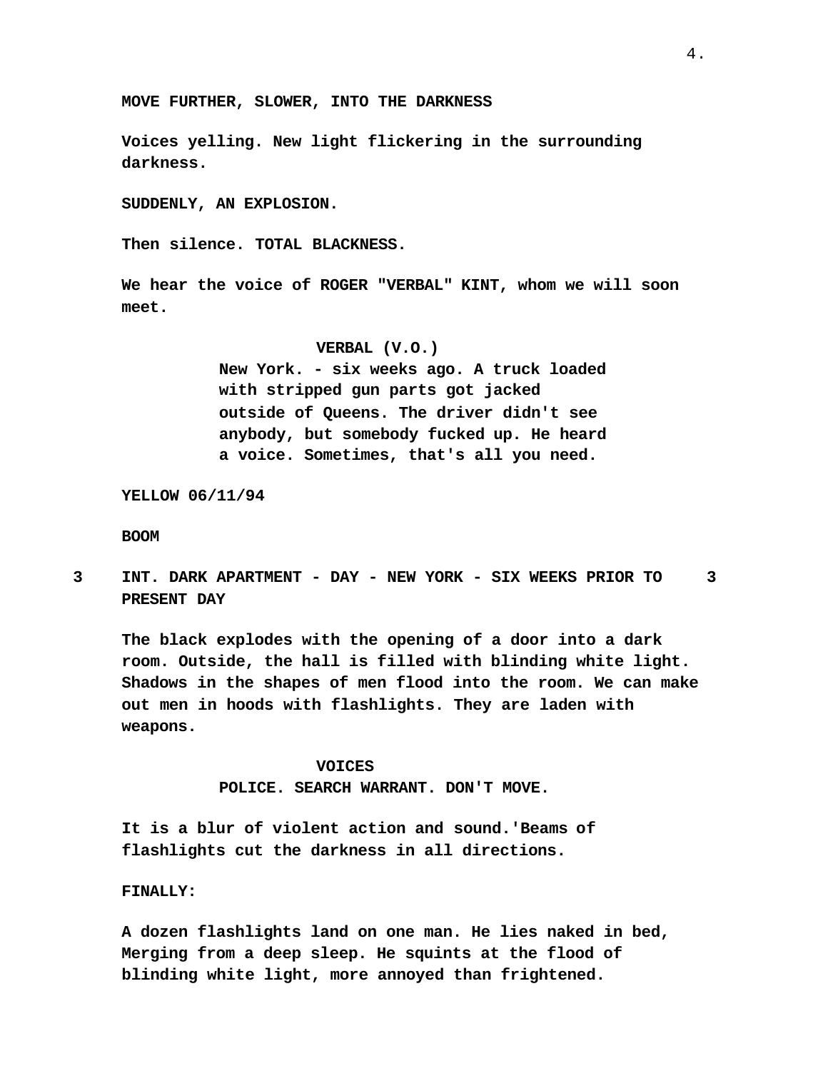MOVE FURTHER, SLOWER, INTO THE DARKNESS

Voices yelling. New light flickering in the surrounding darkness.

SUDDENLY, AN EXPLOSION.

Then silence. TOTAL BLACKNESS.

We hear the voice of ROGER "VERBAL" KINT, whom we will soon meet.

VERBAL (V.O.)
New York. - six weeks ago. A truck loaded with stripped gun parts got jacked outside of Queens. The driver didn't see anybody, but somebody fucked up. He heard a voice. Sometimes, that's all you need.

YELLOW 06/11/94

BOOM

3 INT. DARK APARTMENT - DAY - NEW YORK - SIX WEEKS PRIOR TO PRESENT DAY 3

The black explodes with the opening of a door into a dark room. Outside, the hall is filled with blinding white light. Shadows in the shapes of men flood into the room. We can make out men in hoods with flashlights. They are laden with weapons.

VOICES
POLICE. SEARCH WARRANT. DON'T MOVE.

It is a blur of violent action and sound.'Beams of flashlights cut the darkness in all directions.

FINALLY:

A dozen flashlights land on one man. He lies naked in bed, Merging from a deep sleep. He squints at the flood of blinding white light, more annoyed than frightened.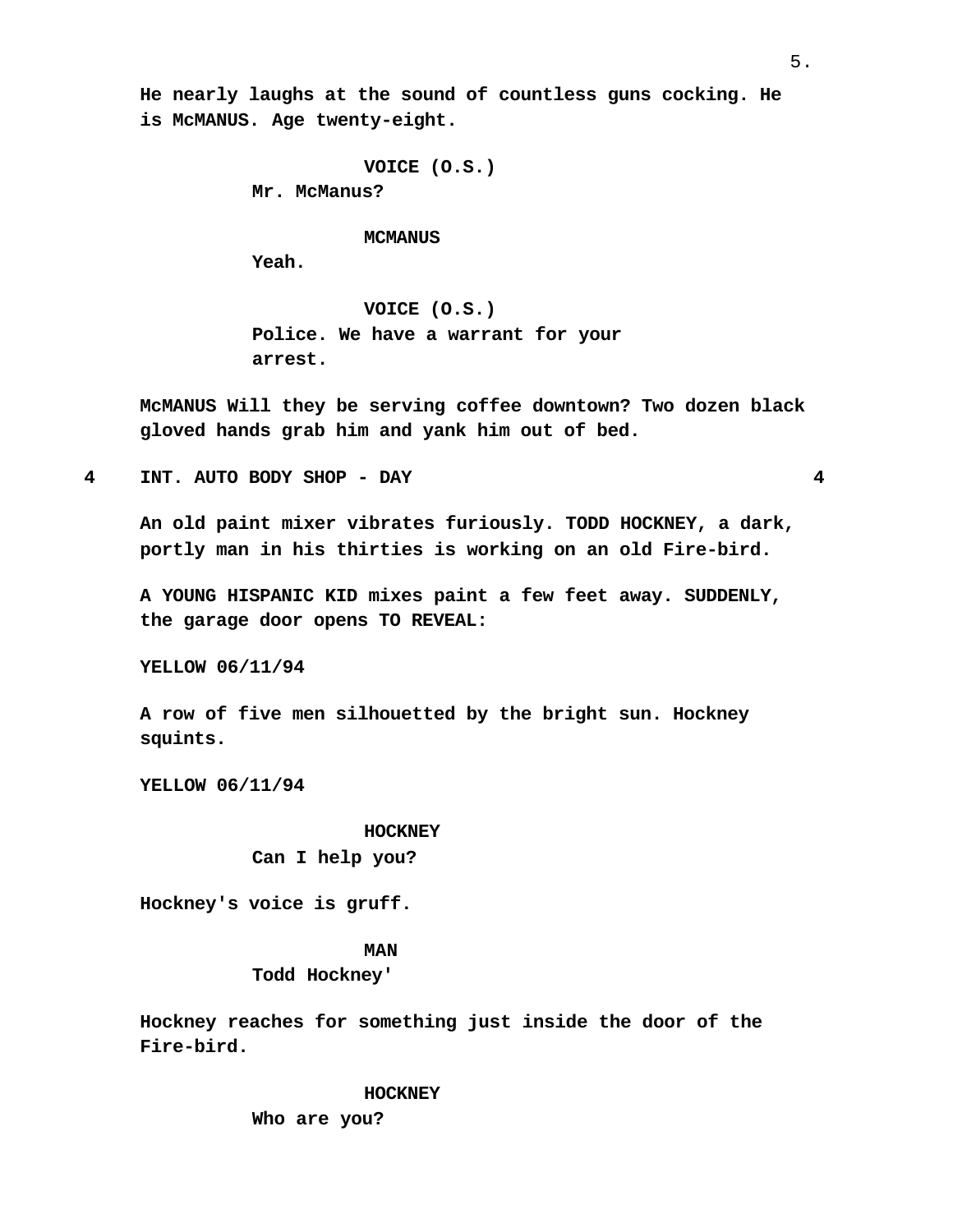He nearly laughs at the sound of countless guns cocking. He is McMANUS. Age twenty-eight.

VOICE (O.S.)
Mr. McManus?

MCMANUS
Yeah.

VOICE (O.S.)
Police. We have a warrant for your arrest.

McMANUS Will they be serving coffee downtown? Two dozen black gloved hands grab him and yank him out of bed.

4 INT. AUTO BODY SHOP - DAY 4

An old paint mixer vibrates furiously. TODD HOCKNEY, a dark, portly man in his thirties is working on an old Fire-bird.

A YOUNG HISPANIC KID mixes paint a few feet away. SUDDENLY, the garage door opens TO REVEAL:

YELLOW 06/11/94

A row of five men silhouetted by the bright sun. Hockney squints.

YELLOW 06/11/94

HOCKNEY
Can I help you?

Hockney's voice is gruff.

MAN
Todd Hockney'

Hockney reaches for something just inside the door of the Fire-bird.

HOCKNEY
Who are you?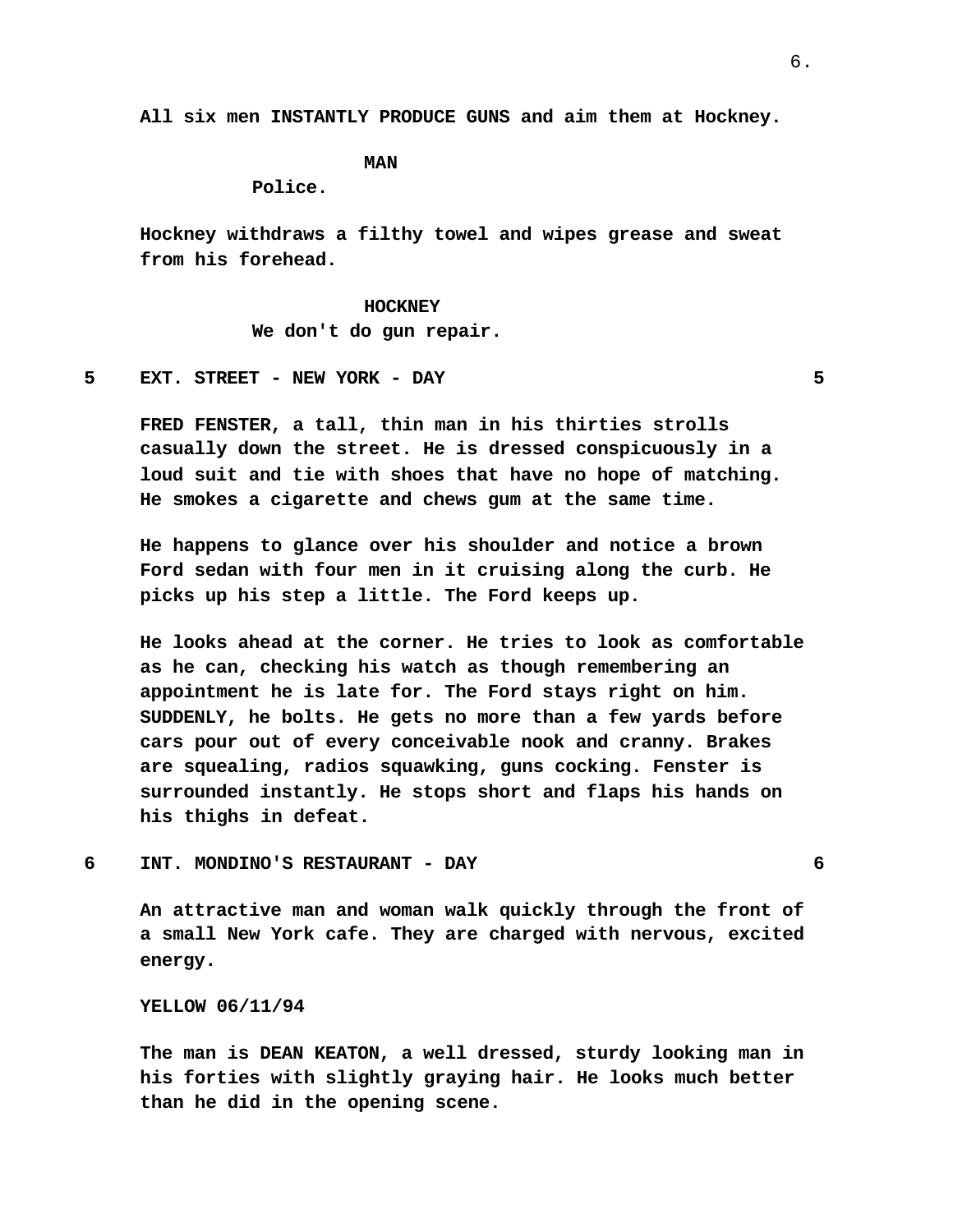All six men INSTANTLY PRODUCE GUNS and aim them at Hockney.

MAN
Police.

Hockney withdraws a filthy towel and wipes grease and sweat from his forehead.

HOCKNEY
We don't do gun repair.

5 EXT. STREET - NEW YORK - DAY 5

FRED FENSTER, a tall, thin man in his thirties strolls casually down the street. He is dressed conspicuously in a loud suit and tie with shoes that have no hope of matching. He smokes a cigarette and chews gum at the same time.

He happens to glance over his shoulder and notice a brown Ford sedan with four men in it cruising along the curb. He picks up his step a little. The Ford keeps up.

He looks ahead at the corner. He tries to look as comfortable as he can, checking his watch as though remembering an appointment he is late for. The Ford stays right on him. SUDDENLY, he bolts. He gets no more than a few yards before cars pour out of every conceivable nook and cranny. Brakes are squealing, radios squawking, guns cocking. Fenster is surrounded instantly. He stops short and flaps his hands on his thighs in defeat.

6 INT. MONDINO'S RESTAURANT - DAY 6

An attractive man and woman walk quickly through the front of a small New York cafe. They are charged with nervous, excited energy.

YELLOW 06/11/94

The man is DEAN KEATON, a well dressed, sturdy looking man in his forties with slightly graying hair. He looks much better than he did in the opening scene.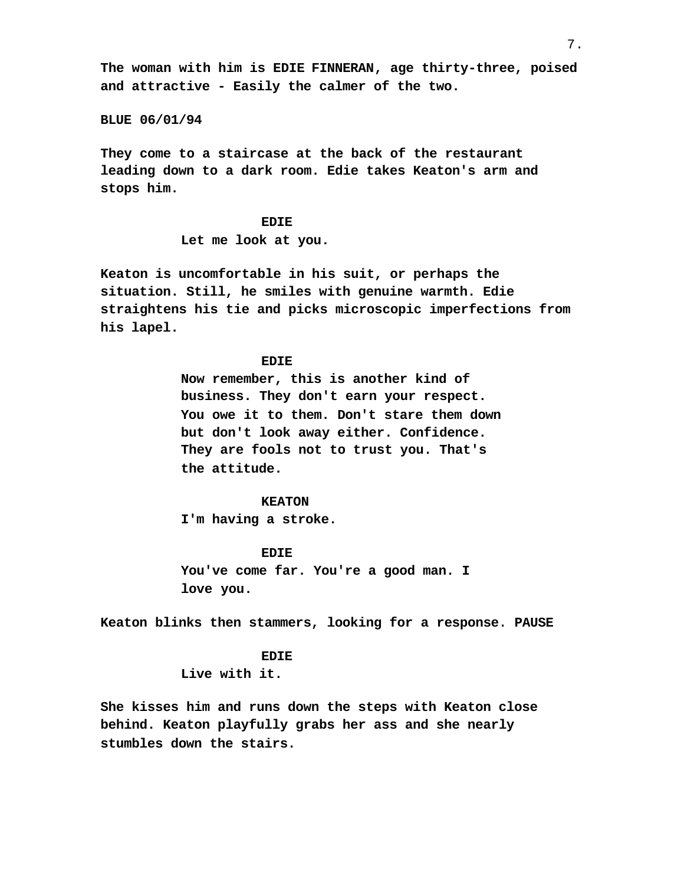The woman with him is EDIE FINNERAN, age thirty-three, poised and attractive - Easily the calmer of the two.

BLUE 06/01/94

They come to a staircase at the back of the restaurant leading down to a dark room. Edie takes Keaton's arm and stops him.

EDIE
Let me look at you.

Keaton is uncomfortable in his suit, or perhaps the situation. Still, he smiles with genuine warmth. Edie straightens his tie and picks microscopic imperfections from his lapel.

EDIE
Now remember, this is another kind of business. They don't earn your respect. You owe it to them. Don't stare them down but don't look away either. Confidence. They are fools not to trust you. That's the attitude.

KEATON
I'm having a stroke.

EDIE
You've come far. You're a good man. I love you.

Keaton blinks then stammers, looking for a response. PAUSE

EDIE
Live with it.

She kisses him and runs down the steps with Keaton close behind. Keaton playfully grabs her ass and she nearly stumbles down the stairs.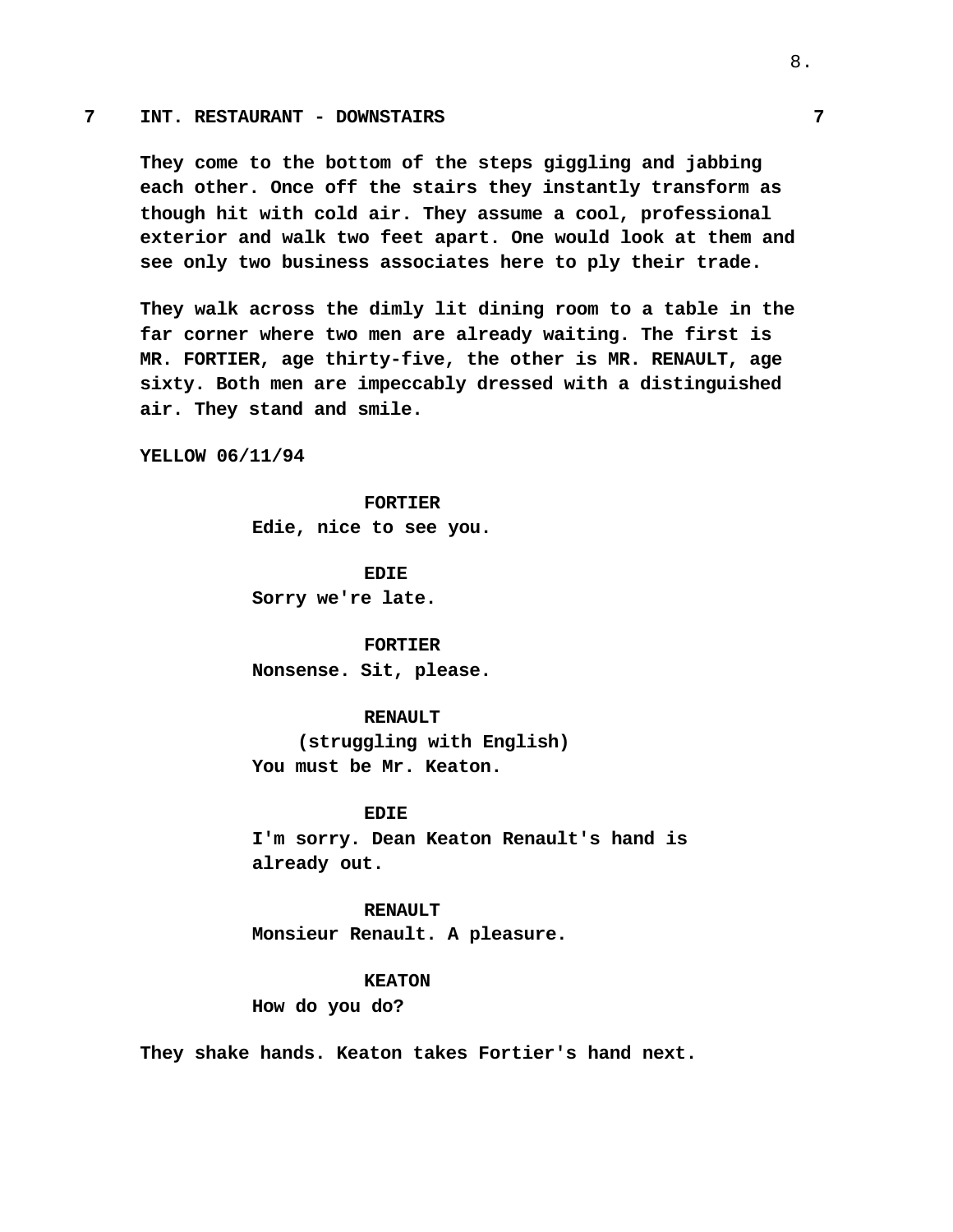**7 INT. RESTAURANT - DOWNSTAIRS 7**

**They come to the bottom of the steps giggling and jabbing each other. Once off the stairs they instantly transform as though hit with cold air. They assume a cool, professional exterior and walk two feet apart. One would look at them and see only two business associates here to ply their trade.**

**They walk across the dimly lit dining room to a table in the far corner where two men are already waiting. The first is MR. FORTIER, age thirty-five, the other is MR. RENAULT, age sixty. Both men are impeccably dressed with a distinguished air. They stand and smile.**

**YELLOW 06/11/94**

**FORTIER**
**Edie, nice to see you.**

**EDIE**
**Sorry we're late.**

**FORTIER**
**Nonsense. Sit, please.**

**RENAULT**
**(struggling with English)**
**You must be Mr. Keaton.**

**EDIE**
**I'm sorry. Dean Keaton Renault's hand is already out.**

**RENAULT**
**Monsieur Renault. A pleasure.**

**KEATON**
**How do you do?**

**They shake hands. Keaton takes Fortier's hand next.**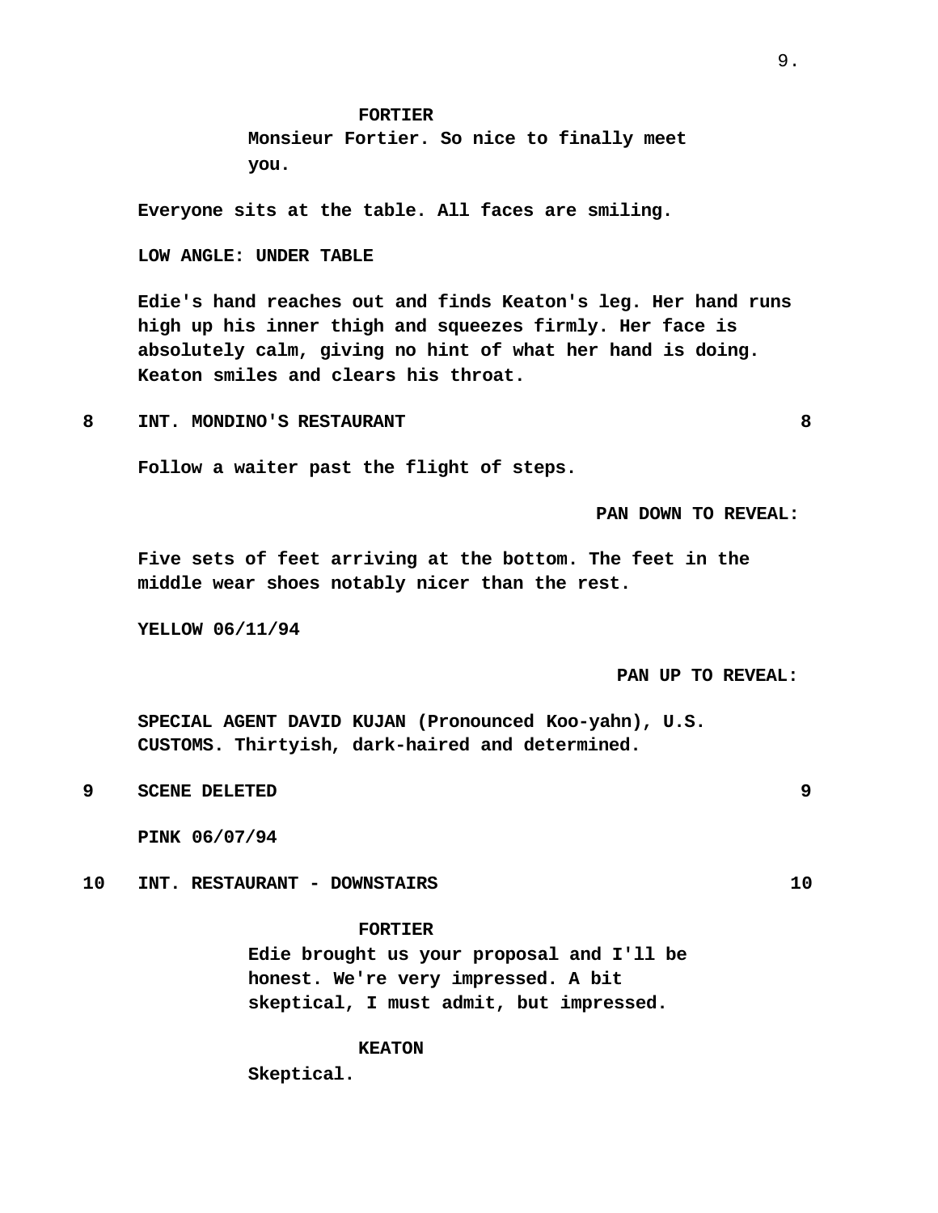FORTIER

Monsieur Fortier. So nice to finally meet you.

Everyone sits at the table. All faces are smiling.

LOW ANGLE: UNDER TABLE

Edie's hand reaches out and finds Keaton's leg. Her hand runs high up his inner thigh and squeezes firmly. Her face is absolutely calm, giving no hint of what her hand is doing. Keaton smiles and clears his throat.

8 INT. MONDINO'S RESTAURANT 8

Follow a waiter past the flight of steps.

PAN DOWN TO REVEAL:

Five sets of feet arriving at the bottom. The feet in the middle wear shoes notably nicer than the rest.

YELLOW 06/11/94

PAN UP TO REVEAL:

SPECIAL AGENT DAVID KUJAN (Pronounced Koo-yahn), U.S. CUSTOMS. Thirtyish, dark-haired and determined.

9 SCENE DELETED 9

PINK 06/07/94

10 INT. RESTAURANT - DOWNSTAIRS 10

FORTIER

Edie brought us your proposal and I'll be honest. We're very impressed. A bit skeptical, I must admit, but impressed.

KEATON

Skeptical.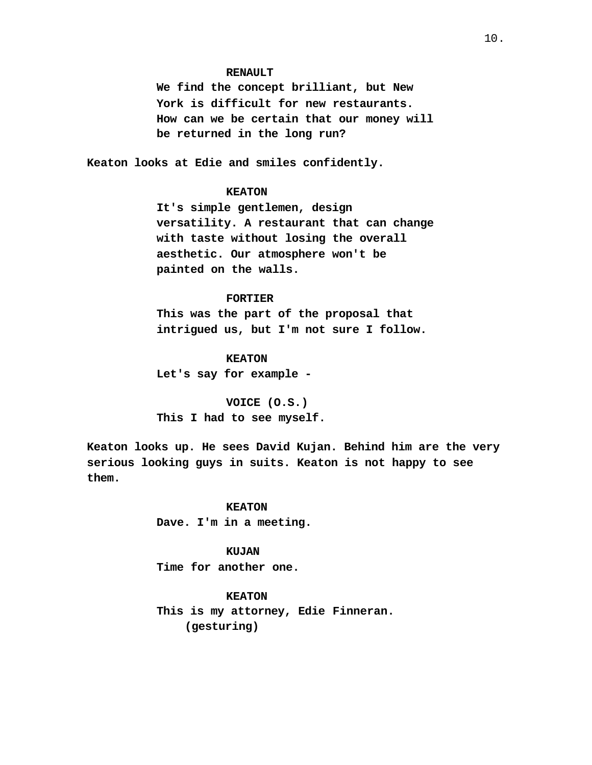**RENAULT**
**We find the concept brilliant, but New York is difficult for new restaurants. How can we be certain that our money will be returned in the long run?**

**Keaton looks at Edie and smiles confidently.**

**KEATON**
**It's simple gentlemen, design versatility. A restaurant that can change with taste without losing the overall aesthetic. Our atmosphere won't be painted on the walls.**

**FORTIER**
**This was the part of the proposal that intrigued us, but I'm not sure I follow.**

**KEATON**
**Let's say for example -**

**VOICE (O.S.)**
**This I had to see myself.**

**Keaton looks up. He sees David Kujan. Behind him are the very serious looking guys in suits. Keaton is not happy to see them.**

**KEATON**
**Dave. I'm in a meeting.**

**KUJAN**
**Time for another one.**

**KEATON**
**This is my attorney, Edie Finneran.**
**(gesturing)**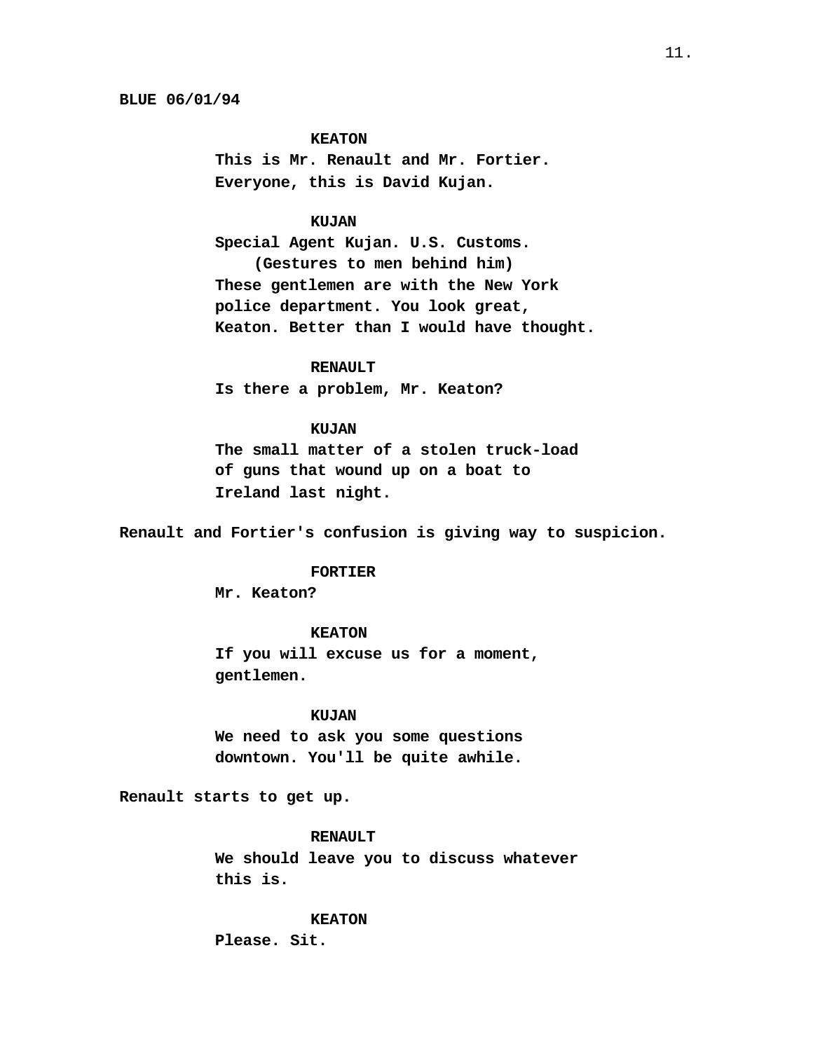**BLUE 06/01/94**

**KEATON**
**This is Mr. Renault and Mr. Fortier. Everyone, this is David Kujan.**

**KUJAN**
**Special Agent Kujan. U.S. Customs.**
**(Gestures to men behind him)**
**These gentlemen are with the New York police department. You look great, Keaton. Better than I would have thought.**

**RENAULT**
**Is there a problem, Mr. Keaton?**

**KUJAN**
**The small matter of a stolen truck-load of guns that wound up on a boat to Ireland last night.**

**Renault and Fortier's confusion is giving way to suspicion.**

**FORTIER**
**Mr. Keaton?**

**KEATON**
**If you will excuse us for a moment, gentlemen.**

**KUJAN**
**We need to ask you some questions downtown. You'll be quite awhile.**

**Renault starts to get up.**

**RENAULT**
**We should leave you to discuss whatever this is.**

**KEATON**
**Please. Sit.**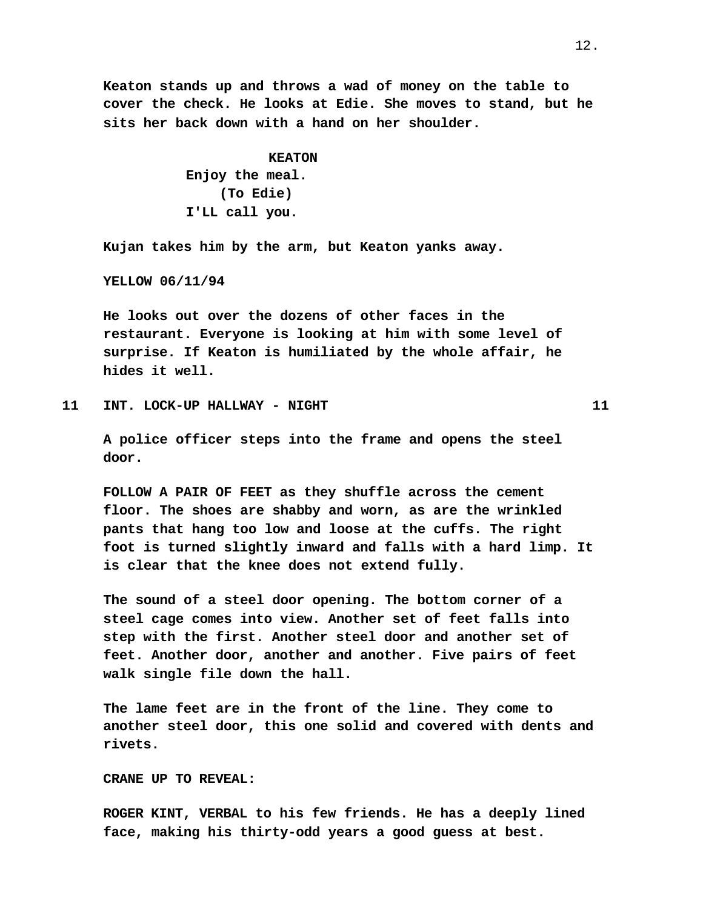Keaton stands up and throws a wad of money on the table to cover the check. He looks at Edie. She moves to stand, but he sits her back down with a hand on her shoulder.

KEATON
Enjoy the meal.
(To Edie)
I'LL call you.

Kujan takes him by the arm, but Keaton yanks away.

YELLOW 06/11/94

He looks out over the dozens of other faces in the restaurant. Everyone is looking at him with some level of surprise. If Keaton is humiliated by the whole affair, he hides it well.

11 INT. LOCK-UP HALLWAY - NIGHT 11

A police officer steps into the frame and opens the steel door.

FOLLOW A PAIR OF FEET as they shuffle across the cement floor. The shoes are shabby and worn, as are the wrinkled pants that hang too low and loose at the cuffs. The right foot is turned slightly inward and falls with a hard limp. It is clear that the knee does not extend fully.

The sound of a steel door opening. The bottom corner of a steel cage comes into view. Another set of feet falls into step with the first. Another steel door and another set of feet. Another door, another and another. Five pairs of feet walk single file down the hall.

The lame feet are in the front of the line. They come to another steel door, this one solid and covered with dents and rivets.

CRANE UP TO REVEAL:

ROGER KINT, VERBAL to his few friends. He has a deeply lined face, making his thirty-odd years a good guess at best.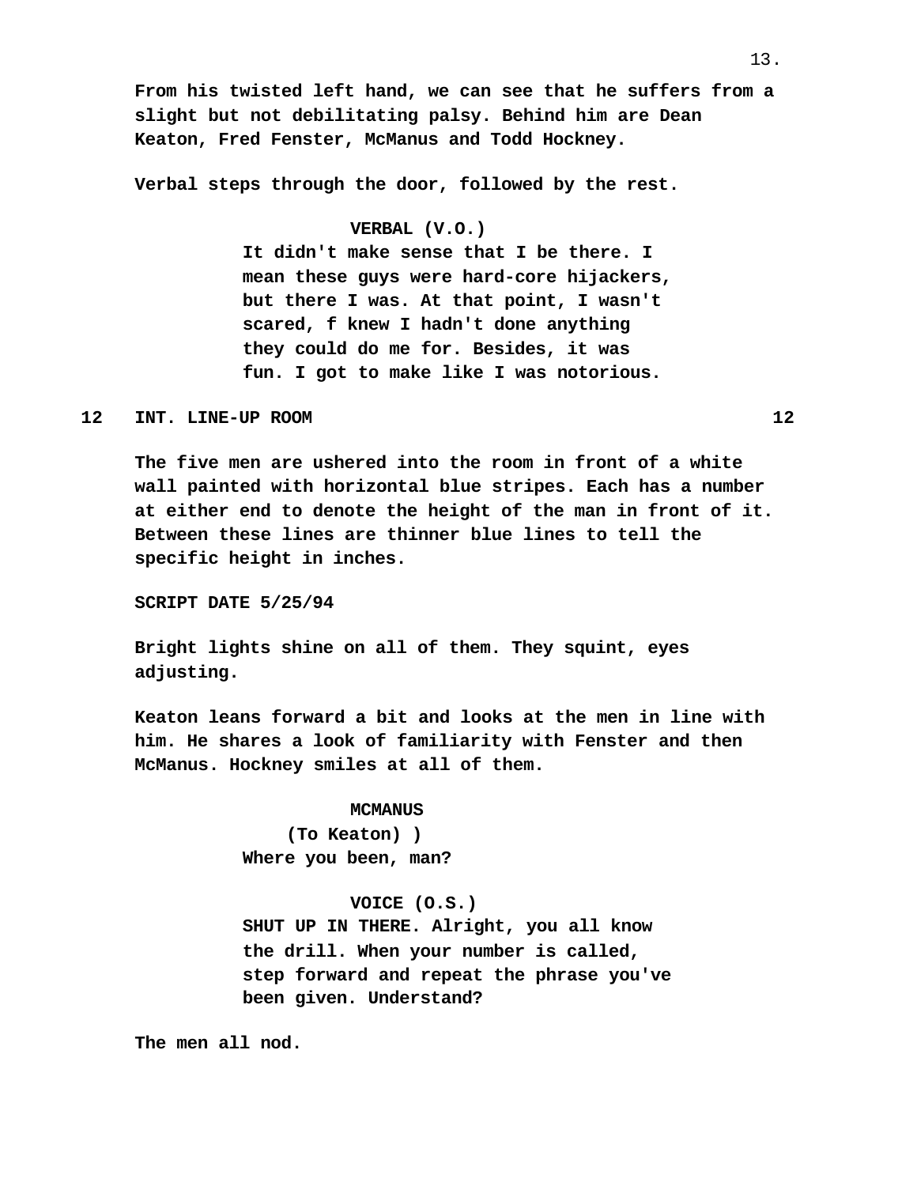From his twisted left hand, we can see that he suffers from a slight but not debilitating palsy. Behind him are Dean Keaton, Fred Fenster, McManus and Todd Hockney.

Verbal steps through the door, followed by the rest.

VERBAL (V.O.)
It didn't make sense that I be there. I mean these guys were hard-core hijackers, but there I was. At that point, I wasn't scared, f knew I hadn't done anything they could do me for. Besides, it was fun. I got to make like I was notorious.

12 INT. LINE-UP ROOM 12

The five men are ushered into the room in front of a white wall painted with horizontal blue stripes. Each has a number at either end to denote the height of the man in front of it. Between these lines are thinner blue lines to tell the specific height in inches.

SCRIPT DATE 5/25/94

Bright lights shine on all of them. They squint, eyes adjusting.

Keaton leans forward a bit and looks at the men in line with him. He shares a look of familiarity with Fenster and then McManus. Hockney smiles at all of them.

MCMANUS
(To Keaton) )
Where you been, man?

VOICE (O.S.)
SHUT UP IN THERE. Alright, you all know the drill. When your number is called, step forward and repeat the phrase you've been given. Understand?

The men all nod.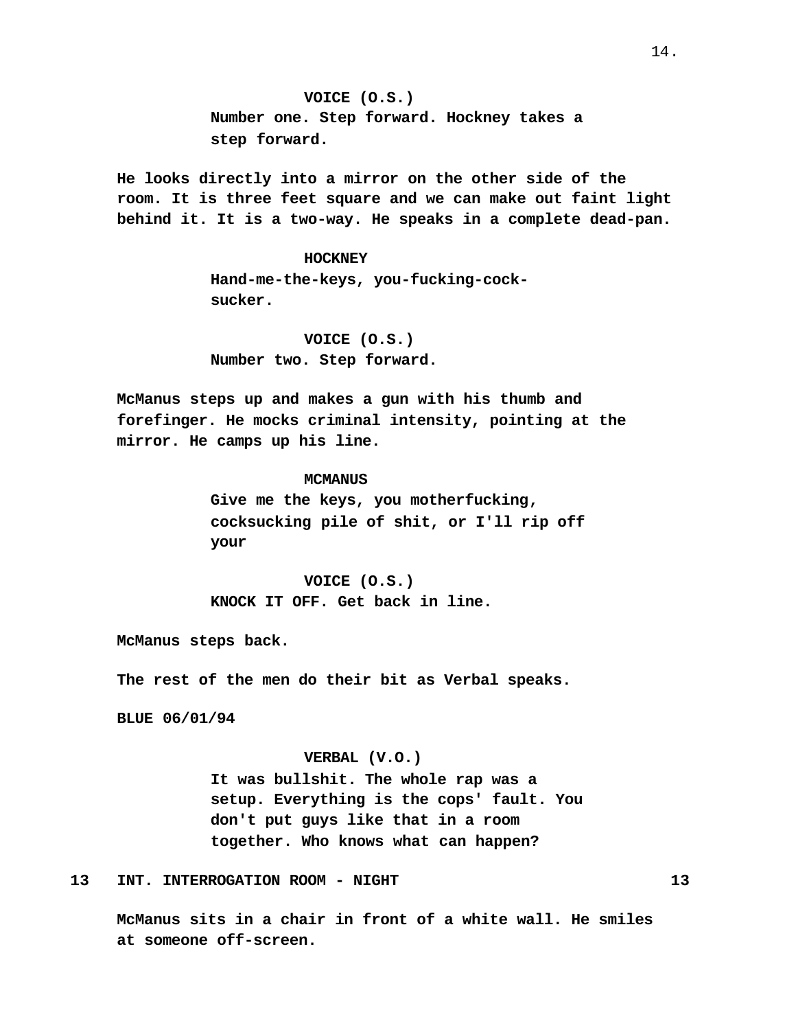VOICE (O.S.)
Number one. Step forward. Hockney takes a step forward.

He looks directly into a mirror on the other side of the room. It is three feet square and we can make out faint light behind it. It is a two-way. He speaks in a complete dead-pan.

HOCKNEY
Hand-me-the-keys, you-fucking-cock-sucker.

VOICE (O.S.)
Number two. Step forward.

McManus steps up and makes a gun with his thumb and forefinger. He mocks criminal intensity, pointing at the mirror. He camps up his line.

MCMANUS
Give me the keys, you motherfucking, cocksucking pile of shit, or I'll rip off your

VOICE (O.S.)
KNOCK IT OFF. Get back in line.

McManus steps back.

The rest of the men do their bit as Verbal speaks.

BLUE 06/01/94

VERBAL (V.O.)
It was bullshit. The whole rap was a setup. Everything is the cops' fault. You don't put guys like that in a room together. Who knows what can happen?

13 INT. INTERROGATION ROOM - NIGHT 13

McManus sits in a chair in front of a white wall. He smiles at someone off-screen.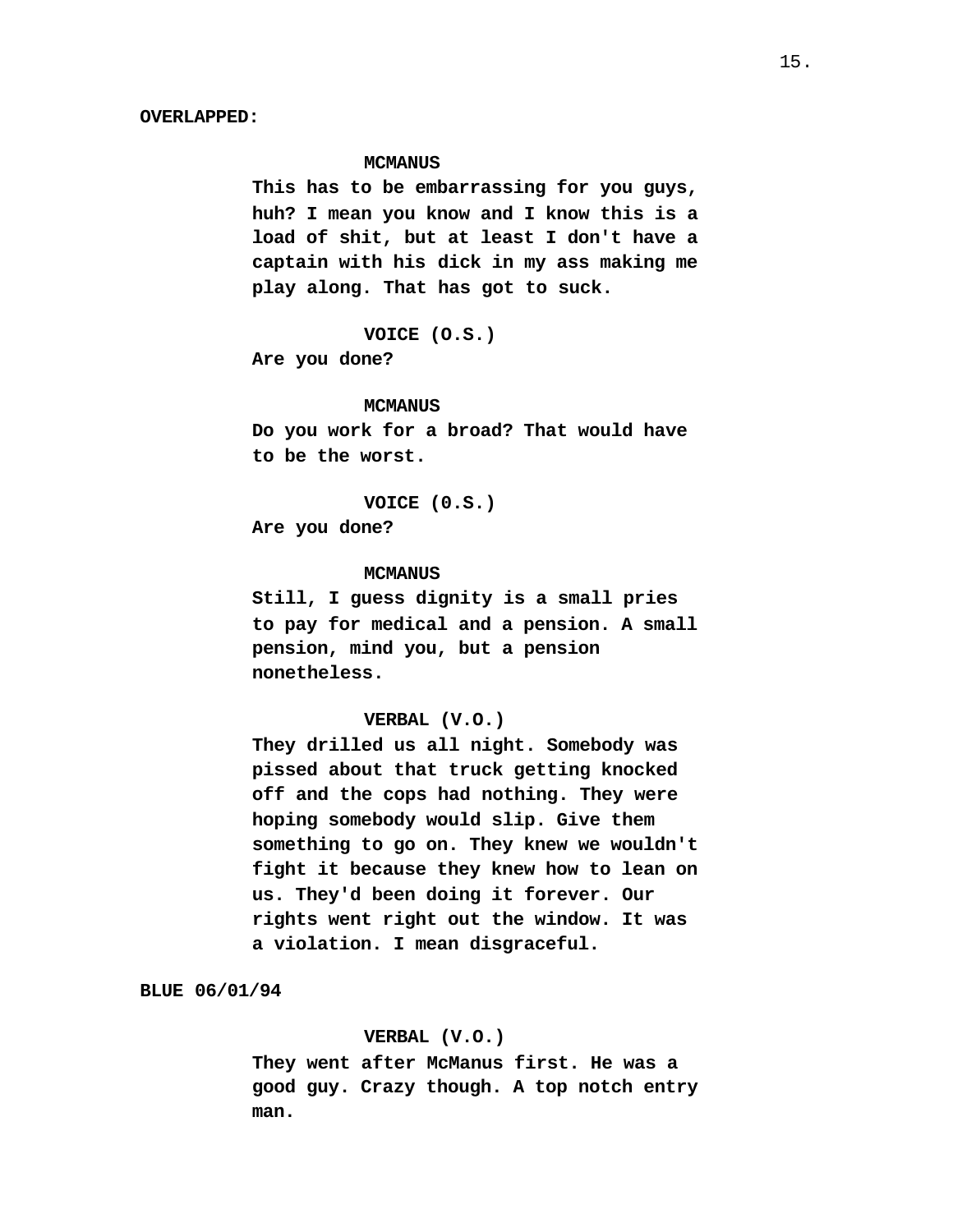**OVERLAPPED:**

**MCMANUS**
**This has to be embarrassing for you guys, huh? I mean you know and I know this is a load of shit, but at least I don't have a captain with his dick in my ass making me play along. That has got to suck.**

**VOICE (O.S.)**
**Are you done?**

**MCMANUS**
**Do you work for a broad? That would have to be the worst.**

**VOICE (0.S.)**
**Are you done?**

**MCMANUS**
**Still, I guess dignity is a small pries to pay for medical and a pension. A small pension, mind you, but a pension nonetheless.**

**VERBAL (V.O.)**
**They drilled us all night. Somebody was pissed about that truck getting knocked off and the cops had nothing. They were hoping somebody would slip. Give them something to go on. They knew we wouldn't fight it because they knew how to lean on us. They'd been doing it forever. Our rights went right out the window. It was a violation. I mean disgraceful.**

**BLUE 06/01/94**

**VERBAL (V.O.)**
**They went after McManus first. He was a good guy. Crazy though. A top notch entry man.**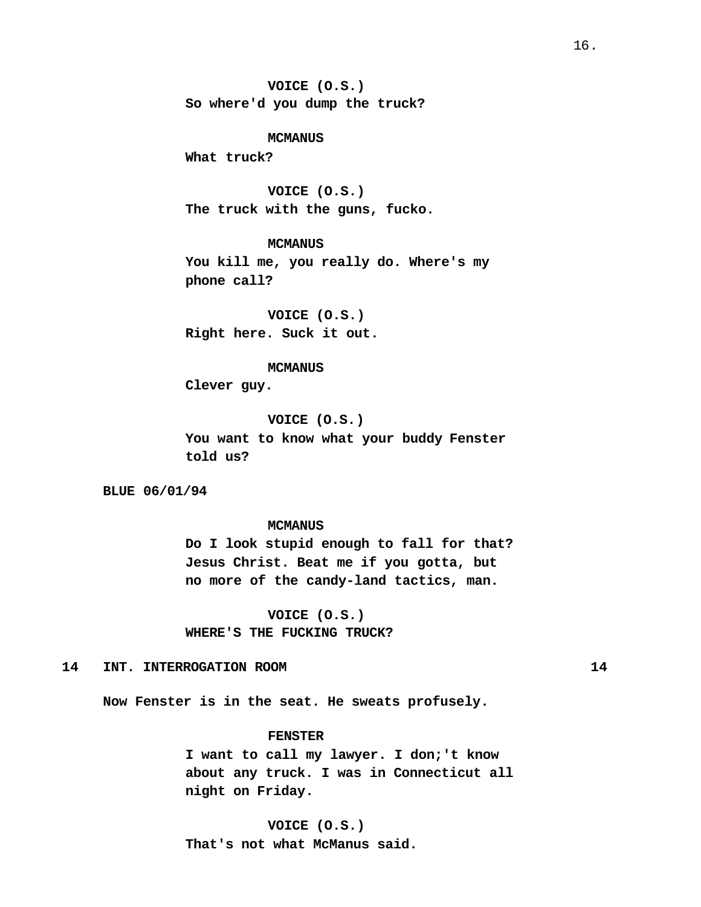**VOICE (O.S.)**
**So where'd you dump the truck?**

**MCMANUS**
**What truck?**

**VOICE (O.S.)**
**The truck with the guns, fucko.**

**MCMANUS**
**You kill me, you really do. Where's my phone call?**

**VOICE (O.S.)**
**Right here. Suck it out.**

**MCMANUS**
**Clever guy.**

**VOICE (O.S.)**
**You want to know what your buddy Fenster told us?**

**BLUE 06/01/94**

**MCMANUS**
**Do I look stupid enough to fall for that? Jesus Christ. Beat me if you gotta, but no more of the candy-land tactics, man.**

**VOICE (O.S.)**
**WHERE'S THE FUCKING TRUCK?**

**14 INT. INTERROGATION ROOM 14**

**Now Fenster is in the seat. He sweats profusely.**

**FENSTER**
**I want to call my lawyer. I don;'t know about any truck. I was in Connecticut all night on Friday.**

**VOICE (O.S.)**
**That's not what McManus said.**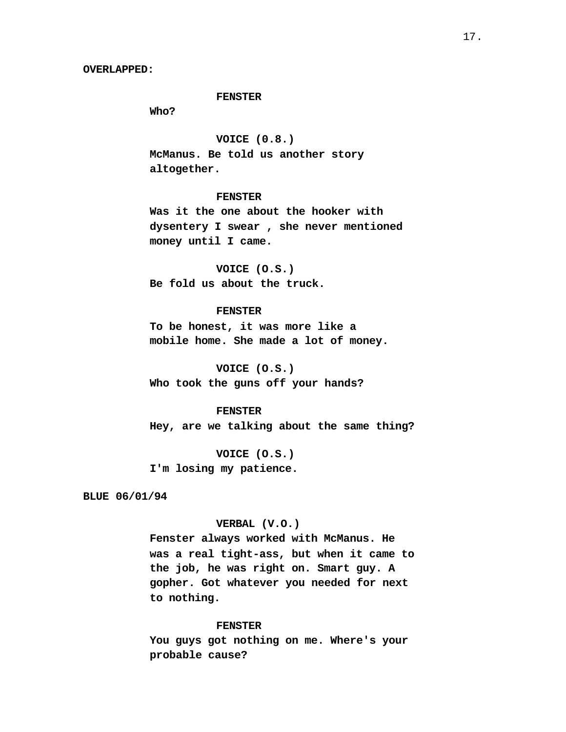**OVERLAPPED:**

**FENSTER**
**Who?**

**VOICE (0.8.)**
**McManus. Be told us another story altogether.**

**FENSTER**
**Was it the one about the hooker with dysentery I swear , she never mentioned money until I came.**

**VOICE (O.S.)**
**Be fold us about the truck.**

**FENSTER**
**To be honest, it was more like a mobile home. She made a lot of money.**

**VOICE (O.S.)**
**Who took the guns off your hands?**

**FENSTER**
**Hey, are we talking about the same thing?**

**VOICE (O.S.)**
**I'm losing my patience.**

**BLUE 06/01/94**

**VERBAL (V.O.)**
**Fenster always worked with McManus. He was a real tight-ass, but when it came to the job, he was right on. Smart guy. A gopher. Got whatever you needed for next to nothing.**

**FENSTER**
**You guys got nothing on me. Where's your probable cause?**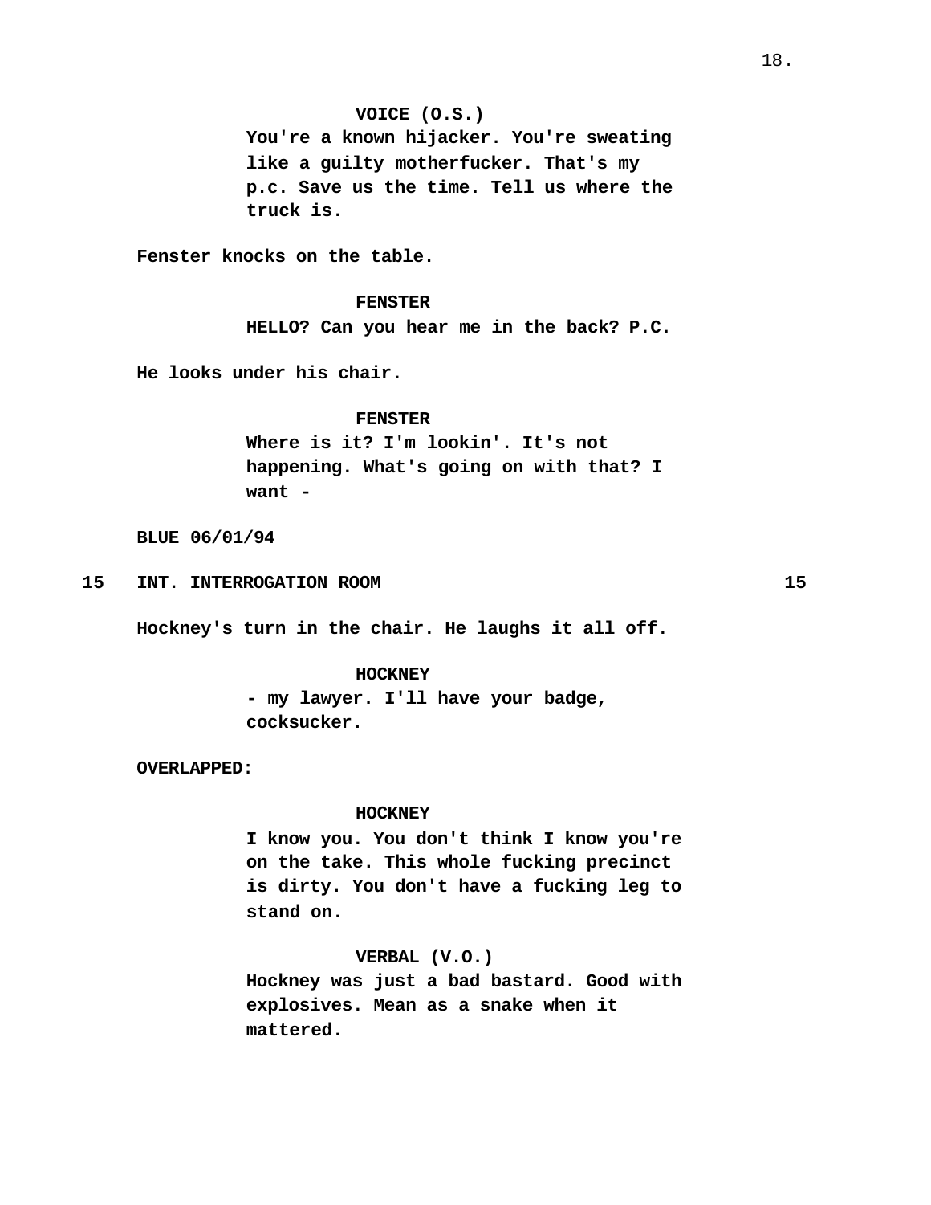**VOICE (O.S.)**
**You're a known hijacker. You're sweating like a guilty motherfucker. That's my p.c. Save us the time. Tell us where the truck is.**

**Fenster knocks on the table.**

**FENSTER**
**HELLO? Can you hear me in the back? P.C.**

**He looks under his chair.**

**FENSTER**
**Where is it? I'm lookin'. It's not happening. What's going on with that? I want -**

**BLUE 06/01/94**

**15 INT. INTERROGATION ROOM 15**

**Hockney's turn in the chair. He laughs it all off.**

**HOCKNEY**
**- my lawyer. I'll have your badge, cocksucker.**

**OVERLAPPED:**

**HOCKNEY**
**I know you. You don't think I know you're on the take. This whole fucking precinct is dirty. You don't have a fucking leg to stand on.**

**VERBAL (V.O.)**
**Hockney was just a bad bastard. Good with explosives. Mean as a snake when it mattered.**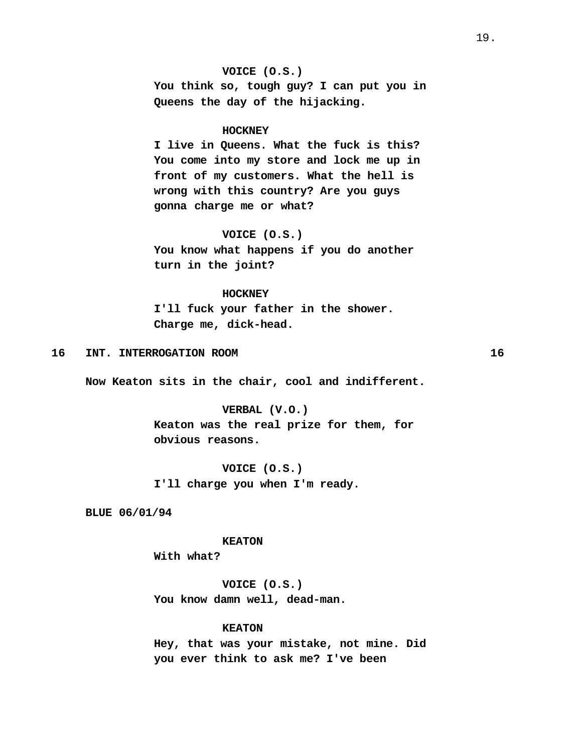**VOICE (O.S.)**
**You think so, tough guy? I can put you in Queens the day of the hijacking.**

**HOCKNEY**
**I live in Queens. What the fuck is this? You come into my store and lock me up in front of my customers. What the hell is wrong with this country? Are you guys gonna charge me or what?**

**VOICE (O.S.)**
**You know what happens if you do another turn in the joint?**

**HOCKNEY**
**I'll fuck your father in the shower. Charge me, dick-head.**

**16 INT. INTERROGATION ROOM 16**

**Now Keaton sits in the chair, cool and indifferent.**

**VERBAL (V.O.)**
**Keaton was the real prize for them, for obvious reasons.**

**VOICE (O.S.)**
**I'll charge you when I'm ready.**

**BLUE 06/01/94**

**KEATON**
**With what?**

**VOICE (O.S.)**
**You know damn well, dead-man.**

**KEATON**
**Hey, that was your mistake, not mine. Did you ever think to ask me? I've been**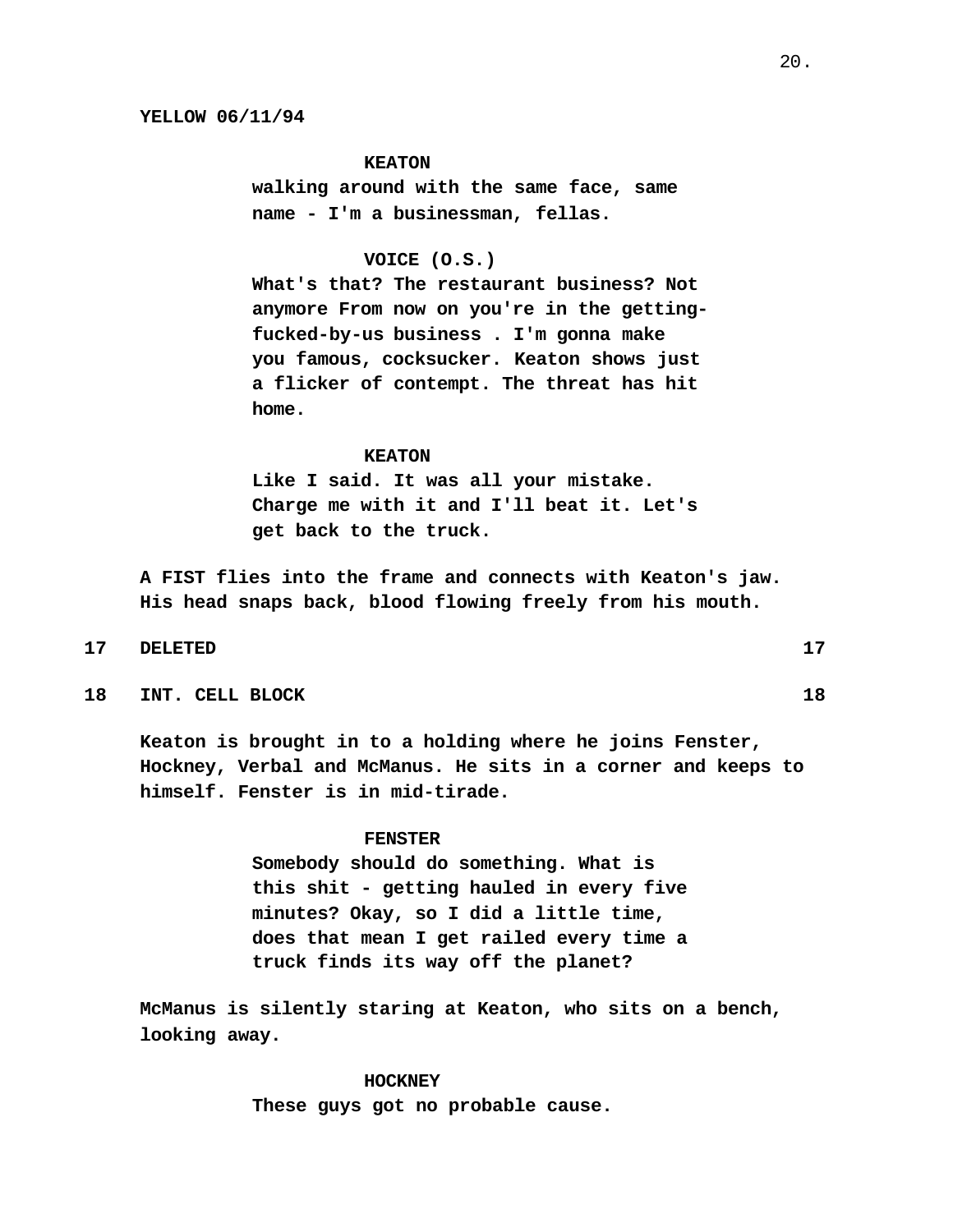YELLOW 06/11/94

KEATON
walking around with the same face, same name - I'm a businessman, fellas.

VOICE (O.S.)
What's that? The restaurant business? Not anymore From now on you're in the getting-fucked-by-us business . I'm gonna make you famous, cocksucker. Keaton shows just a flicker of contempt. The threat has hit home.

KEATON
Like I said. It was all your mistake. Charge me with it and I'll beat it. Let's get back to the truck.

A FIST flies into the frame and connects with Keaton's jaw. His head snaps back, blood flowing freely from his mouth.

17 DELETED 17

18 INT. CELL BLOCK 18

Keaton is brought in to a holding where he joins Fenster, Hockney, Verbal and McManus. He sits in a corner and keeps to himself. Fenster is in mid-tirade.

FENSTER
Somebody should do something. What is this shit - getting hauled in every five minutes? Okay, so I did a little time, does that mean I get railed every time a truck finds its way off the planet?

McManus is silently staring at Keaton, who sits on a bench, looking away.

HOCKNEY
These guys got no probable cause.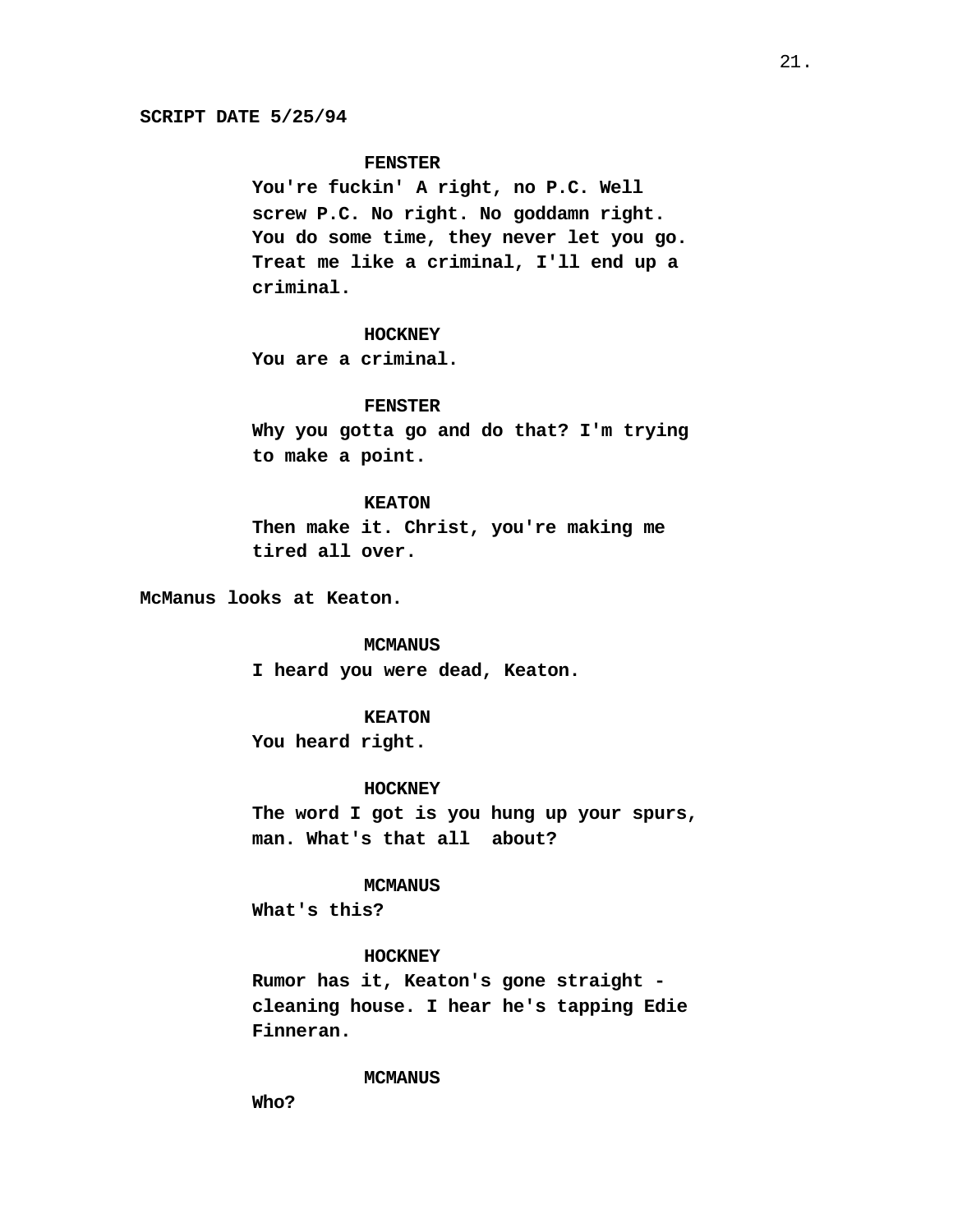**SCRIPT DATE 5/25/94**

**FENSTER**
**You're fuckin' A right, no P.C. Well screw P.C. No right. No goddamn right. You do some time, they never let you go. Treat me like a criminal, I'll end up a criminal.**

**HOCKNEY**
**You are a criminal.**

**FENSTER**
**Why you gotta go and do that? I'm trying to make a point.**

**KEATON**
**Then make it. Christ, you're making me tired all over.**

**McManus looks at Keaton.**

**MCMANUS**
**I heard you were dead, Keaton.**

**KEATON**
**You heard right.**

**HOCKNEY**
**The word I got is you hung up your spurs, man. What's that all about?**

**MCMANUS**
**What's this?**

**HOCKNEY**
**Rumor has it, Keaton's gone straight - cleaning house. I hear he's tapping Edie Finneran.**

**MCMANUS**
**Who?**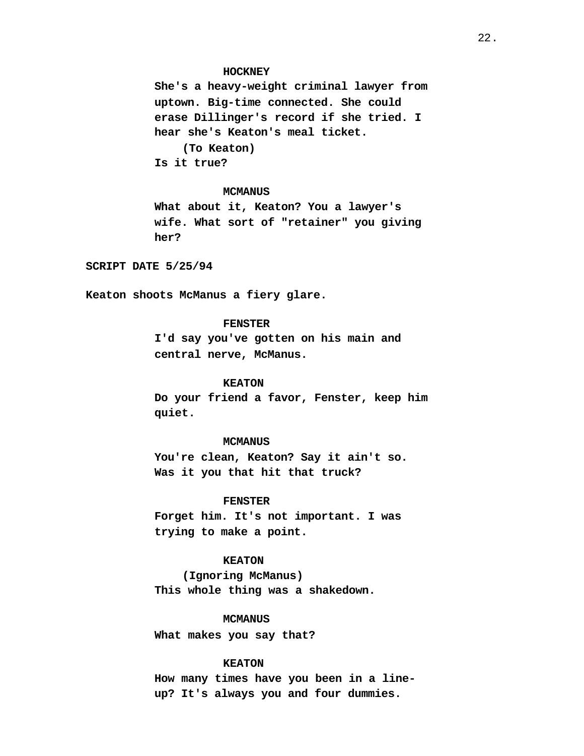**HOCKNEY**

**She's a heavy-weight criminal lawyer from uptown. Big-time connected. She could erase Dillinger's record if she tried. I hear she's Keaton's meal ticket.**

**(To Keaton)**

**Is it true?**

**MCMANUS**

**What about it, Keaton? You a lawyer's wife. What sort of "retainer" you giving her?**

**SCRIPT DATE 5/25/94**

**Keaton shoots McManus a fiery glare.**

**FENSTER**

**I'd say you've gotten on his main and central nerve, McManus.**

**KEATON**

**Do your friend a favor, Fenster, keep him quiet.**

**MCMANUS**

**You're clean, Keaton? Say it ain't so. Was it you that hit that truck?**

**FENSTER**

**Forget him. It's not important. I was trying to make a point.**

**KEATON**

**(Ignoring McManus)**

**This whole thing was a shakedown.**

**MCMANUS**

**What makes you say that?**

**KEATON**

**How many times have you been in a line-up? It's always you and four dummies.**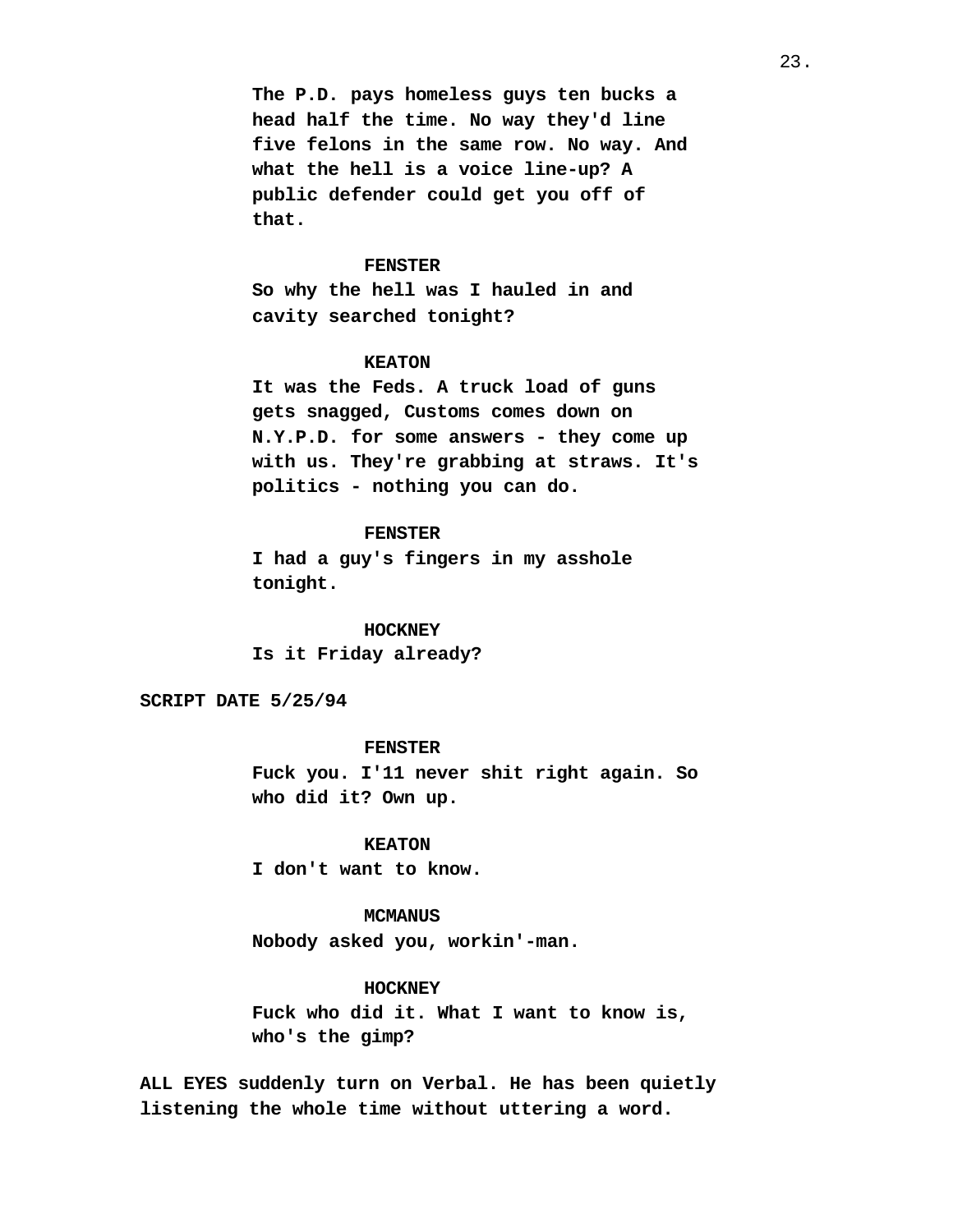The P.D. pays homeless guys ten bucks a head half the time. No way they'd line five felons in the same row. No way. And what the hell is a voice line-up? A public defender could get you off of that.

**FENSTER**

So why the hell was I hauled in and cavity searched tonight?

**KEATON**

It was the Feds. A truck load of guns gets snagged, Customs comes down on N.Y.P.D. for some answers - they come up with us. They're grabbing at straws. It's politics - nothing you can do.

**FENSTER**

I had a guy's fingers in my asshole tonight.

**HOCKNEY**

Is it Friday already?

SCRIPT DATE 5/25/94

**FENSTER**

Fuck you. I'11 never shit right again. So who did it? Own up.

**KEATON**

I don't want to know.

**MCMANUS**

Nobody asked you, workin'-man.

**HOCKNEY**

Fuck who did it. What I want to know is, who's the gimp?

ALL EYES suddenly turn on Verbal. He has been quietly listening the whole time without uttering a word.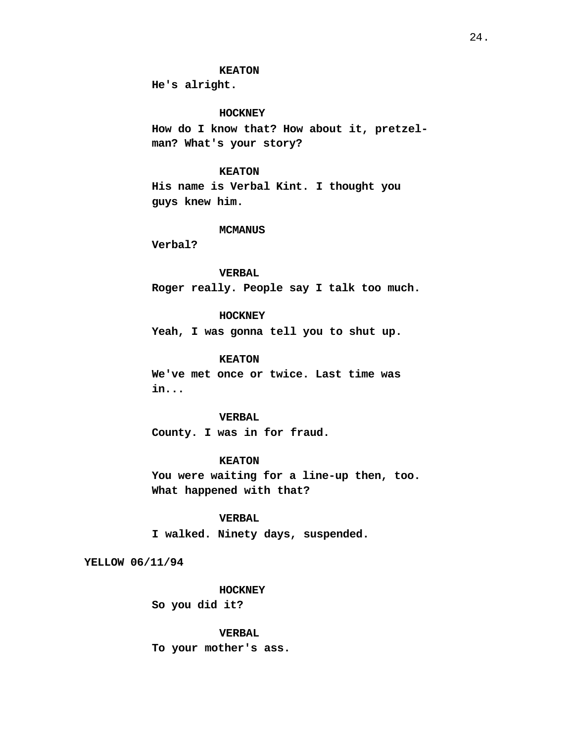**KEATON**
**He's alright.**

**HOCKNEY**
**How do I know that? How about it, pretzel-man? What's your story?**

**KEATON**
**His name is Verbal Kint. I thought you guys knew him.**

**MCMANUS**
**Verbal?**

**VERBAL**
**Roger really. People say I talk too much.**

**HOCKNEY**
**Yeah, I was gonna tell you to shut up.**

**KEATON**
**We've met once or twice. Last time was in...**

**VERBAL**
**County. I was in for fraud.**

**KEATON**
**You were waiting for a line-up then, too. What happened with that?**

**VERBAL**
**I walked. Ninety days, suspended.**

**YELLOW 06/11/94**

**HOCKNEY**
**So you did it?**

**VERBAL**
**To your mother's ass.**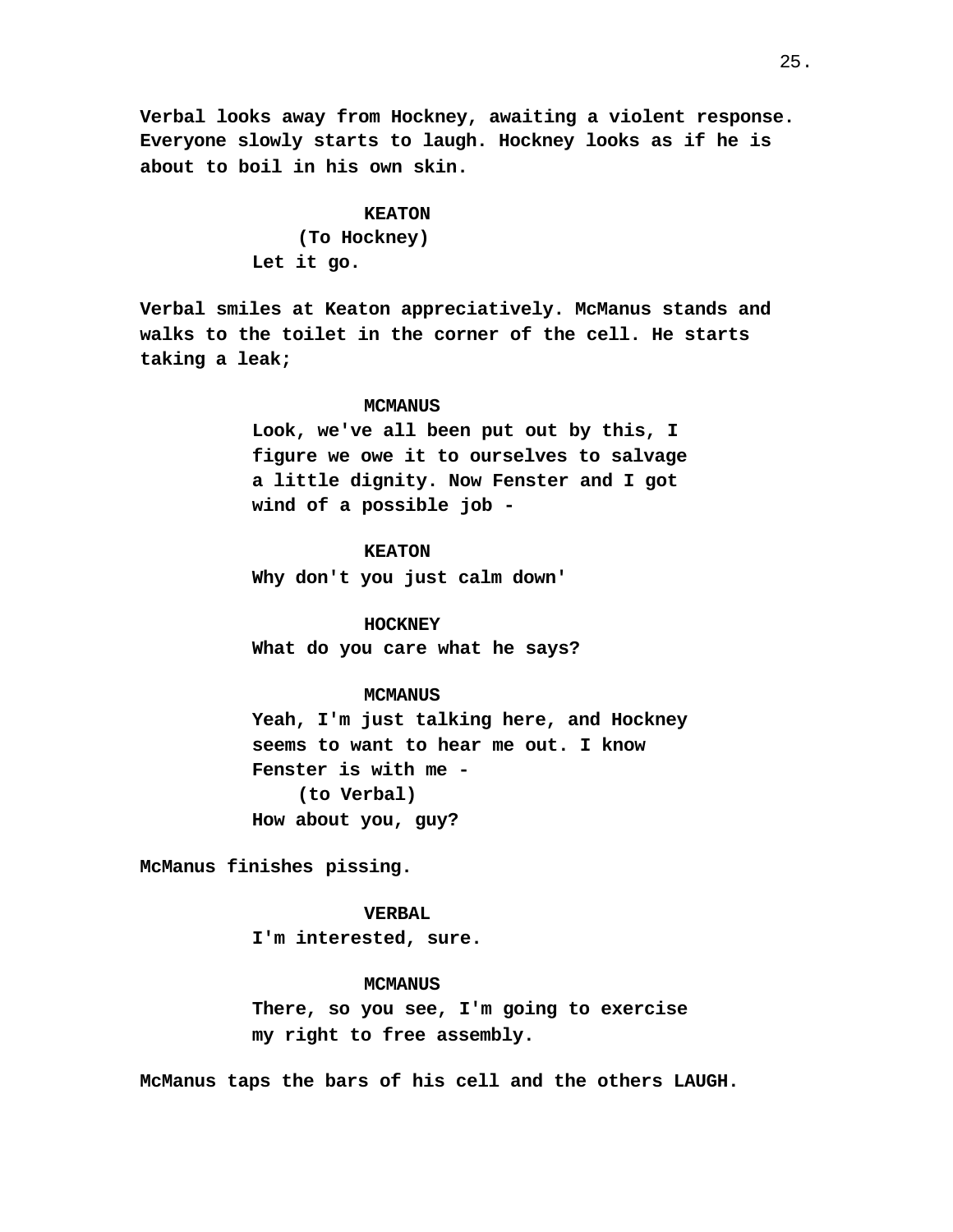Verbal looks away from Hockney, awaiting a violent response. Everyone slowly starts to laugh. Hockney looks as if he is about to boil in his own skin.

KEATON
(To Hockney)
Let it go.

Verbal smiles at Keaton appreciatively. McManus stands and walks to the toilet in the corner of the cell. He starts taking a leak;

MCMANUS
Look, we've all been put out by this, I figure we owe it to ourselves to salvage a little dignity. Now Fenster and I got wind of a possible job -

KEATON
Why don't you just calm down'

HOCKNEY
What do you care what he says?

MCMANUS
Yeah, I'm just talking here, and Hockney seems to want to hear me out. I know Fenster is with me -
(to Verbal)
How about you, guy?

McManus finishes pissing.

VERBAL
I'm interested, sure.

MCMANUS
There, so you see, I'm going to exercise my right to free assembly.

McManus taps the bars of his cell and the others LAUGH.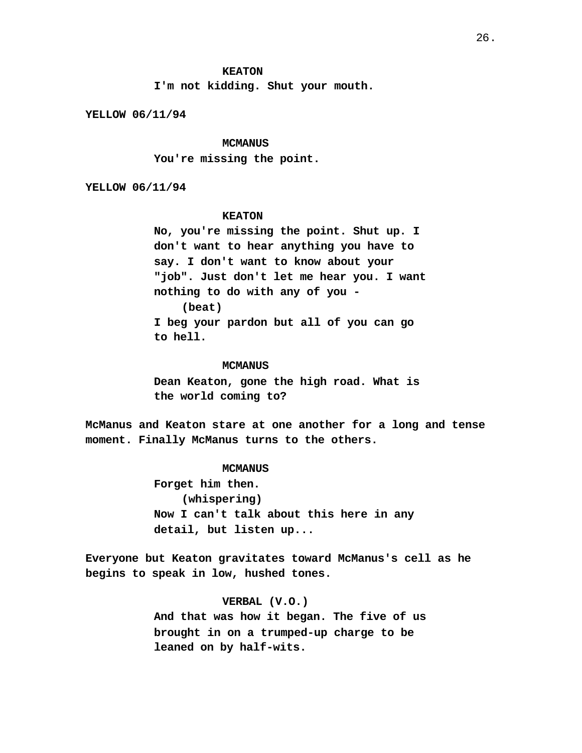**KEATON**

I'm not kidding. Shut your mouth.

YELLOW 06/11/94

**MCMANUS**

You're missing the point.

YELLOW 06/11/94

**KEATON**

No, you're missing the point. Shut up. I don't want to hear anything you have to say. I don't want to know about your "job". Just don't let me hear you. I want nothing to do with any of you -

(beat)

I beg your pardon but all of you can go to hell.

**MCMANUS**

Dean Keaton, gone the high road. What is the world coming to?

McManus and Keaton stare at one another for a long and tense moment. Finally McManus turns to the others.

**MCMANUS**

Forget him then.

(whispering)

Now I can't talk about this here in any detail, but listen up...

Everyone but Keaton gravitates toward McManus's cell as he begins to speak in low, hushed tones.

**VERBAL (V.O.)**

And that was how it began. The five of us brought in on a trumped-up charge to be leaned on by half-wits.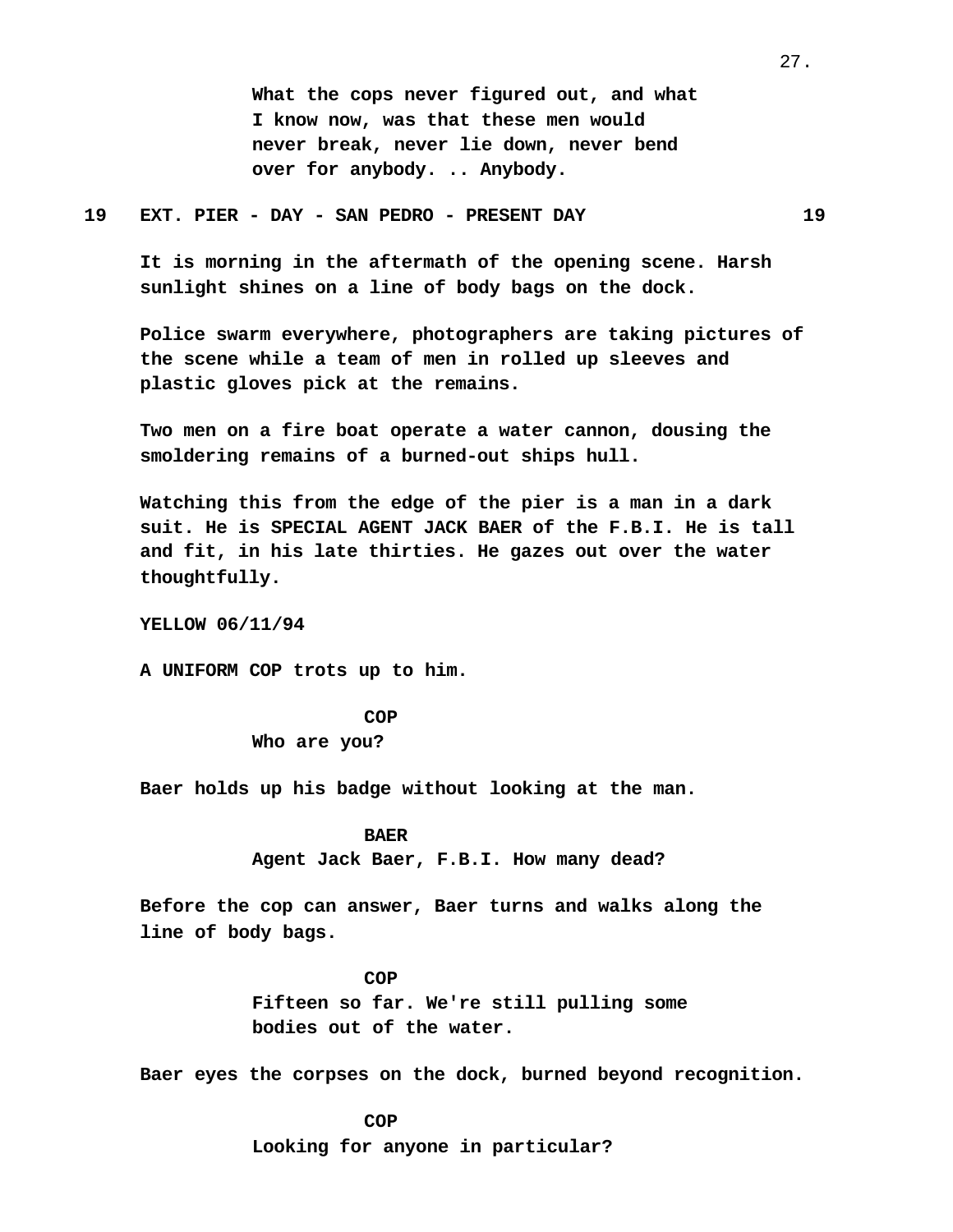What the cops never figured out, and what I know now, was that these men would never break, never lie down, never bend over for anybody. .. Anybody.

**19 EXT. PIER - DAY - SAN PEDRO - PRESENT DAY 19**

It is morning in the aftermath of the opening scene. Harsh sunlight shines on a line of body bags on the dock.

Police swarm everywhere, photographers are taking pictures of the scene while a team of men in rolled up sleeves and plastic gloves pick at the remains.

Two men on a fire boat operate a water cannon, dousing the smoldering remains of a burned-out ships hull.

Watching this from the edge of the pier is a man in a dark suit. He is SPECIAL AGENT JACK BAER of the F.B.I. He is tall and fit, in his late thirties. He gazes out over the water thoughtfully.

YELLOW 06/11/94

A UNIFORM COP trots up to him.

COP
Who are you?

Baer holds up his badge without looking at the man.

BAER
Agent Jack Baer, F.B.I. How many dead?

Before the cop can answer, Baer turns and walks along the line of body bags.

COP
Fifteen so far. We're still pulling some bodies out of the water.

Baer eyes the corpses on the dock, burned beyond recognition.

COP
Looking for anyone in particular?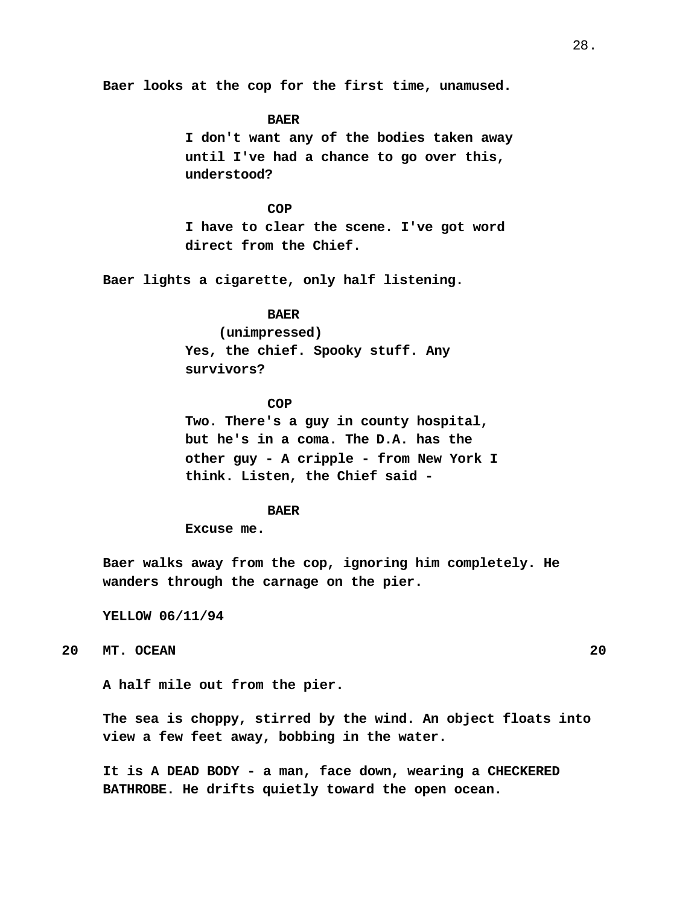Baer looks at the cop for the first time, unamused.

BAER
I don't want any of the bodies taken away until I've had a chance to go over this, understood?

COP
I have to clear the scene. I've got word direct from the Chief.

Baer lights a cigarette, only half listening.

BAER
(unimpressed)
Yes, the chief. Spooky stuff. Any survivors?

COP
Two. There's a guy in county hospital, but he's in a coma. The D.A. has the other guy - A cripple - from New York I think. Listen, the Chief said -

BAER
Excuse me.

Baer walks away from the cop, ignoring him completely. He wanders through the carnage on the pier.

YELLOW 06/11/94

20 MT. OCEAN 20

A half mile out from the pier.

The sea is choppy, stirred by the wind. An object floats into view a few feet away, bobbing in the water.

It is A DEAD BODY - a man, face down, wearing a CHECKERED BATHROBE. He drifts quietly toward the open ocean.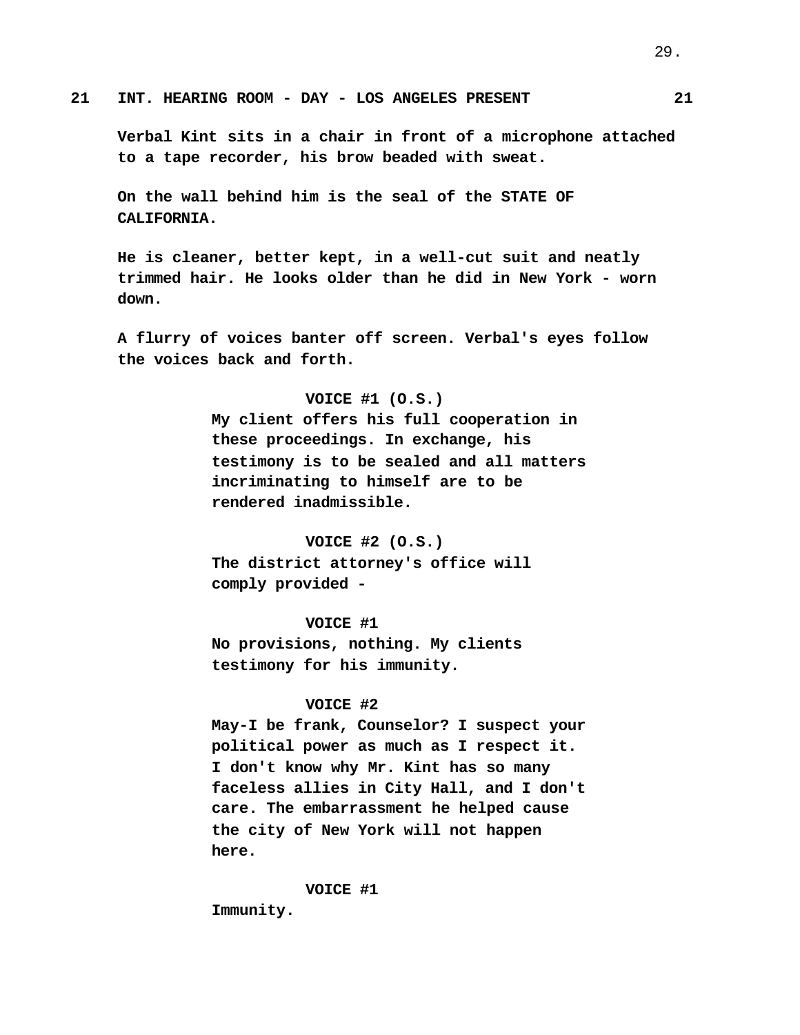**21 INT. HEARING ROOM - DAY - LOS ANGELES PRESENT 21**

**Verbal Kint sits in a chair in front of a microphone attached to a tape recorder, his brow beaded with sweat.**

**On the wall behind him is the seal of the STATE OF CALIFORNIA.**

**He is cleaner, better kept, in a well-cut suit and neatly trimmed hair. He looks older than he did in New York - worn down.**

**A flurry of voices banter off screen. Verbal's eyes follow the voices back and forth.**

**VOICE #1 (O.S.)**
**My client offers his full cooperation in these proceedings. In exchange, his testimony is to be sealed and all matters incriminating to himself are to be rendered inadmissible.**

**VOICE #2 (O.S.)**
**The district attorney's office will comply provided -**

**VOICE #1**
**No provisions, nothing. My clients testimony for his immunity.**

**VOICE #2**
**May-I be frank, Counselor? I suspect your political power as much as I respect it. I don't know why Mr. Kint has so many faceless allies in City Hall, and I don't care. The embarrassment he helped cause the city of New York will not happen here.**

**VOICE #1**
**Immunity.**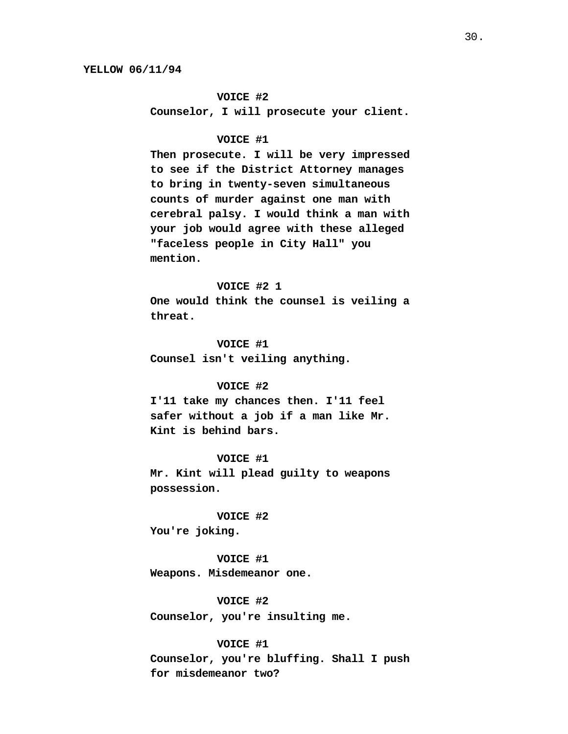**YELLOW 06/11/94**

**VOICE #2**
**Counselor, I will prosecute your client.**

**VOICE #1**
**Then prosecute. I will be very impressed to see if the District Attorney manages to bring in twenty-seven simultaneous counts of murder against one man with cerebral palsy. I would think a man with your job would agree with these alleged "faceless people in City Hall" you mention.**

**VOICE #2 1**
**One would think the counsel is veiling a threat.**

**VOICE #1**
**Counsel isn't veiling anything.**

**VOICE #2**
**I'11 take my chances then. I'11 feel safer without a job if a man like Mr. Kint is behind bars.**

**VOICE #1**
**Mr. Kint will plead guilty to weapons possession.**

**VOICE #2**
**You're joking.**

**VOICE #1**
**Weapons. Misdemeanor one.**

**VOICE #2**
**Counselor, you're insulting me.**

**VOICE #1**
**Counselor, you're bluffing. Shall I push for misdemeanor two?**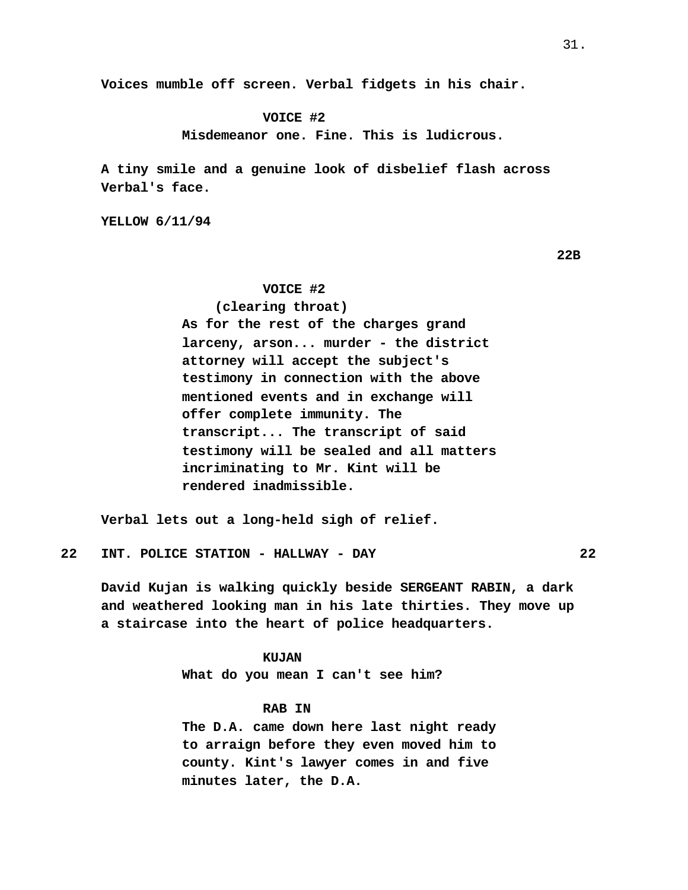Voices mumble off screen. Verbal fidgets in his chair.

VOICE #2
Misdemeanor one. Fine. This is ludicrous.

A tiny smile and a genuine look of disbelief flash across Verbal's face.

YELLOW 6/11/94

22B

VOICE #2
(clearing throat)
As for the rest of the charges grand larceny, arson... murder - the district attorney will accept the subject's testimony in connection with the above mentioned events and in exchange will offer complete immunity. The transcript... The transcript of said testimony will be sealed and all matters incriminating to Mr. Kint will be rendered inadmissible.

Verbal lets out a long-held sigh of relief.

22 INT. POLICE STATION - HALLWAY - DAY 22

David Kujan is walking quickly beside SERGEANT RABIN, a dark and weathered looking man in his late thirties. They move up a staircase into the heart of police headquarters.

KUJAN
What do you mean I can't see him?

RAB IN
The D.A. came down here last night ready to arraign before they even moved him to county. Kint's lawyer comes in and five minutes later, the D.A.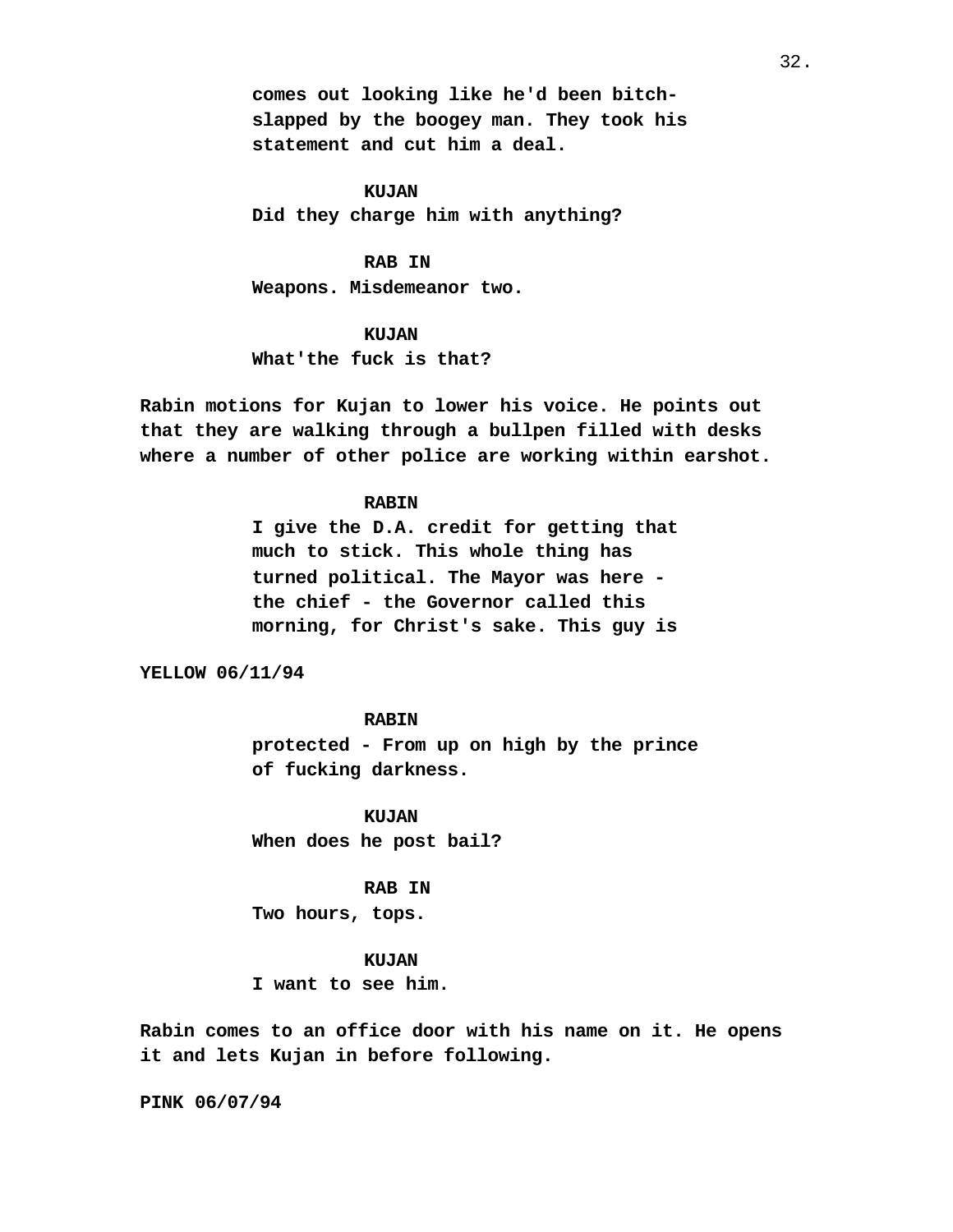comes out looking like he'd been bitch-slapped by the boogey man. They took his statement and cut him a deal.

**KUJAN**
Did they charge him with anything?

**RAB IN**
Weapons. Misdemeanor two.

**KUJAN**
What'the fuck is that?

Rabin motions for Kujan to lower his voice. He points out that they are walking through a bullpen filled with desks where a number of other police are working within earshot.

**RABIN**
I give the D.A. credit for getting that much to stick. This whole thing has turned political. The Mayor was here - the chief - the Governor called this morning, for Christ's sake. This guy is

YELLOW 06/11/94

**RABIN**
protected - From up on high by the prince of fucking darkness.

**KUJAN**
When does he post bail?

**RAB IN**
Two hours, tops.

**KUJAN**
I want to see him.

Rabin comes to an office door with his name on it. He opens it and lets Kujan in before following.

PINK 06/07/94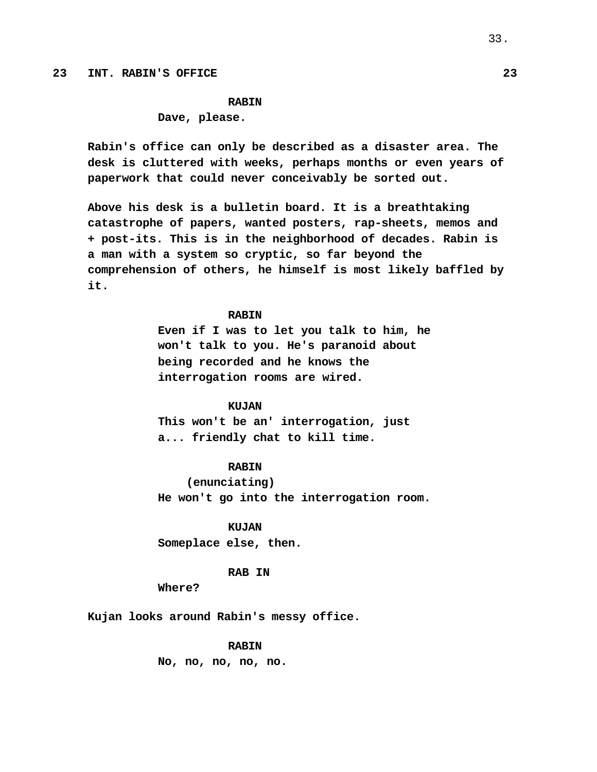**23 INT. RABIN'S OFFICE 23**

**RABIN**
**Dave, please.**

**Rabin's office can only be described as a disaster area. The desk is cluttered with weeks, perhaps months or even years of paperwork that could never conceivably be sorted out.**

**Above his desk is a bulletin board. It is a breathtaking catastrophe of papers, wanted posters, rap-sheets, memos and + post-its. This is in the neighborhood of decades. Rabin is a man with a system so cryptic, so far beyond the comprehension of others, he himself is most likely baffled by it.**

**RABIN**
**Even if I was to let you talk to him, he won't talk to you. He's paranoid about being recorded and he knows the interrogation rooms are wired.**

**KUJAN**
**This won't be an' interrogation, just a... friendly chat to kill time.**

**RABIN**
**(enunciating)**
**He won't go into the interrogation room.**

**KUJAN**
**Someplace else, then.**

**RAB IN**
**Where?**

**Kujan looks around Rabin's messy office.**

**RABIN**
**No, no, no, no, no.**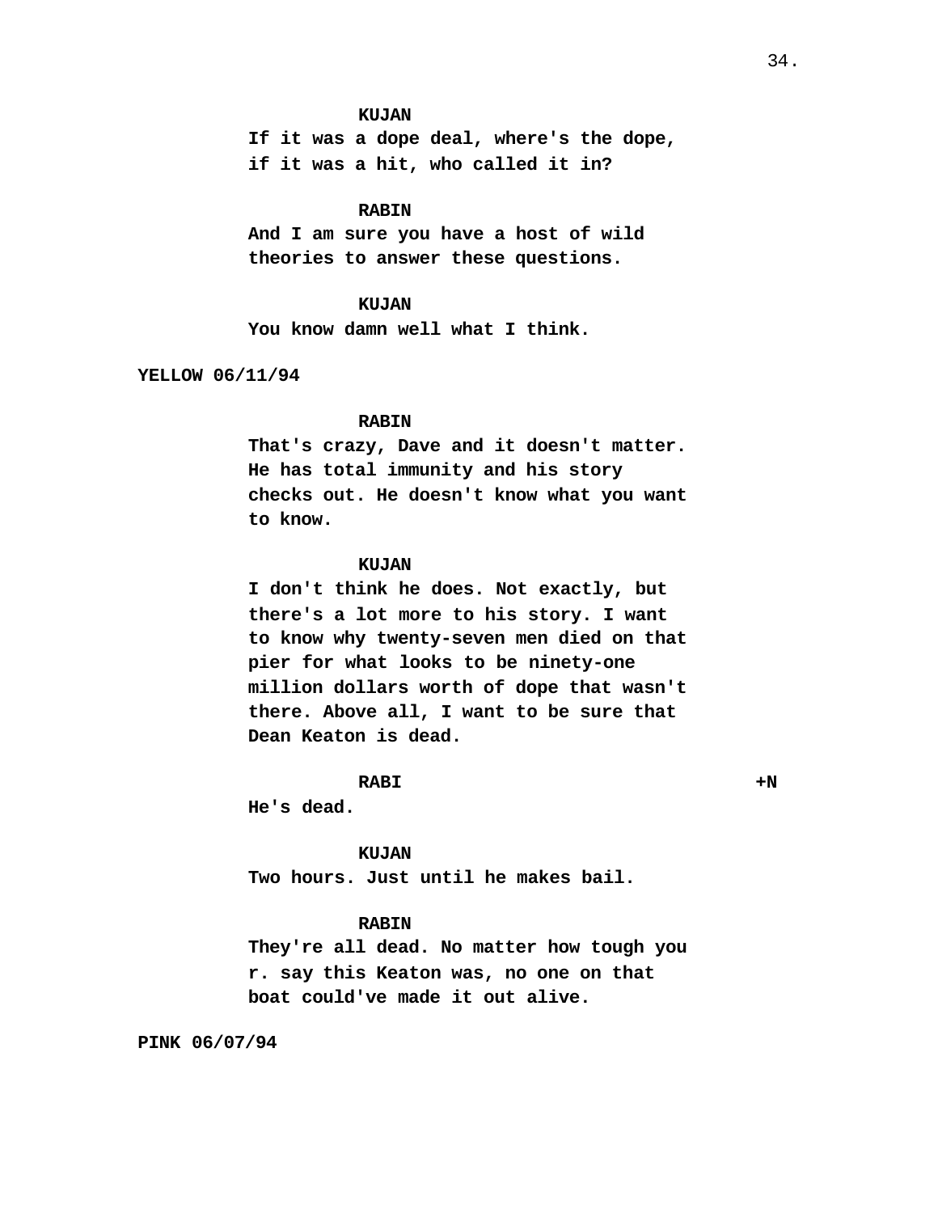**KUJAN**

**If it was a dope deal, where's the dope, if it was a hit, who called it in?**

**RABIN**

**And I am sure you have a host of wild theories to answer these questions.**

**KUJAN**

**You know damn well what I think.**

**YELLOW 06/11/94**

**RABIN**

**That's crazy, Dave and it doesn't matter. He has total immunity and his story checks out. He doesn't know what you want to know.**

**KUJAN**

**I don't think he does. Not exactly, but there's a lot more to his story. I want to know why twenty-seven men died on that pier for what looks to be ninety-one million dollars worth of dope that wasn't there. Above all, I want to be sure that Dean Keaton is dead.**

**RABI +N**

**He's dead.**

**KUJAN**

**Two hours. Just until he makes bail.**

**RABIN**

**They're all dead. No matter how tough you r. say this Keaton was, no one on that boat could've made it out alive.**

**PINK 06/07/94**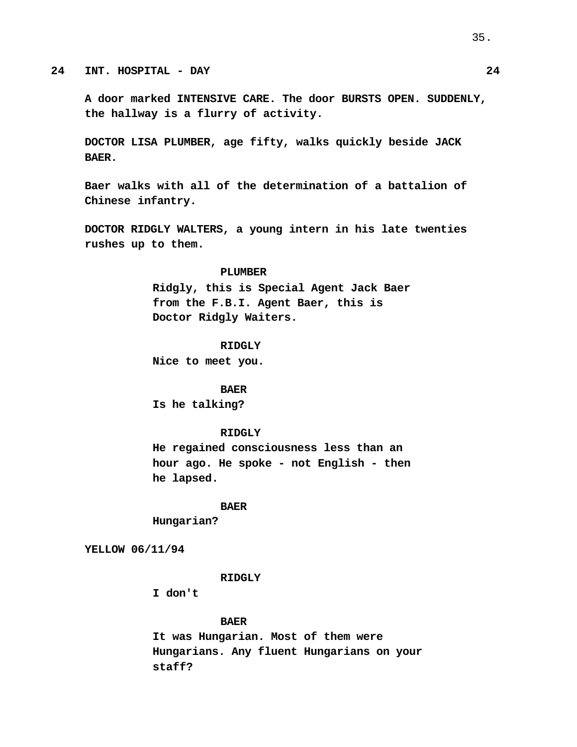**24 INT. HOSPITAL - DAY 24**

**A door marked INTENSIVE CARE. The door BURSTS OPEN. SUDDENLY, the hallway is a flurry of activity.**

**DOCTOR LISA PLUMBER, age fifty, walks quickly beside JACK BAER.**

**Baer walks with all of the determination of a battalion of Chinese infantry.**

**DOCTOR RIDGLY WALTERS, a young intern in his late twenties rushes up to them.**

**PLUMBER**
**Ridgly, this is Special Agent Jack Baer from the F.B.I. Agent Baer, this is Doctor Ridgly Waiters.**

**RIDGLY**
**Nice to meet you.**

**BAER**
**Is he talking?**

**RIDGLY**
**He regained consciousness less than an hour ago. He spoke - not English - then he lapsed.**

**BAER**
**Hungarian?**

**YELLOW 06/11/94**

**RIDGLY**
**I don't**

**BAER**
**It was Hungarian. Most of them were Hungarians. Any fluent Hungarians on your staff?**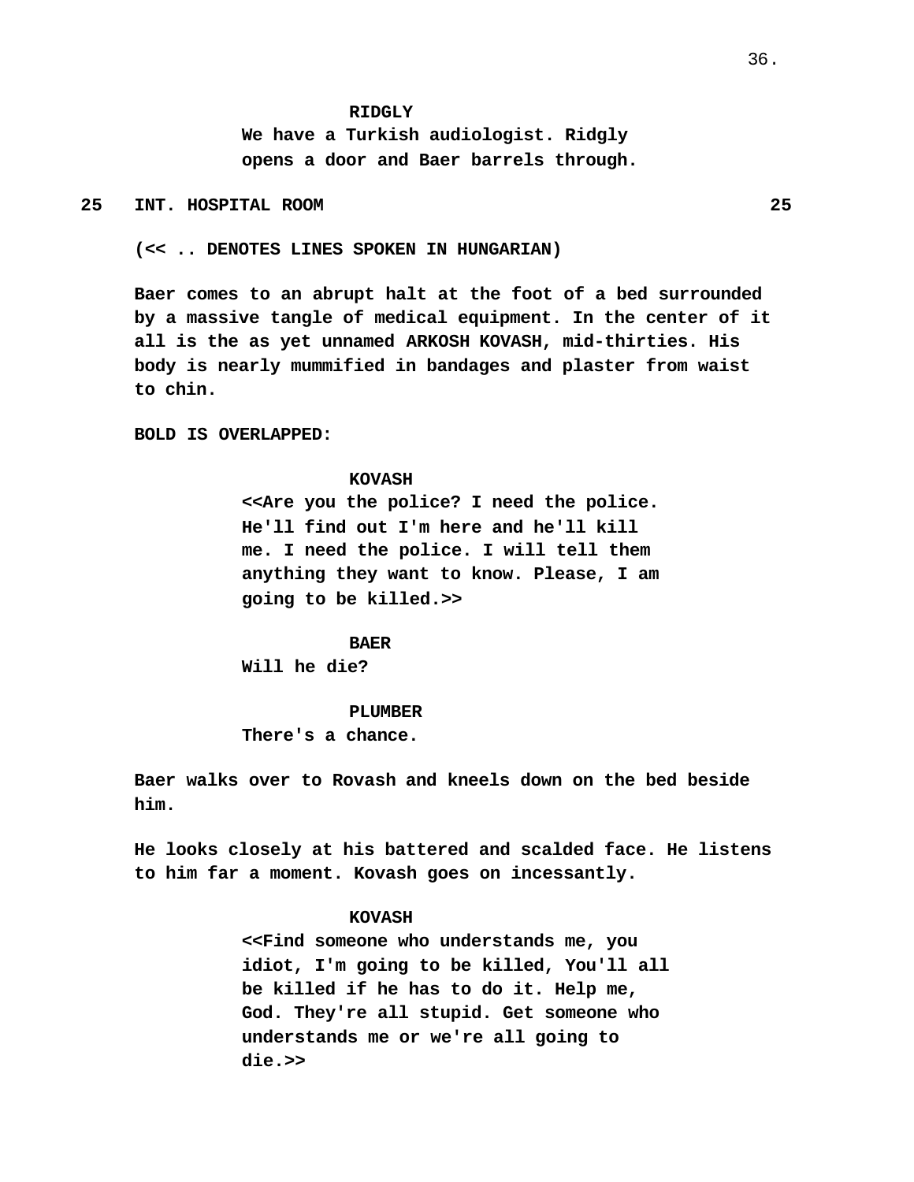**RIDGLY**
We have a Turkish audiologist. Ridgly opens a door and Baer barrels through.

**25 INT. HOSPITAL ROOM 25**

(<< .. DENOTES LINES SPOKEN IN HUNGARIAN)

Baer comes to an abrupt halt at the foot of a bed surrounded by a massive tangle of medical equipment. In the center of it all is the as yet unnamed ARKOSH KOVASH, mid-thirties. His body is nearly mummified in bandages and plaster from waist to chin.

BOLD IS OVERLAPPED:

**KOVASH**
<<Are you the police? I need the police. He'll find out I'm here and he'll kill me. I need the police. I will tell them anything they want to know. Please, I am going to be killed.>>

**BAER**
Will he die?

**PLUMBER**
There's a chance.

Baer walks over to Rovash and kneels down on the bed beside him.

He looks closely at his battered and scalded face. He listens to him far a moment. Kovash goes on incessantly.

**KOVASH**
<<Find someone who understands me, you idiot, I'm going to be killed, You'll all be killed if he has to do it. Help me, God. They're all stupid. Get someone who understands me or we're all going to die.>>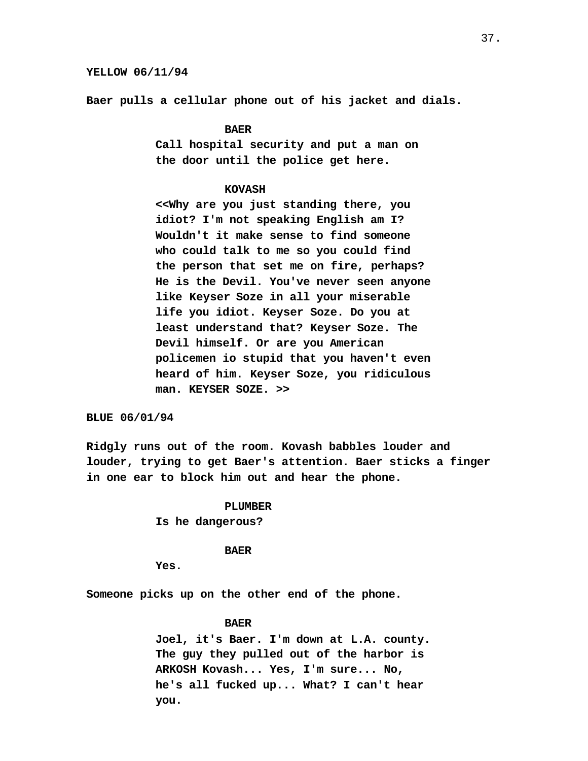**YELLOW 06/11/94**

**Baer pulls a cellular phone out of his jacket and dials.**

**BAER**
**Call hospital security and put a man on the door until the police get here.**

**KOVASH**
**<<Why are you just standing there, you idiot? I'm not speaking English am I? Wouldn't it make sense to find someone who could talk to me so you could find the person that set me on fire, perhaps? He is the Devil. You've never seen anyone like Keyser Soze in all your miserable life you idiot. Keyser Soze. Do you at least understand that? Keyser Soze. The Devil himself. Or are you American policemen io stupid that you haven't even heard of him. Keyser Soze, you ridiculous man. KEYSER SOZE. >>**

**BLUE 06/01/94**

**Ridgly runs out of the room. Kovash babbles louder and louder, trying to get Baer's attention. Baer sticks a finger in one ear to block him out and hear the phone.**

**PLUMBER**
**Is he dangerous?**

**BAER**
**Yes.**

**Someone picks up on the other end of the phone.**

**BAER**
**Joel, it's Baer. I'm down at L.A. county. The guy they pulled out of the harbor is ARKOSH Kovash... Yes, I'm sure... No, he's all fucked up... What? I can't hear you.**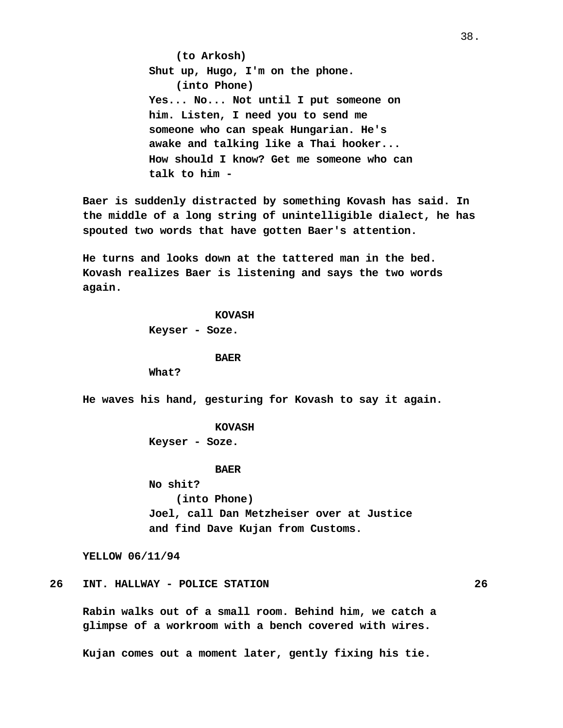(to Arkosh)
Shut up, Hugo, I'm on the phone.
(into Phone)
Yes... No... Not until I put someone on him. Listen, I need you to send me someone who can speak Hungarian. He's awake and talking like a Thai hooker... How should I know? Get me someone who can talk to him -

Baer is suddenly distracted by something Kovash has said. In the middle of a long string of unintelligible dialect, he has spouted two words that have gotten Baer's attention.

He turns and looks down at the tattered man in the bed. Kovash realizes Baer is listening and says the two words again.

KOVASH
Keyser - Soze.

BAER
What?

He waves his hand, gesturing for Kovash to say it again.

KOVASH
Keyser - Soze.

BAER
No shit?
(into Phone)
Joel, call Dan Metzheiser over at Justice and find Dave Kujan from Customs.

YELLOW 06/11/94

26 INT. HALLWAY - POLICE STATION 26

Rabin walks out of a small room. Behind him, we catch a glimpse of a workroom with a bench covered with wires.

Kujan comes out a moment later, gently fixing his tie.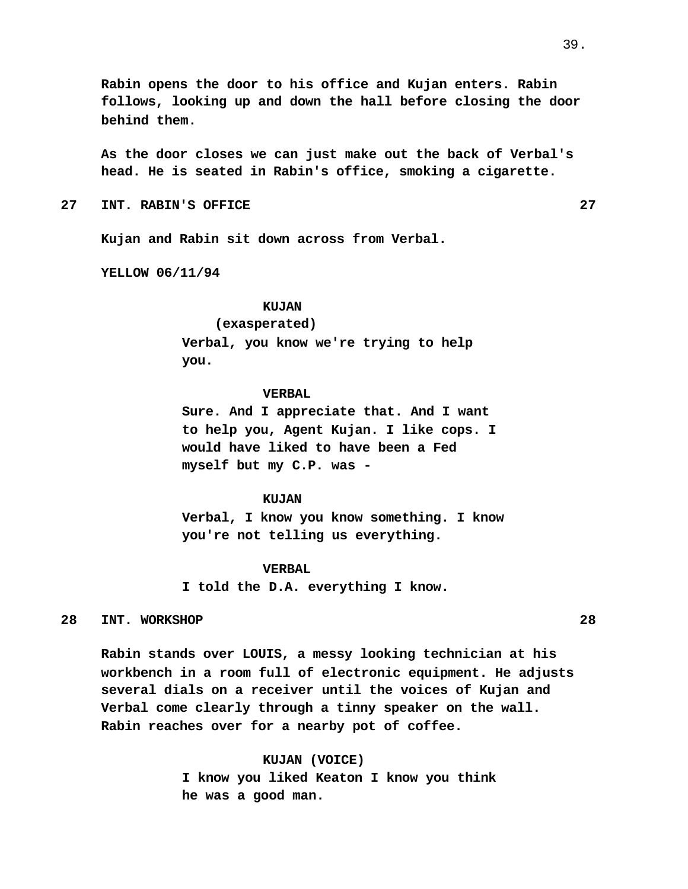Rabin opens the door to his office and Kujan enters. Rabin follows, looking up and down the hall before closing the door behind them.

As the door closes we can just make out the back of Verbal's head. He is seated in Rabin's office, smoking a cigarette.

**27 INT. RABIN'S OFFICE 27**

Kujan and Rabin sit down across from Verbal.

YELLOW 06/11/94

KUJAN
(exasperated)
Verbal, you know we're trying to help you.

VERBAL
Sure. And I appreciate that. And I want to help you, Agent Kujan. I like cops. I would have liked to have been a Fed myself but my C.P. was -

KUJAN
Verbal, I know you know something. I know you're not telling us everything.

VERBAL
I told the D.A. everything I know.

**28 INT. WORKSHOP 28**

Rabin stands over LOUIS, a messy looking technician at his workbench in a room full of electronic equipment. He adjusts several dials on a receiver until the voices of Kujan and Verbal come clearly through a tinny speaker on the wall. Rabin reaches over for a nearby pot of coffee.

KUJAN (VOICE)
I know you liked Keaton I know you think he was a good man.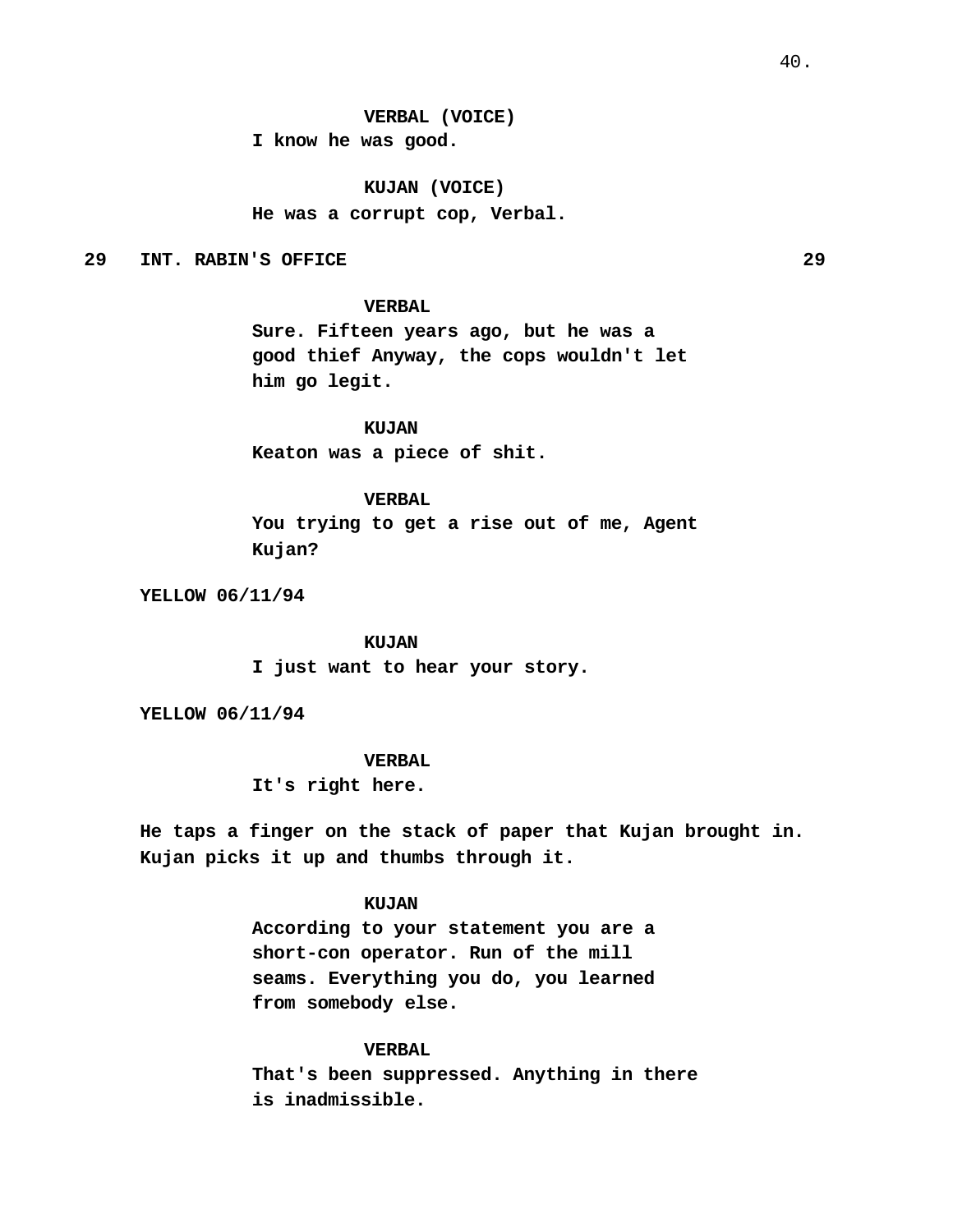**VERBAL (VOICE)**
**I know he was good.**

**KUJAN (VOICE)**
**He was a corrupt cop, Verbal.**

**29 INT. RABIN'S OFFICE 29**

**VERBAL**
**Sure. Fifteen years ago, but he was a good thief Anyway, the cops wouldn't let him go legit.**

**KUJAN**
**Keaton was a piece of shit.**

**VERBAL**
**You trying to get a rise out of me, Agent Kujan?**

**YELLOW 06/11/94**

**KUJAN**
**I just want to hear your story.**

**YELLOW 06/11/94**

**VERBAL**
**It's right here.**

**He taps a finger on the stack of paper that Kujan brought in. Kujan picks it up and thumbs through it.**

**KUJAN**
**According to your statement you are a short-con operator. Run of the mill seams. Everything you do, you learned from somebody else.**

**VERBAL**
**That's been suppressed. Anything in there is inadmissible.**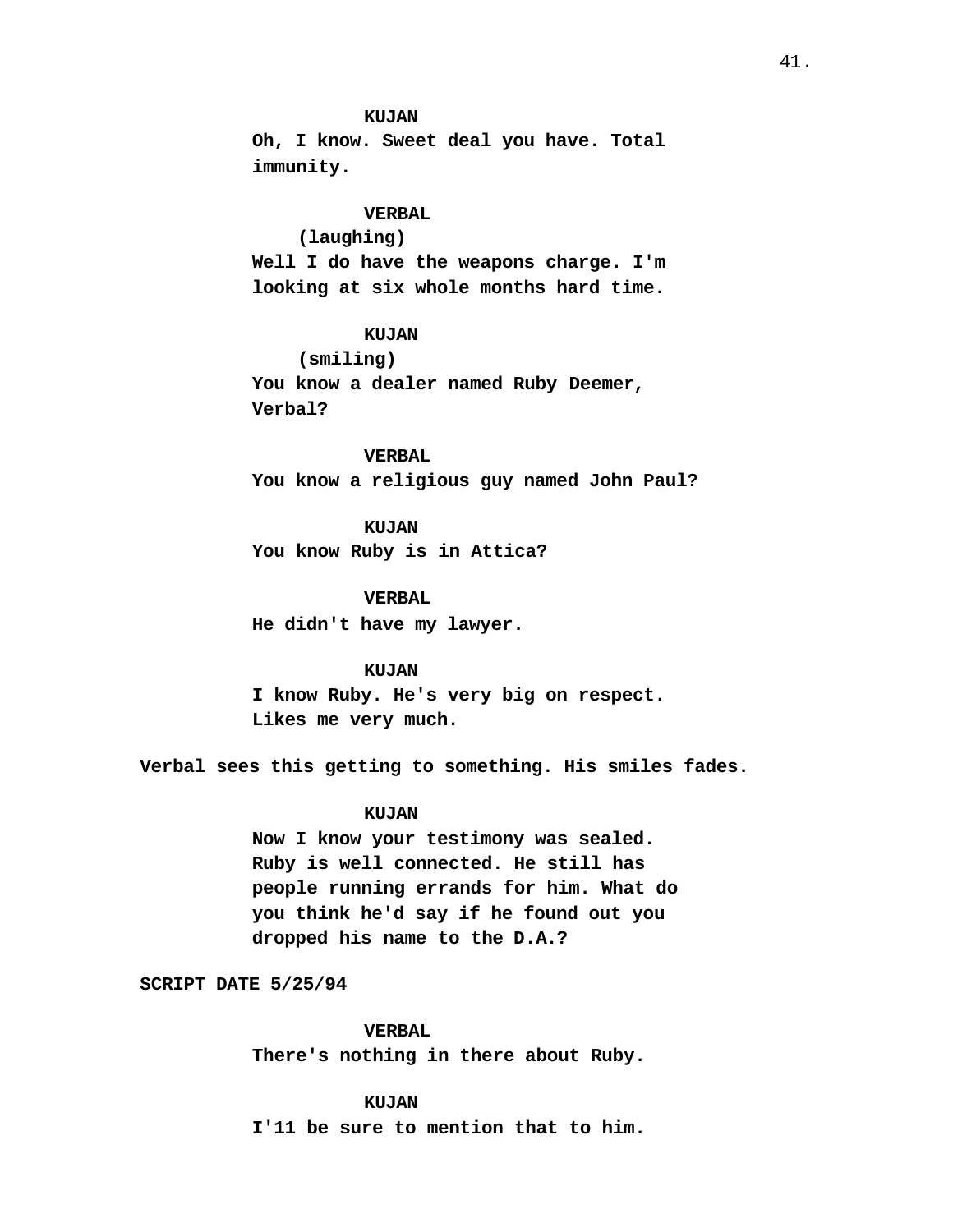**KUJAN**
Oh, I know. Sweet deal you have. Total immunity.

**VERBAL**
(laughing)
Well I do have the weapons charge. I'm looking at six whole months hard time.

**KUJAN**
(smiling)
You know a dealer named Ruby Deemer, Verbal?

**VERBAL**
You know a religious guy named John Paul?

**KUJAN**
You know Ruby is in Attica?

**VERBAL**
He didn't have my lawyer.

**KUJAN**
I know Ruby. He's very big on respect. Likes me very much.

Verbal sees this getting to something. His smiles fades.

**KUJAN**
Now I know your testimony was sealed. Ruby is well connected. He still has people running errands for him. What do you think he'd say if he found out you dropped his name to the D.A.?

SCRIPT DATE 5/25/94

**VERBAL**
There's nothing in there about Ruby.

**KUJAN**
I'11 be sure to mention that to him.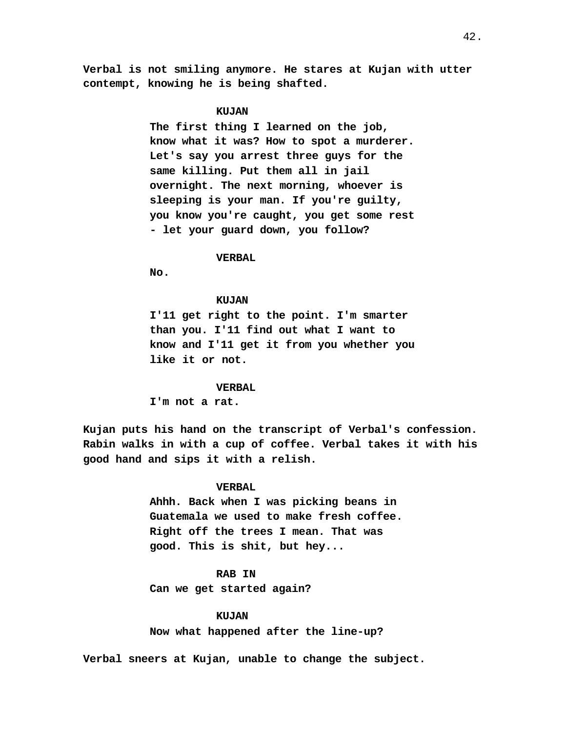Verbal is not smiling anymore. He stares at Kujan with utter contempt, knowing he is being shafted.

KUJAN

The first thing I learned on the job, know what it was? How to spot a murderer. Let's say you arrest three guys for the same killing. Put them all in jail overnight. The next morning, whoever is sleeping is your man. If you're guilty, you know you're caught, you get some rest - let your guard down, you follow?

VERBAL

No.

KUJAN

I'11 get right to the point. I'm smarter than you. I'11 find out what I want to know and I'11 get it from you whether you like it or not.

VERBAL

I'm not a rat.

Kujan puts his hand on the transcript of Verbal's confession. Rabin walks in with a cup of coffee. Verbal takes it with his good hand and sips it with a relish.

VERBAL

Ahhh. Back when I was picking beans in Guatemala we used to make fresh coffee. Right off the trees I mean. That was good. This is shit, but hey...

RAB IN

Can we get started again?

KUJAN

Now what happened after the line-up?

Verbal sneers at Kujan, unable to change the subject.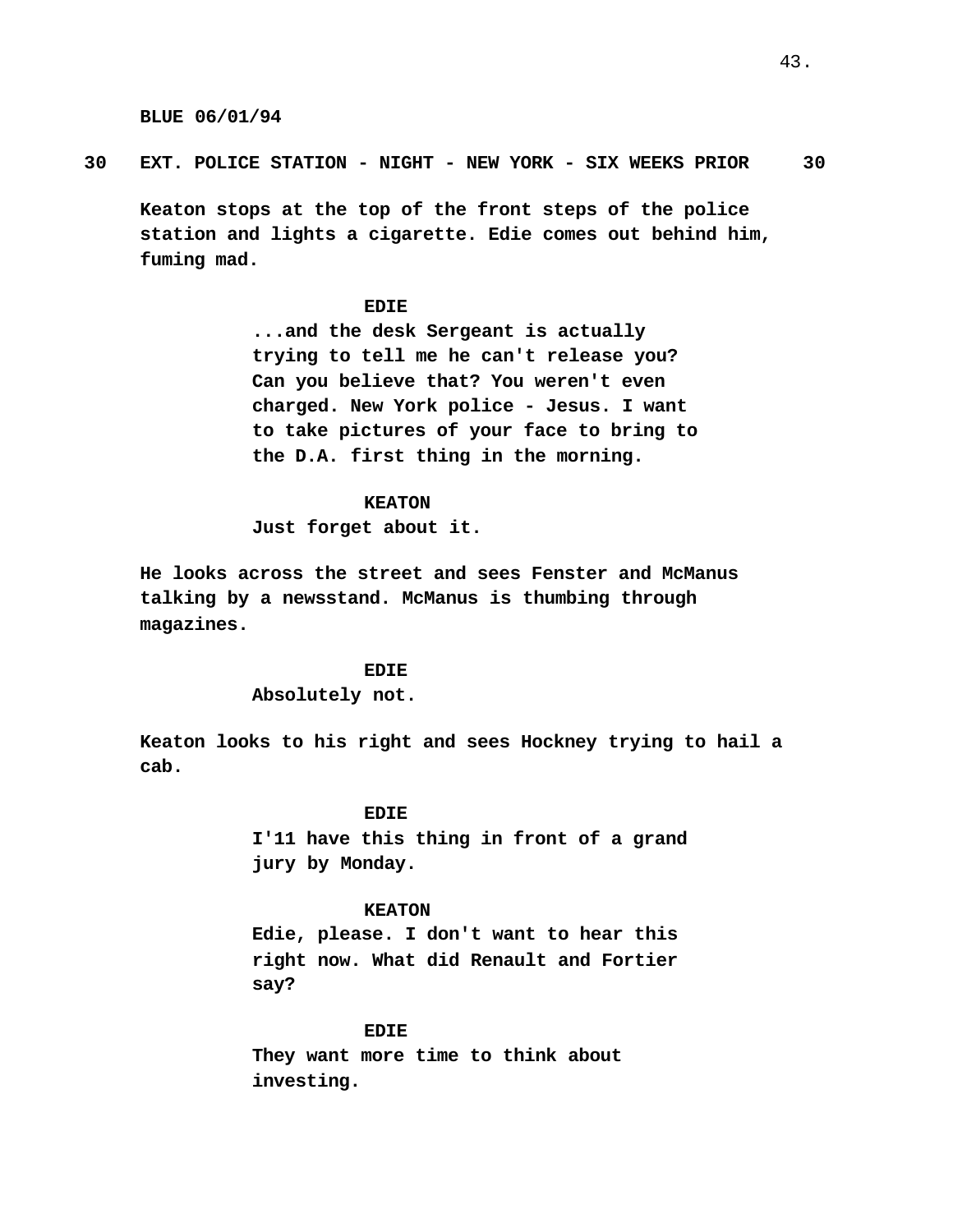BLUE 06/01/94

**30 EXT. POLICE STATION - NIGHT - NEW YORK - SIX WEEKS PRIOR 30**

Keaton stops at the top of the front steps of the police station and lights a cigarette. Edie comes out behind him, fuming mad.

EDIE
...and the desk Sergeant is actually trying to tell me he can't release you? Can you believe that? You weren't even charged. New York police - Jesus. I want to take pictures of your face to bring to the D.A. first thing in the morning.

KEATON
Just forget about it.

He looks across the street and sees Fenster and McManus talking by a newsstand. McManus is thumbing through magazines.

EDIE
Absolutely not.

Keaton looks to his right and sees Hockney trying to hail a cab.

EDIE
I'11 have this thing in front of a grand jury by Monday.

KEATON
Edie, please. I don't want to hear this right now. What did Renault and Fortier say?

EDIE
They want more time to think about investing.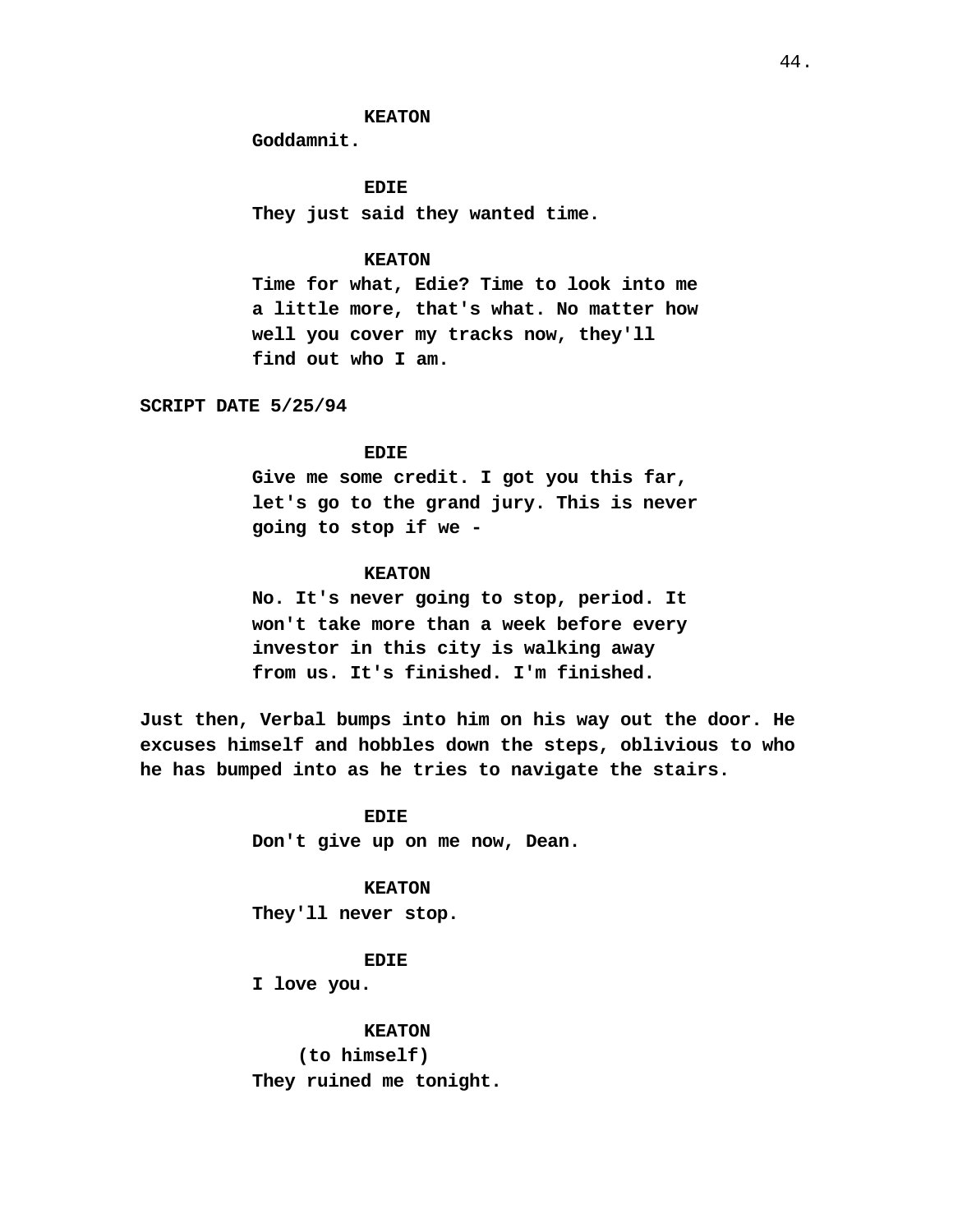**KEATON**
Goddamnit.

**EDIE**
They just said they wanted time.

**KEATON**
Time for what, Edie? Time to look into me a little more, that's what. No matter how well you cover my tracks now, they'll find out who I am.

**SCRIPT DATE 5/25/94**

**EDIE**
Give me some credit. I got you this far, let's go to the grand jury. This is never going to stop if we -

**KEATON**
No. It's never going to stop, period. It won't take more than a week before every investor in this city is walking away from us. It's finished. I'm finished.

**Just then, Verbal bumps into him on his way out the door. He excuses himself and hobbles down the steps, oblivious to who he has bumped into as he tries to navigate the stairs.**

**EDIE**
Don't give up on me now, Dean.

**KEATON**
They'll never stop.

**EDIE**
I love you.

**KEATON**
(to himself)
They ruined me tonight.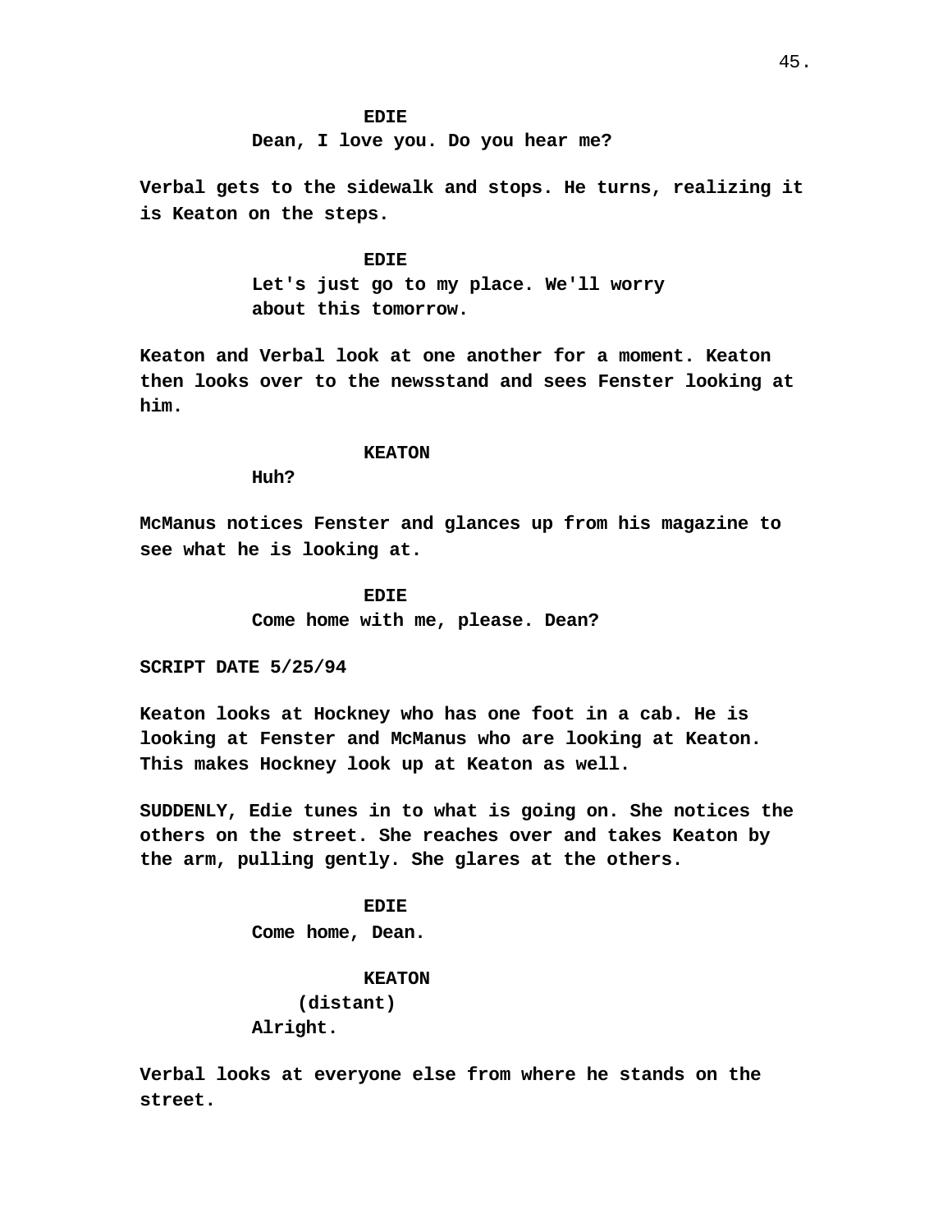**EDIE**

**Dean, I love you. Do you hear me?**

**Verbal gets to the sidewalk and stops. He turns, realizing it is Keaton on the steps.**

**EDIE**

**Let's just go to my place. We'll worry about this tomorrow.**

**Keaton and Verbal look at one another for a moment. Keaton then looks over to the newsstand and sees Fenster looking at him.**

**KEATON**

**Huh?**

**McManus notices Fenster and glances up from his magazine to see what he is looking at.**

**EDIE**

**Come home with me, please. Dean?**

**SCRIPT DATE 5/25/94**

**Keaton looks at Hockney who has one foot in a cab. He is looking at Fenster and McManus who are looking at Keaton. This makes Hockney look up at Keaton as well.**

**SUDDENLY, Edie tunes in to what is going on. She notices the others on the street. She reaches over and takes Keaton by the arm, pulling gently. She glares at the others.**

**EDIE**

**Come home, Dean.**

**KEATON**

**(distant)**

**Alright.**

**Verbal looks at everyone else from where he stands on the street.**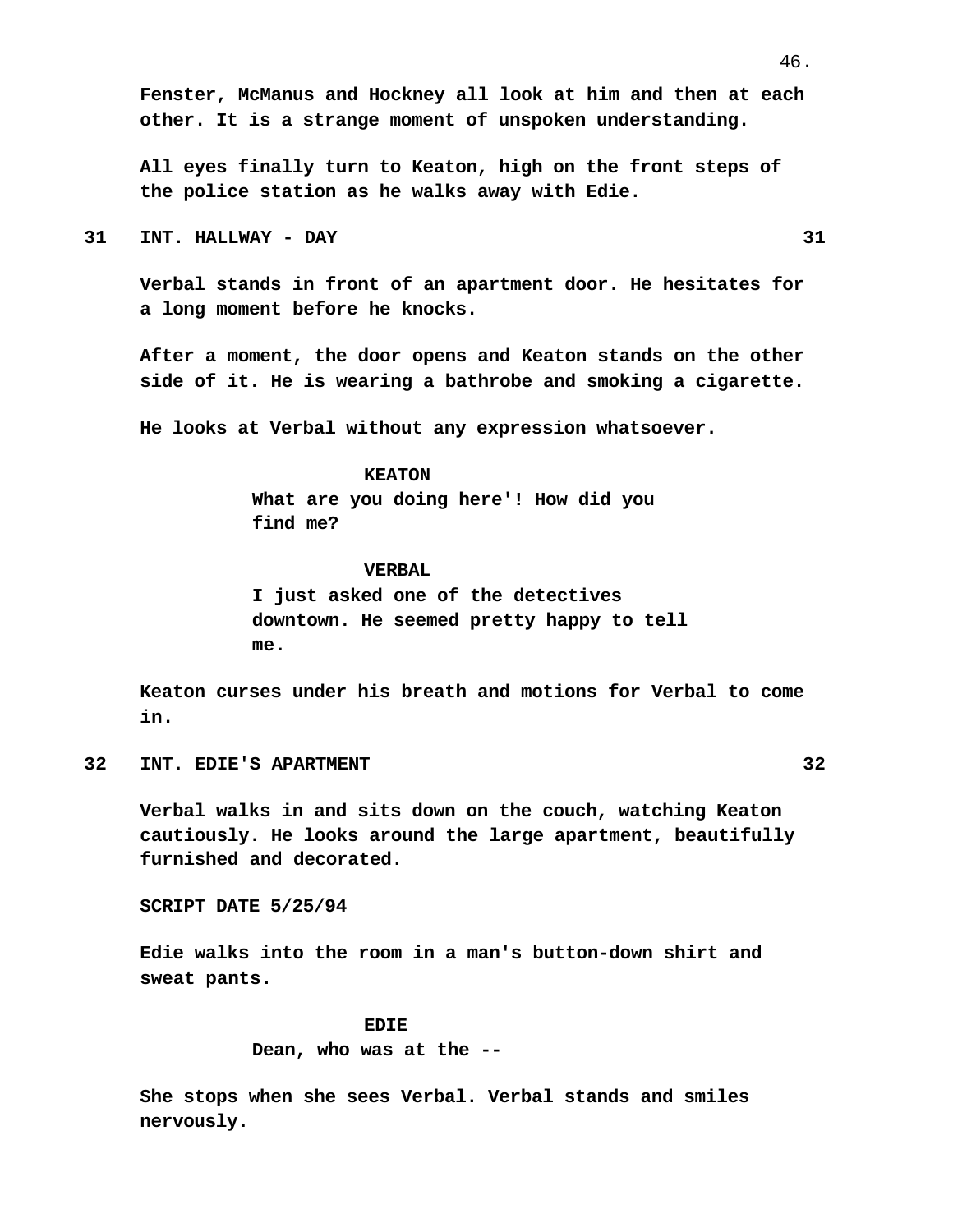Fenster, McManus and Hockney all look at him and then at each other. It is a strange moment of unspoken understanding.

All eyes finally turn to Keaton, high on the front steps of the police station as he walks away with Edie.

**31 INT. HALLWAY - DAY 31**

Verbal stands in front of an apartment door. He hesitates for a long moment before he knocks.

After a moment, the door opens and Keaton stands on the other side of it. He is wearing a bathrobe and smoking a cigarette.

He looks at Verbal without any expression whatsoever.

KEATON
What are you doing here'! How did you find me?

VERBAL
I just asked one of the detectives downtown. He seemed pretty happy to tell me.

Keaton curses under his breath and motions for Verbal to come in.

**32 INT. EDIE'S APARTMENT 32**

Verbal walks in and sits down on the couch, watching Keaton cautiously. He looks around the large apartment, beautifully furnished and decorated.

SCRIPT DATE 5/25/94

Edie walks into the room in a man's button-down shirt and sweat pants.

EDIE
Dean, who was at the --

She stops when she sees Verbal. Verbal stands and smiles nervously.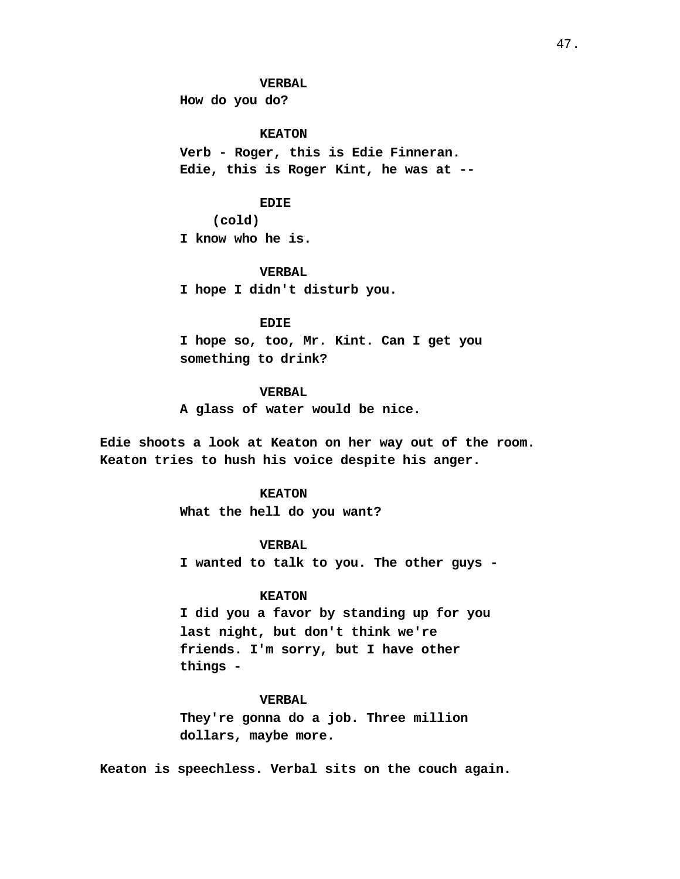**VERBAL**
**How do you do?**

**KEATON**
**Verb - Roger, this is Edie Finneran. Edie, this is Roger Kint, he was at --**

**EDIE**
**(cold)**
**I know who he is.**

**VERBAL**
**I hope I didn't disturb you.**

**EDIE**
**I hope so, too, Mr. Kint. Can I get you something to drink?**

**VERBAL**
**A glass of water would be nice.**

**Edie shoots a look at Keaton on her way out of the room. Keaton tries to hush his voice despite his anger.**

**KEATON**
**What the hell do you want?**

**VERBAL**
**I wanted to talk to you. The other guys -**

**KEATON**
**I did you a favor by standing up for you last night, but don't think we're friends. I'm sorry, but I have other things -**

**VERBAL**
**They're gonna do a job. Three million dollars, maybe more.**

**Keaton is speechless. Verbal sits on the couch again.**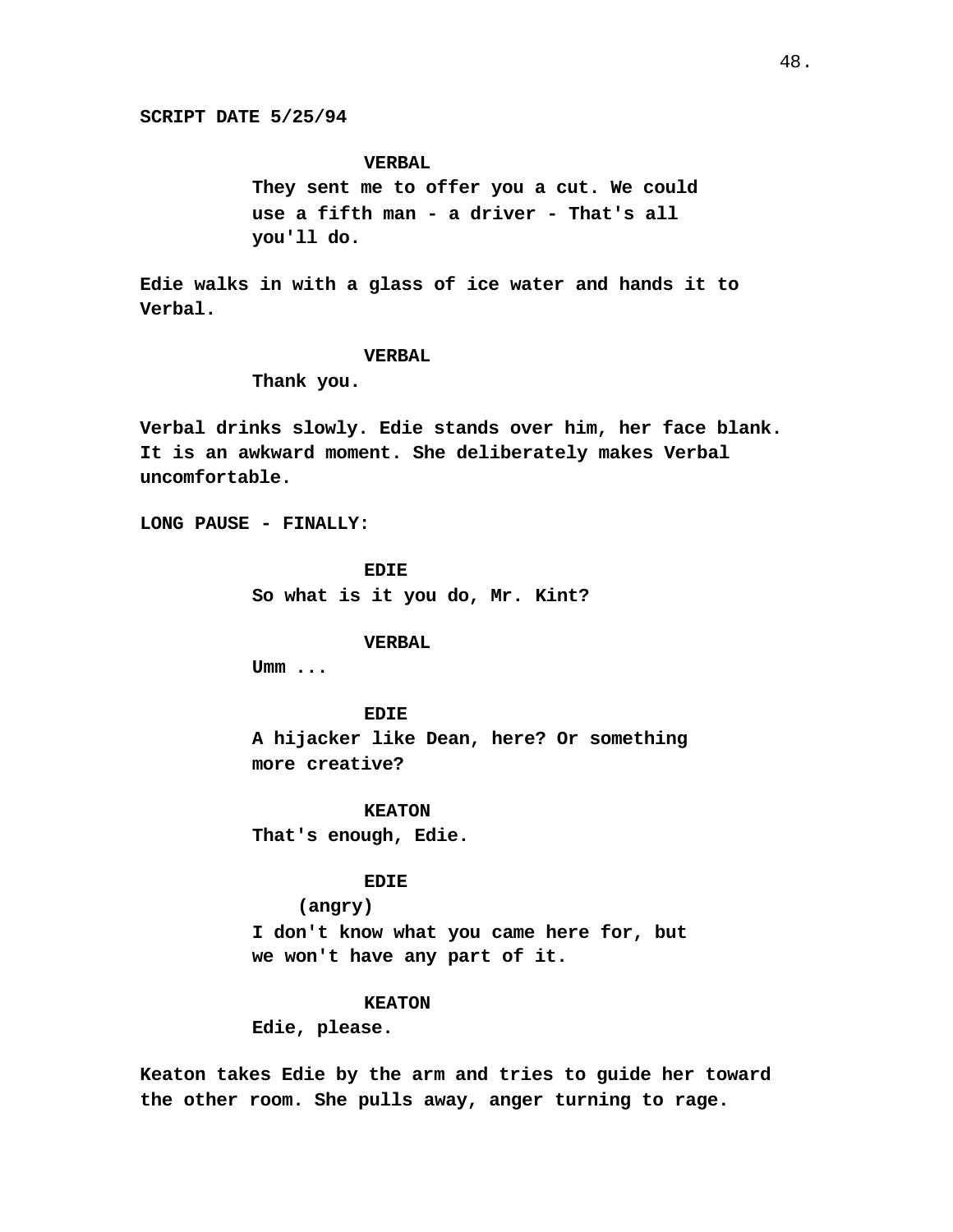**SCRIPT DATE 5/25/94**

**VERBAL**
**They sent me to offer you a cut. We could use a fifth man - a driver - That's all you'll do.**

**Edie walks in with a glass of ice water and hands it to Verbal.**

**VERBAL**
**Thank you.**

**Verbal drinks slowly. Edie stands over him, her face blank. It is an awkward moment. She deliberately makes Verbal uncomfortable.**

**LONG PAUSE - FINALLY:**

**EDIE**
**So what is it you do, Mr. Kint?**

**VERBAL**
**Umm ...**

**EDIE**
**A hijacker like Dean, here? Or something more creative?**

**KEATON**
**That's enough, Edie.**

**EDIE**
**(angry)**
**I don't know what you came here for, but we won't have any part of it.**

**KEATON**
**Edie, please.**

**Keaton takes Edie by the arm and tries to guide her toward the other room. She pulls away, anger turning to rage.**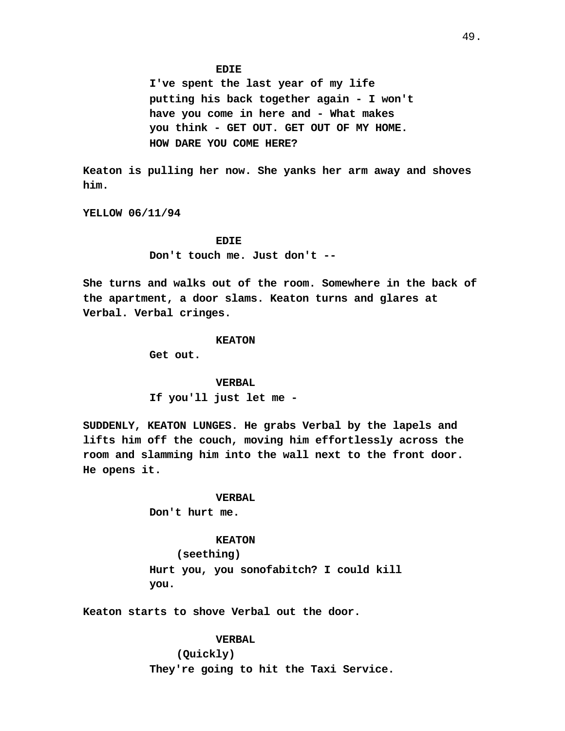EDIE

I've spent the last year of my life putting his back together again - I won't have you come in here and - What makes you think - GET OUT. GET OUT OF MY HOME. HOW DARE YOU COME HERE?

Keaton is pulling her now. She yanks her arm away and shoves him.

YELLOW 06/11/94

EDIE

Don't touch me. Just don't --

She turns and walks out of the room. Somewhere in the back of the apartment, a door slams. Keaton turns and glares at Verbal. Verbal cringes.

KEATON

Get out.

VERBAL

If you'll just let me -

SUDDENLY, KEATON LUNGES. He grabs Verbal by the lapels and lifts him off the couch, moving him effortlessly across the room and slamming him into the wall next to the front door. He opens it.

VERBAL

Don't hurt me.

KEATON

(seething)

Hurt you, you sonofabitch? I could kill you.

Keaton starts to shove Verbal out the door.

VERBAL

(Quickly)

They're going to hit the Taxi Service.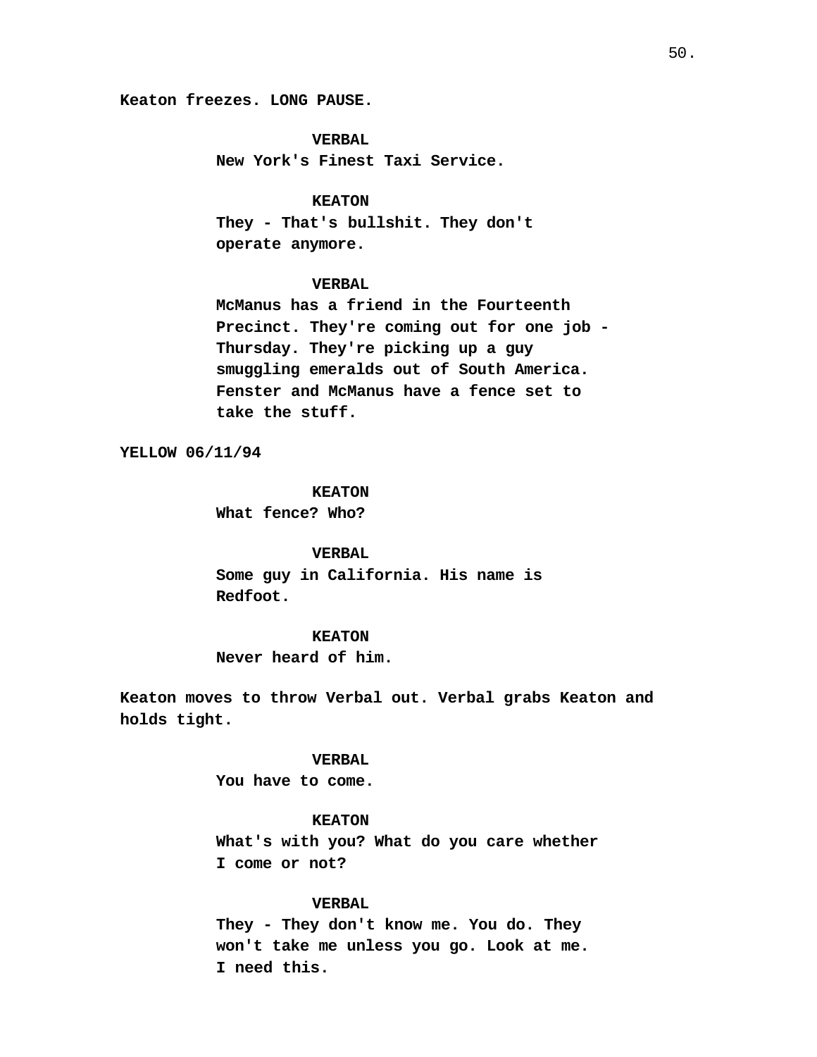Keaton freezes. LONG PAUSE.

**VERBAL**
New York's Finest Taxi Service.

**KEATON**
They - That's bullshit. They don't operate anymore.

**VERBAL**
McManus has a friend in the Fourteenth Precinct. They're coming out for one job - Thursday. They're picking up a guy smuggling emeralds out of South America. Fenster and McManus have a fence set to take the stuff.

YELLOW 06/11/94

**KEATON**
What fence? Who?

**VERBAL**
Some guy in California. His name is Redfoot.

**KEATON**
Never heard of him.

Keaton moves to throw Verbal out. Verbal grabs Keaton and holds tight.

**VERBAL**
You have to come.

**KEATON**
What's with you? What do you care whether I come or not?

**VERBAL**
They - They don't know me. You do. They won't take me unless you go. Look at me. I need this.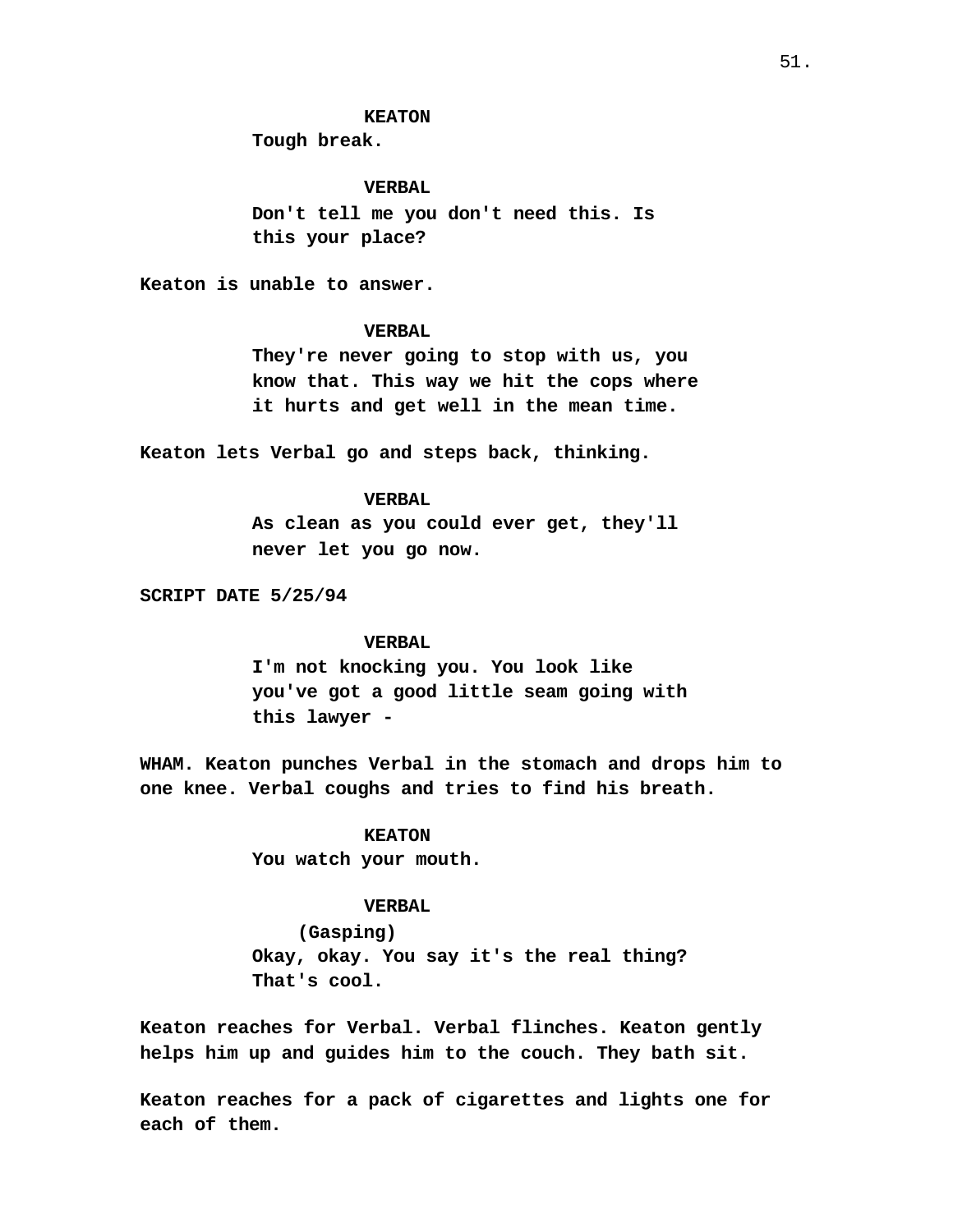**KEATON**
Tough break.

**VERBAL**
Don't tell me you don't need this. Is this your place?

Keaton is unable to answer.

**VERBAL**
They're never going to stop with us, you know that. This way we hit the cops where it hurts and get well in the mean time.

Keaton lets Verbal go and steps back, thinking.

**VERBAL**
As clean as you could ever get, they'll never let you go now.

SCRIPT DATE 5/25/94

**VERBAL**
I'm not knocking you. You look like you've got a good little seam going with this lawyer -

WHAM. Keaton punches Verbal in the stomach and drops him to one knee. Verbal coughs and tries to find his breath.

**KEATON**
You watch your mouth.

**VERBAL**
(Gasping)
Okay, okay. You say it's the real thing? That's cool.

Keaton reaches for Verbal. Verbal flinches. Keaton gently helps him up and guides him to the couch. They bath sit.

Keaton reaches for a pack of cigarettes and lights one for each of them.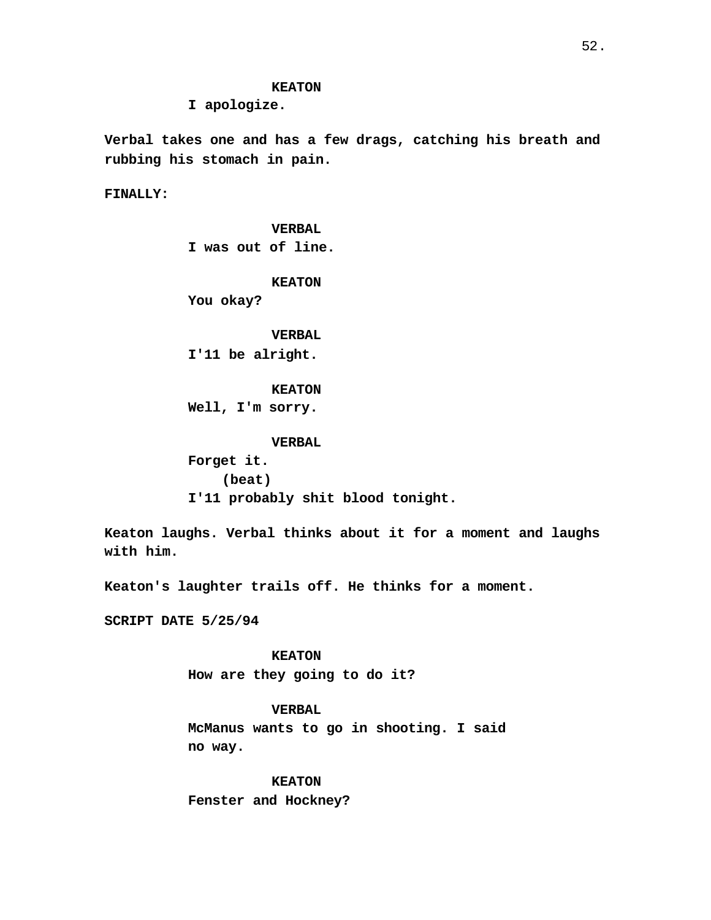**KEATON**
**I apologize.**

**Verbal takes one and has a few drags, catching his breath and rubbing his stomach in pain.**

**FINALLY:**

**VERBAL**
**I was out of line.**

**KEATON**
**You okay?**

**VERBAL**
**I'11 be alright.**

**KEATON**
**Well, I'm sorry.**

**VERBAL**
**Forget it.**
**(beat)**
**I'11 probably shit blood tonight.**

**Keaton laughs. Verbal thinks about it for a moment and laughs with him.**

**Keaton's laughter trails off. He thinks for a moment.**

**SCRIPT DATE 5/25/94**

**KEATON**
**How are they going to do it?**

**VERBAL**
**McManus wants to go in shooting. I said no way.**

**KEATON**
**Fenster and Hockney?**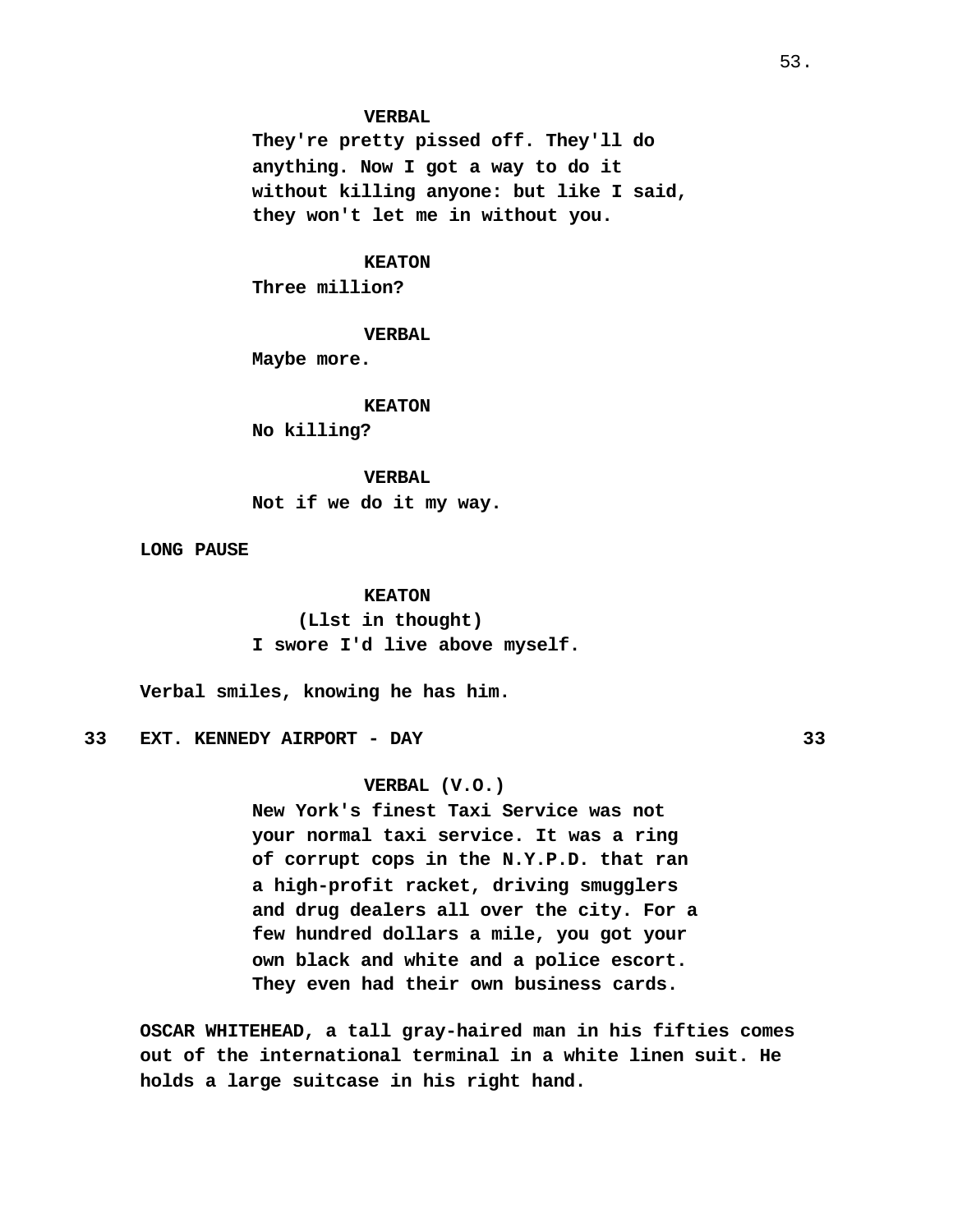**VERBAL**
**They're pretty pissed off. They'll do anything. Now I got a way to do it without killing anyone: but like I said, they won't let me in without you.**

**KEATON**
**Three million?**

**VERBAL**
**Maybe more.**

**KEATON**
**No killing?**

**VERBAL**
**Not if we do it my way.**

**LONG PAUSE**

**KEATON**
**(Llst in thought)**
**I swore I'd live above myself.**

**Verbal smiles, knowing he has him.**

**33 EXT. KENNEDY AIRPORT - DAY 33**

**VERBAL (V.O.)**
**New York's finest Taxi Service was not your normal taxi service. It was a ring of corrupt cops in the N.Y.P.D. that ran a high-profit racket, driving smugglers and drug dealers all over the city. For a few hundred dollars a mile, you got your own black and white and a police escort. They even had their own business cards.**

**OSCAR WHITEHEAD, a tall gray-haired man in his fifties comes out of the international terminal in a white linen suit. He holds a large suitcase in his right hand.**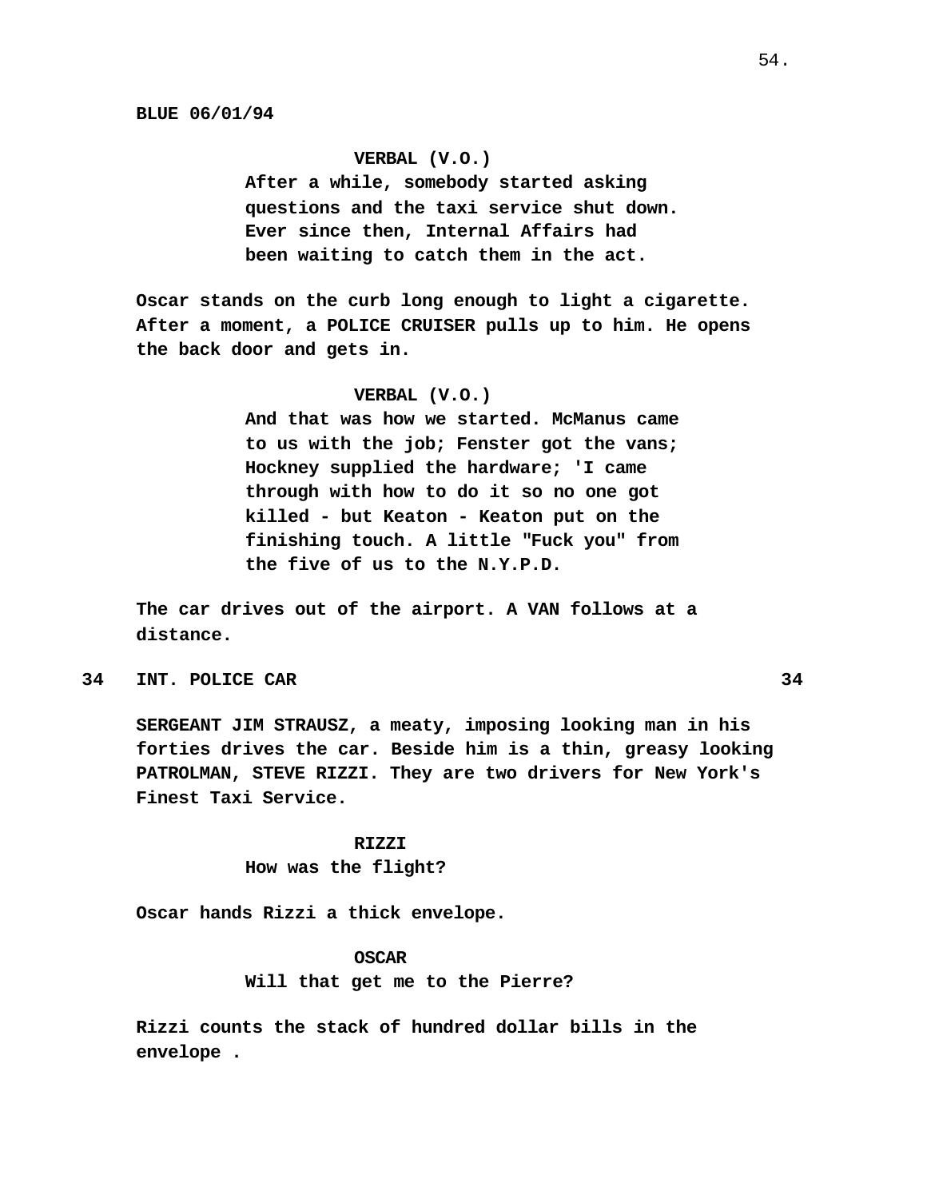**BLUE 06/01/94**

**VERBAL (V.O.)**
**After a while, somebody started asking questions and the taxi service shut down. Ever since then, Internal Affairs had been waiting to catch them in the act.**

**Oscar stands on the curb long enough to light a cigarette. After a moment, a POLICE CRUISER pulls up to him. He opens the back door and gets in.**

**VERBAL (V.O.)**
**And that was how we started. McManus came to us with the job; Fenster got the vans; Hockney supplied the hardware; 'I came through with how to do it so no one got killed - but Keaton - Keaton put on the finishing touch. A little "Fuck you" from the five of us to the N.Y.P.D.**

**The car drives out of the airport. A VAN follows at a distance.**

**34 INT. POLICE CAR 34**

**SERGEANT JIM STRAUSZ, a meaty, imposing looking man in his forties drives the car. Beside him is a thin, greasy looking PATROLMAN, STEVE RIZZI. They are two drivers for New York's Finest Taxi Service.**

**RIZZI**
**How was the flight?**

**Oscar hands Rizzi a thick envelope.**

**OSCAR**
**Will that get me to the Pierre?**

**Rizzi counts the stack of hundred dollar bills in the envelope .**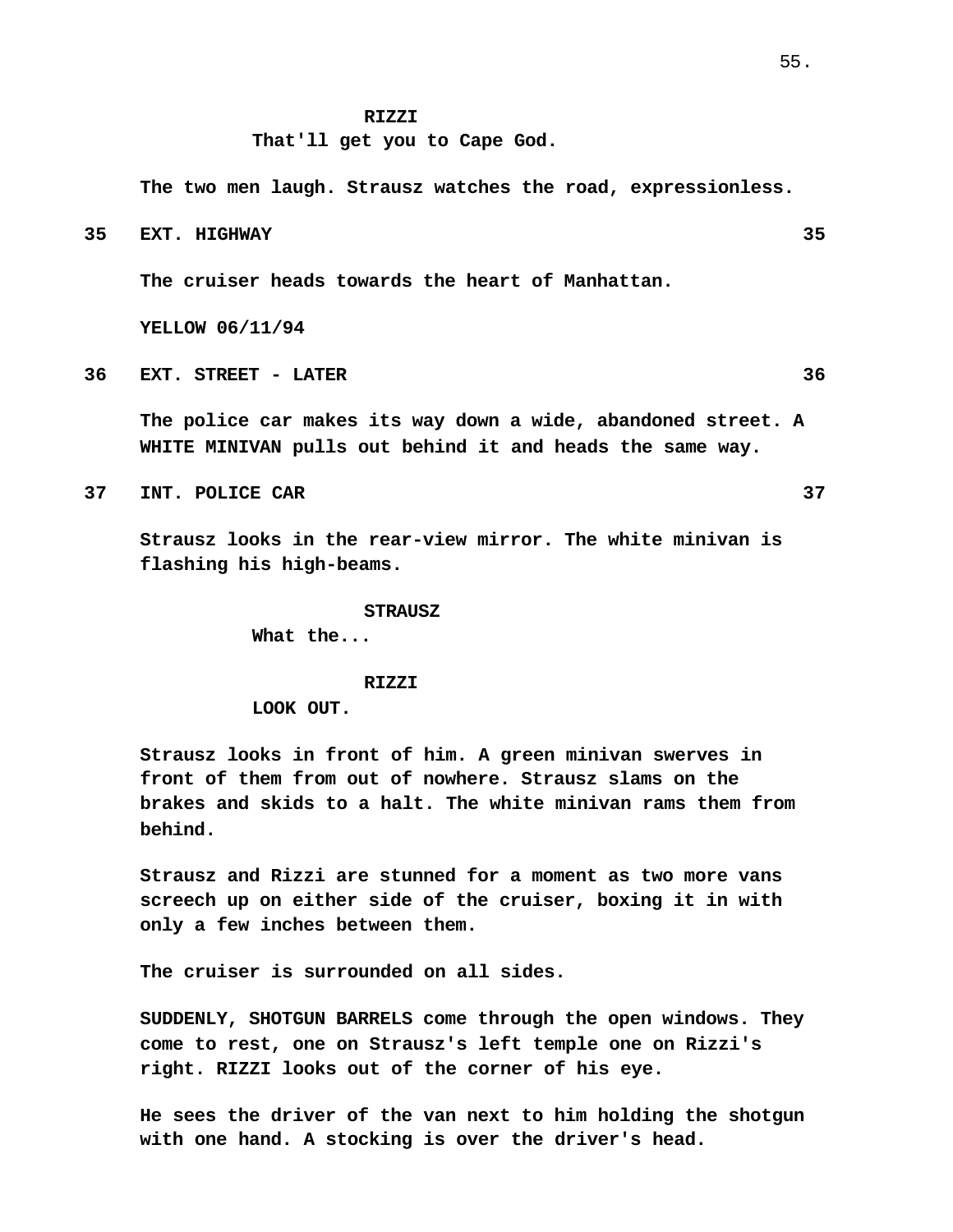**RIZZI**
That'll get you to Cape God.

The two men laugh. Strausz watches the road, expressionless.

**35 EXT. HIGHWAY 35**

The cruiser heads towards the heart of Manhattan.

YELLOW 06/11/94

**36 EXT. STREET - LATER 36**

The police car makes its way down a wide, abandoned street. A WHITE MINIVAN pulls out behind it and heads the same way.

**37 INT. POLICE CAR 37**

Strausz looks in the rear-view mirror. The white minivan is flashing his high-beams.

**STRAUSZ**
What the...

**RIZZI**
LOOK OUT.

Strausz looks in front of him. A green minivan swerves in front of them from out of nowhere. Strausz slams on the brakes and skids to a halt. The white minivan rams them from behind.

Strausz and Rizzi are stunned for a moment as two more vans screech up on either side of the cruiser, boxing it in with only a few inches between them.

The cruiser is surrounded on all sides.

SUDDENLY, SHOTGUN BARRELS come through the open windows. They come to rest, one on Strausz's left temple one on Rizzi's right. RIZZI looks out of the corner of his eye.

He sees the driver of the van next to him holding the shotgun with one hand. A stocking is over the driver's head.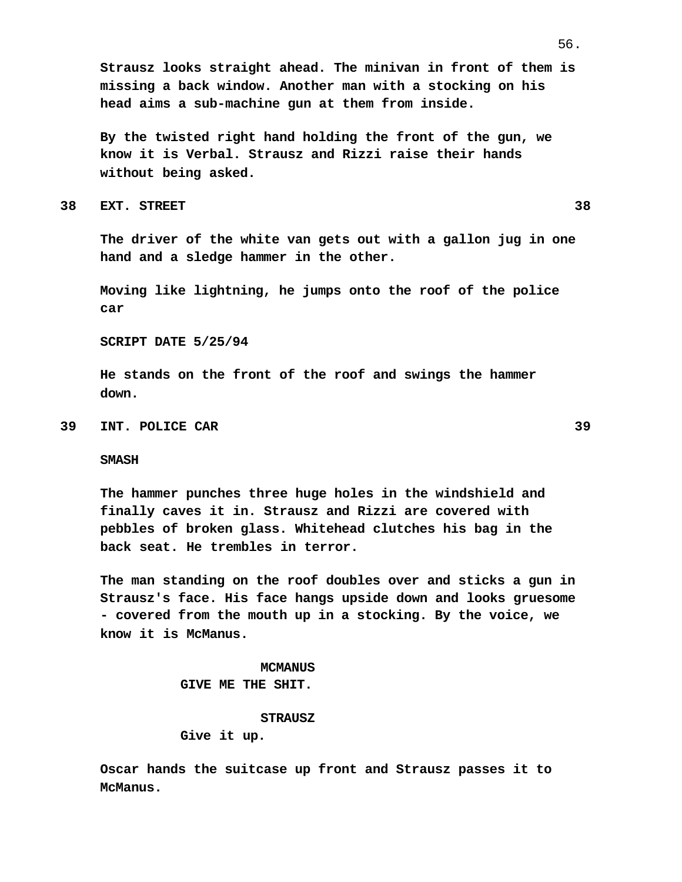Strausz looks straight ahead. The minivan in front of them is missing a back window. Another man with a stocking on his head aims a sub-machine gun at them from inside.

By the twisted right hand holding the front of the gun, we know it is Verbal. Strausz and Rizzi raise their hands without being asked.

**38 EXT. STREET 38**

The driver of the white van gets out with a gallon jug in one hand and a sledge hammer in the other.

Moving like lightning, he jumps onto the roof of the police car

SCRIPT DATE 5/25/94

He stands on the front of the roof and swings the hammer down.

**39 INT. POLICE CAR 39**

SMASH

The hammer punches three huge holes in the windshield and finally caves it in. Strausz and Rizzi are covered with pebbles of broken glass. Whitehead clutches his bag in the back seat. He trembles in terror.

The man standing on the roof doubles over and sticks a gun in Strausz's face. His face hangs upside down and looks gruesome - covered from the mouth up in a stocking. By the voice, we know it is McManus.

MCMANUS
GIVE ME THE SHIT.

STRAUSZ
Give it up.

Oscar hands the suitcase up front and Strausz passes it to McManus.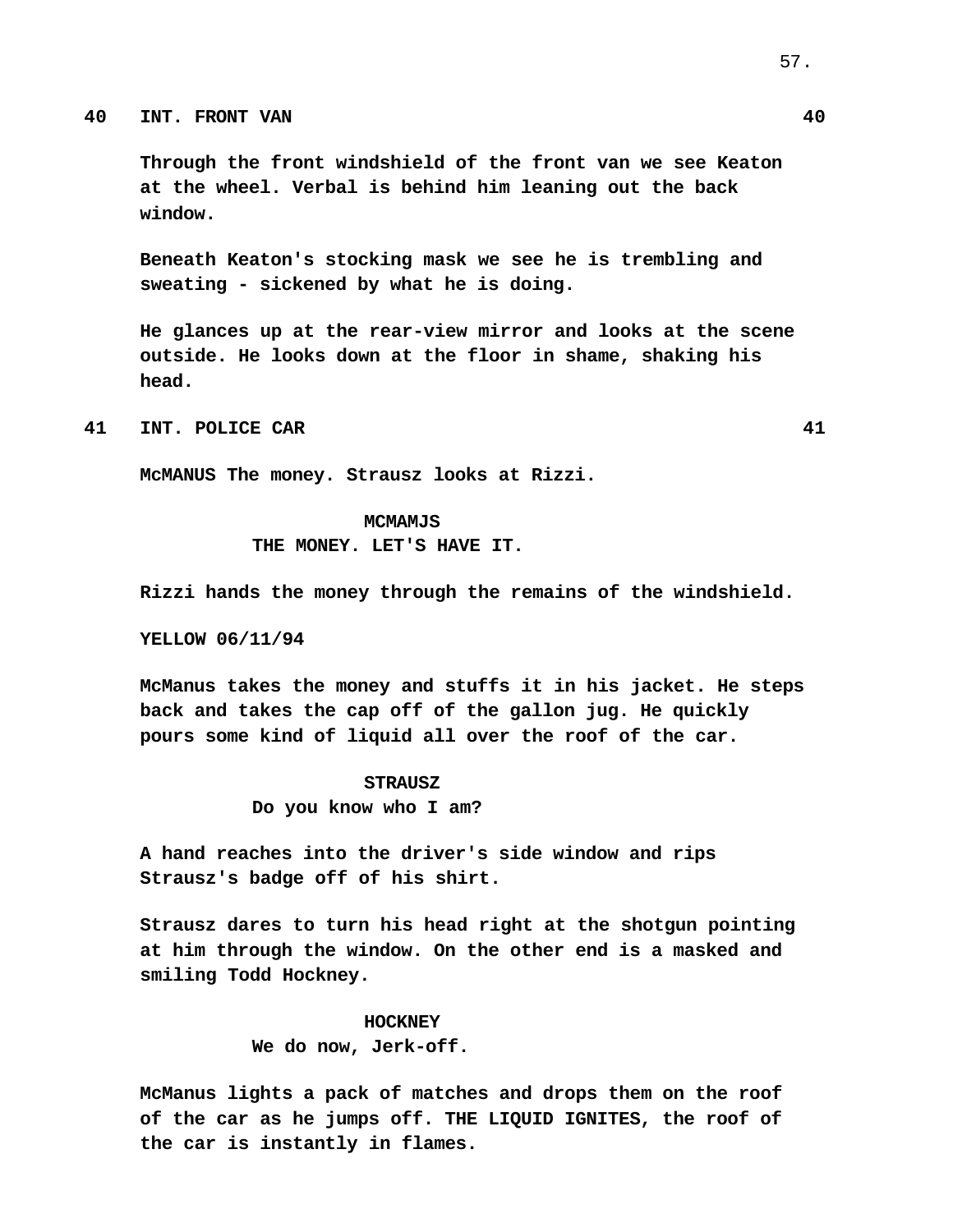**40 INT. FRONT VAN 40**

**Through the front windshield of the front van we see Keaton at the wheel. Verbal is behind him leaning out the back window.**

**Beneath Keaton's stocking mask we see he is trembling and sweating - sickened by what he is doing.**

**He glances up at the rear-view mirror and looks at the scene outside. He looks down at the floor in shame, shaking his head.**

**41 INT. POLICE CAR 41**

**McMANUS The money. Strausz looks at Rizzi.**

**MCMAMJS**
**THE MONEY. LET'S HAVE IT.**

**Rizzi hands the money through the remains of the windshield.**

**YELLOW 06/11/94**

**McManus takes the money and stuffs it in his jacket. He steps back and takes the cap off of the gallon jug. He quickly pours some kind of liquid all over the roof of the car.**

**STRAUSZ**
**Do you know who I am?**

**A hand reaches into the driver's side window and rips Strausz's badge off of his shirt.**

**Strausz dares to turn his head right at the shotgun pointing at him through the window. On the other end is a masked and smiling Todd Hockney.**

**HOCKNEY**
**We do now, Jerk-off.**

**McManus lights a pack of matches and drops them on the roof of the car as he jumps off. THE LIQUID IGNITES, the roof of the car is instantly in flames.**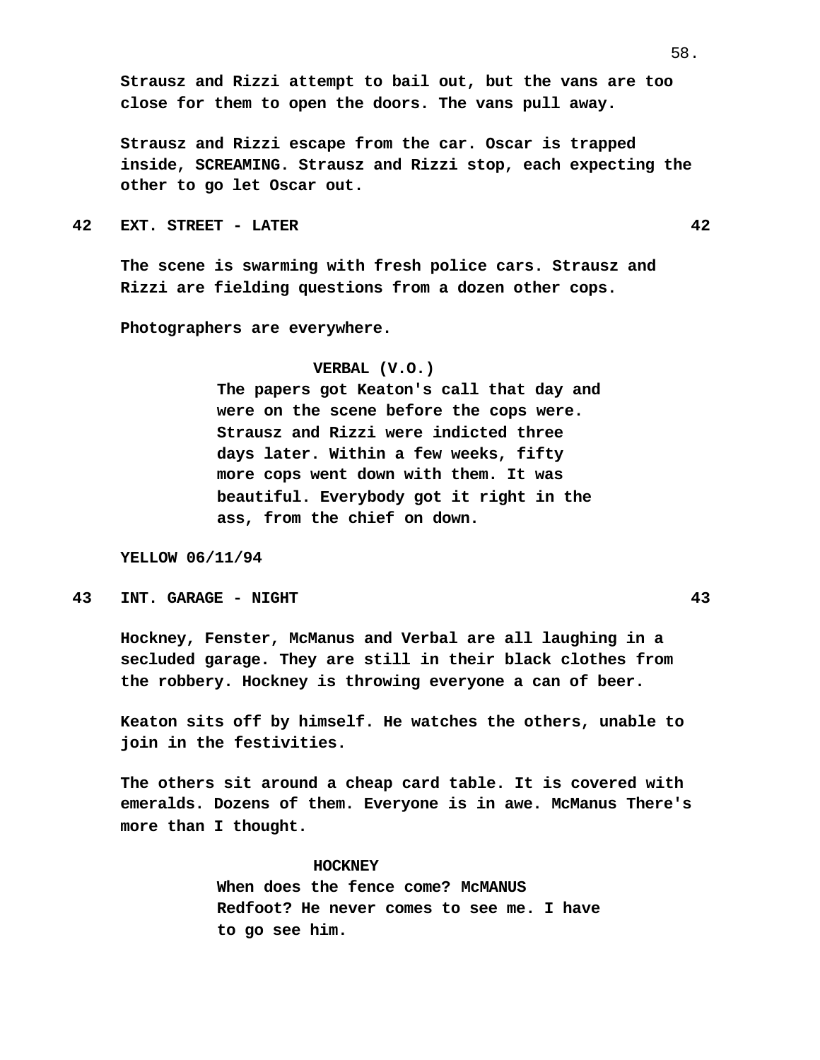Strausz and Rizzi attempt to bail out, but the vans are too close for them to open the doors. The vans pull away.

Strausz and Rizzi escape from the car. Oscar is trapped inside, SCREAMING. Strausz and Rizzi stop, each expecting the other to go let Oscar out.

**42 EXT. STREET - LATER 42**

The scene is swarming with fresh police cars. Strausz and Rizzi are fielding questions from a dozen other cops.

Photographers are everywhere.

VERBAL (V.O.)
The papers got Keaton's call that day and were on the scene before the cops were. Strausz and Rizzi were indicted three days later. Within a few weeks, fifty more cops went down with them. It was beautiful. Everybody got it right in the ass, from the chief on down.

YELLOW 06/11/94

**43 INT. GARAGE - NIGHT 43**

Hockney, Fenster, McManus and Verbal are all laughing in a secluded garage. They are still in their black clothes from the robbery. Hockney is throwing everyone a can of beer.

Keaton sits off by himself. He watches the others, unable to join in the festivities.

The others sit around a cheap card table. It is covered with emeralds. Dozens of them. Everyone is in awe. McManus There's more than I thought.

HOCKNEY
When does the fence come? McMANUS
Redfoot? He never comes to see me. I have to go see him.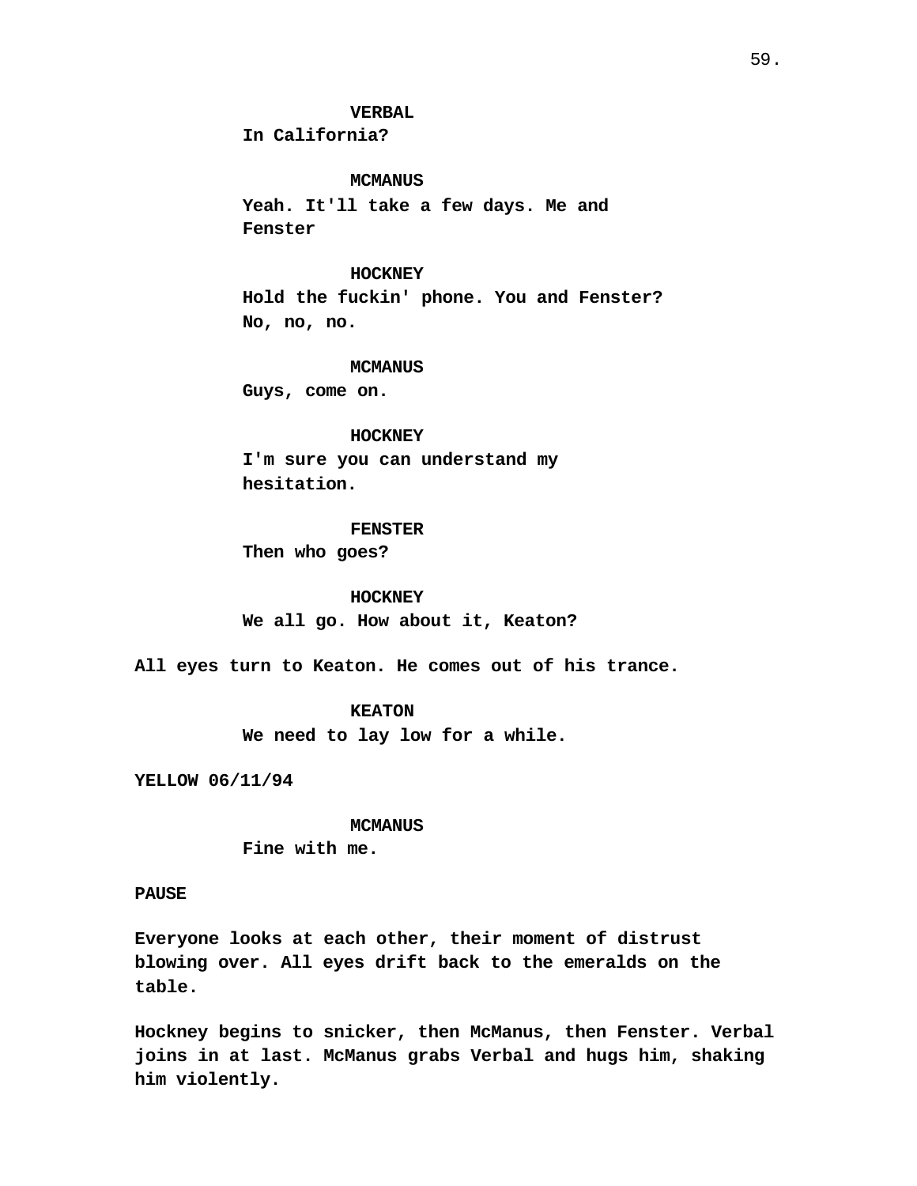**VERBAL**
**In California?**

**MCMANUS**
**Yeah. It'll take a few days. Me and Fenster**

**HOCKNEY**
**Hold the fuckin' phone. You and Fenster? No, no, no.**

**MCMANUS**
**Guys, come on.**

**HOCKNEY**
**I'm sure you can understand my hesitation.**

**FENSTER**
**Then who goes?**

**HOCKNEY**
**We all go. How about it, Keaton?**

**All eyes turn to Keaton. He comes out of his trance.**

**KEATON**
**We need to lay low for a while.**

**YELLOW 06/11/94**

**MCMANUS**
**Fine with me.**

**PAUSE**

**Everyone looks at each other, their moment of distrust blowing over. All eyes drift back to the emeralds on the table.**

**Hockney begins to snicker, then McManus, then Fenster. Verbal joins in at last. McManus grabs Verbal and hugs him, shaking him violently.**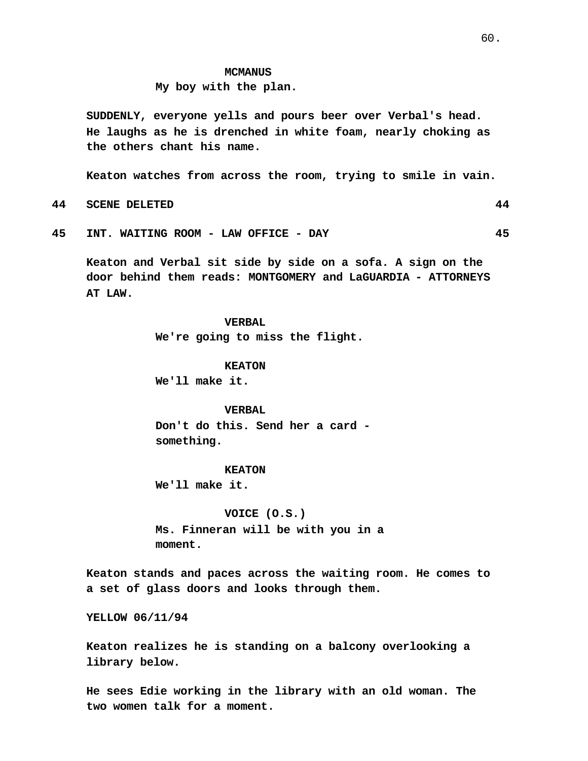**MCMANUS**
My boy with the plan.

SUDDENLY, everyone yells and pours beer over Verbal's head. He laughs as he is drenched in white foam, nearly choking as the others chant his name.

Keaton watches from across the room, trying to smile in vain.

**44 SCENE DELETED 44**

**45 INT. WAITING ROOM - LAW OFFICE - DAY 45**

Keaton and Verbal sit side by side on a sofa. A sign on the door behind them reads: MONTGOMERY and LaGUARDIA - ATTORNEYS AT LAW.

**VERBAL**
We're going to miss the flight.

**KEATON**
We'll make it.

**VERBAL**
Don't do this. Send her a card - something.

**KEATON**
We'll make it.

**VOICE (O.S.)**
Ms. Finneran will be with you in a moment.

Keaton stands and paces across the waiting room. He comes to a set of glass doors and looks through them.

YELLOW 06/11/94

Keaton realizes he is standing on a balcony overlooking a library below.

He sees Edie working in the library with an old woman. The two women talk for a moment.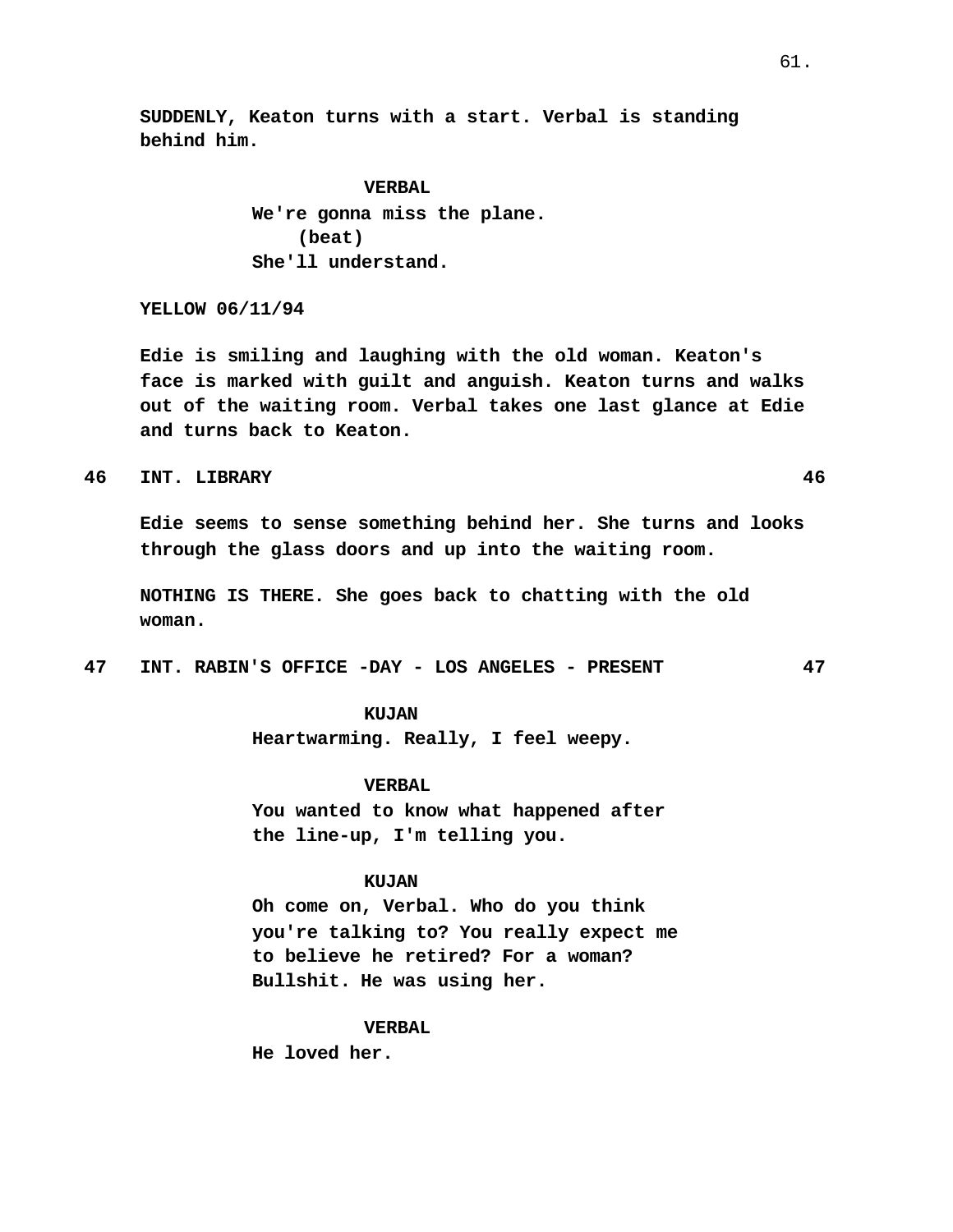SUDDENLY, Keaton turns with a start. Verbal is standing behind him.

VERBAL
We're gonna miss the plane.
(beat)
She'll understand.

YELLOW 06/11/94

Edie is smiling and laughing with the old woman. Keaton's face is marked with guilt and anguish. Keaton turns and walks out of the waiting room. Verbal takes one last glance at Edie and turns back to Keaton.

46 INT. LIBRARY 46

Edie seems to sense something behind her. She turns and looks through the glass doors and up into the waiting room.

NOTHING IS THERE. She goes back to chatting with the old woman.

47 INT. RABIN'S OFFICE -DAY - LOS ANGELES - PRESENT 47

KUJAN
Heartwarming. Really, I feel weepy.

VERBAL
You wanted to know what happened after the line-up, I'm telling you.

KUJAN
Oh come on, Verbal. Who do you think you're talking to? You really expect me to believe he retired? For a woman? Bullshit. He was using her.

VERBAL
He loved her.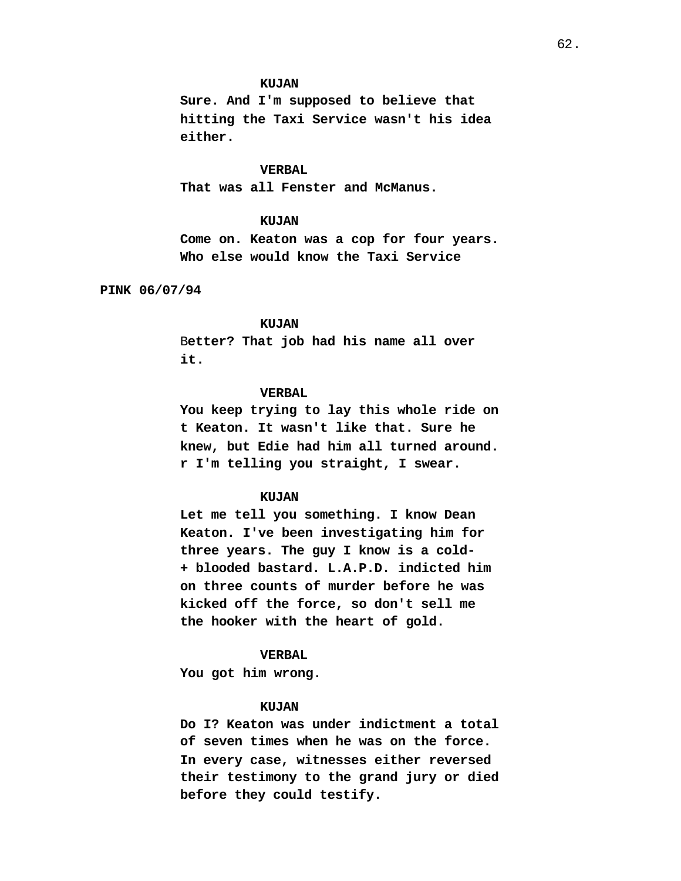**KUJAN**
**Sure. And I'm supposed to believe that hitting the Taxi Service wasn't his idea either.**

**VERBAL**
**That was all Fenster and McManus.**

**KUJAN**
**Come on. Keaton was a cop for four years. Who else would know the Taxi Service**

**PINK 06/07/94**

**KUJAN**
B**etter? That job had his name all over it.**

**VERBAL**
**You keep trying to lay this whole ride on t Keaton. It wasn't like that. Sure he knew, but Edie had him all turned around. r I'm telling you straight, I swear.**

**KUJAN**
**Let me tell you something. I know Dean Keaton. I've been investigating him for three years. The guy I know is a cold- + blooded bastard. L.A.P.D. indicted him on three counts of murder before he was kicked off the force, so don't sell me the hooker with the heart of gold.**

**VERBAL**
**You got him wrong.**

**KUJAN**
**Do I? Keaton was under indictment a total of seven times when he was on the force. In every case, witnesses either reversed their testimony to the grand jury or died before they could testify.**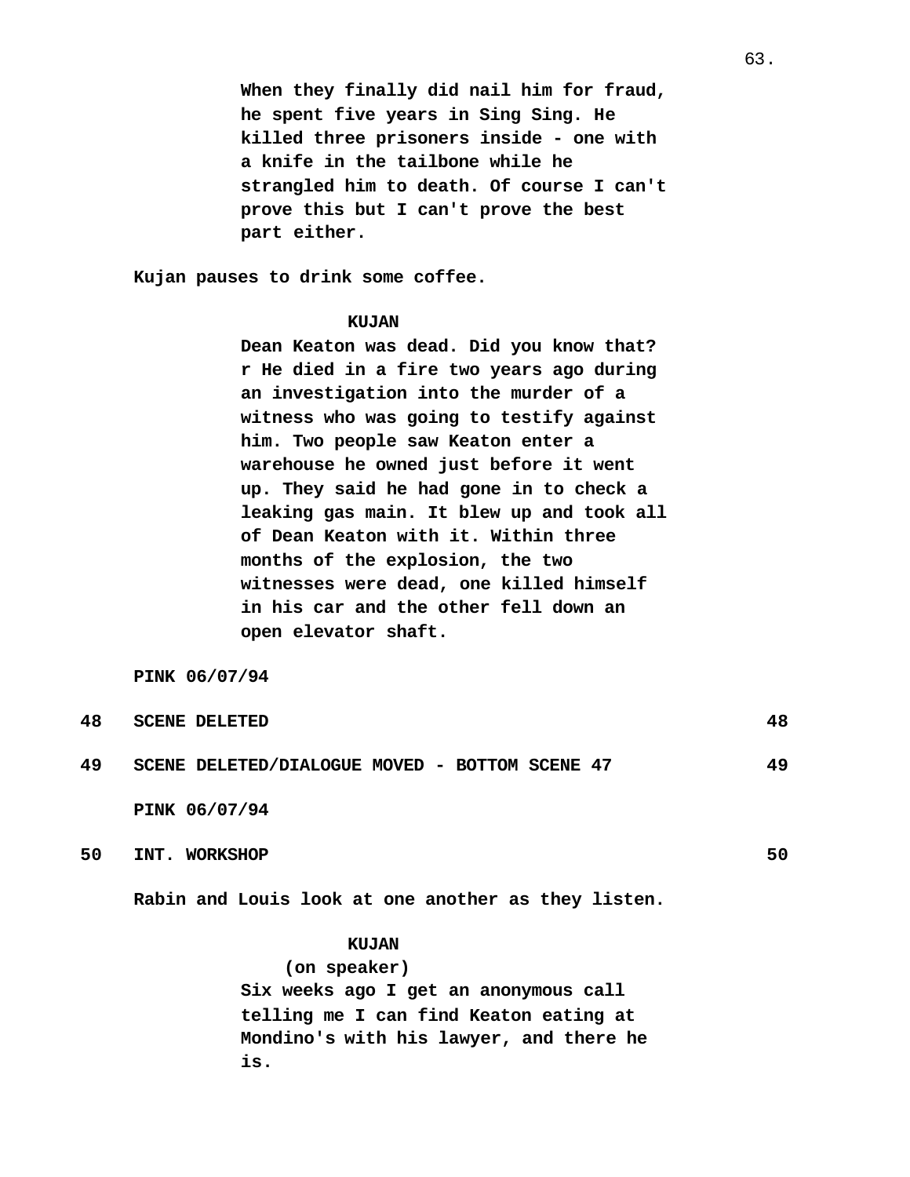When they finally did nail him for fraud, he spent five years in Sing Sing. He killed three prisoners inside - one with a knife in the tailbone while he strangled him to death. Of course I can't prove this but I can't prove the best part either.

Kujan pauses to drink some coffee.

KUJAN

Dean Keaton was dead. Did you know that? r He died in a fire two years ago during an investigation into the murder of a witness who was going to testify against him. Two people saw Keaton enter a warehouse he owned just before it went up. They said he had gone in to check a leaking gas main. It blew up and took all of Dean Keaton with it. Within three months of the explosion, the two witnesses were dead, one killed himself in his car and the other fell down an open elevator shaft.

PINK 06/07/94

48 SCENE DELETED 48

49 SCENE DELETED/DIALOGUE MOVED - BOTTOM SCENE 47 49

PINK 06/07/94

50 INT. WORKSHOP 50

Rabin and Louis look at one another as they listen.

KUJAN
(on speaker)
Six weeks ago I get an anonymous call telling me I can find Keaton eating at Mondino's with his lawyer, and there he is.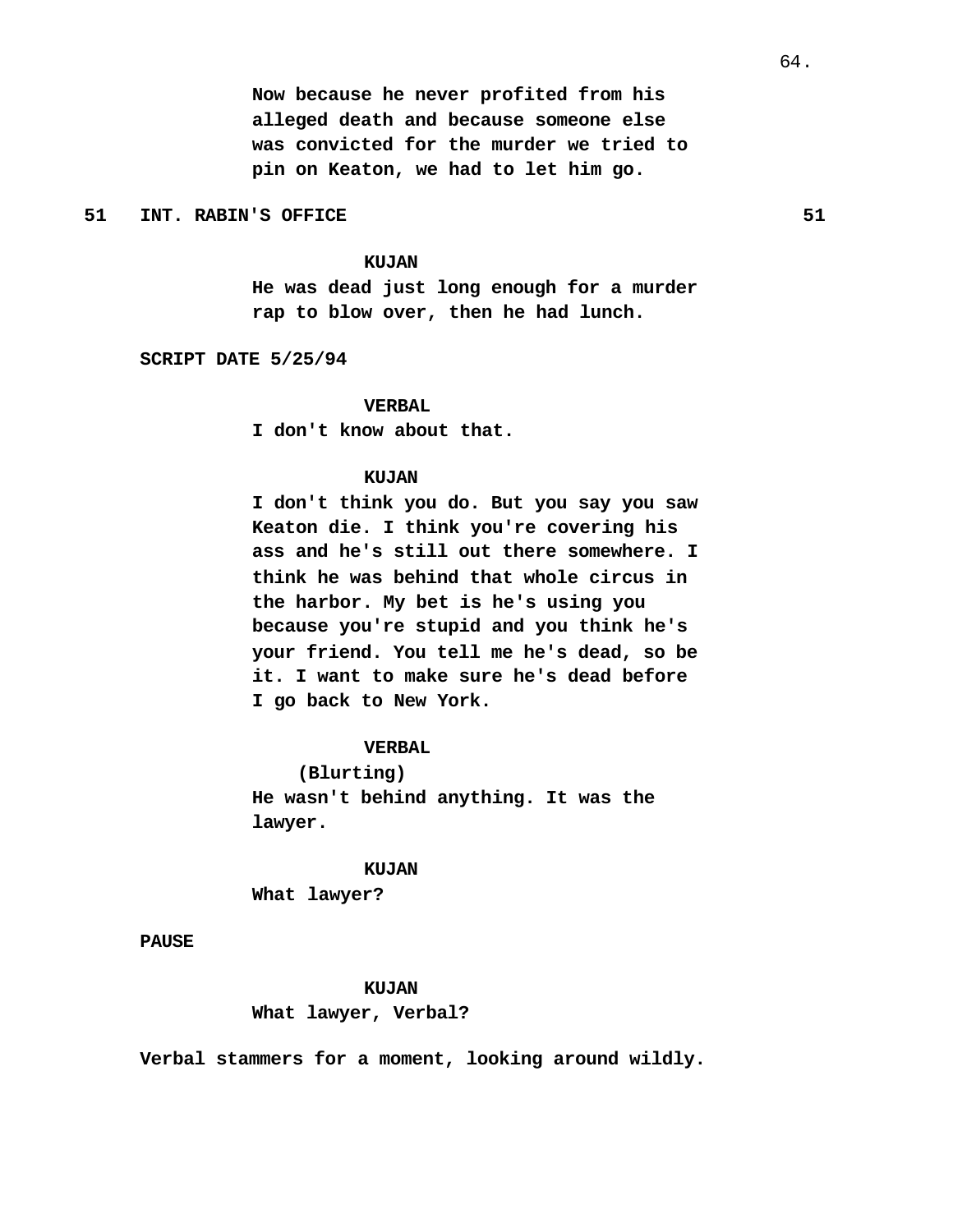Now because he never profited from his alleged death and because someone else was convicted for the murder we tried to pin on Keaton, we had to let him go.

**51 INT. RABIN'S OFFICE 51**

KUJAN
He was dead just long enough for a murder rap to blow over, then he had lunch.

SCRIPT DATE 5/25/94

VERBAL
I don't know about that.

KUJAN
I don't think you do. But you say you saw Keaton die. I think you're covering his ass and he's still out there somewhere. I think he was behind that whole circus in the harbor. My bet is he's using you because you're stupid and you think he's your friend. You tell me he's dead, so be it. I want to make sure he's dead before I go back to New York.

VERBAL
(Blurting)
He wasn't behind anything. It was the lawyer.

KUJAN
What lawyer?

PAUSE

KUJAN
What lawyer, Verbal?

Verbal stammers for a moment, looking around wildly.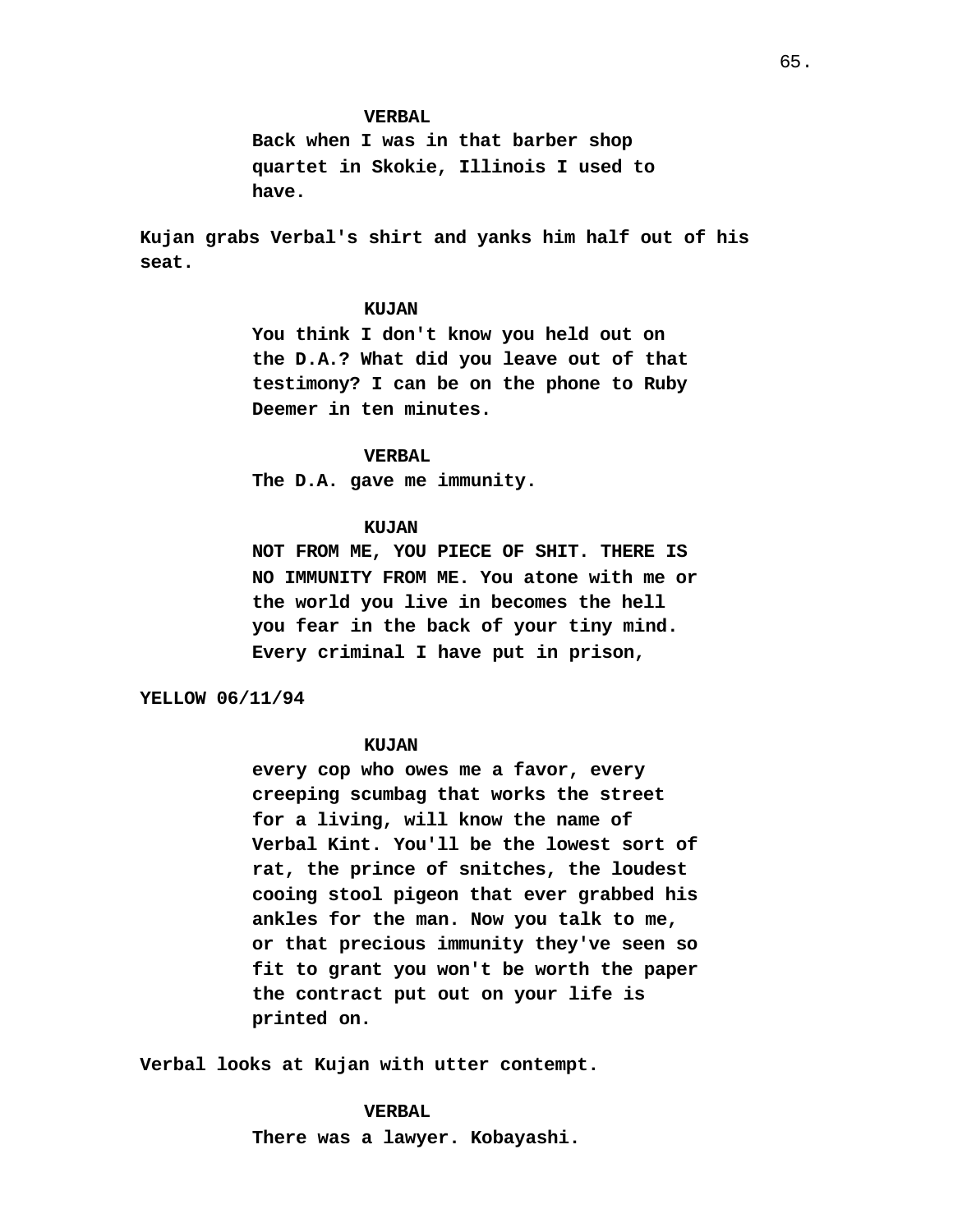VERBAL

Back when I was in that barber shop quartet in Skokie, Illinois I used to have.

Kujan grabs Verbal's shirt and yanks him half out of his seat.

KUJAN

You think I don't know you held out on the D.A.? What did you leave out of that testimony? I can be on the phone to Ruby Deemer in ten minutes.

VERBAL

The D.A. gave me immunity.

KUJAN

NOT FROM ME, YOU PIECE OF SHIT. THERE IS NO IMMUNITY FROM ME. You atone with me or the world you live in becomes the hell you fear in the back of your tiny mind. Every criminal I have put in prison,

YELLOW 06/11/94

KUJAN

every cop who owes me a favor, every creeping scumbag that works the street for a living, will know the name of Verbal Kint. You'll be the lowest sort of rat, the prince of snitches, the loudest cooing stool pigeon that ever grabbed his ankles for the man. Now you talk to me, or that precious immunity they've seen so fit to grant you won't be worth the paper the contract put out on your life is printed on.

Verbal looks at Kujan with utter contempt.

VERBAL

There was a lawyer. Kobayashi.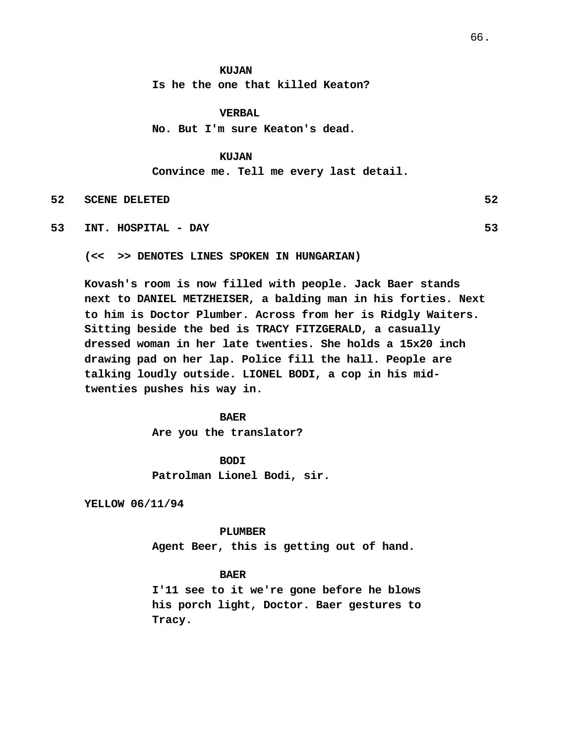**KUJAN**
Is he the one that killed Keaton?

**VERBAL**
No. But I'm sure Keaton's dead.

**KUJAN**
Convince me. Tell me every last detail.

**52 SCENE DELETED 52**

**53 INT. HOSPITAL - DAY 53**

**(<< >> DENOTES LINES SPOKEN IN HUNGARIAN)**

Kovash's room is now filled with people. Jack Baer stands next to DANIEL METZHEISER, a balding man in his forties. Next to him is Doctor Plumber. Across from her is Ridgly Waiters. Sitting beside the bed is TRACY FITZGERALD, a casually dressed woman in her late twenties. She holds a 15x20 inch drawing pad on her lap. Police fill the hall. People are talking loudly outside. LIONEL BODI, a cop in his mid-twenties pushes his way in.

**BAER**
Are you the translator?

**BODI**
Patrolman Lionel Bodi, sir.

YELLOW 06/11/94

**PLUMBER**
Agent Beer, this is getting out of hand.

**BAER**
I'11 see to it we're gone before he blows his porch light, Doctor. Baer gestures to Tracy.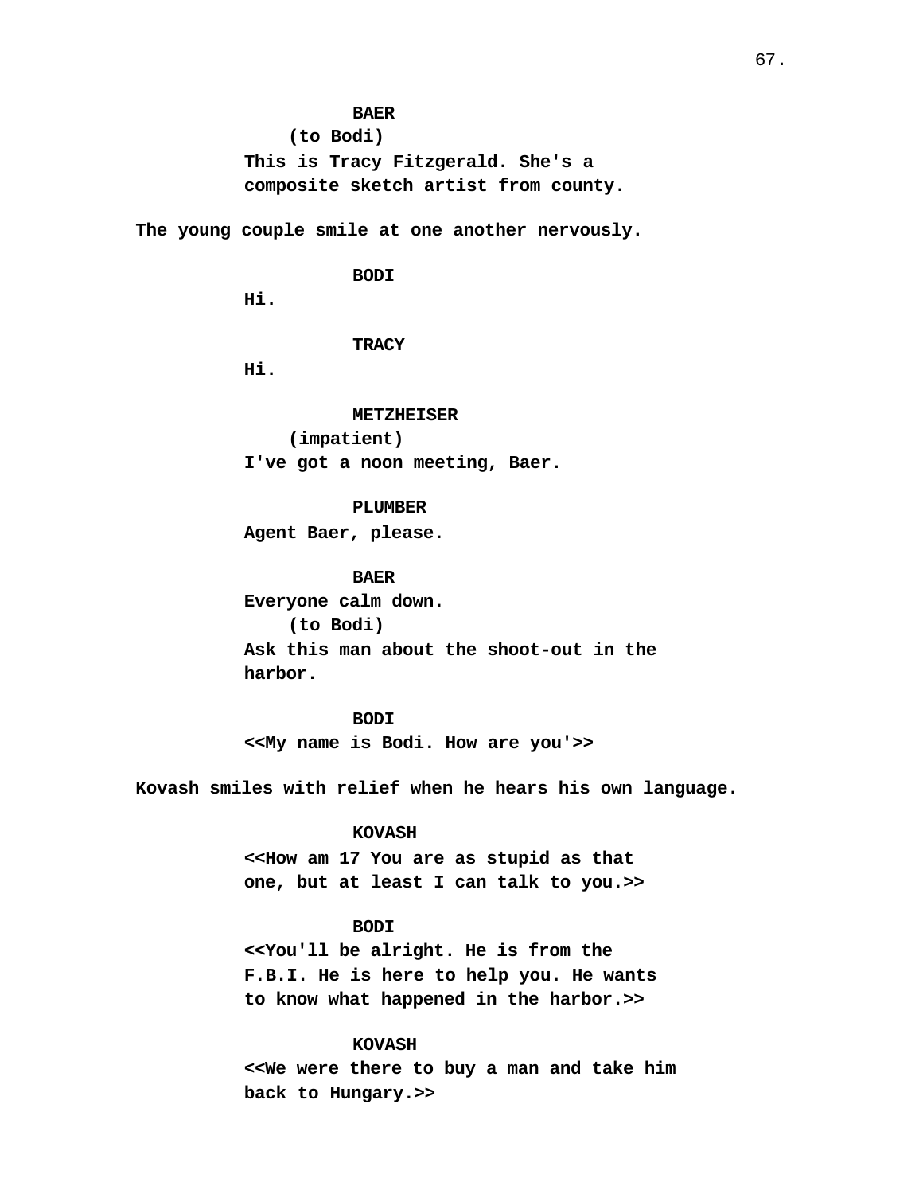**BAER**
**(to Bodi)**
**This is Tracy Fitzgerald. She's a composite sketch artist from county.**

**The young couple smile at one another nervously.**

**BODI**
**Hi.**

**TRACY**
**Hi.**

**METZHEISER**
**(impatient)**
**I've got a noon meeting, Baer.**

**PLUMBER**
**Agent Baer, please.**

**BAER**
**Everyone calm down.**
**(to Bodi)**
**Ask this man about the shoot-out in the harbor.**

**BODI**
**<<My name is Bodi. How are you'>>**

**Kovash smiles with relief when he hears his own language.**

**KOVASH**
**<<How am 17 You are as stupid as that one, but at least I can talk to you.>>**

**BODI**
**<<You'll be alright. He is from the F.B.I. He is here to help you. He wants to know what happened in the harbor.>>**

**KOVASH**
**<<We were there to buy a man and take him back to Hungary.>>**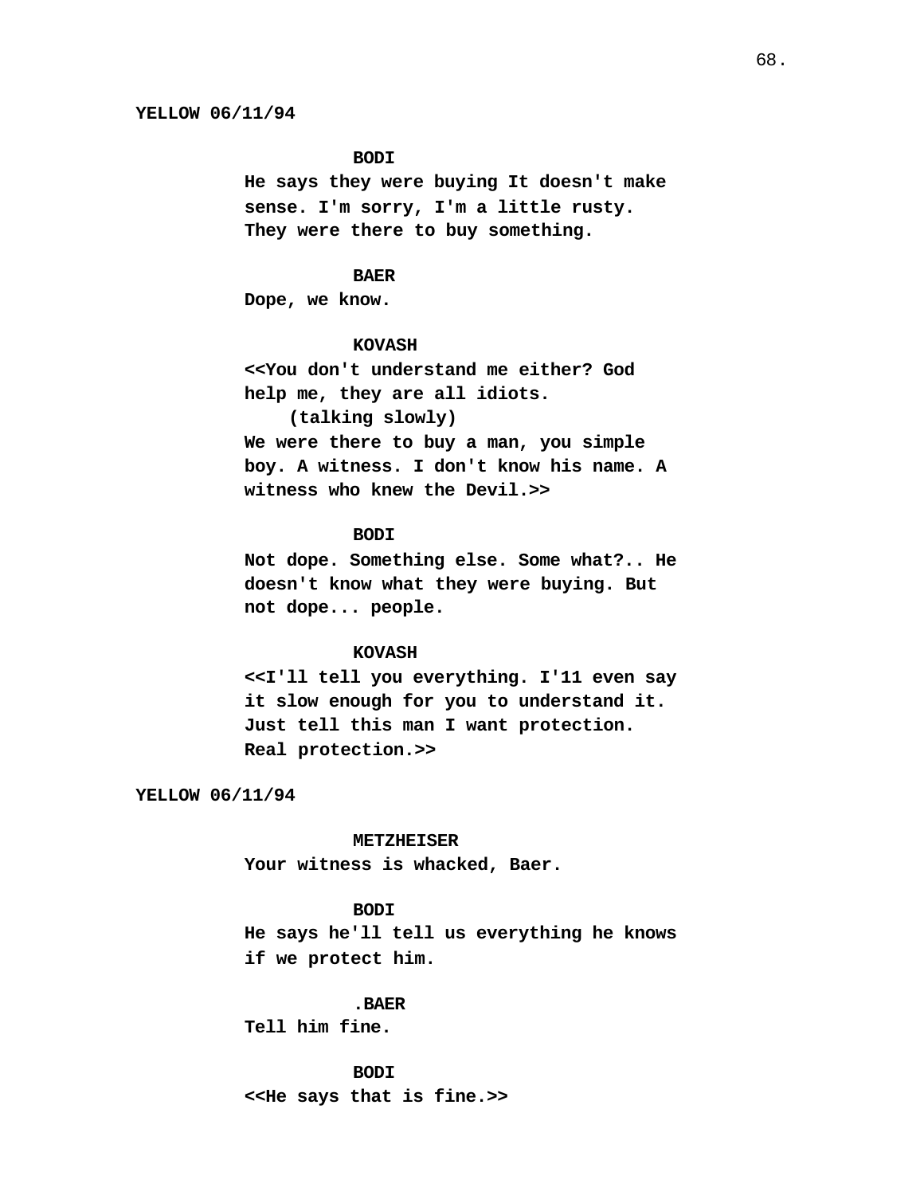**YELLOW 06/11/94**

**BODI**
He says they were buying It doesn't make sense. I'm sorry, I'm a little rusty. They were there to buy something.

**BAER**
Dope, we know.

**KOVASH**
<<You don't understand me either? God help me, they are all idiots.
(talking slowly)
We were there to buy a man, you simple boy. A witness. I don't know his name. A witness who knew the Devil.>>

**BODI**
Not dope. Something else. Some what?.. He doesn't know what they were buying. But not dope... people.

**KOVASH**
<<I'll tell you everything. I'11 even say it slow enough for you to understand it. Just tell this man I want protection. Real protection.>>

**YELLOW 06/11/94**

**METZHEISER**
Your witness is whacked, Baer.

**BODI**
He says he'll tell us everything he knows if we protect him.

**.BAER**
Tell him fine.

**BODI**
<<He says that is fine.>>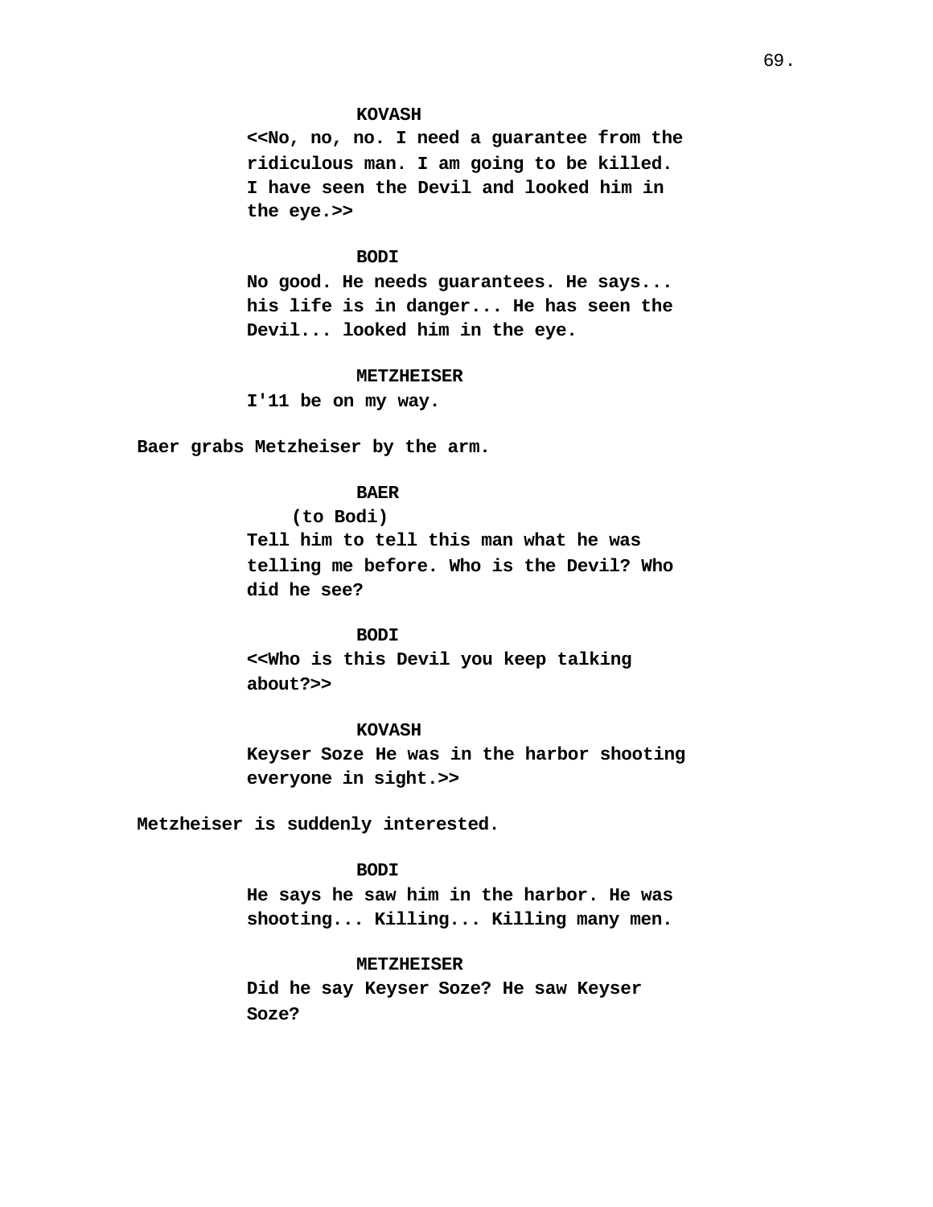**KOVASH**

<<No, no, no. I need a guarantee from the ridiculous man. I am going to be killed. I have seen the Devil and looked him in the eye.>>

**BODI**

No good. He needs guarantees. He says... his life is in danger... He has seen the Devil... looked him in the eye.

**METZHEISER**

I'11 be on my way.

Baer grabs Metzheiser by the arm.

**BAER**

(to Bodi)

Tell him to tell this man what he was telling me before. Who is the Devil? Who did he see?

**BODI**

<<Who is this Devil you keep talking about?>>

**KOVASH**

Keyser Soze He was in the harbor shooting everyone in sight.>>

Metzheiser is suddenly interested.

**BODI**

He says he saw him in the harbor. He was shooting... Killing... Killing many men.

**METZHEISER**

Did he say Keyser Soze? He saw Keyser Soze?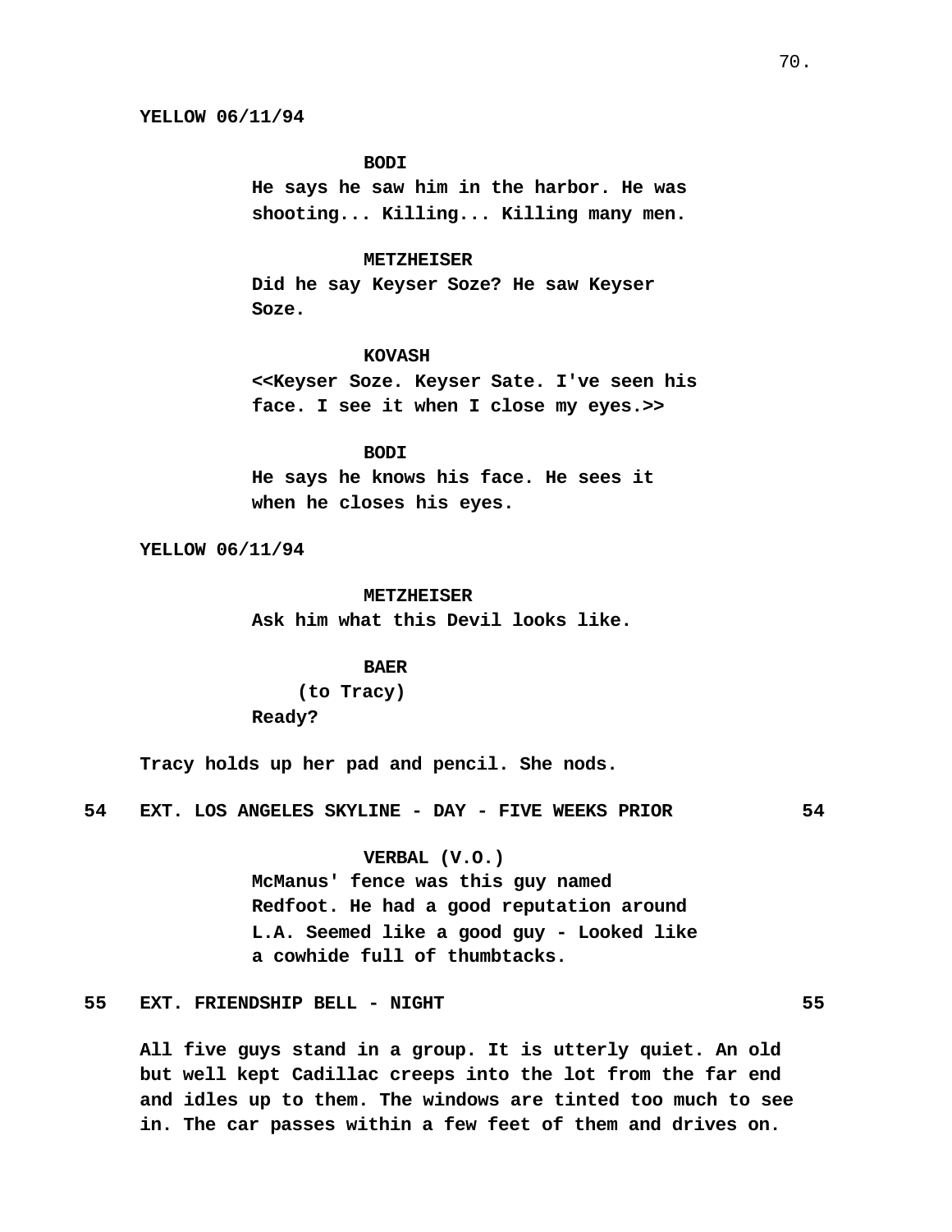YELLOW 06/11/94

**BODI**
He says he saw him in the harbor. He was shooting... Killing... Killing many men.

**METZHEISER**
Did he say Keyser Soze? He saw Keyser Soze.

**KOVASH**
<<Keyser Soze. Keyser Sate. I've seen his face. I see it when I close my eyes.>>

**BODI**
He says he knows his face. He sees it when he closes his eyes.

YELLOW 06/11/94

**METZHEISER**
Ask him what this Devil looks like.

**BAER**
(to Tracy)
Ready?

Tracy holds up her pad and pencil. She nods.

**54 EXT. LOS ANGELES SKYLINE - DAY - FIVE WEEKS PRIOR 54**

**VERBAL (V.O.)**
McManus' fence was this guy named Redfoot. He had a good reputation around L.A. Seemed like a good guy - Looked like a cowhide full of thumbtacks.

**55 EXT. FRIENDSHIP BELL - NIGHT 55**

All five guys stand in a group. It is utterly quiet. An old but well kept Cadillac creeps into the lot from the far end and idles up to them. The windows are tinted too much to see in. The car passes within a few feet of them and drives on.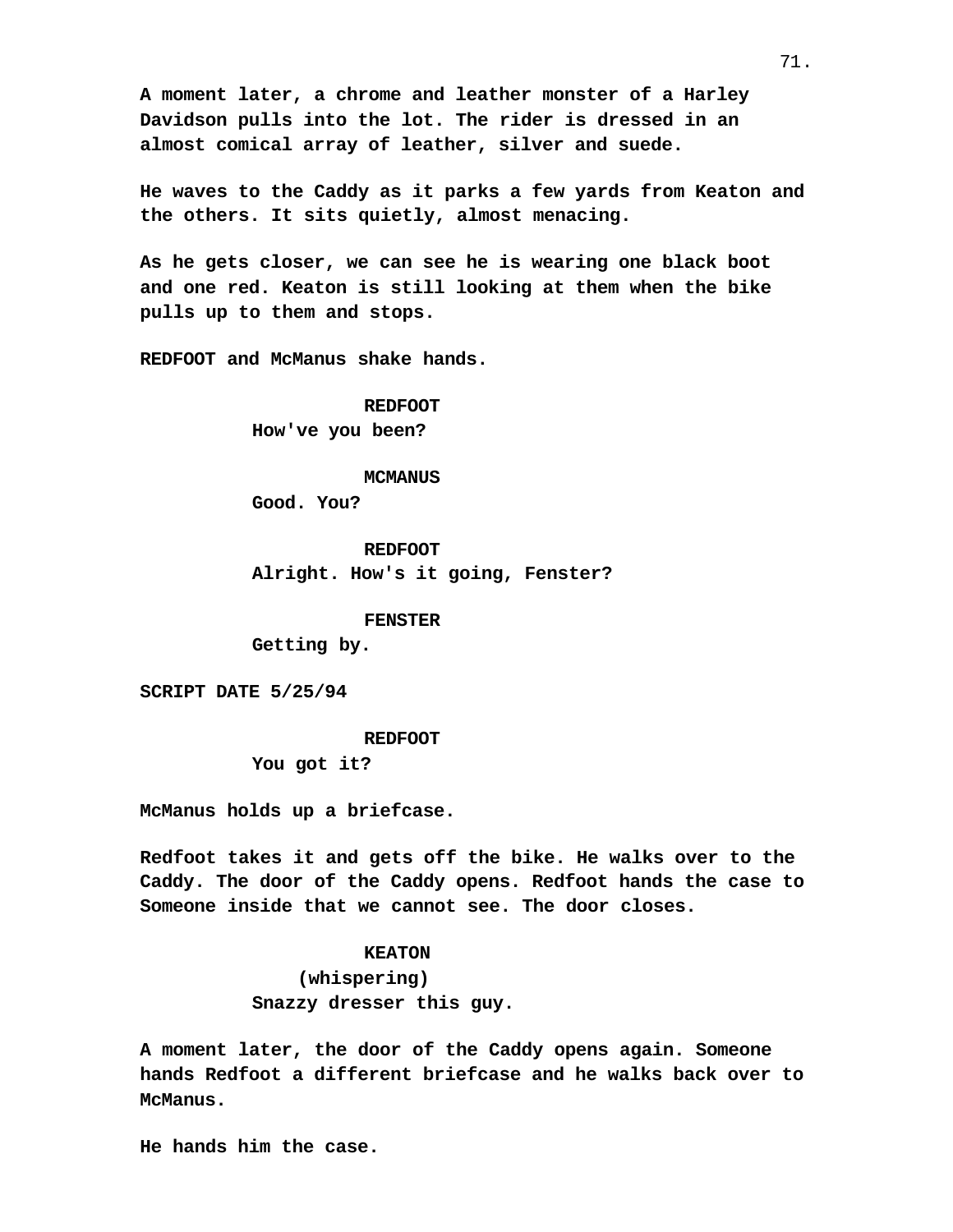**A moment later, a chrome and leather monster of a Harley Davidson pulls into the lot. The rider is dressed in an almost comical array of leather, silver and suede.**

**He waves to the Caddy as it parks a few yards from Keaton and the others. It sits quietly, almost menacing.**

**As he gets closer, we can see he is wearing one black boot and one red. Keaton is still looking at them when the bike pulls up to them and stops.**

**REDFOOT and McManus shake hands.**

**REDFOOT**
**How've you been?**

**MCMANUS**
**Good. You?**

**REDFOOT**
**Alright. How's it going, Fenster?**

**FENSTER**
**Getting by.**

**SCRIPT DATE 5/25/94**

**REDFOOT**
**You got it?**

**McManus holds up a briefcase.**

**Redfoot takes it and gets off the bike. He walks over to the Caddy. The door of the Caddy opens. Redfoot hands the case to Someone inside that we cannot see. The door closes.**

**KEATON**
**(whispering)**
**Snazzy dresser this guy.**

**A moment later, the door of the Caddy opens again. Someone hands Redfoot a different briefcase and he walks back over to McManus.**

**He hands him the case.**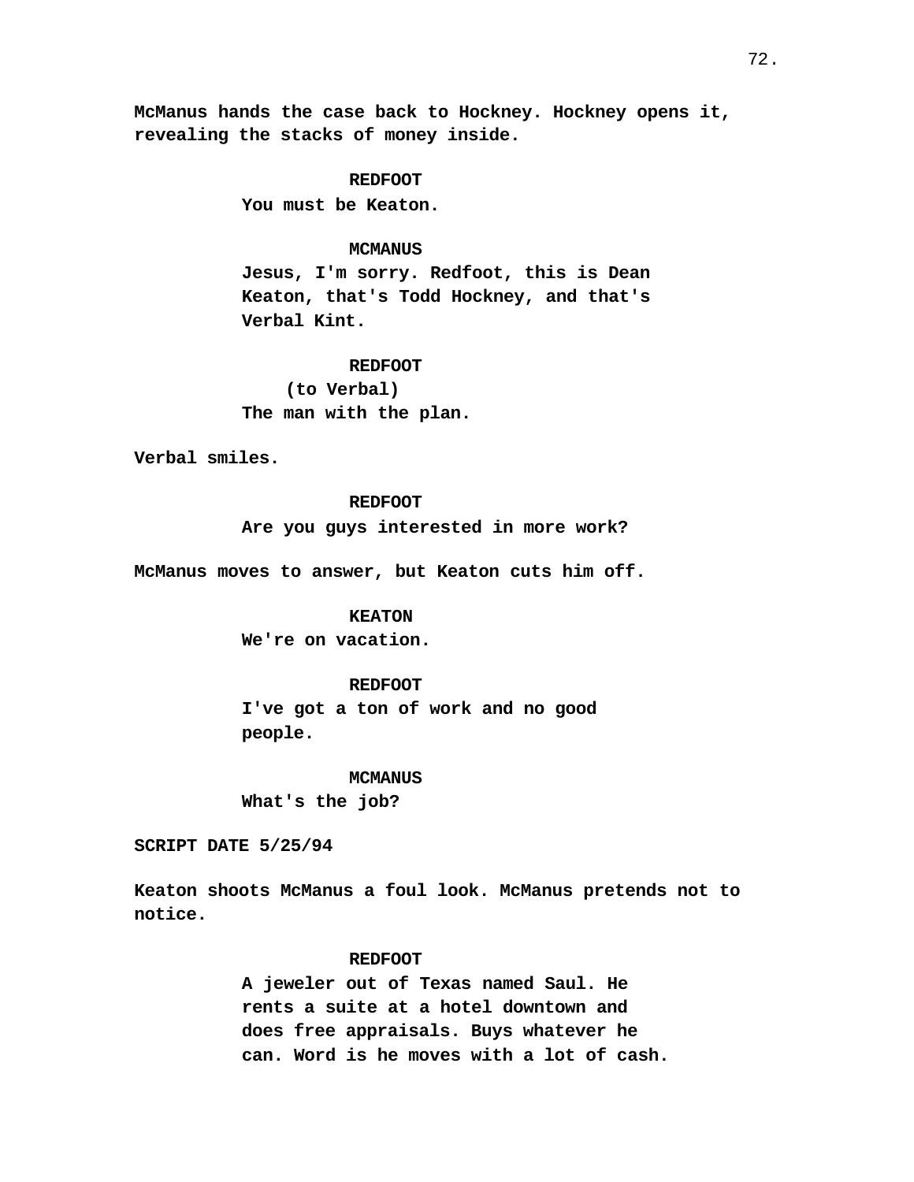McManus hands the case back to Hockney. Hockney opens it, revealing the stacks of money inside.

**REDFOOT**
You must be Keaton.

**MCMANUS**
Jesus, I'm sorry. Redfoot, this is Dean Keaton, that's Todd Hockney, and that's Verbal Kint.

**REDFOOT**
(to Verbal)
The man with the plan.

Verbal smiles.

**REDFOOT**
Are you guys interested in more work?

McManus moves to answer, but Keaton cuts him off.

**KEATON**
We're on vacation.

**REDFOOT**
I've got a ton of work and no good people.

**MCMANUS**
What's the job?

SCRIPT DATE 5/25/94

Keaton shoots McManus a foul look. McManus pretends not to notice.

**REDFOOT**
A jeweler out of Texas named Saul. He rents a suite at a hotel downtown and does free appraisals. Buys whatever he can. Word is he moves with a lot of cash.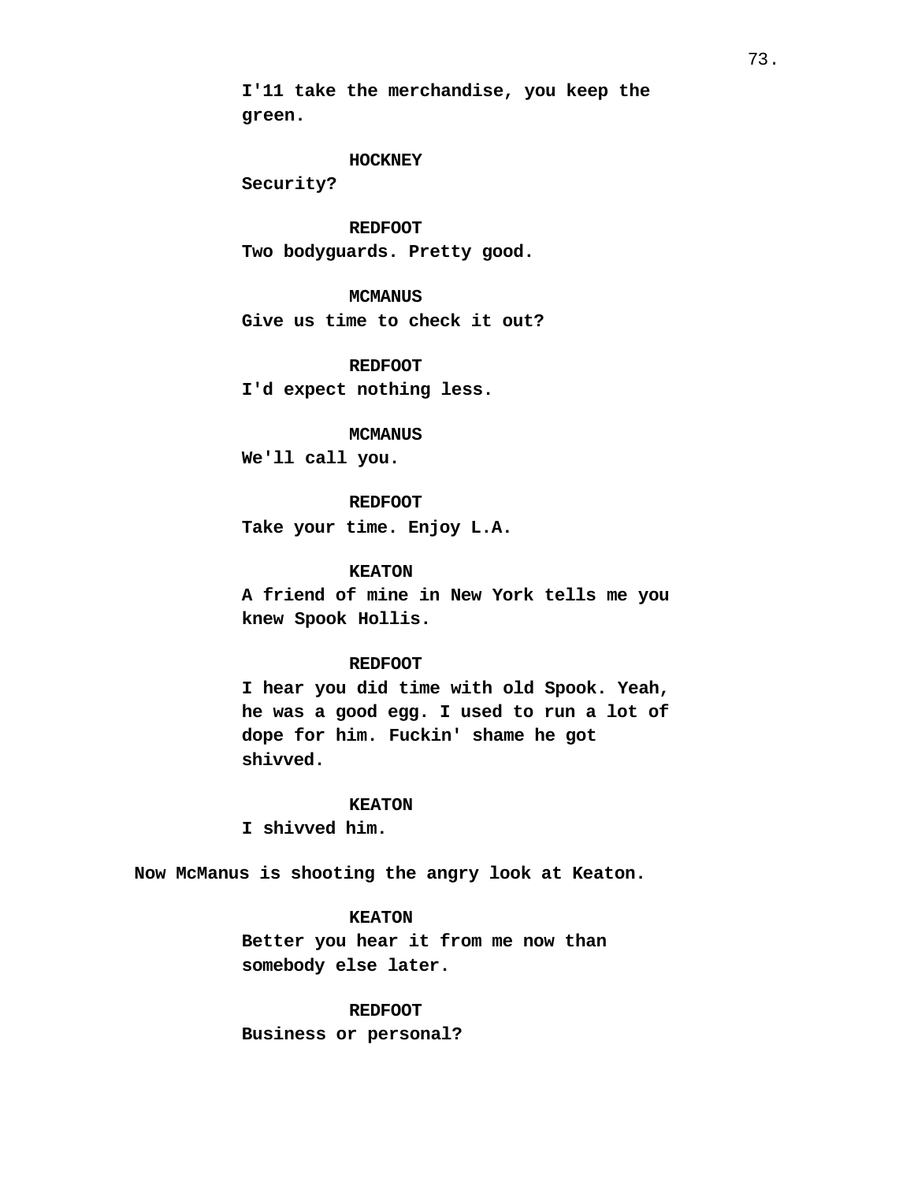I'11 take the merchandise, you keep the green.

**HOCKNEY**

Security?

**REDFOOT**

Two bodyguards. Pretty good.

**MCMANUS**

Give us time to check it out?

**REDFOOT**

I'd expect nothing less.

**MCMANUS**

We'll call you.

**REDFOOT**

Take your time. Enjoy L.A.

**KEATON**

A friend of mine in New York tells me you knew Spook Hollis.

**REDFOOT**

I hear you did time with old Spook. Yeah, he was a good egg. I used to run a lot of dope for him. Fuckin' shame he got shivved.

**KEATON**

I shivved him.

Now McManus is shooting the angry look at Keaton.

**KEATON**

Better you hear it from me now than somebody else later.

**REDFOOT**

Business or personal?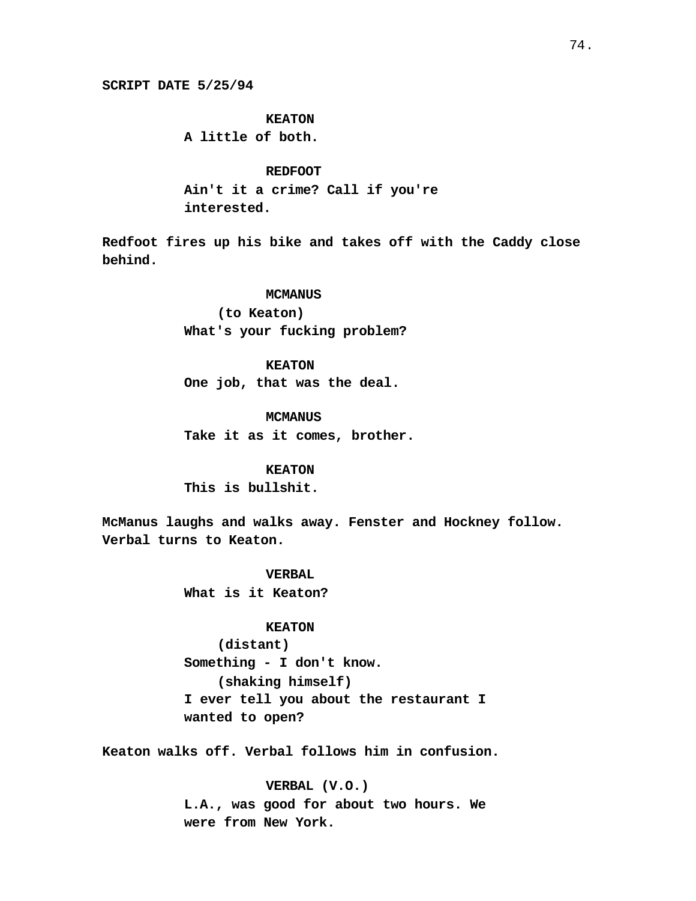**SCRIPT DATE 5/25/94**

**KEATON**
**A little of both.**

**REDFOOT**
**Ain't it a crime? Call if you're interested.**

**Redfoot fires up his bike and takes off with the Caddy close behind.**

**MCMANUS**
**(to Keaton)**
**What's your fucking problem?**

**KEATON**
**One job, that was the deal.**

**MCMANUS**
**Take it as it comes, brother.**

**KEATON**
**This is bullshit.**

**McManus laughs and walks away. Fenster and Hockney follow. Verbal turns to Keaton.**

**VERBAL**
**What is it Keaton?**

**KEATON**
**(distant)**
**Something - I don't know.**
**(shaking himself)**
**I ever tell you about the restaurant I wanted to open?**

**Keaton walks off. Verbal follows him in confusion.**

**VERBAL (V.O.)**
**L.A., was good for about two hours. We were from New York.**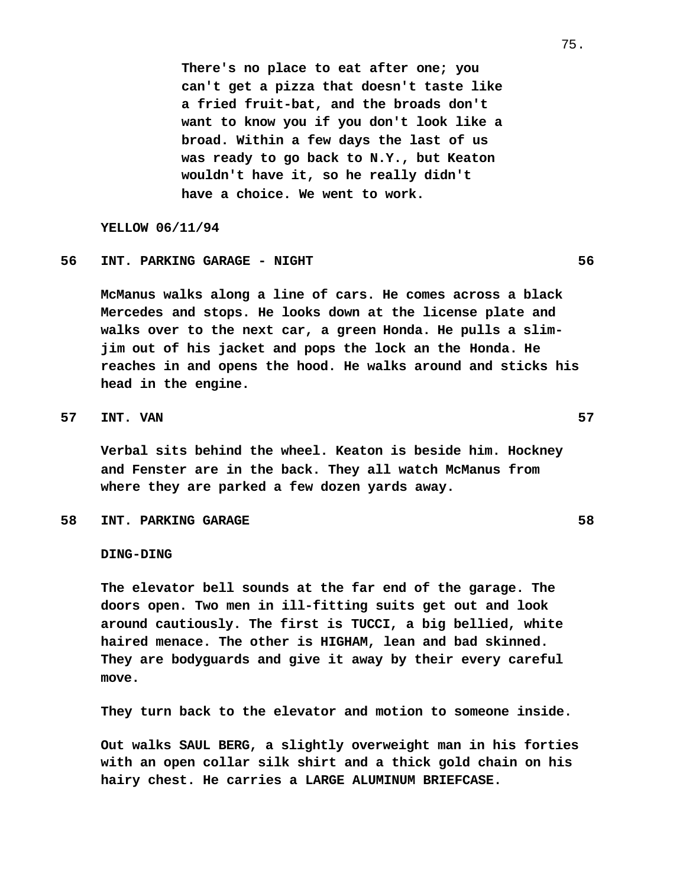There's no place to eat after one; you can't get a pizza that doesn't taste like a fried fruit-bat, and the broads don't want to know you if you don't look like a broad. Within a few days the last of us was ready to go back to N.Y., but Keaton wouldn't have it, so he really didn't have a choice. We went to work.

YELLOW 06/11/94

**56 INT. PARKING GARAGE - NIGHT 56**

McManus walks along a line of cars. He comes across a black Mercedes and stops. He looks down at the license plate and walks over to the next car, a green Honda. He pulls a slim-jim out of his jacket and pops the lock an the Honda. He reaches in and opens the hood. He walks around and sticks his head in the engine.

**57 INT. VAN 57**

Verbal sits behind the wheel. Keaton is beside him. Hockney and Fenster are in the back. They all watch McManus from where they are parked a few dozen yards away.

**58 INT. PARKING GARAGE 58**

DING-DING

The elevator bell sounds at the far end of the garage. The doors open. Two men in ill-fitting suits get out and look around cautiously. The first is TUCCI, a big bellied, white haired menace. The other is HIGHAM, lean and bad skinned. They are bodyguards and give it away by their every careful move.

They turn back to the elevator and motion to someone inside.

Out walks SAUL BERG, a slightly overweight man in his forties with an open collar silk shirt and a thick gold chain on his hairy chest. He carries a LARGE ALUMINUM BRIEFCASE.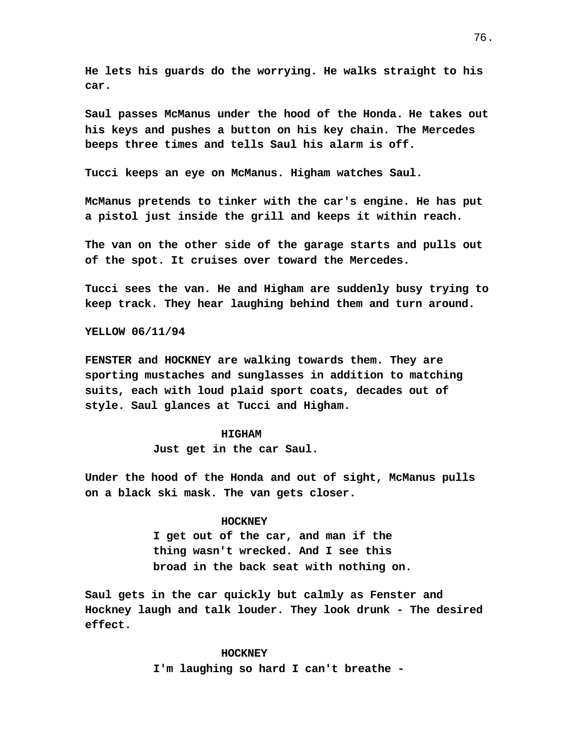He lets his guards do the worrying. He walks straight to his car.

Saul passes McManus under the hood of the Honda. He takes out his keys and pushes a button on his key chain. The Mercedes beeps three times and tells Saul his alarm is off.

Tucci keeps an eye on McManus. Higham watches Saul.

McManus pretends to tinker with the car's engine. He has put a pistol just inside the grill and keeps it within reach.

The van on the other side of the garage starts and pulls out of the spot. It cruises over toward the Mercedes.

Tucci sees the van. He and Higham are suddenly busy trying to keep track. They hear laughing behind them and turn around.

YELLOW 06/11/94

FENSTER and HOCKNEY are walking towards them. They are sporting mustaches and sunglasses in addition to matching suits, each with loud plaid sport coats, decades out of style. Saul glances at Tucci and Higham.

HIGHAM
Just get in the car Saul.

Under the hood of the Honda and out of sight, McManus pulls on a black ski mask. The van gets closer.

HOCKNEY
I get out of the car, and man if the thing wasn't wrecked. And I see this broad in the back seat with nothing on.

Saul gets in the car quickly but calmly as Fenster and Hockney laugh and talk louder. They look drunk - The desired effect.

HOCKNEY
I'm laughing so hard I can't breathe -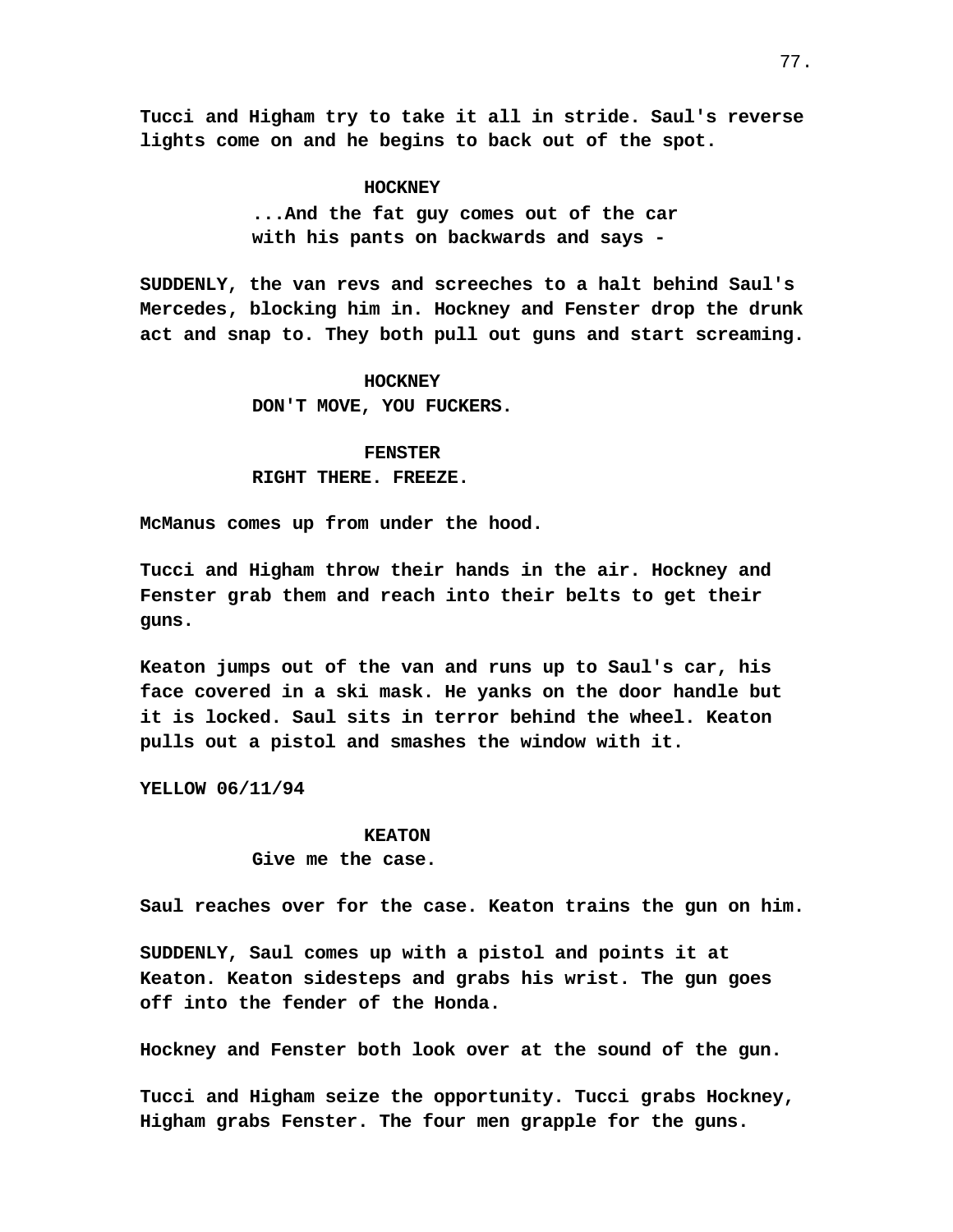**Tucci and Higham try to take it all in stride. Saul's reverse lights come on and he begins to back out of the spot.**

**HOCKNEY**
**...And the fat guy comes out of the car with his pants on backwards and says -**

**SUDDENLY, the van revs and screeches to a halt behind Saul's Mercedes, blocking him in. Hockney and Fenster drop the drunk act and snap to. They both pull out guns and start screaming.**

**HOCKNEY**
**DON'T MOVE, YOU FUCKERS.**

**FENSTER**
**RIGHT THERE. FREEZE.**

**McManus comes up from under the hood.**

**Tucci and Higham throw their hands in the air. Hockney and Fenster grab them and reach into their belts to get their guns.**

**Keaton jumps out of the van and runs up to Saul's car, his face covered in a ski mask. He yanks on the door handle but it is locked. Saul sits in terror behind the wheel. Keaton pulls out a pistol and smashes the window with it.**

**YELLOW 06/11/94**

**KEATON**
**Give me the case.**

**Saul reaches over for the case. Keaton trains the gun on him.**

**SUDDENLY, Saul comes up with a pistol and points it at Keaton. Keaton sidesteps and grabs his wrist. The gun goes off into the fender of the Honda.**

**Hockney and Fenster both look over at the sound of the gun.**

**Tucci and Higham seize the opportunity. Tucci grabs Hockney, Higham grabs Fenster. The four men grapple for the guns.**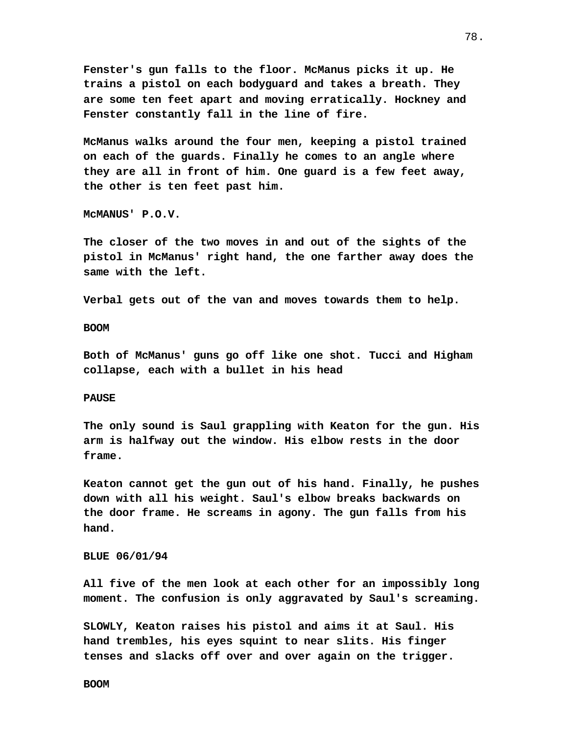**Fenster's gun falls to the floor. McManus picks it up. He trains a pistol on each bodyguard and takes a breath. They are some ten feet apart and moving erratically. Hockney and Fenster constantly fall in the line of fire.**

**McManus walks around the four men, keeping a pistol trained on each of the guards. Finally he comes to an angle where they are all in front of him. One guard is a few feet away, the other is ten feet past him.**

**McMANUS' P.O.V.**

**The closer of the two moves in and out of the sights of the pistol in McManus' right hand, the one farther away does the same with the left.**

**Verbal gets out of the van and moves towards them to help.**

**BOOM**

**Both of McManus' guns go off like one shot. Tucci and Higham collapse, each with a bullet in his head**

**PAUSE**

**The only sound is Saul grappling with Keaton for the gun. His arm is halfway out the window. His elbow rests in the door frame.**

**Keaton cannot get the gun out of his hand. Finally, he pushes down with all his weight. Saul's elbow breaks backwards on the door frame. He screams in agony. The gun falls from his hand.**

**BLUE 06/01/94**

**All five of the men look at each other for an impossibly long moment. The confusion is only aggravated by Saul's screaming.**

**SLOWLY, Keaton raises his pistol and aims it at Saul. His hand trembles, his eyes squint to near slits. His finger tenses and slacks off over and over again on the trigger.**

**BOOM**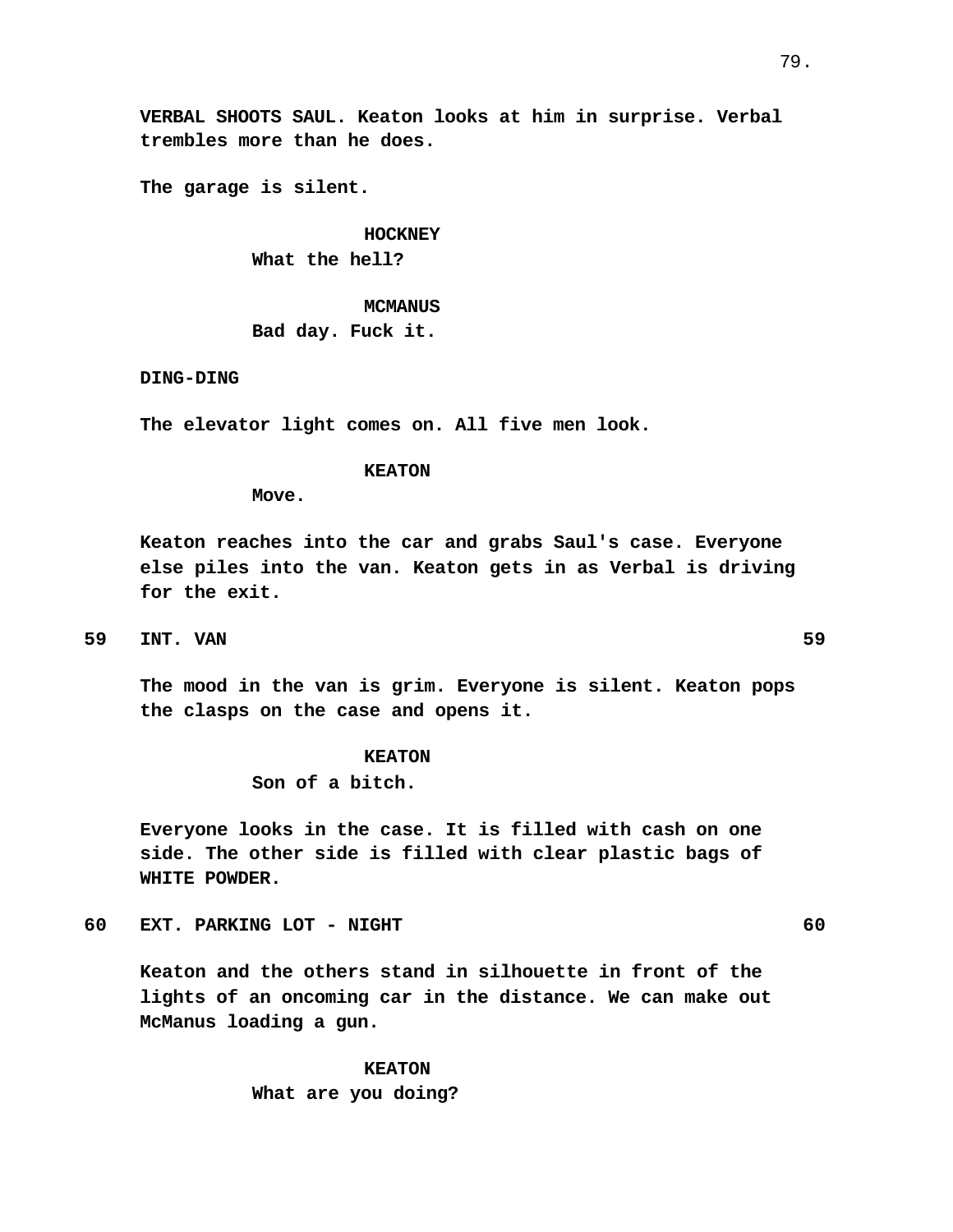**VERBAL SHOOTS SAUL. Keaton looks at him in surprise. Verbal trembles more than he does.**

**The garage is silent.**

**HOCKNEY**
**What the hell?**

**MCMANUS**
**Bad day. Fuck it.**

**DING-DING**

**The elevator light comes on. All five men look.**

**KEATON**
**Move.**

**Keaton reaches into the car and grabs Saul's case. Everyone else piles into the van. Keaton gets in as Verbal is driving for the exit.**

**59 INT. VAN 59**

**The mood in the van is grim. Everyone is silent. Keaton pops the clasps on the case and opens it.**

**KEATON**
**Son of a bitch.**

**Everyone looks in the case. It is filled with cash on one side. The other side is filled with clear plastic bags of WHITE POWDER.**

**60 EXT. PARKING LOT - NIGHT 60**

**Keaton and the others stand in silhouette in front of the lights of an oncoming car in the distance. We can make out McManus loading a gun.**

**KEATON**
**What are you doing?**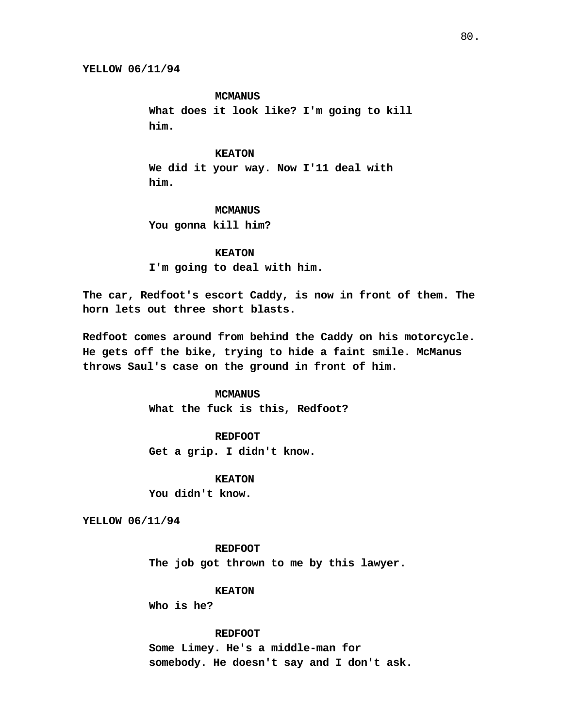YELLOW 06/11/94

MCMANUS
What does it look like? I'm going to kill him.

KEATON
We did it your way. Now I'11 deal with him.

MCMANUS
You gonna kill him?

KEATON
I'm going to deal with him.

The car, Redfoot's escort Caddy, is now in front of them. The horn lets out three short blasts.

Redfoot comes around from behind the Caddy on his motorcycle. He gets off the bike, trying to hide a faint smile. McManus throws Saul's case on the ground in front of him.

MCMANUS
What the fuck is this, Redfoot?

REDFOOT
Get a grip. I didn't know.

KEATON
You didn't know.

YELLOW 06/11/94

REDFOOT
The job got thrown to me by this lawyer.

KEATON
Who is he?

REDFOOT
Some Limey. He's a middle-man for somebody. He doesn't say and I don't ask.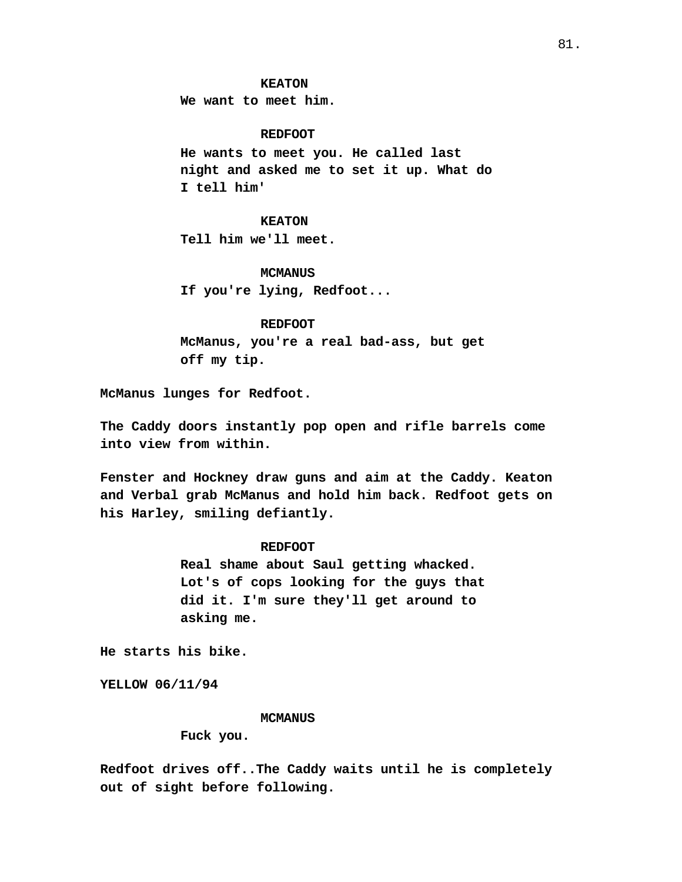**KEATON**
**We want to meet him.**

**REDFOOT**
**He wants to meet you. He called last night and asked me to set it up. What do I tell him'**

**KEATON**
**Tell him we'll meet.**

**MCMANUS**
**If you're lying, Redfoot...**

**REDFOOT**
**McManus, you're a real bad-ass, but get off my tip.**

**McManus lunges for Redfoot.**

**The Caddy doors instantly pop open and rifle barrels come into view from within.**

**Fenster and Hockney draw guns and aim at the Caddy. Keaton and Verbal grab McManus and hold him back. Redfoot gets on his Harley, smiling defiantly.**

**REDFOOT**
**Real shame about Saul getting whacked. Lot's of cops looking for the guys that did it. I'm sure they'll get around to asking me.**

**He starts his bike.**

**YELLOW 06/11/94**

**MCMANUS**
**Fuck you.**

**Redfoot drives off..The Caddy waits until he is completely out of sight before following.**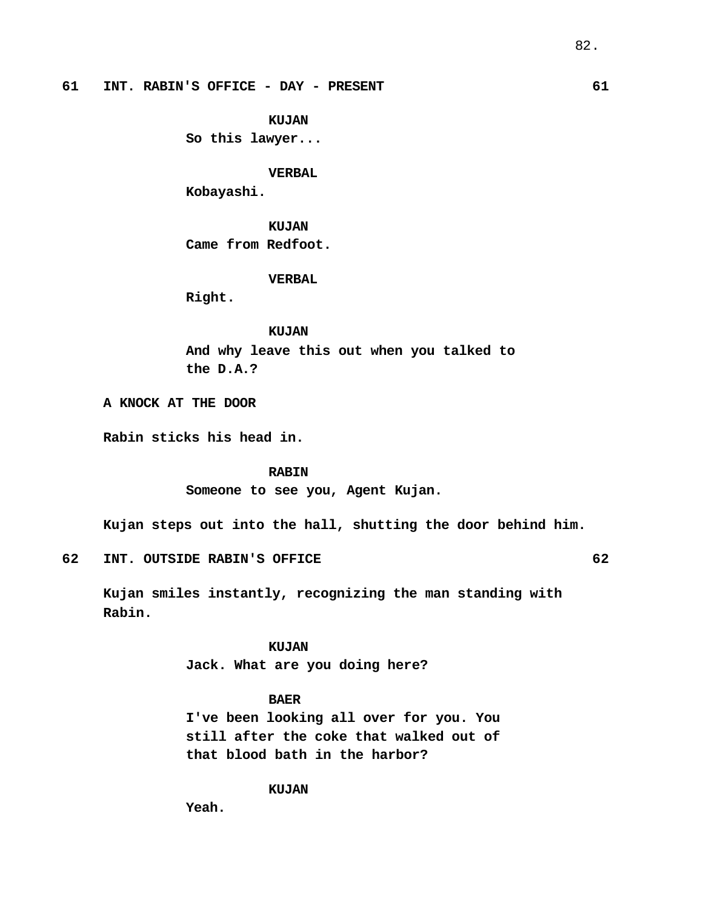**61 INT. RABIN'S OFFICE - DAY - PRESENT 61**

**KUJAN**
**So this lawyer...**

**VERBAL**
**Kobayashi.**

**KUJAN**
**Came from Redfoot.**

**VERBAL**
**Right.**

**KUJAN**
**And why leave this out when you talked to the D.A.?**

**A KNOCK AT THE DOOR**

**Rabin sticks his head in.**

**RABIN**
**Someone to see you, Agent Kujan.**

**Kujan steps out into the hall, shutting the door behind him.**

**62 INT. OUTSIDE RABIN'S OFFICE 62**

**Kujan smiles instantly, recognizing the man standing with Rabin.**

**KUJAN**
**Jack. What are you doing here?**

**BAER**
**I've been looking all over for you. You still after the coke that walked out of that blood bath in the harbor?**

**KUJAN**
**Yeah.**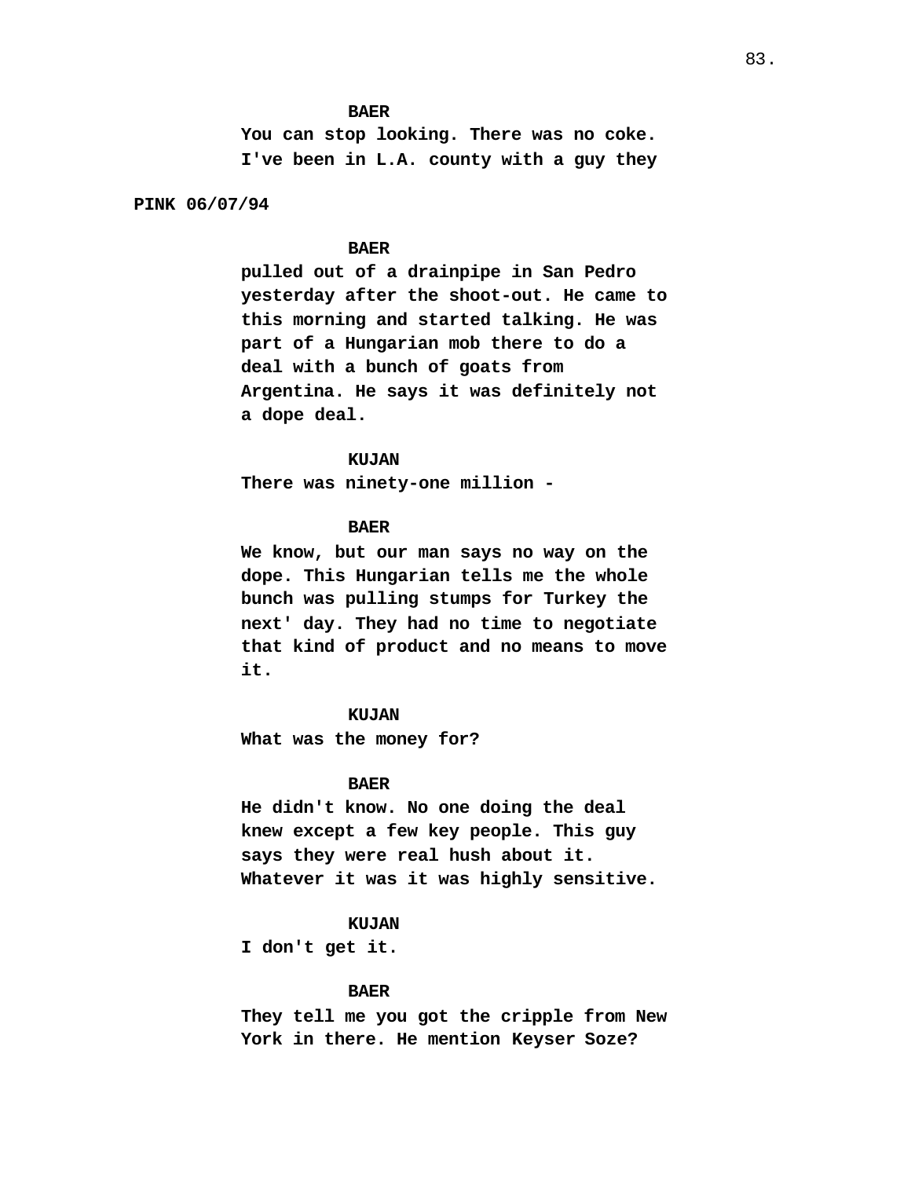**BAER**

**You can stop looking. There was no coke. I've been in L.A. county with a guy they**

**PINK 06/07/94**

**BAER**

**pulled out of a drainpipe in San Pedro yesterday after the shoot-out. He came to this morning and started talking. He was part of a Hungarian mob there to do a deal with a bunch of goats from Argentina. He says it was definitely not a dope deal.**

**KUJAN**

**There was ninety-one million -**

**BAER**

**We know, but our man says no way on the dope. This Hungarian tells me the whole bunch was pulling stumps for Turkey the next' day. They had no time to negotiate that kind of product and no means to move it.**

**KUJAN**

**What was the money for?**

**BAER**

**He didn't know. No one doing the deal knew except a few key people. This guy says they were real hush about it. Whatever it was it was highly sensitive.**

**KUJAN**

**I don't get it.**

**BAER**

**They tell me you got the cripple from New York in there. He mention Keyser Soze?**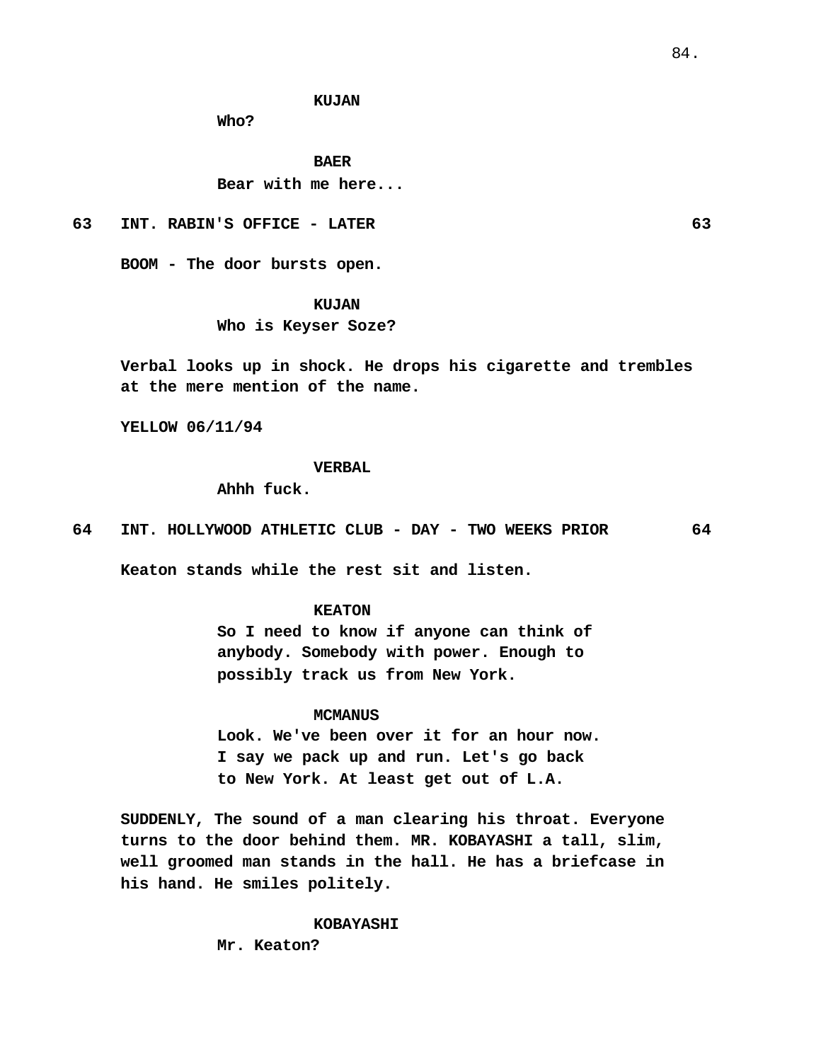KUJAN

Who?

BAER

Bear with me here...

63 INT. RABIN'S OFFICE - LATER 63

BOOM - The door bursts open.

KUJAN

Who is Keyser Soze?

Verbal looks up in shock. He drops his cigarette and trembles at the mere mention of the name.

YELLOW 06/11/94

VERBAL

Ahhh fuck.

64 INT. HOLLYWOOD ATHLETIC CLUB - DAY - TWO WEEKS PRIOR 64

Keaton stands while the rest sit and listen.

KEATON

So I need to know if anyone can think of anybody. Somebody with power. Enough to possibly track us from New York.

MCMANUS

Look. We've been over it for an hour now. I say we pack up and run. Let's go back to New York. At least get out of L.A.

SUDDENLY, The sound of a man clearing his throat. Everyone turns to the door behind them. MR. KOBAYASHI a tall, slim, well groomed man stands in the hall. He has a briefcase in his hand. He smiles politely.

KOBAYASHI

Mr. Keaton?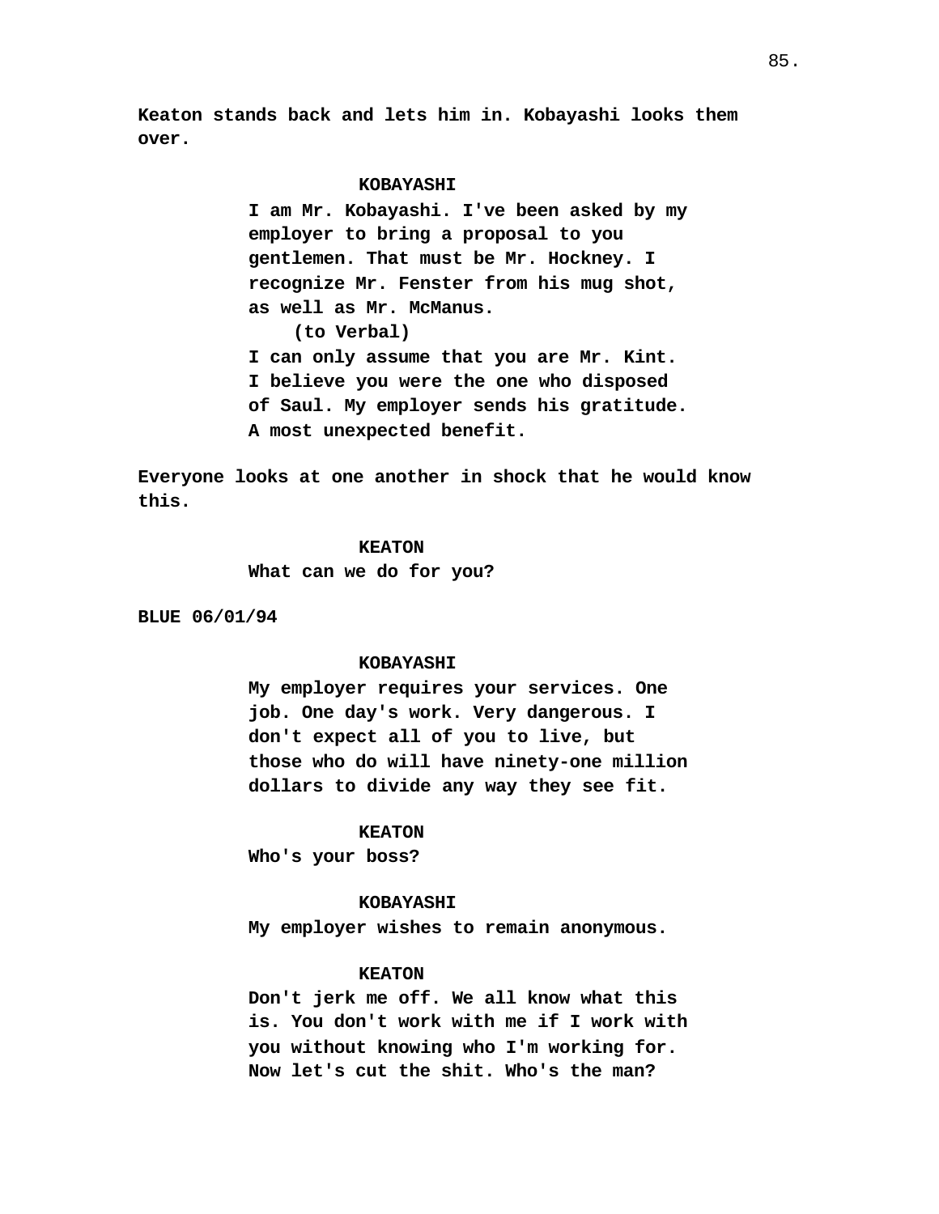Keaton stands back and lets him in. Kobayashi looks them over.

KOBAYASHI

I am Mr. Kobayashi. I've been asked by my employer to bring a proposal to you gentlemen. That must be Mr. Hockney. I recognize Mr. Fenster from his mug shot, as well as Mr. McManus.

(to Verbal)

I can only assume that you are Mr. Kint. I believe you were the one who disposed of Saul. My employer sends his gratitude. A most unexpected benefit.

Everyone looks at one another in shock that he would know this.

KEATON

What can we do for you?

BLUE 06/01/94

KOBAYASHI

My employer requires your services. One job. One day's work. Very dangerous. I don't expect all of you to live, but those who do will have ninety-one million dollars to divide any way they see fit.

KEATON

Who's your boss?

KOBAYASHI

My employer wishes to remain anonymous.

KEATON

Don't jerk me off. We all know what this is. You don't work with me if I work with you without knowing who I'm working for. Now let's cut the shit. Who's the man?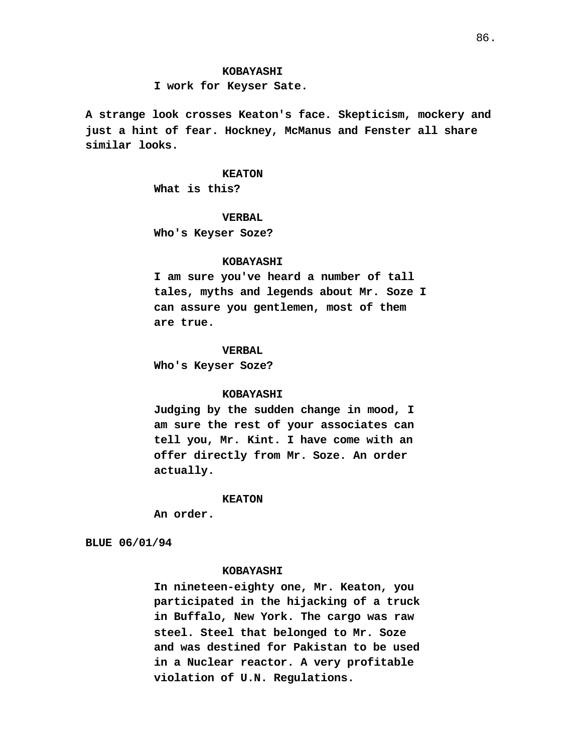**KOBAYASHI**
I work for Keyser Sate.

A strange look crosses Keaton's face. Skepticism, mockery and just a hint of fear. Hockney, McManus and Fenster all share similar looks.

**KEATON**
What is this?

**VERBAL**
Who's Keyser Soze?

**KOBAYASHI**
I am sure you've heard a number of tall tales, myths and legends about Mr. Soze I can assure you gentlemen, most of them are true.

**VERBAL**
Who's Keyser Soze?

**KOBAYASHI**
Judging by the sudden change in mood, I am sure the rest of your associates can tell you, Mr. Kint. I have come with an offer directly from Mr. Soze. An order actually.

**KEATON**
An order.

BLUE 06/01/94

**KOBAYASHI**
In nineteen-eighty one, Mr. Keaton, you participated in the hijacking of a truck in Buffalo, New York. The cargo was raw steel. Steel that belonged to Mr. Soze and was destined for Pakistan to be used in a Nuclear reactor. A very profitable violation of U.N. Regulations.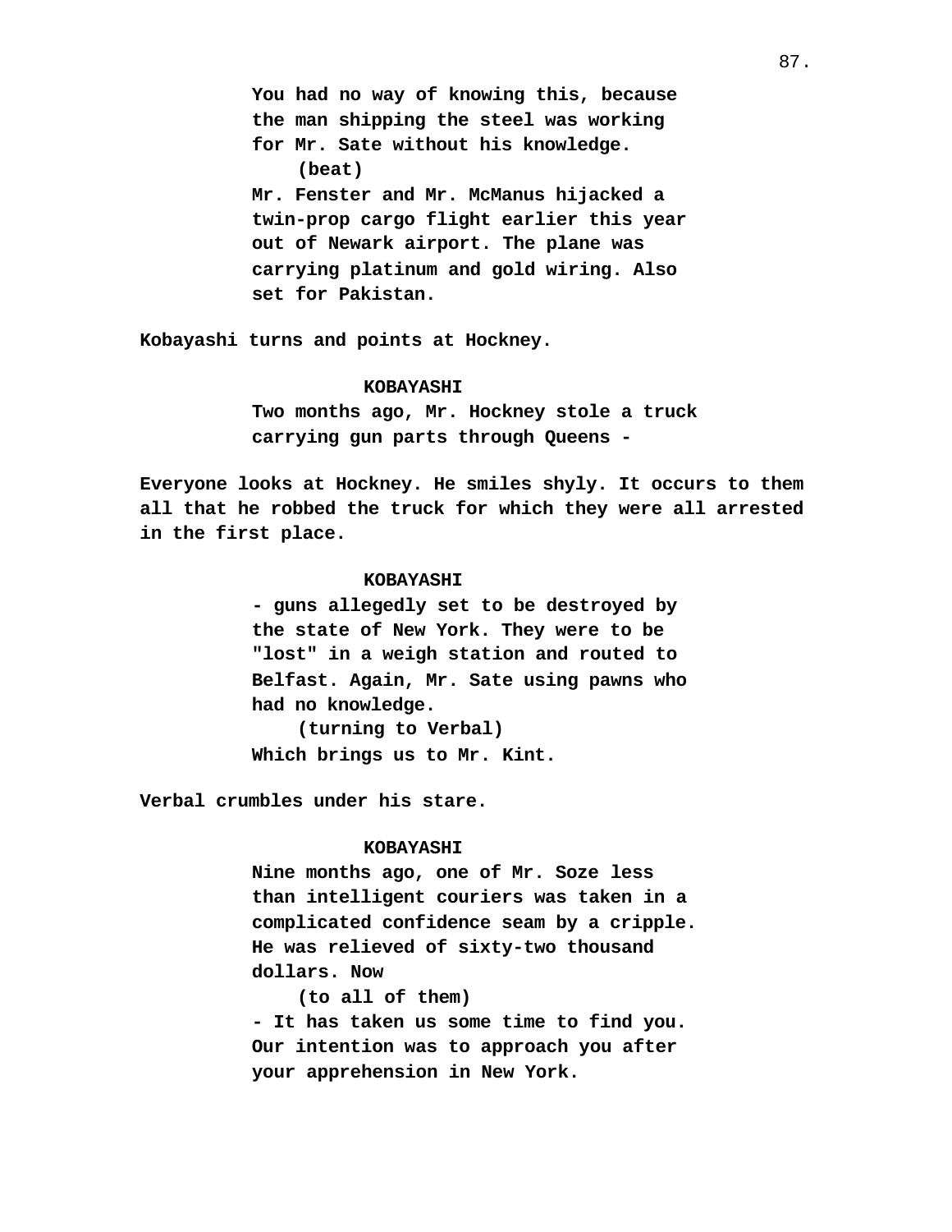You had no way of knowing this, because the man shipping the steel was working for Mr. Sate without his knowledge.
(beat)
Mr. Fenster and Mr. McManus hijacked a twin-prop cargo flight earlier this year out of Newark airport. The plane was carrying platinum and gold wiring. Also set for Pakistan.

Kobayashi turns and points at Hockney.

KOBAYASHI
Two months ago, Mr. Hockney stole a truck carrying gun parts through Queens -

Everyone looks at Hockney. He smiles shyly. It occurs to them all that he robbed the truck for which they were all arrested in the first place.

KOBAYASHI
- guns allegedly set to be destroyed by the state of New York. They were to be "lost" in a weigh station and routed to Belfast. Again, Mr. Sate using pawns who had no knowledge.
(turning to Verbal)
Which brings us to Mr. Kint.

Verbal crumbles under his stare.

KOBAYASHI
Nine months ago, one of Mr. Soze less than intelligent couriers was taken in a complicated confidence seam by a cripple. He was relieved of sixty-two thousand dollars. Now
(to all of them)
- It has taken us some time to find you. Our intention was to approach you after your apprehension in New York.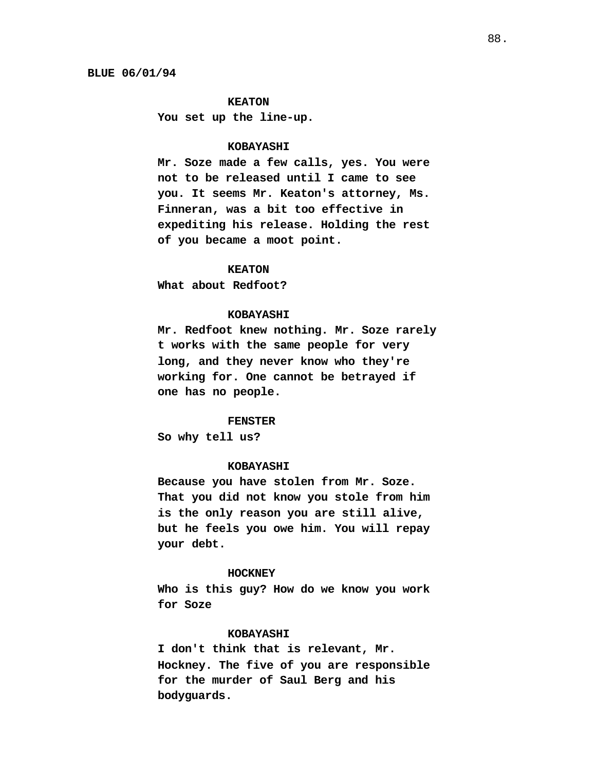BLUE 06/01/94

**KEATON**
You set up the line-up.

**KOBAYASHI**
Mr. Soze made a few calls, yes. You were not to be released until I came to see you. It seems Mr. Keaton's attorney, Ms. Finneran, was a bit too effective in expediting his release. Holding the rest of you became a moot point.

**KEATON**
What about Redfoot?

**KOBAYASHI**
Mr. Redfoot knew nothing. Mr. Soze rarely t works with the same people for very long, and they never know who they're working for. One cannot be betrayed if one has no people.

**FENSTER**
So why tell us?

**KOBAYASHI**
Because you have stolen from Mr. Soze. That you did not know you stole from him is the only reason you are still alive, but he feels you owe him. You will repay your debt.

**HOCKNEY**
Who is this guy? How do we know you work for Soze

**KOBAYASHI**
I don't think that is relevant, Mr. Hockney. The five of you are responsible for the murder of Saul Berg and his bodyguards.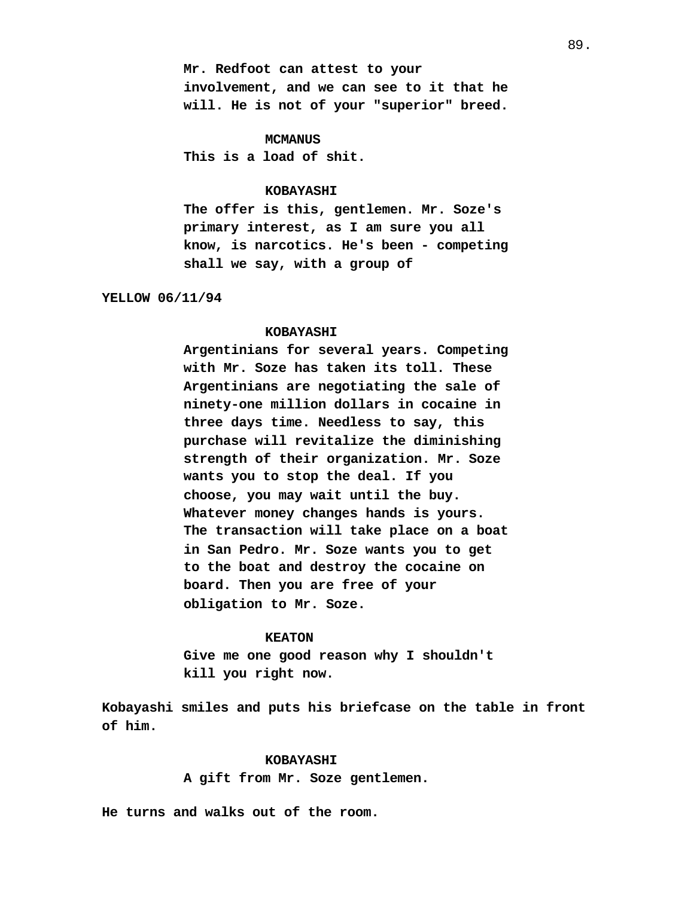Mr. Redfoot can attest to your involvement, and we can see to it that he will. He is not of your "superior" breed.

**MCMANUS**

This is a load of shit.

**KOBAYASHI**

The offer is this, gentlemen. Mr. Soze's primary interest, as I am sure you all know, is narcotics. He's been - competing shall we say, with a group of

YELLOW 06/11/94

**KOBAYASHI**

Argentinians for several years. Competing with Mr. Soze has taken its toll. These Argentinians are negotiating the sale of ninety-one million dollars in cocaine in three days time. Needless to say, this purchase will revitalize the diminishing strength of their organization. Mr. Soze wants you to stop the deal. If you choose, you may wait until the buy. Whatever money changes hands is yours. The transaction will take place on a boat in San Pedro. Mr. Soze wants you to get to the boat and destroy the cocaine on board. Then you are free of your obligation to Mr. Soze.

**KEATON**

Give me one good reason why I shouldn't kill you right now.

Kobayashi smiles and puts his briefcase on the table in front of him.

**KOBAYASHI**

A gift from Mr. Soze gentlemen.

He turns and walks out of the room.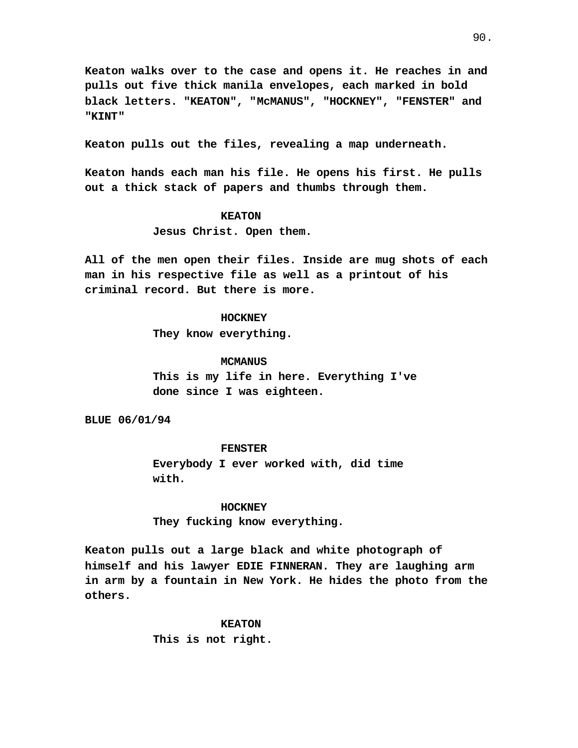Keaton walks over to the case and opens it. He reaches in and pulls out five thick manila envelopes, each marked in bold black letters. "KEATON", "McMANUS", "HOCKNEY", "FENSTER" and "KINT"

Keaton pulls out the files, revealing a map underneath.

Keaton hands each man his file. He opens his first. He pulls out a thick stack of papers and thumbs through them.

KEATON
Jesus Christ. Open them.

All of the men open their files. Inside are mug shots of each man in his respective file as well as a printout of his criminal record. But there is more.

HOCKNEY
They know everything.

MCMANUS
This is my life in here. Everything I've done since I was eighteen.

BLUE 06/01/94

FENSTER
Everybody I ever worked with, did time with.

HOCKNEY
They fucking know everything.

Keaton pulls out a large black and white photograph of himself and his lawyer EDIE FINNERAN. They are laughing arm in arm by a fountain in New York. He hides the photo from the others.

KEATON
This is not right.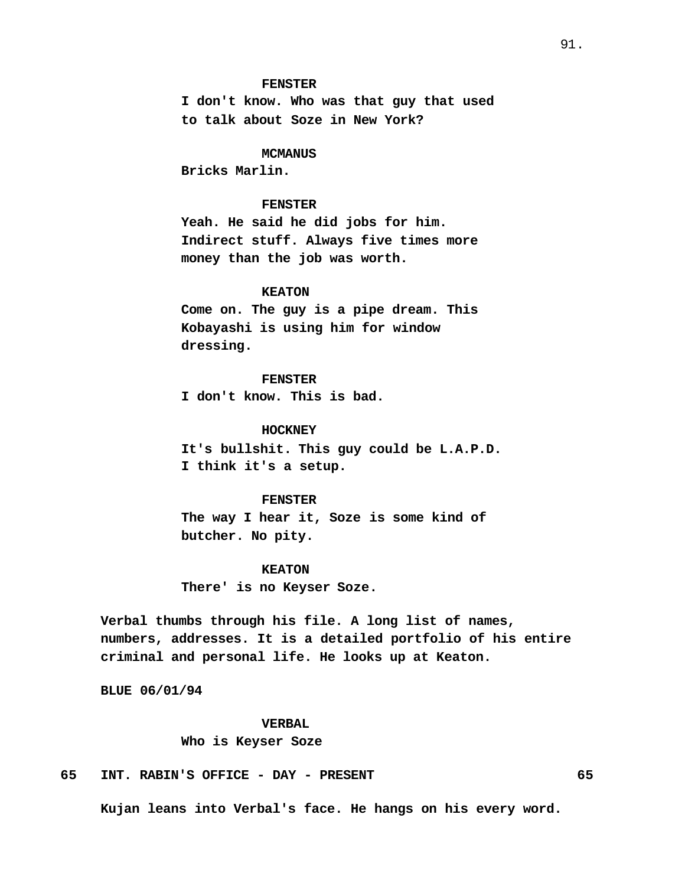FENSTER
I don't know. Who was that guy that used to talk about Soze in New York?

MCMANUS
Bricks Marlin.

FENSTER
Yeah. He said he did jobs for him. Indirect stuff. Always five times more money than the job was worth.

KEATON
Come on. The guy is a pipe dream. This Kobayashi is using him for window dressing.

FENSTER
I don't know. This is bad.

HOCKNEY
It's bullshit. This guy could be L.A.P.D. I think it's a setup.

FENSTER
The way I hear it, Soze is some kind of butcher. No pity.

KEATON
There' is no Keyser Soze.

Verbal thumbs through his file. A long list of names, numbers, addresses. It is a detailed portfolio of his entire criminal and personal life. He looks up at Keaton.

BLUE 06/01/94

VERBAL
Who is Keyser Soze

65 INT. RABIN'S OFFICE - DAY - PRESENT 65

Kujan leans into Verbal's face. He hangs on his every word.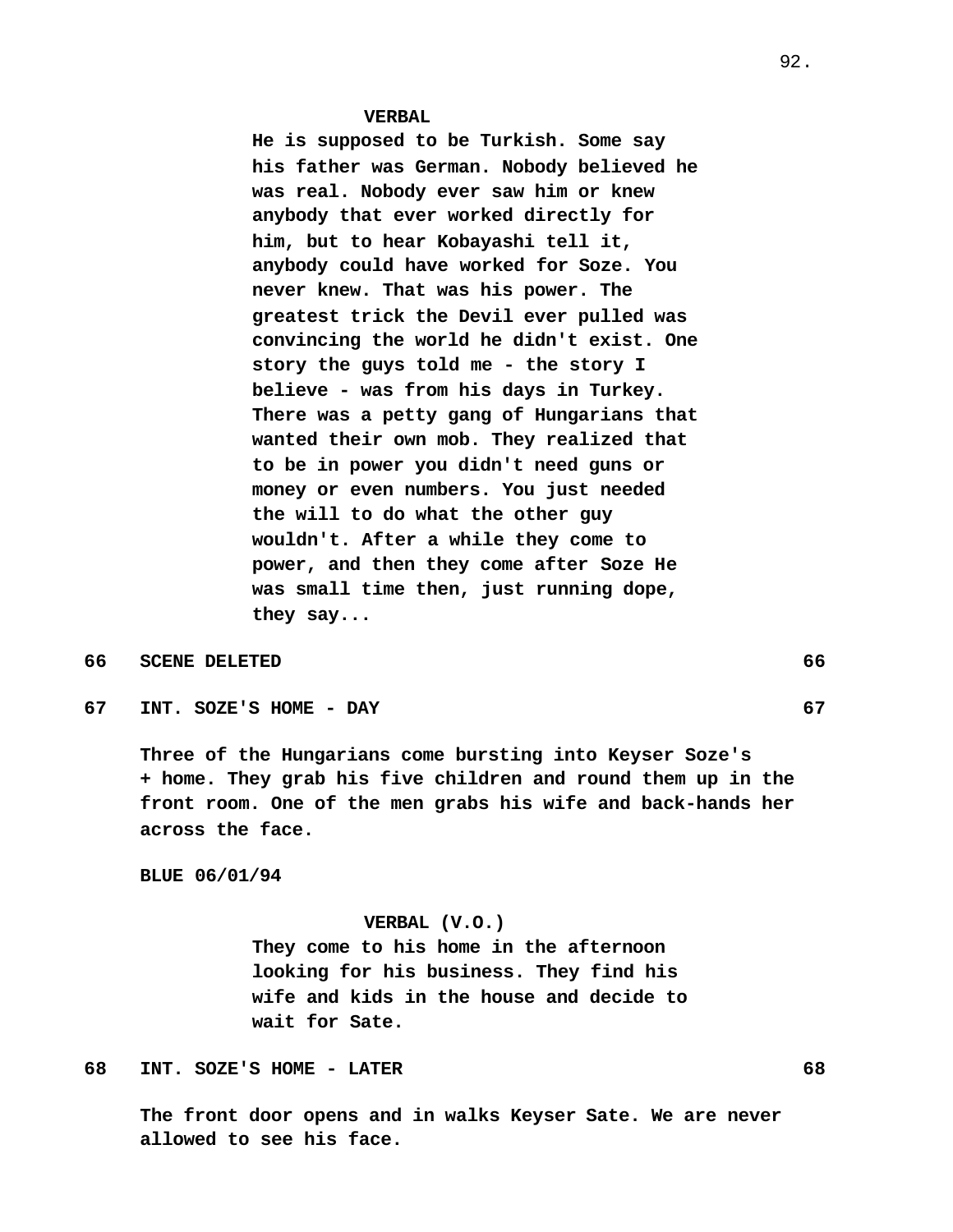**VERBAL**

**He is supposed to be Turkish. Some say his father was German. Nobody believed he was real. Nobody ever saw him or knew anybody that ever worked directly for him, but to hear Kobayashi tell it, anybody could have worked for Soze. You never knew. That was his power. The greatest trick the Devil ever pulled was convincing the world he didn't exist. One story the guys told me - the story I believe - was from his days in Turkey. There was a petty gang of Hungarians that wanted their own mob. They realized that to be in power you didn't need guns or money or even numbers. You just needed the will to do what the other guy wouldn't. After a while they come to power, and then they come after Soze He was small time then, just running dope, they say...**

**66 SCENE DELETED 66**

**67 INT. SOZE'S HOME - DAY 67**

**Three of the Hungarians come bursting into Keyser Soze's + home. They grab his five children and round them up in the front room. One of the men grabs his wife and back-hands her across the face.**

**BLUE 06/01/94**

**VERBAL (V.O.)**

**They come to his home in the afternoon looking for his business. They find his wife and kids in the house and decide to wait for Sate.**

**68 INT. SOZE'S HOME - LATER 68**

**The front door opens and in walks Keyser Sate. We are never allowed to see his face.**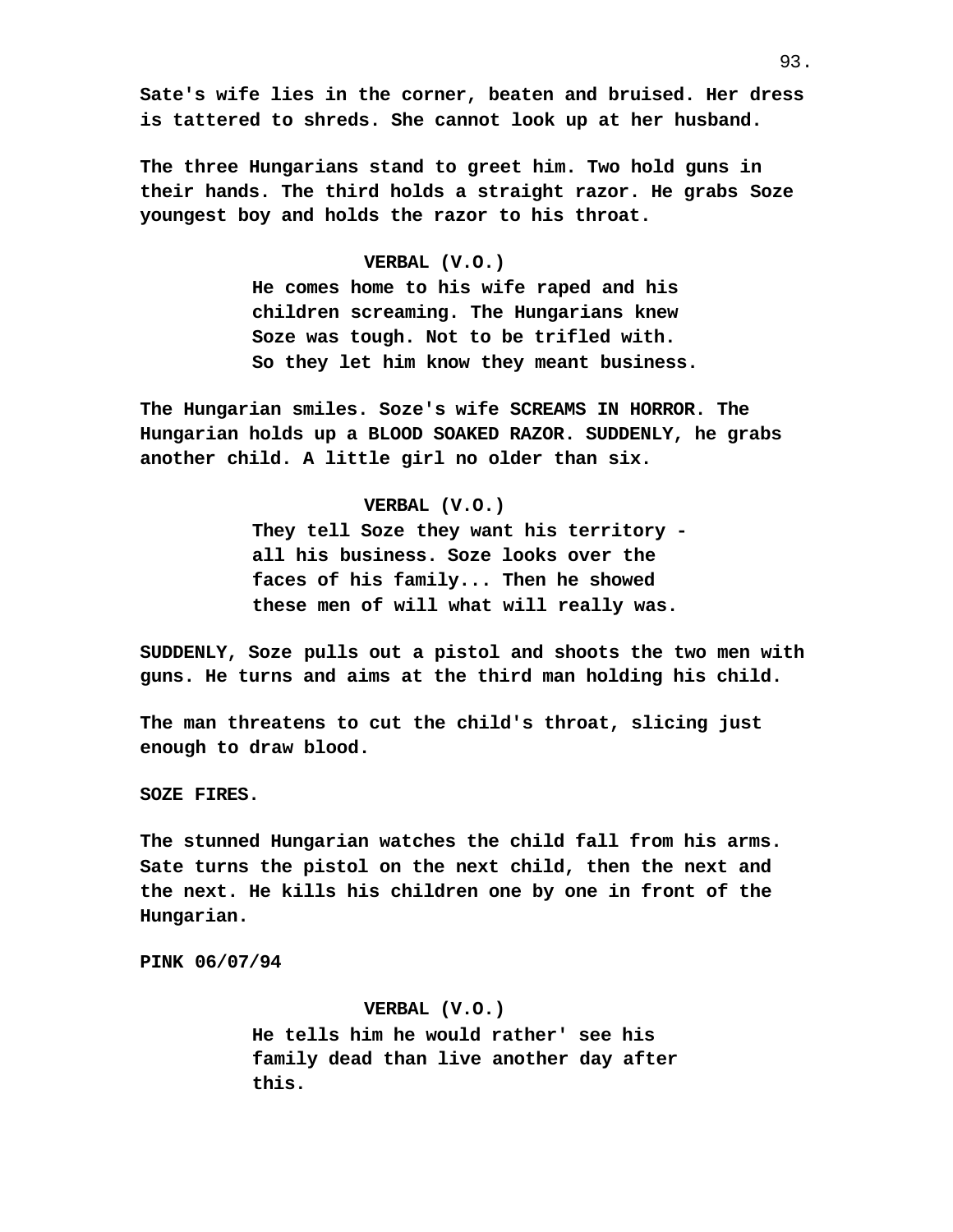**Sate's wife lies in the corner, beaten and bruised. Her dress is tattered to shreds. She cannot look up at her husband.**

**The three Hungarians stand to greet him. Two hold guns in their hands. The third holds a straight razor. He grabs Soze youngest boy and holds the razor to his throat.**

**VERBAL (V.O.)**
**He comes home to his wife raped and his children screaming. The Hungarians knew Soze was tough. Not to be trifled with. So they let him know they meant business.**

**The Hungarian smiles. Soze's wife SCREAMS IN HORROR. The Hungarian holds up a BLOOD SOAKED RAZOR. SUDDENLY, he grabs another child. A little girl no older than six.**

**VERBAL (V.O.)**
**They tell Soze they want his territory - all his business. Soze looks over the faces of his family... Then he showed these men of will what will really was.**

**SUDDENLY, Soze pulls out a pistol and shoots the two men with guns. He turns and aims at the third man holding his child.**

**The man threatens to cut the child's throat, slicing just enough to draw blood.**

**SOZE FIRES.**

**The stunned Hungarian watches the child fall from his arms. Sate turns the pistol on the next child, then the next and the next. He kills his children one by one in front of the Hungarian.**

**PINK 06/07/94**

**VERBAL (V.O.)**
**He tells him he would rather' see his family dead than live another day after this.**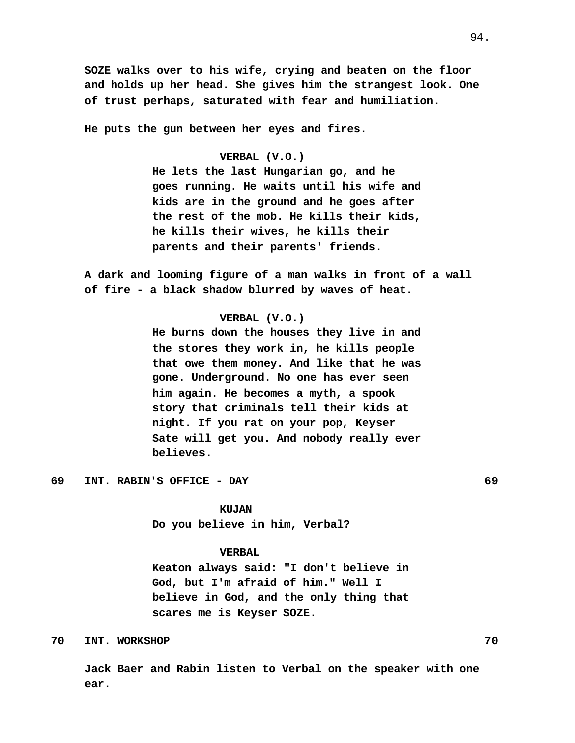**SOZE walks over to his wife, crying and beaten on the floor and holds up her head. She gives him the strangest look. One of trust perhaps, saturated with fear and humiliation.**

**He puts the gun between her eyes and fires.**

**VERBAL (V.O.)**
**He lets the last Hungarian go, and he goes running. He waits until his wife and kids are in the ground and he goes after the rest of the mob. He kills their kids, he kills their wives, he kills their parents and their parents' friends.**

**A dark and looming figure of a man walks in front of a wall of fire - a black shadow blurred by waves of heat.**

**VERBAL (V.O.)**
**He burns down the houses they live in and the stores they work in, he kills people that owe them money. And like that he was gone. Underground. No one has ever seen him again. He becomes a myth, a spook story that criminals tell their kids at night. If you rat on your pop, Keyser Sate will get you. And nobody really ever believes.**

**69 INT. RABIN'S OFFICE - DAY 69**

**KUJAN**
**Do you believe in him, Verbal?**

**VERBAL**
**Keaton always said: "I don't believe in God, but I'm afraid of him." Well I believe in God, and the only thing that scares me is Keyser SOZE.**

**70 INT. WORKSHOP 70**

**Jack Baer and Rabin listen to Verbal on the speaker with one ear.**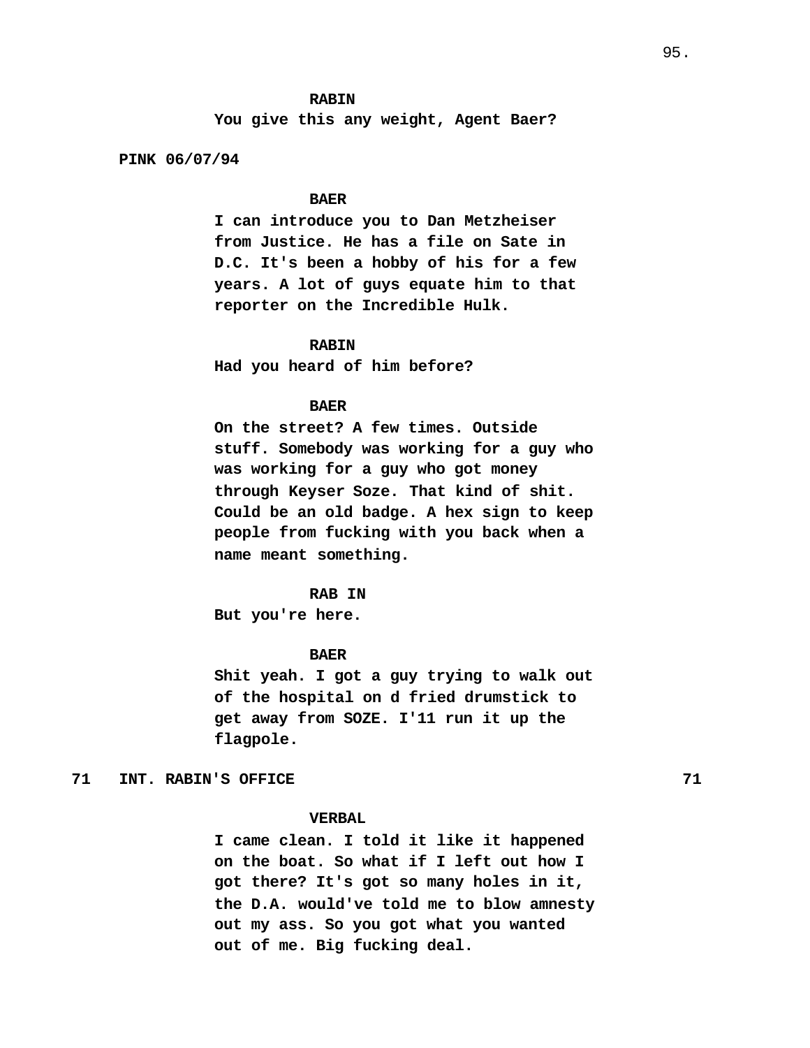**RABIN**
You give this any weight, Agent Baer?

**PINK 06/07/94**

**BAER**
I can introduce you to Dan Metzheiser from Justice. He has a file on Sate in D.C. It's been a hobby of his for a few years. A lot of guys equate him to that reporter on the Incredible Hulk.

**RABIN**
Had you heard of him before?

**BAER**
On the street? A few times. Outside stuff. Somebody was working for a guy who was working for a guy who got money through Keyser Soze. That kind of shit. Could be an old badge. A hex sign to keep people from fucking with you back when a name meant something.

**RAB IN**
But you're here.

**BAER**
Shit yeah. I got a guy trying to walk out of the hospital on d fried drumstick to get away from SOZE. I'11 run it up the flagpole.

**71 INT. RABIN'S OFFICE 71**

**VERBAL**
I came clean. I told it like it happened on the boat. So what if I left out how I got there? It's got so many holes in it, the D.A. would've told me to blow amnesty out my ass. So you got what you wanted out of me. Big fucking deal.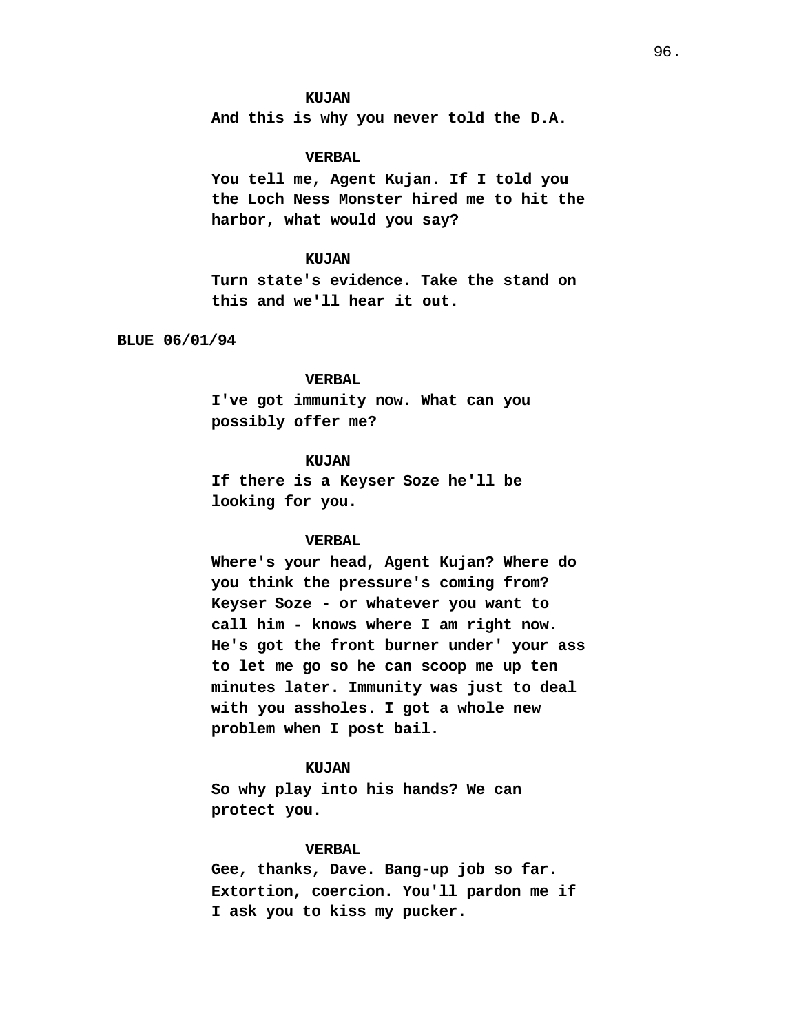**KUJAN**
**And this is why you never told the D.A.**

**VERBAL**
**You tell me, Agent Kujan. If I told you the Loch Ness Monster hired me to hit the harbor, what would you say?**

**KUJAN**
**Turn state's evidence. Take the stand on this and we'll hear it out.**

**BLUE 06/01/94**

**VERBAL**
**I've got immunity now. What can you possibly offer me?**

**KUJAN**
**If there is a Keyser Soze he'll be looking for you.**

**VERBAL**
**Where's your head, Agent Kujan? Where do you think the pressure's coming from? Keyser Soze - or whatever you want to call him - knows where I am right now. He's got the front burner under' your ass to let me go so he can scoop me up ten minutes later. Immunity was just to deal with you assholes. I got a whole new problem when I post bail.**

**KUJAN**
**So why play into his hands? We can protect you.**

**VERBAL**
**Gee, thanks, Dave. Bang-up job so far. Extortion, coercion. You'll pardon me if I ask you to kiss my pucker.**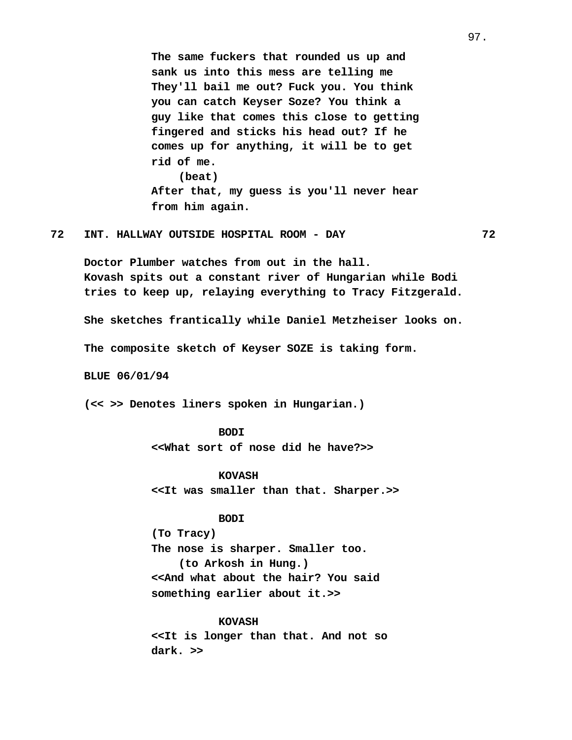The same fuckers that rounded us up and sank us into this mess are telling me They'll bail me out? Fuck you. You think you can catch Keyser Soze? You think a guy like that comes this close to getting fingered and sticks his head out? If he comes up for anything, it will be to get rid of me.

(beat)

After that, my guess is you'll never hear from him again.

**72 INT. HALLWAY OUTSIDE HOSPITAL ROOM - DAY 72**

Doctor Plumber watches from out in the hall.
Kovash spits out a constant river of Hungarian while Bodi tries to keep up, relaying everything to Tracy Fitzgerald.

She sketches frantically while Daniel Metzheiser looks on.

The composite sketch of Keyser SOZE is taking form.

BLUE 06/01/94

(<< >> Denotes liners spoken in Hungarian.)

BODI

<<What sort of nose did he have?>>

KOVASH

<<It was smaller than that. Sharper.>>

BODI

(To Tracy)

The nose is sharper. Smaller too.

(to Arkosh in Hung.)

<<And what about the hair? You said something earlier about it.>>

KOVASH

<<It is longer than that. And not so dark. >>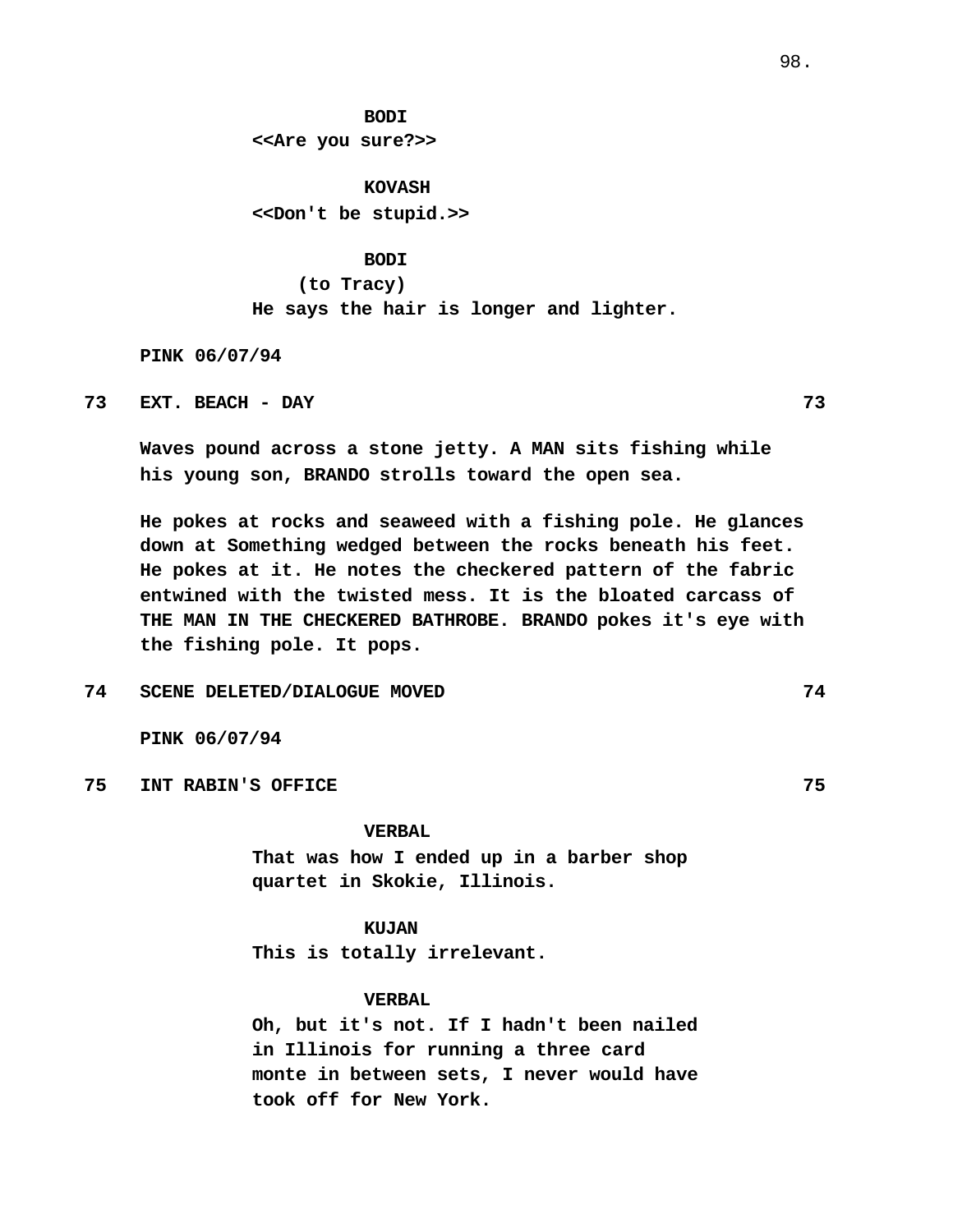**BODI**
**<<Are you sure?>>**

**KOVASH**
**<<Don't be stupid.>>**

**BODI**
**(to Tracy)**
**He says the hair is longer and lighter.**

**PINK 06/07/94**

**73 EXT. BEACH - DAY 73**

**Waves pound across a stone jetty. A MAN sits fishing while his young son, BRANDO strolls toward the open sea.**

**He pokes at rocks and seaweed with a fishing pole. He glances down at Something wedged between the rocks beneath his feet. He pokes at it. He notes the checkered pattern of the fabric entwined with the twisted mess. It is the bloated carcass of THE MAN IN THE CHECKERED BATHROBE. BRANDO pokes it's eye with the fishing pole. It pops.**

**74 SCENE DELETED/DIALOGUE MOVED 74**

**PINK 06/07/94**

**75 INT RABIN'S OFFICE 75**

**VERBAL**
**That was how I ended up in a barber shop quartet in Skokie, Illinois.**

**KUJAN**
**This is totally irrelevant.**

**VERBAL**
**Oh, but it's not. If I hadn't been nailed in Illinois for running a three card monte in between sets, I never would have took off for New York.**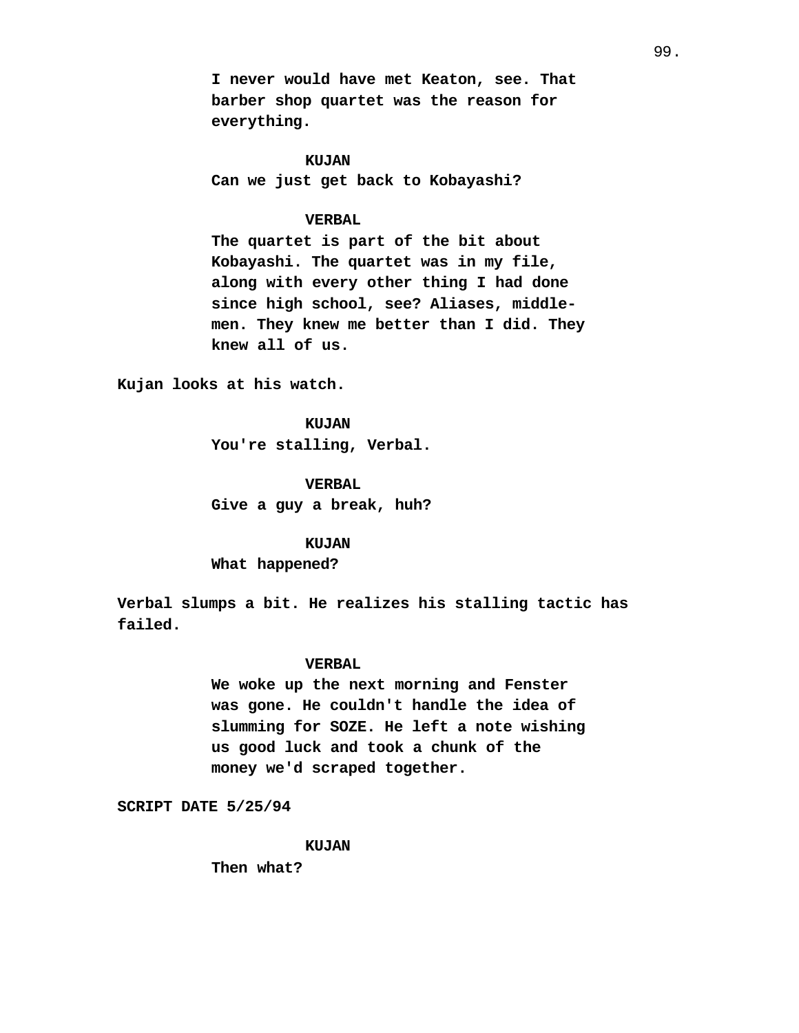I never would have met Keaton, see. That barber shop quartet was the reason for everything.

KUJAN
Can we just get back to Kobayashi?

VERBAL
The quartet is part of the bit about Kobayashi. The quartet was in my file, along with every other thing I had done since high school, see? Aliases, middle-men. They knew me better than I did. They knew all of us.

Kujan looks at his watch.

KUJAN
You're stalling, Verbal.

VERBAL
Give a guy a break, huh?

KUJAN
What happened?

Verbal slumps a bit. He realizes his stalling tactic has failed.

VERBAL
We woke up the next morning and Fenster was gone. He couldn't handle the idea of slumming for SOZE. He left a note wishing us good luck and took a chunk of the money we'd scraped together.

SCRIPT DATE 5/25/94

KUJAN
Then what?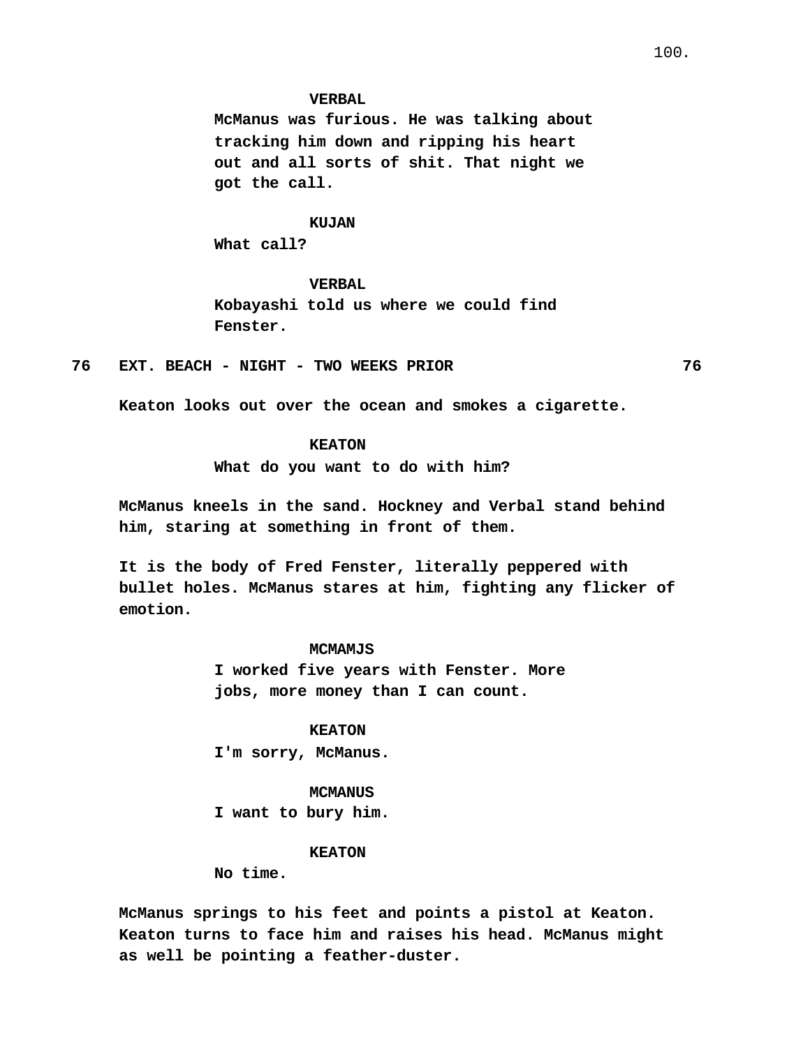**VERBAL**
**McManus was furious. He was talking about tracking him down and ripping his heart out and all sorts of shit. That night we got the call.**

**KUJAN**
**What call?**

**VERBAL**
**Kobayashi told us where we could find Fenster.**

**76 EXT. BEACH - NIGHT - TWO WEEKS PRIOR 76**

**Keaton looks out over the ocean and smokes a cigarette.**

**KEATON**
**What do you want to do with him?**

**McManus kneels in the sand. Hockney and Verbal stand behind him, staring at something in front of them.**

**It is the body of Fred Fenster, literally peppered with bullet holes. McManus stares at him, fighting any flicker of emotion.**

**MCMAMJS**
**I worked five years with Fenster. More jobs, more money than I can count.**

**KEATON**
**I'm sorry, McManus.**

**MCMANUS**
**I want to bury him.**

**KEATON**
**No time.**

**McManus springs to his feet and points a pistol at Keaton. Keaton turns to face him and raises his head. McManus might as well be pointing a feather-duster.**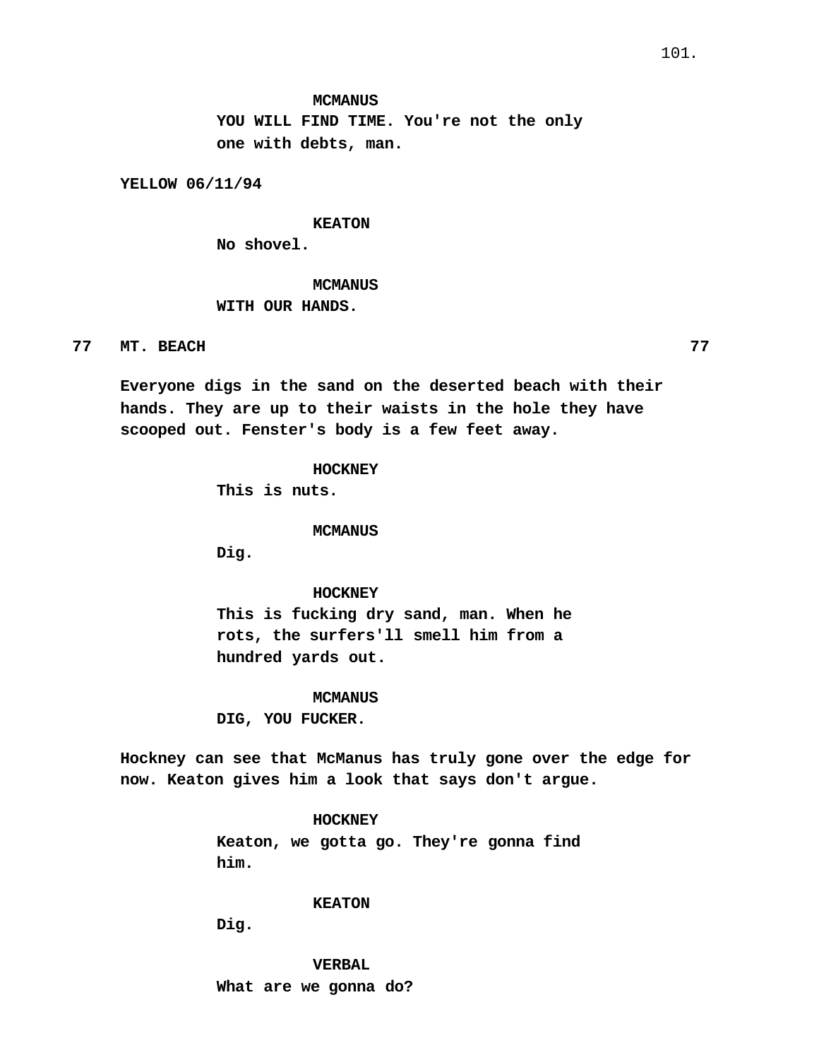**MCMANUS**
**YOU WILL FIND TIME. You're not the only one with debts, man.**

**YELLOW 06/11/94**

**KEATON**
**No shovel.**

**MCMANUS**
**WITH OUR HANDS.**

**77 MT. BEACH 77**

**Everyone digs in the sand on the deserted beach with their hands. They are up to their waists in the hole they have scooped out. Fenster's body is a few feet away.**

**HOCKNEY**
**This is nuts.**

**MCMANUS**
**Dig.**

**HOCKNEY**
**This is fucking dry sand, man. When he rots, the surfers'll smell him from a hundred yards out.**

**MCMANUS**
**DIG, YOU FUCKER.**

**Hockney can see that McManus has truly gone over the edge for now. Keaton gives him a look that says don't argue.**

**HOCKNEY**
**Keaton, we gotta go. They're gonna find him.**

**KEATON**
**Dig.**

**VERBAL**
**What are we gonna do?**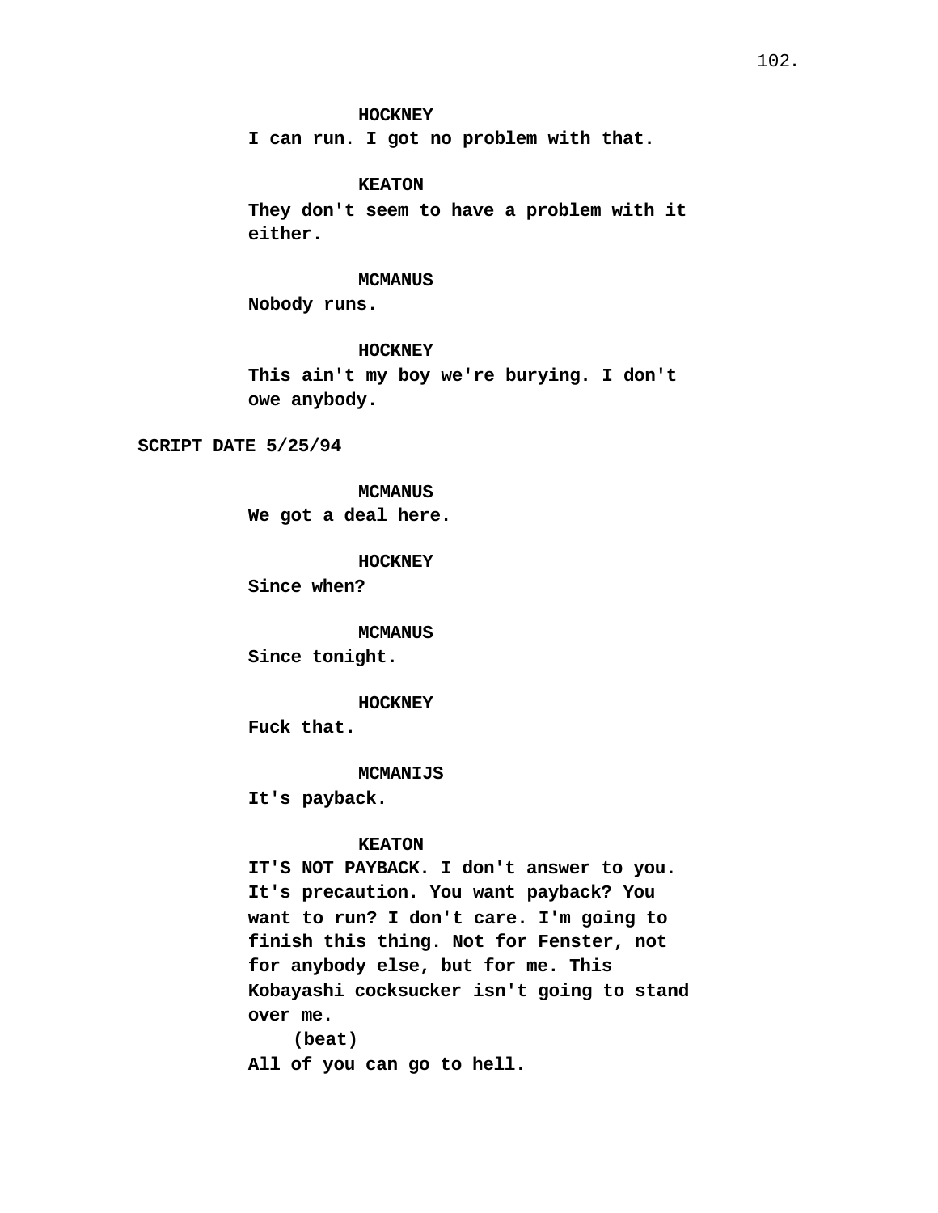**HOCKNEY**
**I can run. I got no problem with that.**

**KEATON**
**They don't seem to have a problem with it either.**

**MCMANUS**
**Nobody runs.**

**HOCKNEY**
**This ain't my boy we're burying. I don't owe anybody.**

**SCRIPT DATE 5/25/94**

**MCMANUS**
**We got a deal here.**

**HOCKNEY**
**Since when?**

**MCMANUS**
**Since tonight.**

**HOCKNEY**
**Fuck that.**

**MCMANIJS**
**It's payback.**

**KEATON**
**IT'S NOT PAYBACK. I don't answer to you. It's precaution. You want payback? You want to run? I don't care. I'm going to finish this thing. Not for Fenster, not for anybody else, but for me. This Kobayashi cocksucker isn't going to stand over me.**
**(beat)**
**All of you can go to hell.**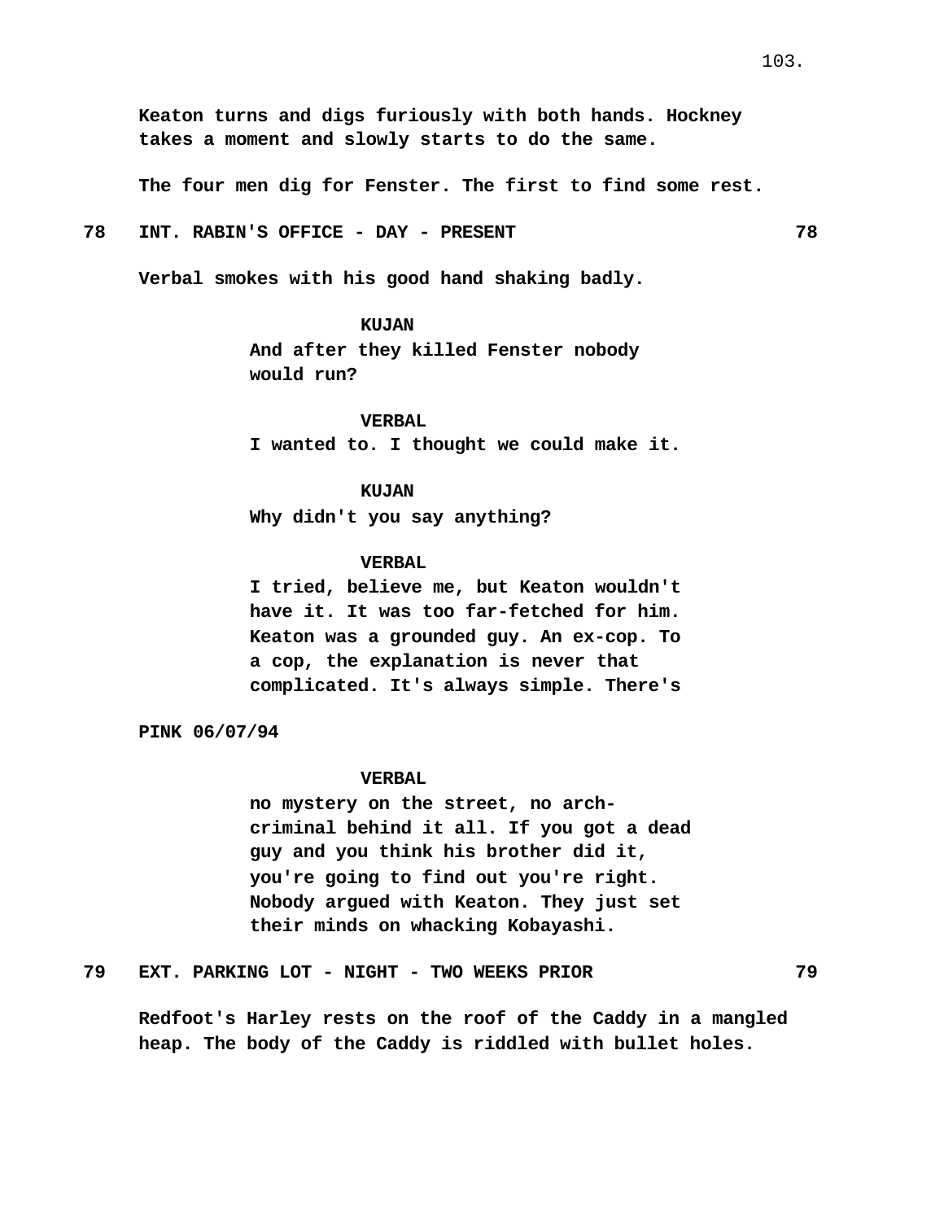Keaton turns and digs furiously with both hands. Hockney takes a moment and slowly starts to do the same.

The four men dig for Fenster. The first to find some rest.

**78 INT. RABIN'S OFFICE - DAY - PRESENT 78**

Verbal smokes with his good hand shaking badly.

KUJAN
And after they killed Fenster nobody would run?

VERBAL
I wanted to. I thought we could make it.

KUJAN
Why didn't you say anything?

VERBAL
I tried, believe me, but Keaton wouldn't have it. It was too far-fetched for him. Keaton was a grounded guy. An ex-cop. To a cop, the explanation is never that complicated. It's always simple. There's

PINK 06/07/94

VERBAL
no mystery on the street, no arch-criminal behind it all. If you got a dead guy and you think his brother did it, you're going to find out you're right. Nobody argued with Keaton. They just set their minds on whacking Kobayashi.

**79 EXT. PARKING LOT - NIGHT - TWO WEEKS PRIOR 79**

Redfoot's Harley rests on the roof of the Caddy in a mangled heap. The body of the Caddy is riddled with bullet holes.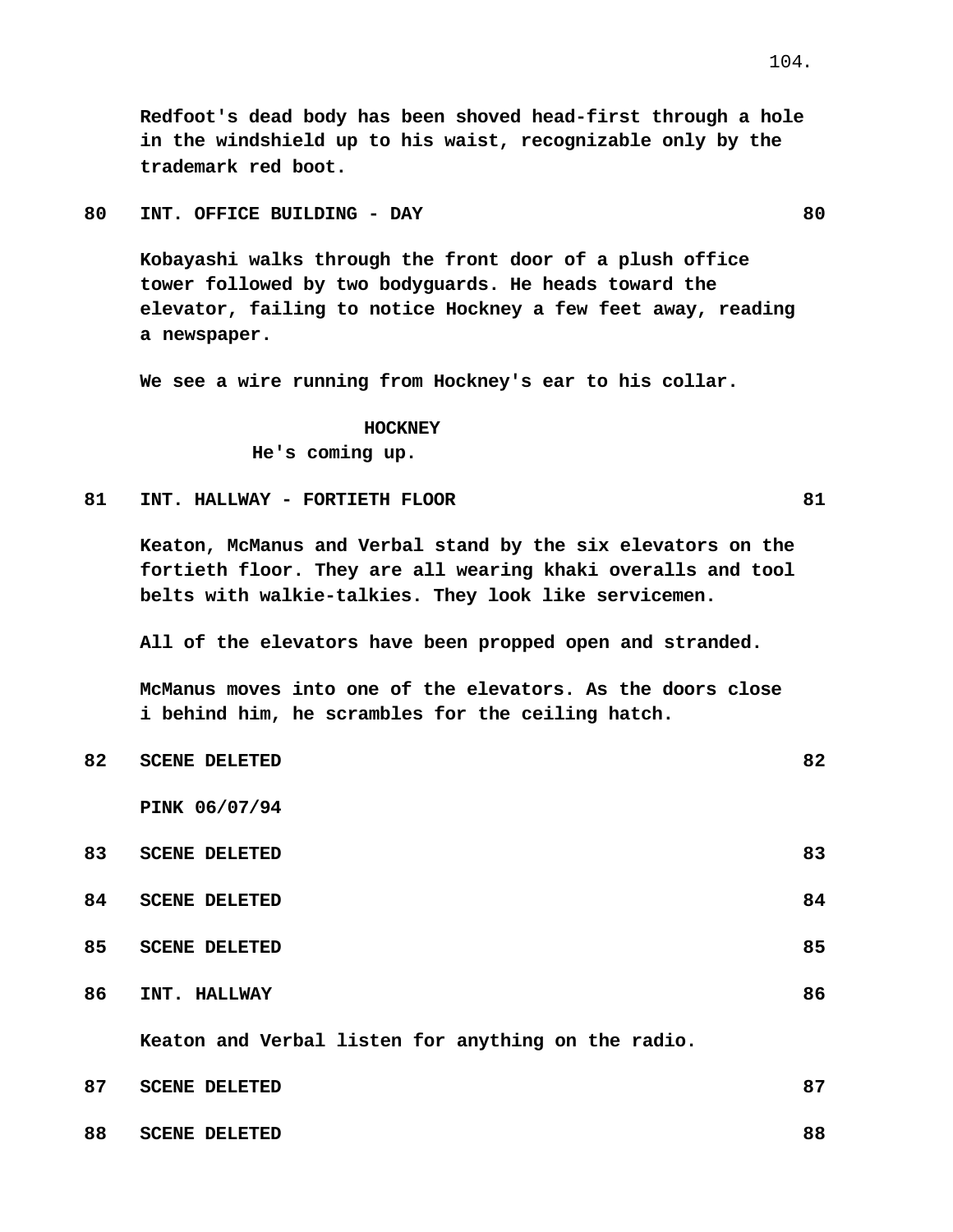Redfoot's dead body has been shoved head-first through a hole in the windshield up to his waist, recognizable only by the trademark red boot.

**80 INT. OFFICE BUILDING - DAY 80**

Kobayashi walks through the front door of a plush office tower followed by two bodyguards. He heads toward the elevator, failing to notice Hockney a few feet away, reading a newspaper.

We see a wire running from Hockney's ear to his collar.

HOCKNEY

He's coming up.

**81 INT. HALLWAY - FORTIETH FLOOR 81**

Keaton, McManus and Verbal stand by the six elevators on the fortieth floor. They are all wearing khaki overalls and tool belts with walkie-talkies. They look like servicemen.

All of the elevators have been propped open and stranded.

McManus moves into one of the elevators. As the doors close i behind him, he scrambles for the ceiling hatch.

**82 SCENE DELETED 82**

PINK 06/07/94

**83 SCENE DELETED 83**

**84 SCENE DELETED 84**

**85 SCENE DELETED 85**

**86 INT. HALLWAY 86**

Keaton and Verbal listen for anything on the radio.

**87 SCENE DELETED 87**

**88 SCENE DELETED 88**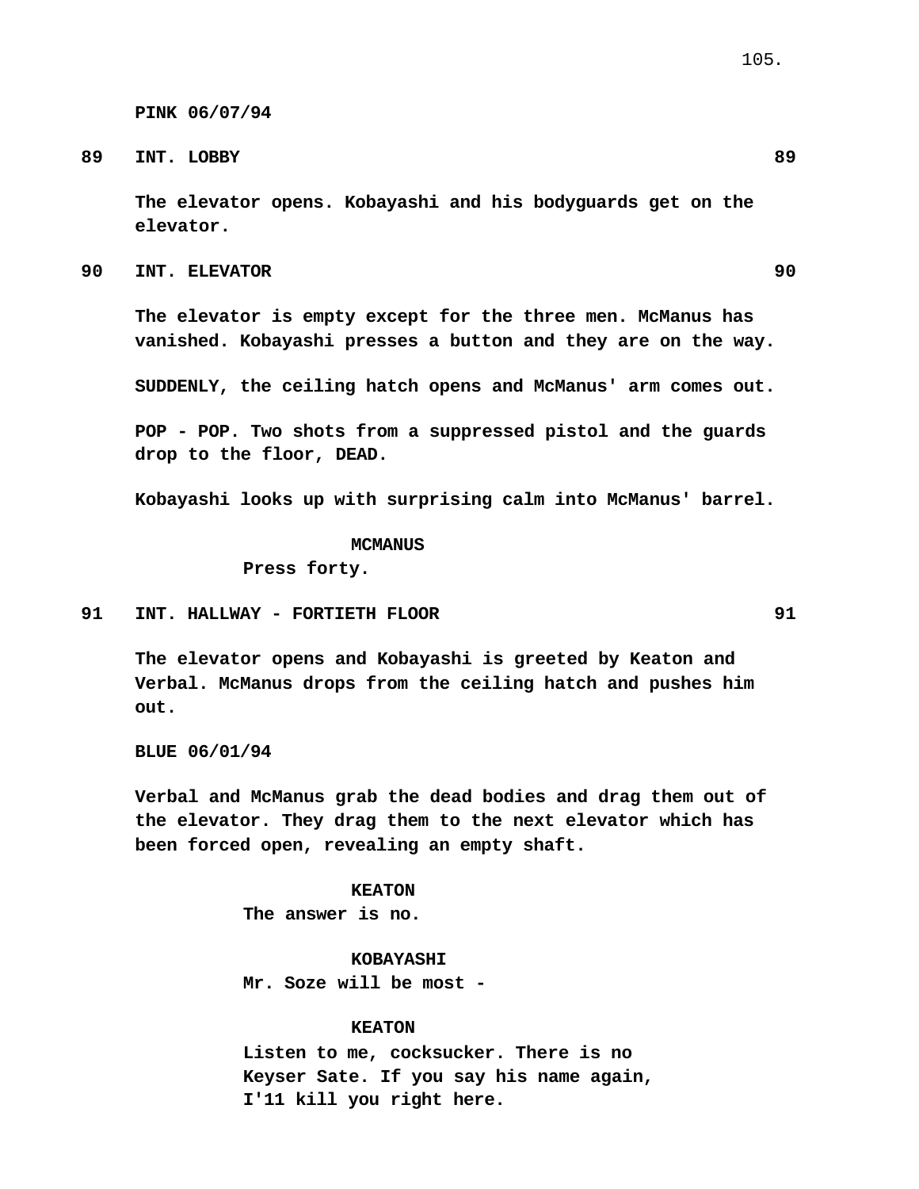**PINK 06/07/94**

**89 INT. LOBBY 89**

The elevator opens. Kobayashi and his bodyguards get on the elevator.

**90 INT. ELEVATOR 90**

The elevator is empty except for the three men. McManus has vanished. Kobayashi presses a button and they are on the way.

SUDDENLY, the ceiling hatch opens and McManus' arm comes out.

POP - POP. Two shots from a suppressed pistol and the guards drop to the floor, DEAD.

Kobayashi looks up with surprising calm into McManus' barrel.

MCMANUS
Press forty.

**91 INT. HALLWAY - FORTIETH FLOOR 91**

The elevator opens and Kobayashi is greeted by Keaton and Verbal. McManus drops from the ceiling hatch and pushes him out.

**BLUE 06/01/94**

Verbal and McManus grab the dead bodies and drag them out of the elevator. They drag them to the next elevator which has been forced open, revealing an empty shaft.

KEATON
The answer is no.

KOBAYASHI
Mr. Soze will be most -

KEATON
Listen to me, cocksucker. There is no Keyser Sate. If you say his name again, I'11 kill you right here.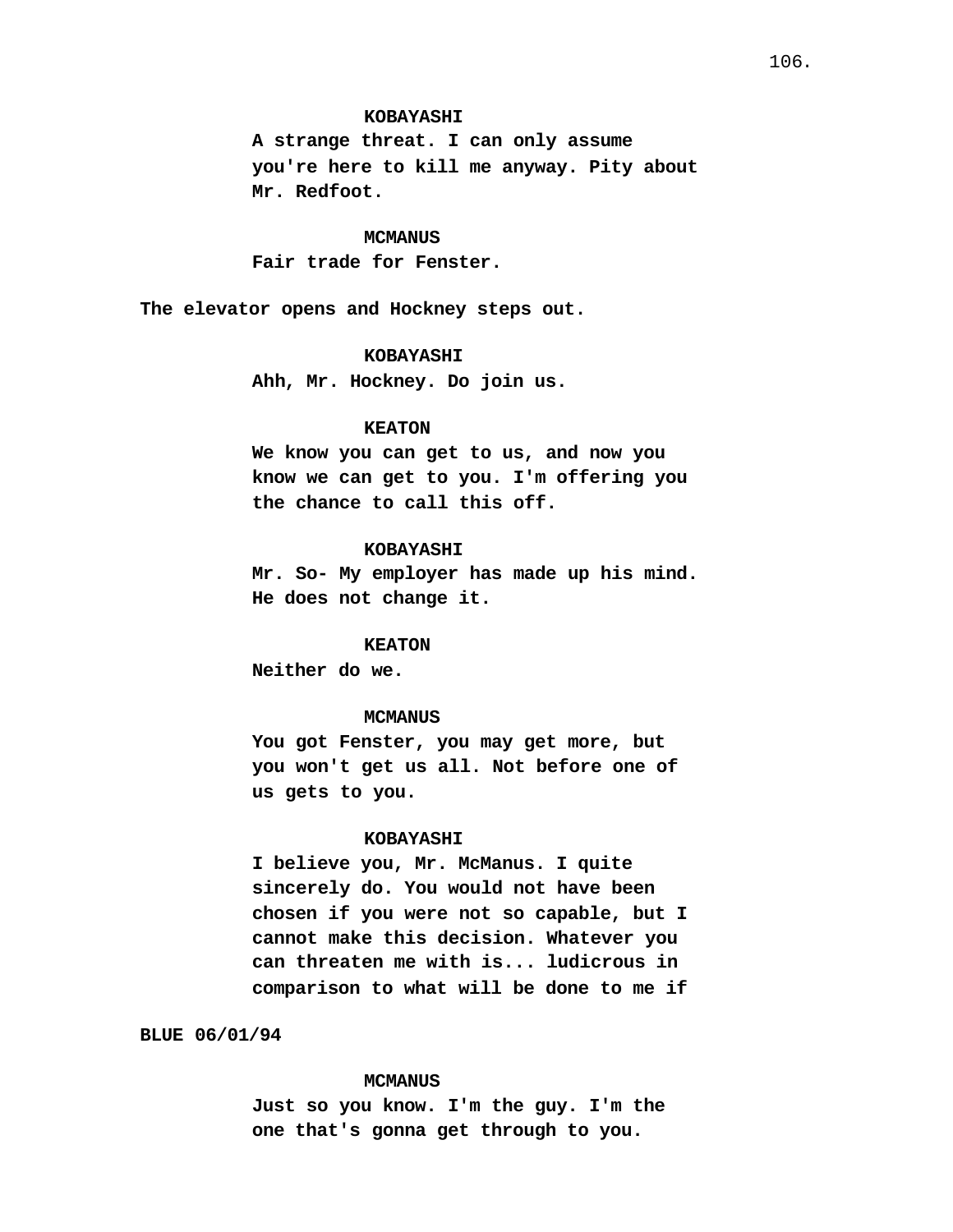**KOBAYASHI**
**A strange threat. I can only assume you're here to kill me anyway. Pity about Mr. Redfoot.**

**MCMANUS**
**Fair trade for Fenster.**

**The elevator opens and Hockney steps out.**

**KOBAYASHI**
**Ahh, Mr. Hockney. Do join us.**

**KEATON**
**We know you can get to us, and now you know we can get to you. I'm offering you the chance to call this off.**

**KOBAYASHI**
**Mr. So- My employer has made up his mind. He does not change it.**

**KEATON**
**Neither do we.**

**MCMANUS**
**You got Fenster, you may get more, but you won't get us all. Not before one of us gets to you.**

**KOBAYASHI**
**I believe you, Mr. McManus. I quite sincerely do. You would not have been chosen if you were not so capable, but I cannot make this decision. Whatever you can threaten me with is... ludicrous in comparison to what will be done to me if**

**BLUE 06/01/94**

**MCMANUS**
**Just so you know. I'm the guy. I'm the one that's gonna get through to you.**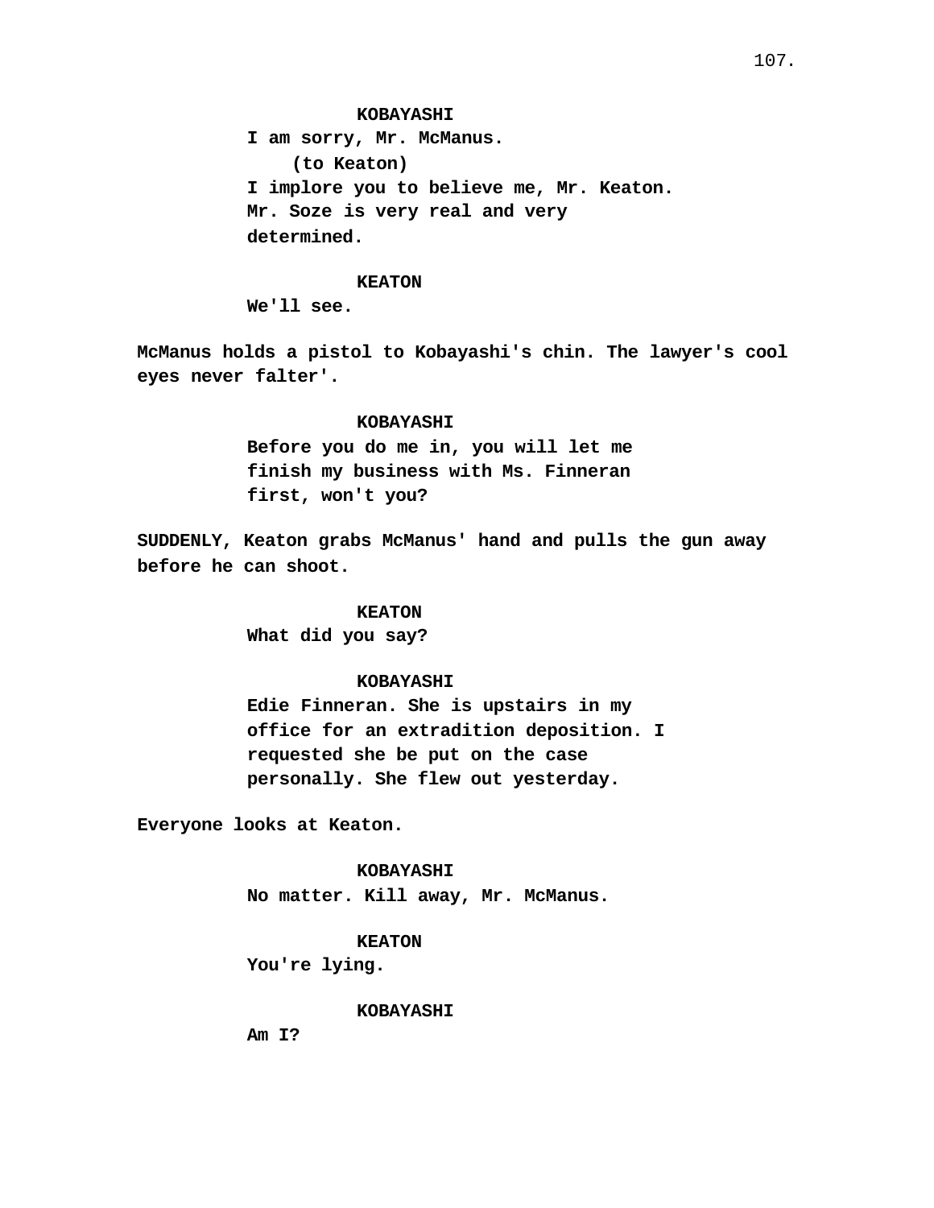**KOBAYASHI**
I am sorry, Mr. McManus.
(to Keaton)
I implore you to believe me, Mr. Keaton. Mr. Soze is very real and very determined.

**KEATON**
We'll see.

McManus holds a pistol to Kobayashi's chin. The lawyer's cool eyes never falter'.

**KOBAYASHI**
Before you do me in, you will let me finish my business with Ms. Finneran first, won't you?

SUDDENLY, Keaton grabs McManus' hand and pulls the gun away before he can shoot.

**KEATON**
What did you say?

**KOBAYASHI**
Edie Finneran. She is upstairs in my office for an extradition deposition. I requested she be put on the case personally. She flew out yesterday.

Everyone looks at Keaton.

**KOBAYASHI**
No matter. Kill away, Mr. McManus.

**KEATON**
You're lying.

**KOBAYASHI**
Am I?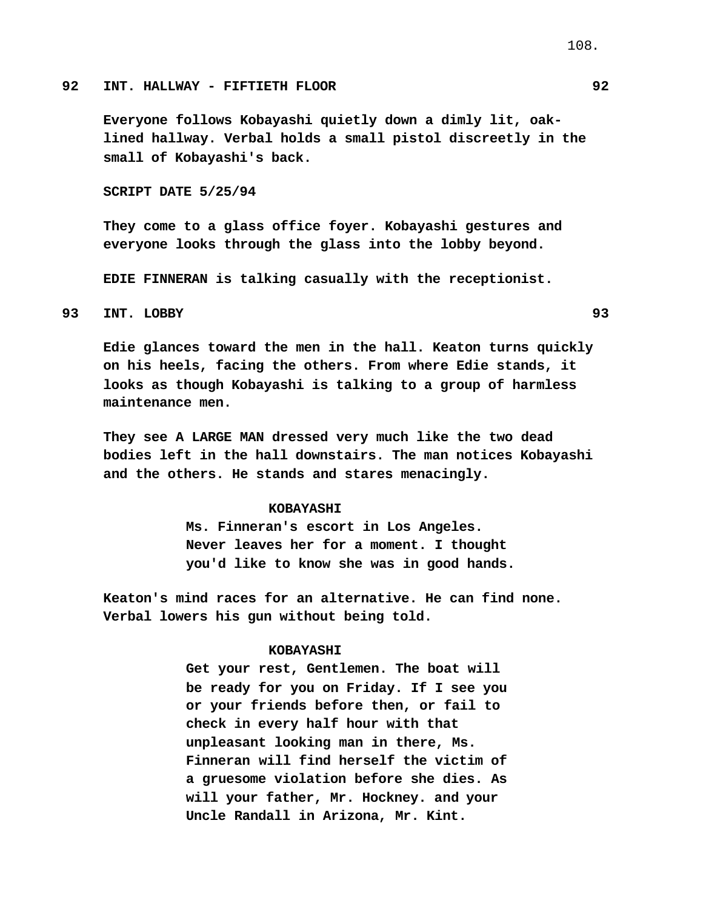**92 INT. HALLWAY - FIFTIETH FLOOR 92**

**Everyone follows Kobayashi quietly down a dimly lit, oak-lined hallway. Verbal holds a small pistol discreetly in the small of Kobayashi's back.**

**SCRIPT DATE 5/25/94**

**They come to a glass office foyer. Kobayashi gestures and everyone looks through the glass into the lobby beyond.**

**EDIE FINNERAN is talking casually with the receptionist.**

**93 INT. LOBBY 93**

**Edie glances toward the men in the hall. Keaton turns quickly on his heels, facing the others. From where Edie stands, it looks as though Kobayashi is talking to a group of harmless maintenance men.**

**They see A LARGE MAN dressed very much like the two dead bodies left in the hall downstairs. The man notices Kobayashi and the others. He stands and stares menacingly.**

**KOBAYASHI**
**Ms. Finneran's escort in Los Angeles. Never leaves her for a moment. I thought you'd like to know she was in good hands.**

**Keaton's mind races for an alternative. He can find none. Verbal lowers his gun without being told.**

**KOBAYASHI**
**Get your rest, Gentlemen. The boat will be ready for you on Friday. If I see you or your friends before then, or fail to check in every half hour with that unpleasant looking man in there, Ms. Finneran will find herself the victim of a gruesome violation before she dies. As will your father, Mr. Hockney. and your Uncle Randall in Arizona, Mr. Kint.**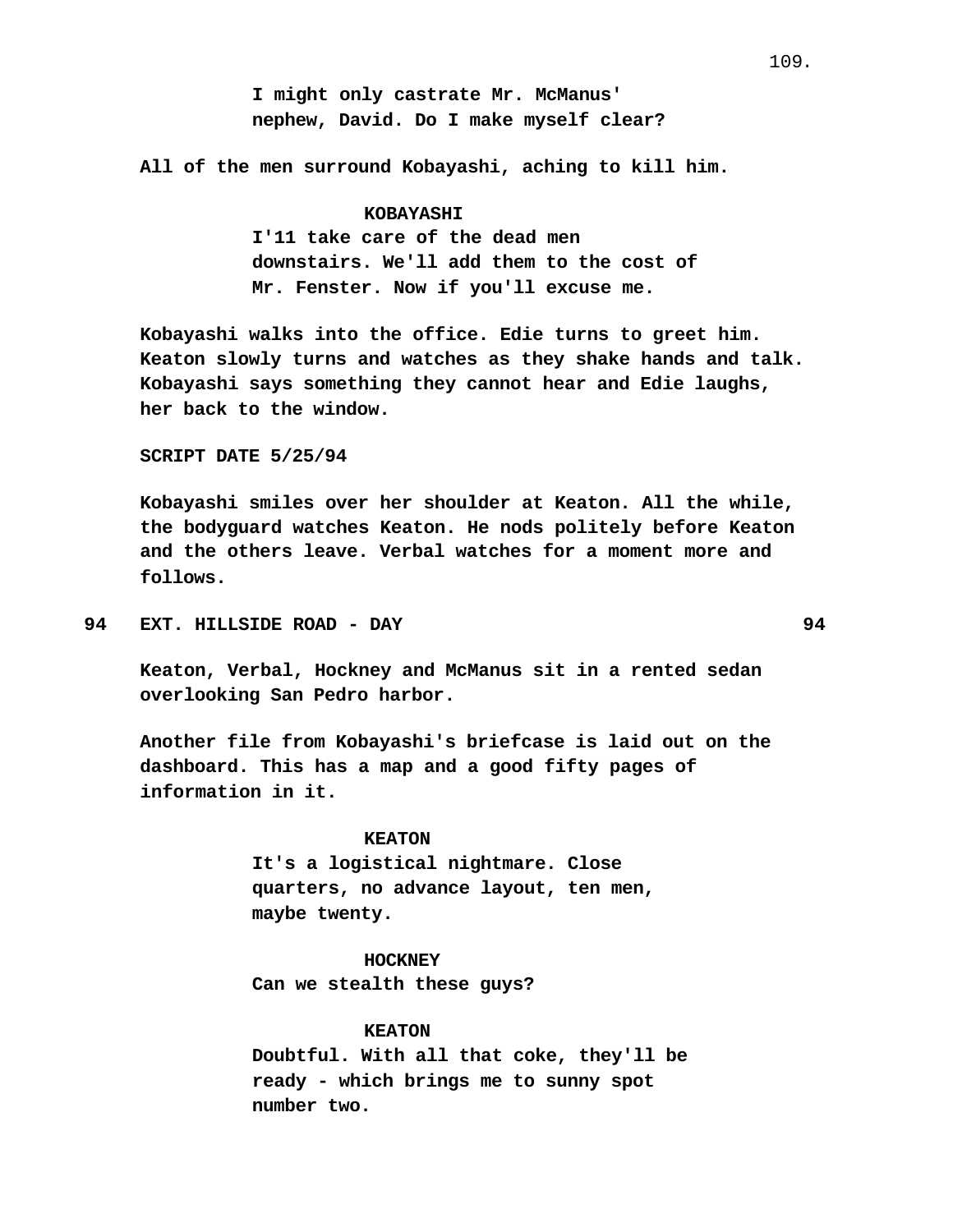I might only castrate Mr. McManus' nephew, David. Do I make myself clear?

All of the men surround Kobayashi, aching to kill him.

**KOBAYASHI**
I'11 take care of the dead men downstairs. We'll add them to the cost of Mr. Fenster. Now if you'll excuse me.

Kobayashi walks into the office. Edie turns to greet him. Keaton slowly turns and watches as they shake hands and talk. Kobayashi says something they cannot hear and Edie laughs, her back to the window.

SCRIPT DATE 5/25/94

Kobayashi smiles over her shoulder at Keaton. All the while, the bodyguard watches Keaton. He nods politely before Keaton and the others leave. Verbal watches for a moment more and follows.

**94 EXT. HILLSIDE ROAD - DAY 94**

Keaton, Verbal, Hockney and McManus sit in a rented sedan overlooking San Pedro harbor.

Another file from Kobayashi's briefcase is laid out on the dashboard. This has a map and a good fifty pages of information in it.

**KEATON**
It's a logistical nightmare. Close quarters, no advance layout, ten men, maybe twenty.

**HOCKNEY**
Can we stealth these guys?

**KEATON**
Doubtful. With all that coke, they'll be ready - which brings me to sunny spot number two.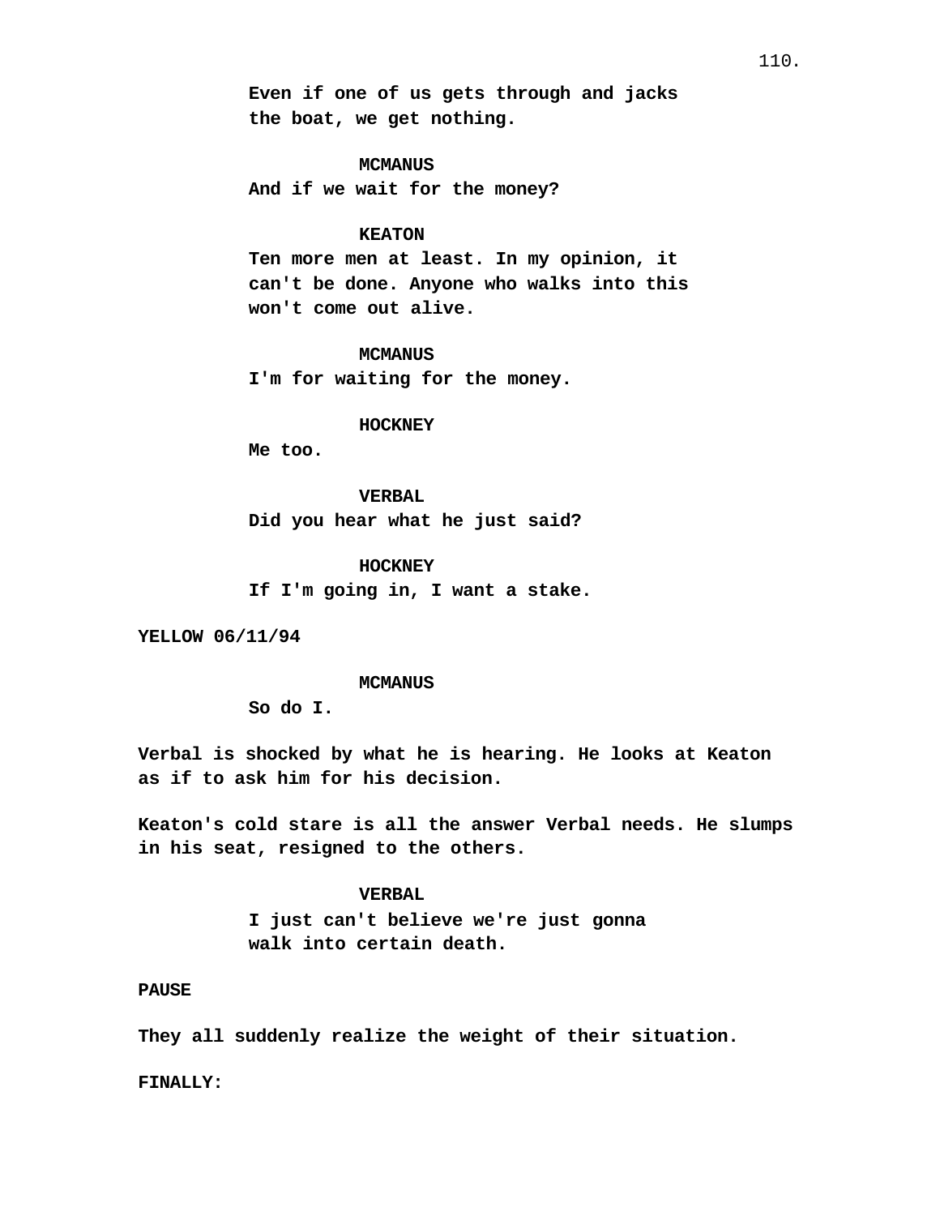**Even if one of us gets through and jacks the boat, we get nothing.**

**MCMANUS**
**And if we wait for the money?**

**KEATON**
**Ten more men at least. In my opinion, it can't be done. Anyone who walks into this won't come out alive.**

**MCMANUS**
**I'm for waiting for the money.**

**HOCKNEY**
**Me too.**

**VERBAL**
**Did you hear what he just said?**

**HOCKNEY**
**If I'm going in, I want a stake.**

**YELLOW 06/11/94**

**MCMANUS**
**So do I.**

**Verbal is shocked by what he is hearing. He looks at Keaton as if to ask him for his decision.**

**Keaton's cold stare is all the answer Verbal needs. He slumps in his seat, resigned to the others.**

**VERBAL**
**I just can't believe we're just gonna walk into certain death.**

**PAUSE**

**They all suddenly realize the weight of their situation.**

**FINALLY:**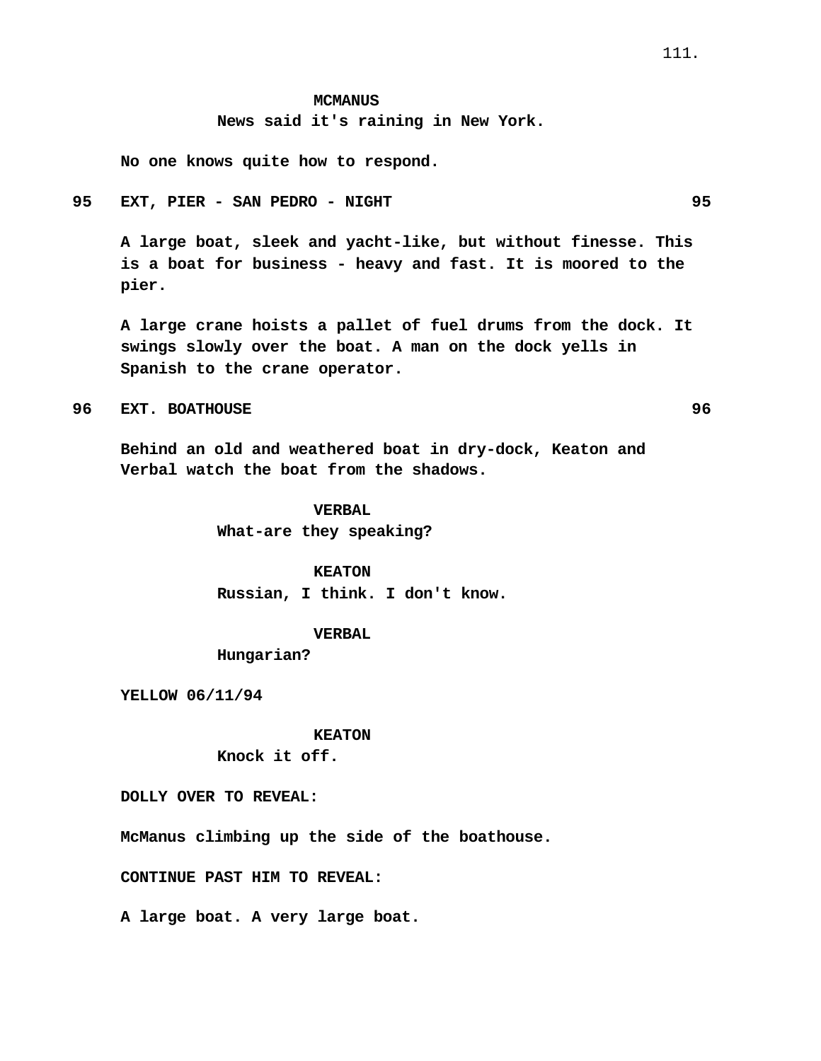**MCMANUS**
News said it's raining in New York.

No one knows quite how to respond.

**95 EXT, PIER - SAN PEDRO - NIGHT 95**

A large boat, sleek and yacht-like, but without finesse. This is a boat for business - heavy and fast. It is moored to the pier.

A large crane hoists a pallet of fuel drums from the dock. It swings slowly over the boat. A man on the dock yells in Spanish to the crane operator.

**96 EXT. BOATHOUSE 96**

Behind an old and weathered boat in dry-dock, Keaton and Verbal watch the boat from the shadows.

**VERBAL**
What-are they speaking?

**KEATON**
Russian, I think. I don't know.

**VERBAL**
Hungarian?

YELLOW 06/11/94

**KEATON**
Knock it off.

DOLLY OVER TO REVEAL:

McManus climbing up the side of the boathouse.

CONTINUE PAST HIM TO REVEAL:

A large boat. A very large boat.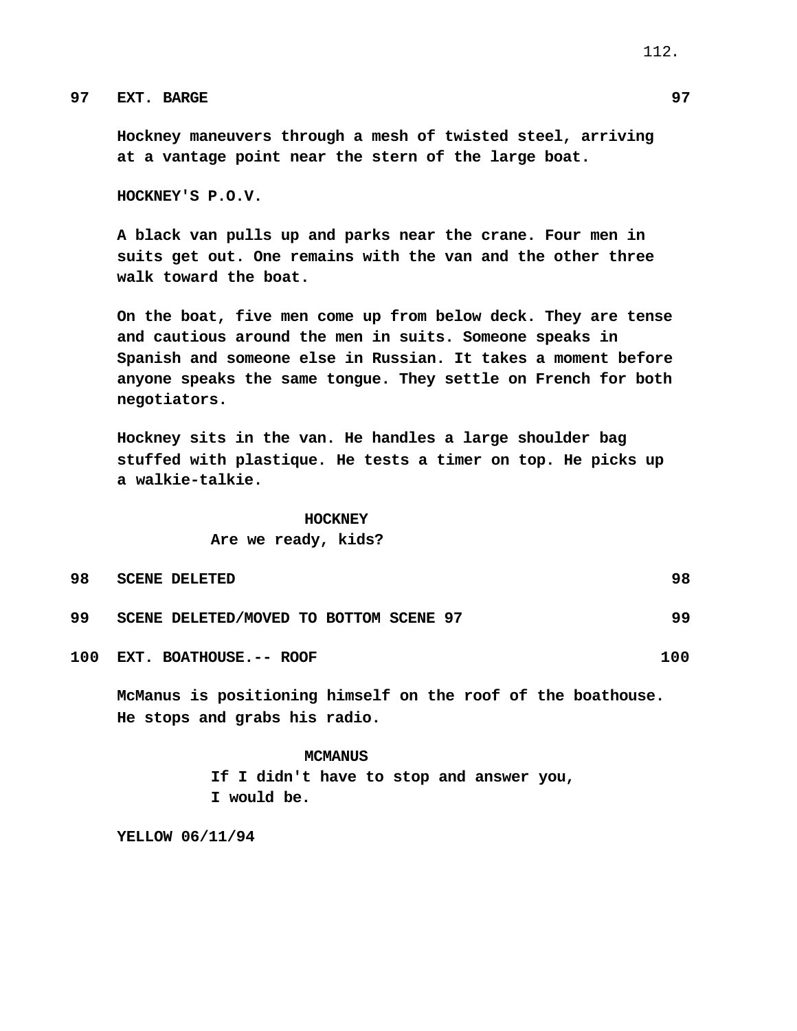**97 EXT. BARGE 97**

**Hockney maneuvers through a mesh of twisted steel, arriving at a vantage point near the stern of the large boat.**

**HOCKNEY'S P.O.V.**

**A black van pulls up and parks near the crane. Four men in suits get out. One remains with the van and the other three walk toward the boat.**

**On the boat, five men come up from below deck. They are tense and cautious around the men in suits. Someone speaks in Spanish and someone else in Russian. It takes a moment before anyone speaks the same tongue. They settle on French for both negotiators.**

**Hockney sits in the van. He handles a large shoulder bag stuffed with plastique. He tests a timer on top. He picks up a walkie-talkie.**

**HOCKNEY**
**Are we ready, kids?**

**98 SCENE DELETED 98**

**99 SCENE DELETED/MOVED TO BOTTOM SCENE 97 99**

**100 EXT. BOATHOUSE.-- ROOF 100**

**McManus is positioning himself on the roof of the boathouse. He stops and grabs his radio.**

**MCMANUS**
**If I didn't have to stop and answer you, I would be.**

**YELLOW 06/11/94**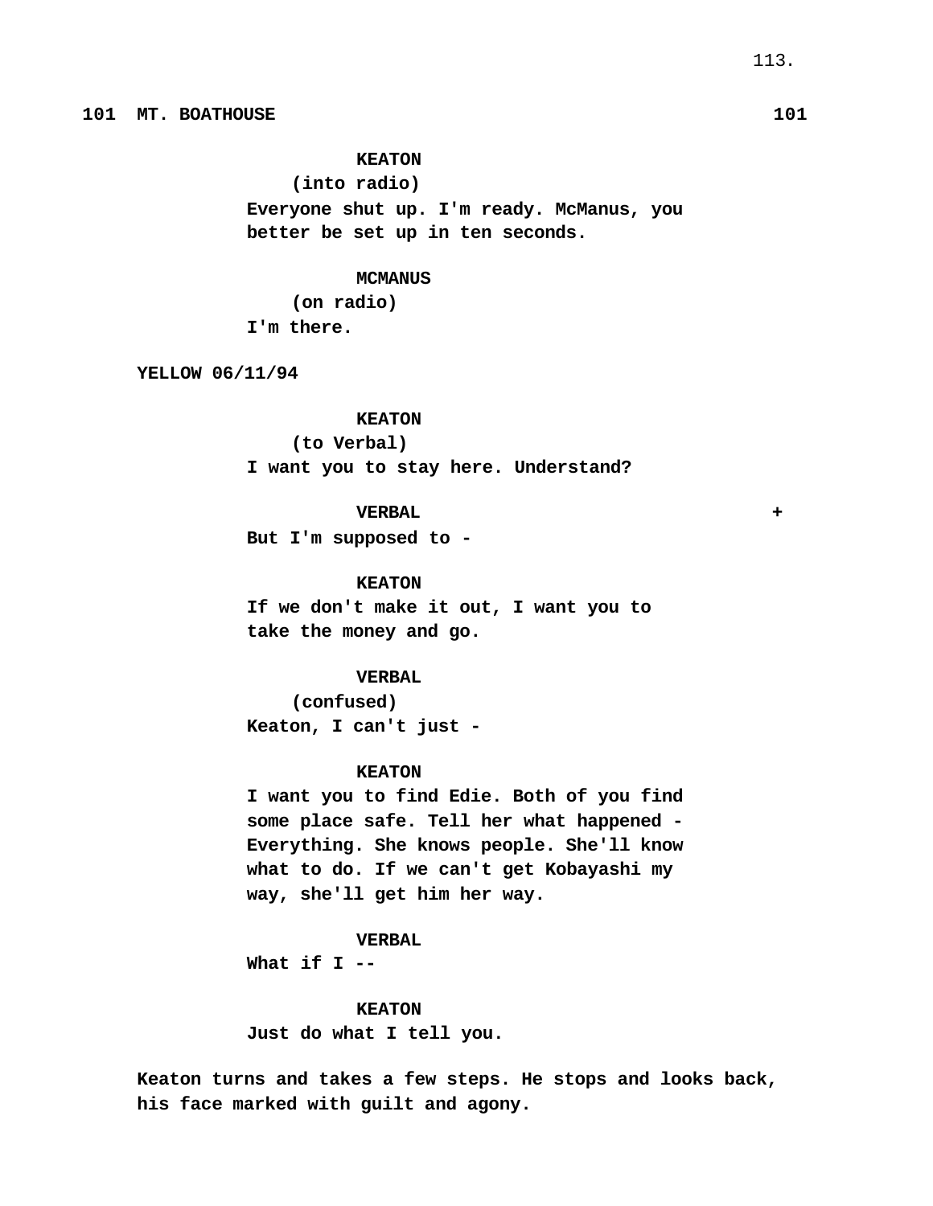**101 MT. BOATHOUSE 101**

**KEATON**
**(into radio)**
**Everyone shut up. I'm ready. McManus, you better be set up in ten seconds.**

**MCMANUS**
**(on radio)**
**I'm there.**

**YELLOW 06/11/94**

**KEATON**
**(to Verbal)**
**I want you to stay here. Understand?**

**VERBAL** **+**
**But I'm supposed to -**

**KEATON**
**If we don't make it out, I want you to take the money and go.**

**VERBAL**
**(confused)**
**Keaton, I can't just -**

**KEATON**
**I want you to find Edie. Both of you find some place safe. Tell her what happened - Everything. She knows people. She'll know what to do. If we can't get Kobayashi my way, she'll get him her way.**

**VERBAL**
**What if I --**

**KEATON**
**Just do what I tell you.**

**Keaton turns and takes a few steps. He stops and looks back, his face marked with guilt and agony.**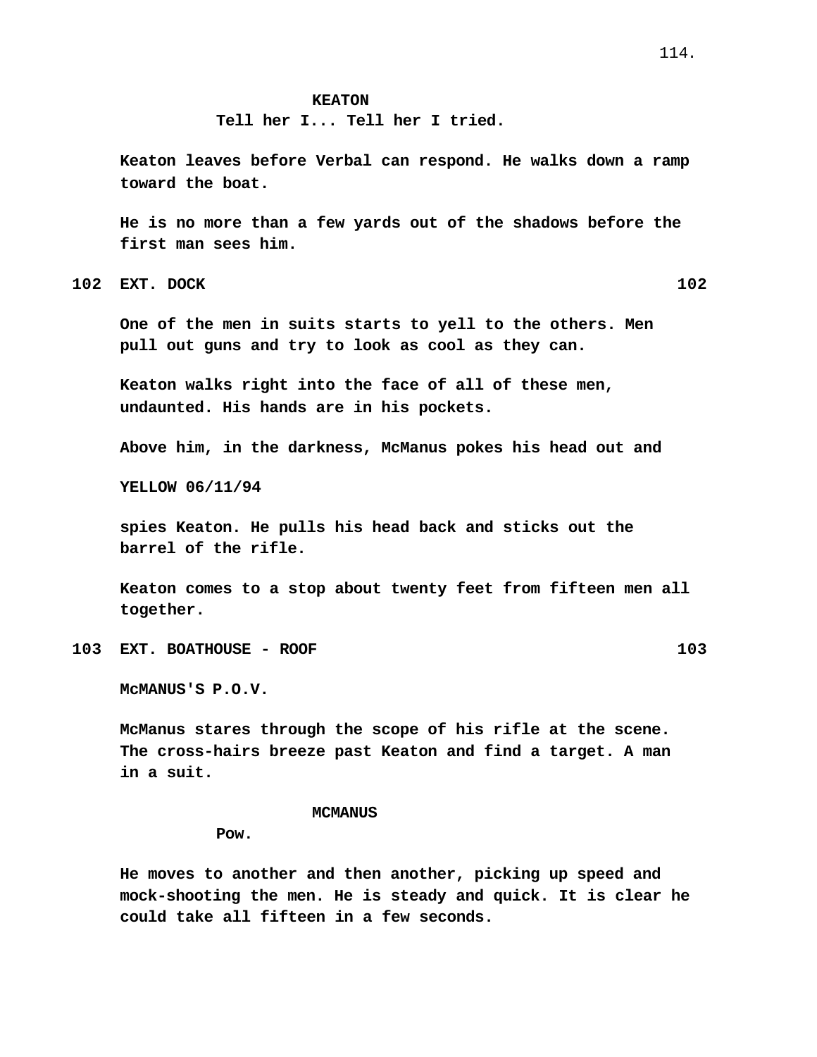**KEATON**
Tell her I... Tell her I tried.

Keaton leaves before Verbal can respond. He walks down a ramp toward the boat.

He is no more than a few yards out of the shadows before the first man sees him.

**102 EXT. DOCK 102**

One of the men in suits starts to yell to the others. Men pull out guns and try to look as cool as they can.

Keaton walks right into the face of all of these men, undaunted. His hands are in his pockets.

Above him, in the darkness, McManus pokes his head out and

YELLOW 06/11/94

spies Keaton. He pulls his head back and sticks out the barrel of the rifle.

Keaton comes to a stop about twenty feet from fifteen men all together.

**103 EXT. BOATHOUSE - ROOF 103**

McMANUS'S P.O.V.

McManus stares through the scope of his rifle at the scene. The cross-hairs breeze past Keaton and find a target. A man in a suit.

**MCMANUS**
Pow.

He moves to another and then another, picking up speed and mock-shooting the men. He is steady and quick. It is clear he could take all fifteen in a few seconds.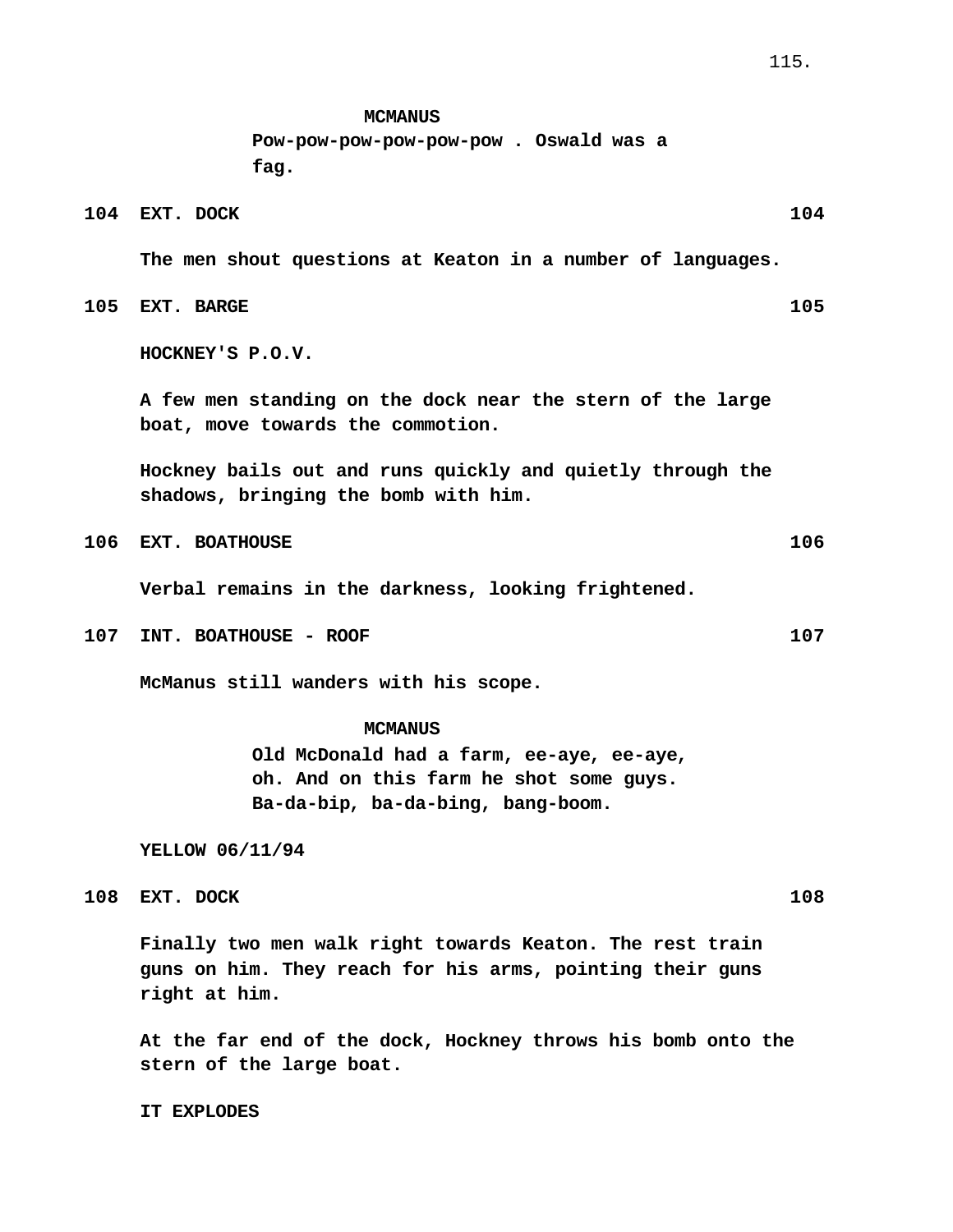**MCMANUS**
Pow-pow-pow-pow-pow-pow . Oswald was a fag.

**104 EXT. DOCK 104**

The men shout questions at Keaton in a number of languages.

**105 EXT. BARGE 105**

HOCKNEY'S P.O.V.

A few men standing on the dock near the stern of the large boat, move towards the commotion.

Hockney bails out and runs quickly and quietly through the shadows, bringing the bomb with him.

**106 EXT. BOATHOUSE 106**

Verbal remains in the darkness, looking frightened.

**107 INT. BOATHOUSE - ROOF 107**

McManus still wanders with his scope.

**MCMANUS**
Old McDonald had a farm, ee-aye, ee-aye, oh. And on this farm he shot some guys. Ba-da-bip, ba-da-bing, bang-boom.

YELLOW 06/11/94

**108 EXT. DOCK 108**

Finally two men walk right towards Keaton. The rest train guns on him. They reach for his arms, pointing their guns right at him.

At the far end of the dock, Hockney throws his bomb onto the stern of the large boat.

IT EXPLODES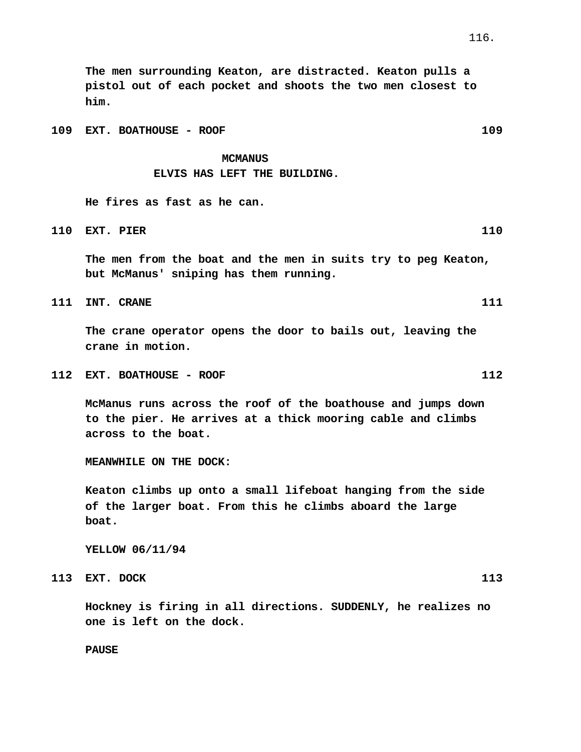**The men surrounding Keaton, are distracted. Keaton pulls a pistol out of each pocket and shoots the two men closest to him.**

**109 EXT. BOATHOUSE - ROOF 109**

**MCMANUS**
**ELVIS HAS LEFT THE BUILDING.**

**He fires as fast as he can.**

**110 EXT. PIER 110**

**The men from the boat and the men in suits try to peg Keaton, but McManus' sniping has them running.**

**111 INT. CRANE 111**

**The crane operator opens the door to bails out, leaving the crane in motion.**

**112 EXT. BOATHOUSE - ROOF 112**

**McManus runs across the roof of the boathouse and jumps down to the pier. He arrives at a thick mooring cable and climbs across to the boat.**

**MEANWHILE ON THE DOCK:**

**Keaton climbs up onto a small lifeboat hanging from the side of the larger boat. From this he climbs aboard the large boat.**

**YELLOW 06/11/94**

**113 EXT. DOCK 113**

**Hockney is firing in all directions. SUDDENLY, he realizes no one is left on the dock.**

**PAUSE**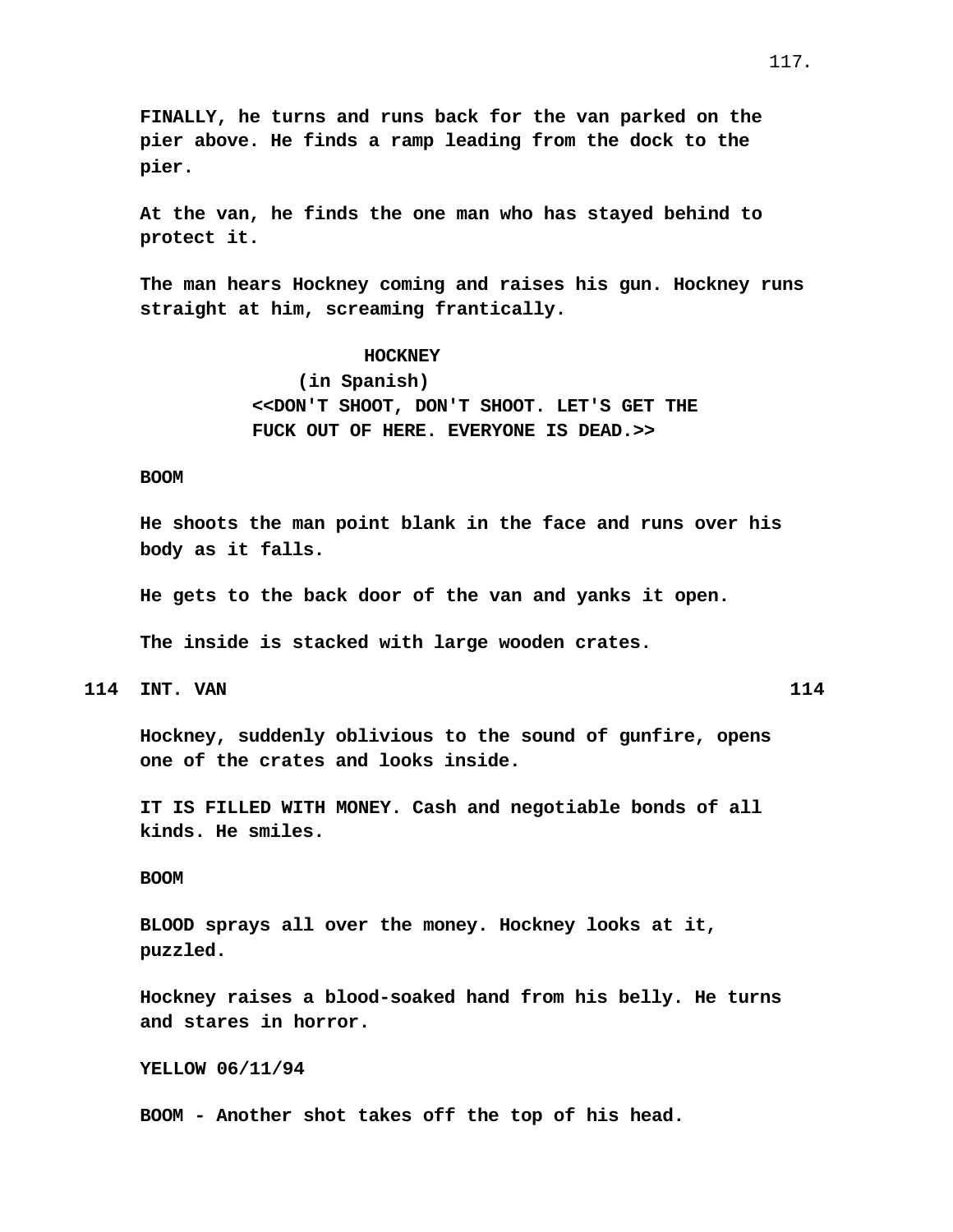**FINALLY, he turns and runs back for the van parked on the pier above. He finds a ramp leading from the dock to the pier.**

**At the van, he finds the one man who has stayed behind to protect it.**

**The man hears Hockney coming and raises his gun. Hockney runs straight at him, screaming frantically.**

**HOCKNEY**
**(in Spanish)**
**<<DON'T SHOOT, DON'T SHOOT. LET'S GET THE FUCK OUT OF HERE. EVERYONE IS DEAD.>>**

**BOOM**

**He shoots the man point blank in the face and runs over his body as it falls.**

**He gets to the back door of the van and yanks it open.**

**The inside is stacked with large wooden crates.**

**114 INT. VAN 114**

**Hockney, suddenly oblivious to the sound of gunfire, opens one of the crates and looks inside.**

**IT IS FILLED WITH MONEY. Cash and negotiable bonds of all kinds. He smiles.**

**BOOM**

**BLOOD sprays all over the money. Hockney looks at it, puzzled.**

**Hockney raises a blood-soaked hand from his belly. He turns and stares in horror.**

**YELLOW 06/11/94**

**BOOM - Another shot takes off the top of his head.**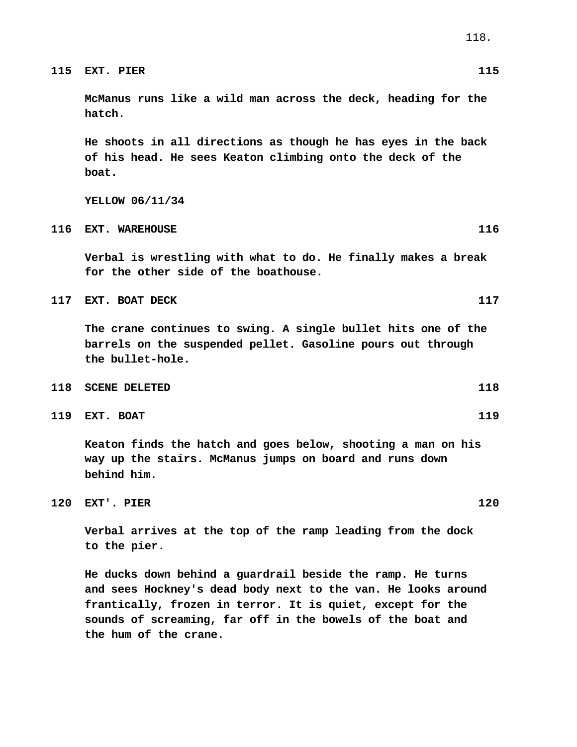**115 EXT. PIER 115**

**McManus runs like a wild man across the deck, heading for the hatch.**

**He shoots in all directions as though he has eyes in the back of his head. He sees Keaton climbing onto the deck of the boat.**

**YELLOW 06/11/34**

**116 EXT. WAREHOUSE 116**

**Verbal is wrestling with what to do. He finally makes a break for the other side of the boathouse.**

**117 EXT. BOAT DECK 117**

**The crane continues to swing. A single bullet hits one of the barrels on the suspended pellet. Gasoline pours out through the bullet-hole.**

**118 SCENE DELETED 118**

**119 EXT. BOAT 119**

**Keaton finds the hatch and goes below, shooting a man on his way up the stairs. McManus jumps on board and runs down behind him.**

**120 EXT'. PIER 120**

**Verbal arrives at the top of the ramp leading from the dock to the pier.**

**He ducks down behind a guardrail beside the ramp. He turns and sees Hockney's dead body next to the van. He looks around frantically, frozen in terror. It is quiet, except for the sounds of screaming, far off in the bowels of the boat and the hum of the crane.**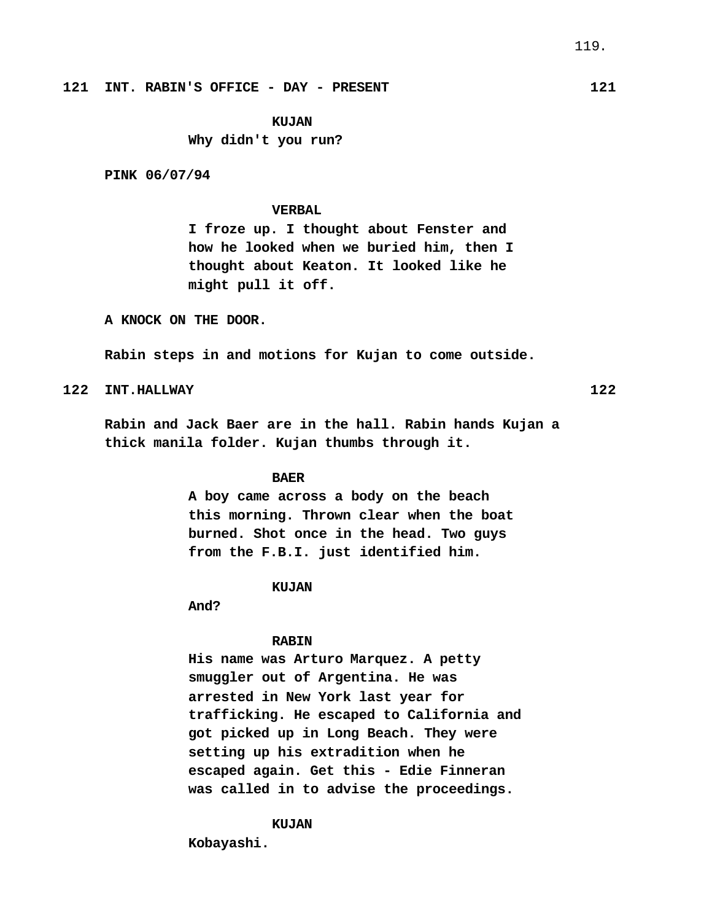**121 INT. RABIN'S OFFICE - DAY - PRESENT 121**

**KUJAN**
**Why didn't you run?**

**PINK 06/07/94**

**VERBAL**
**I froze up. I thought about Fenster and how he looked when we buried him, then I thought about Keaton. It looked like he might pull it off.**

**A KNOCK ON THE DOOR.**

**Rabin steps in and motions for Kujan to come outside.**

**122 INT.HALLWAY 122**

**Rabin and Jack Baer are in the hall. Rabin hands Kujan a thick manila folder. Kujan thumbs through it.**

**BAER**
**A boy came across a body on the beach this morning. Thrown clear when the boat burned. Shot once in the head. Two guys from the F.B.I. just identified him.**

**KUJAN**
**And?**

**RABIN**
**His name was Arturo Marquez. A petty smuggler out of Argentina. He was arrested in New York last year for trafficking. He escaped to California and got picked up in Long Beach. They were setting up his extradition when he escaped again. Get this - Edie Finneran was called in to advise the proceedings.**

**KUJAN**
**Kobayashi.**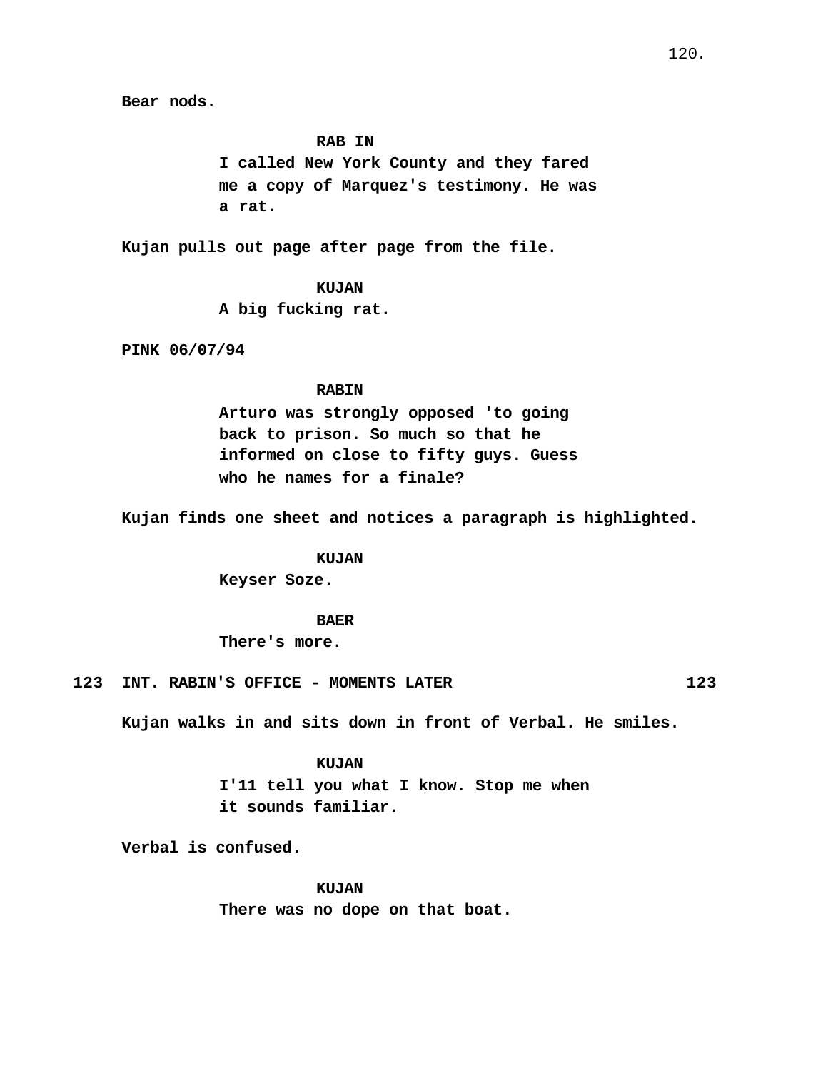Bear nods.

RAB IN
I called New York County and they fared me a copy of Marquez's testimony. He was a rat.

Kujan pulls out page after page from the file.

KUJAN
A big fucking rat.

PINK 06/07/94

RABIN
Arturo was strongly opposed 'to going back to prison. So much so that he informed on close to fifty guys. Guess who he names for a finale?

Kujan finds one sheet and notices a paragraph is highlighted.

KUJAN
Keyser Soze.

BAER
There's more.

123 INT. RABIN'S OFFICE - MOMENTS LATER 123

Kujan walks in and sits down in front of Verbal. He smiles.

KUJAN
I'11 tell you what I know. Stop me when it sounds familiar.

Verbal is confused.

KUJAN
There was no dope on that boat.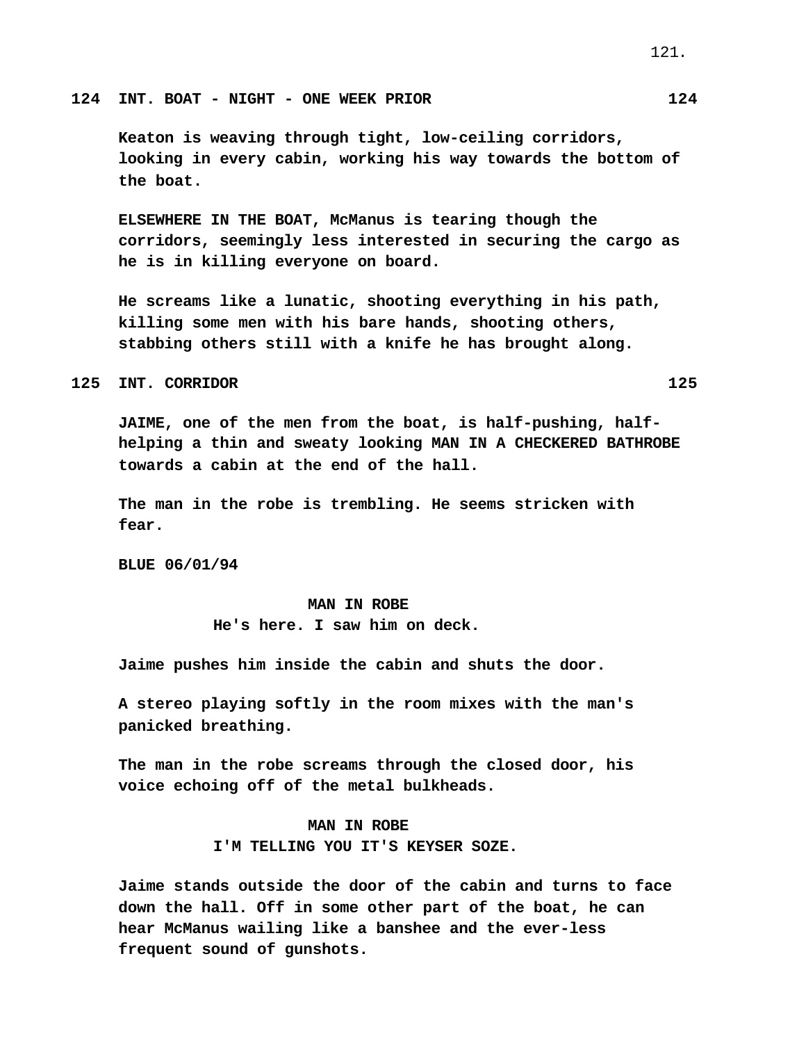**124 INT. BOAT - NIGHT - ONE WEEK PRIOR 124**

**Keaton is weaving through tight, low-ceiling corridors, looking in every cabin, working his way towards the bottom of the boat.**

**ELSEWHERE IN THE BOAT, McManus is tearing though the corridors, seemingly less interested in securing the cargo as he is in killing everyone on board.**

**He screams like a lunatic, shooting everything in his path, killing some men with his bare hands, shooting others, stabbing others still with a knife he has brought along.**

**125 INT. CORRIDOR 125**

**JAIME, one of the men from the boat, is half-pushing, half-helping a thin and sweaty looking MAN IN A CHECKERED BATHROBE towards a cabin at the end of the hall.**

**The man in the robe is trembling. He seems stricken with fear.**

**BLUE 06/01/94**

**MAN IN ROBE**
**He's here. I saw him on deck.**

**Jaime pushes him inside the cabin and shuts the door.**

**A stereo playing softly in the room mixes with the man's panicked breathing.**

**The man in the robe screams through the closed door, his voice echoing off of the metal bulkheads.**

**MAN IN ROBE**
**I'M TELLING YOU IT'S KEYSER SOZE.**

**Jaime stands outside the door of the cabin and turns to face down the hall. Off in some other part of the boat, he can hear McManus wailing like a banshee and the ever-less frequent sound of gunshots.**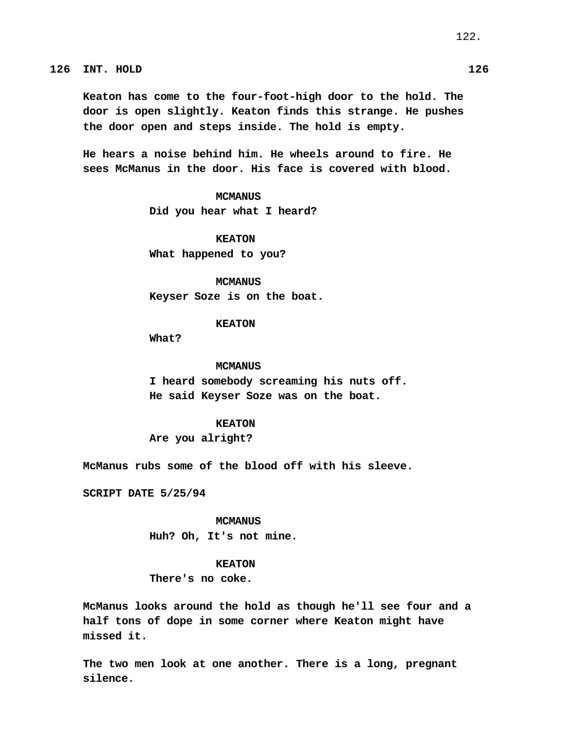**126 INT. HOLD 126**

**Keaton has come to the four-foot-high door to the hold. The door is open slightly. Keaton finds this strange. He pushes the door open and steps inside. The hold is empty.**

**He hears a noise behind him. He wheels around to fire. He sees McManus in the door. His face is covered with blood.**

**MCMANUS**
**Did you hear what I heard?**

**KEATON**
**What happened to you?**

**MCMANUS**
**Keyser Soze is on the boat.**

**KEATON**
**What?**

**MCMANUS**
**I heard somebody screaming his nuts off. He said Keyser Soze was on the boat.**

**KEATON**
**Are you alright?**

**McManus rubs some of the blood off with his sleeve.**

**SCRIPT DATE 5/25/94**

**MCMANUS**
**Huh? Oh, It's not mine.**

**KEATON**
**There's no coke.**

**McManus looks around the hold as though he'll see four and a half tons of dope in some corner where Keaton might have missed it.**

**The two men look at one another. There is a long, pregnant silence.**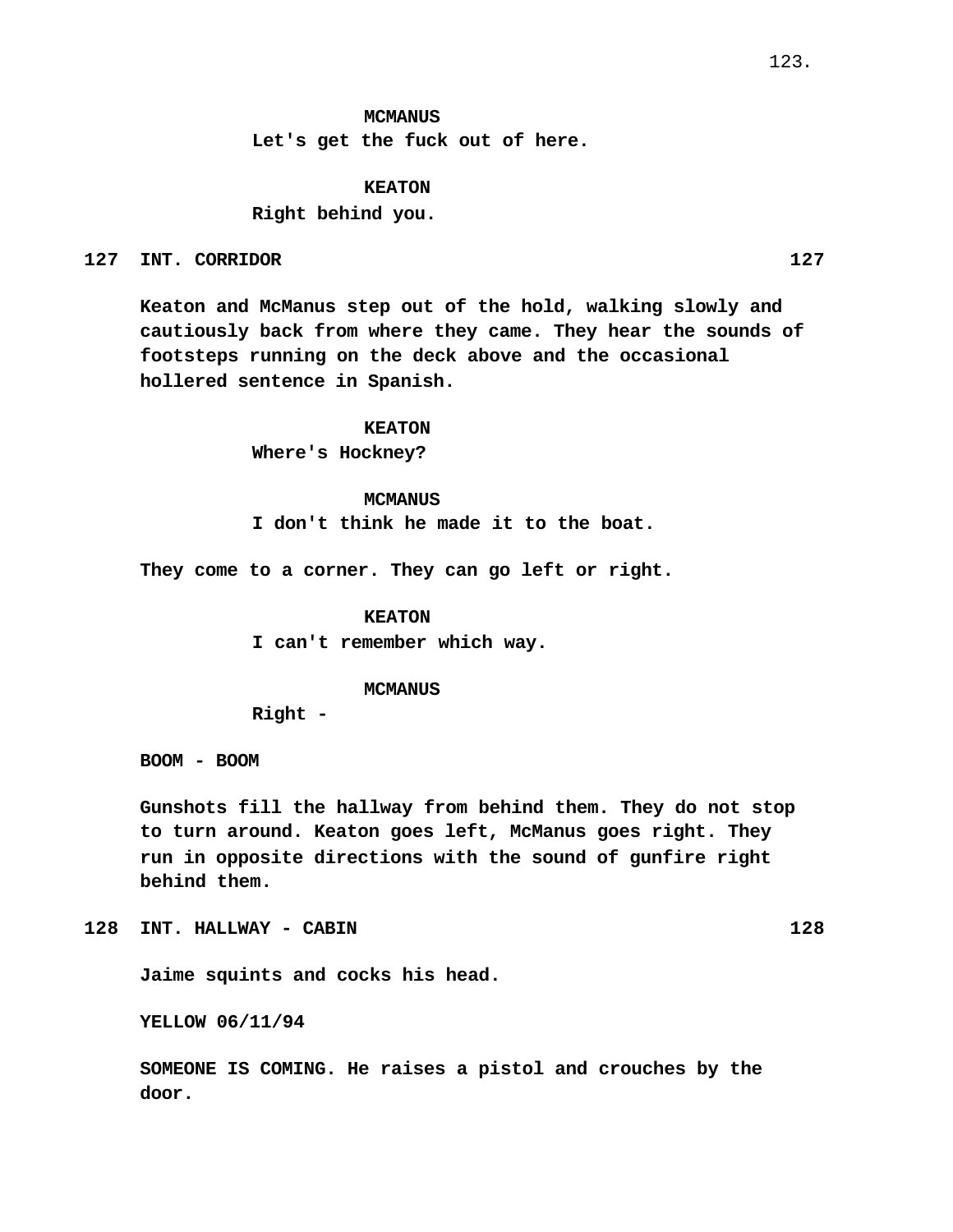**MCMANUS**
Let's get the fuck out of here.

**KEATON**
Right behind you.

**127 INT. CORRIDOR 127**

Keaton and McManus step out of the hold, walking slowly and cautiously back from where they came. They hear the sounds of footsteps running on the deck above and the occasional hollered sentence in Spanish.

**KEATON**
Where's Hockney?

**MCMANUS**
I don't think he made it to the boat.

They come to a corner. They can go left or right.

**KEATON**
I can't remember which way.

**MCMANUS**
Right -

BOOM - BOOM

Gunshots fill the hallway from behind them. They do not stop to turn around. Keaton goes left, McManus goes right. They run in opposite directions with the sound of gunfire right behind them.

**128 INT. HALLWAY - CABIN 128**

Jaime squints and cocks his head.

YELLOW 06/11/94

SOMEONE IS COMING. He raises a pistol and crouches by the door.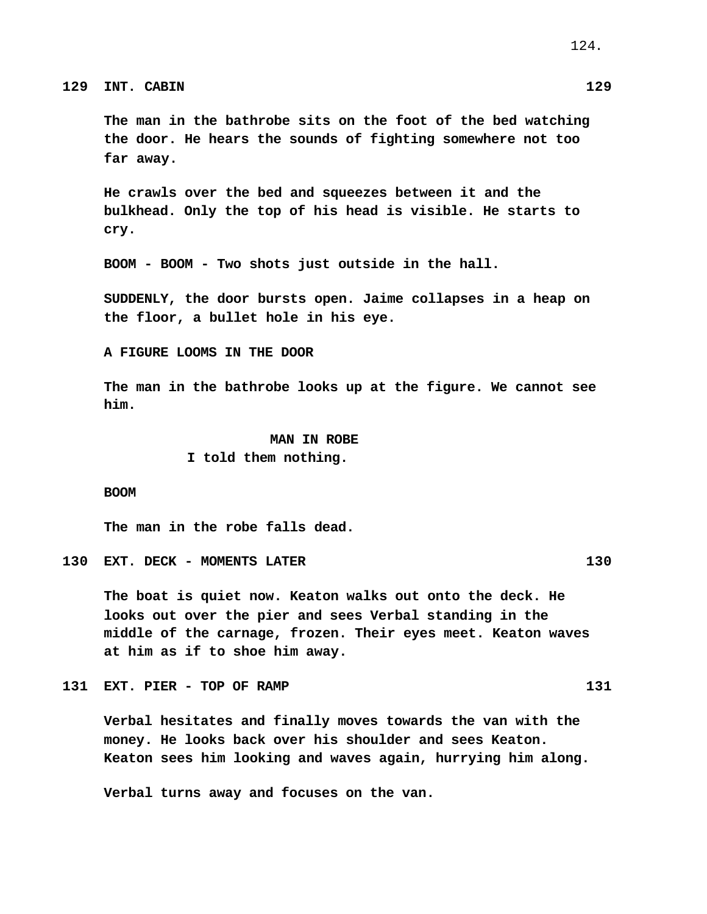**129 INT. CABIN 129**

**The man in the bathrobe sits on the foot of the bed watching the door. He hears the sounds of fighting somewhere not too far away.**

**He crawls over the bed and squeezes between it and the bulkhead. Only the top of his head is visible. He starts to cry.**

**BOOM - BOOM - Two shots just outside in the hall.**

**SUDDENLY, the door bursts open. Jaime collapses in a heap on the floor, a bullet hole in his eye.**

**A FIGURE LOOMS IN THE DOOR**

**The man in the bathrobe looks up at the figure. We cannot see him.**

**MAN IN ROBE**
**I told them nothing.**

**BOOM**

**The man in the robe falls dead.**

**130 EXT. DECK - MOMENTS LATER 130**

**The boat is quiet now. Keaton walks out onto the deck. He looks out over the pier and sees Verbal standing in the middle of the carnage, frozen. Their eyes meet. Keaton waves at him as if to shoe him away.**

**131 EXT. PIER - TOP OF RAMP 131**

**Verbal hesitates and finally moves towards the van with the money. He looks back over his shoulder and sees Keaton. Keaton sees him looking and waves again, hurrying him along.**

**Verbal turns away and focuses on the van.**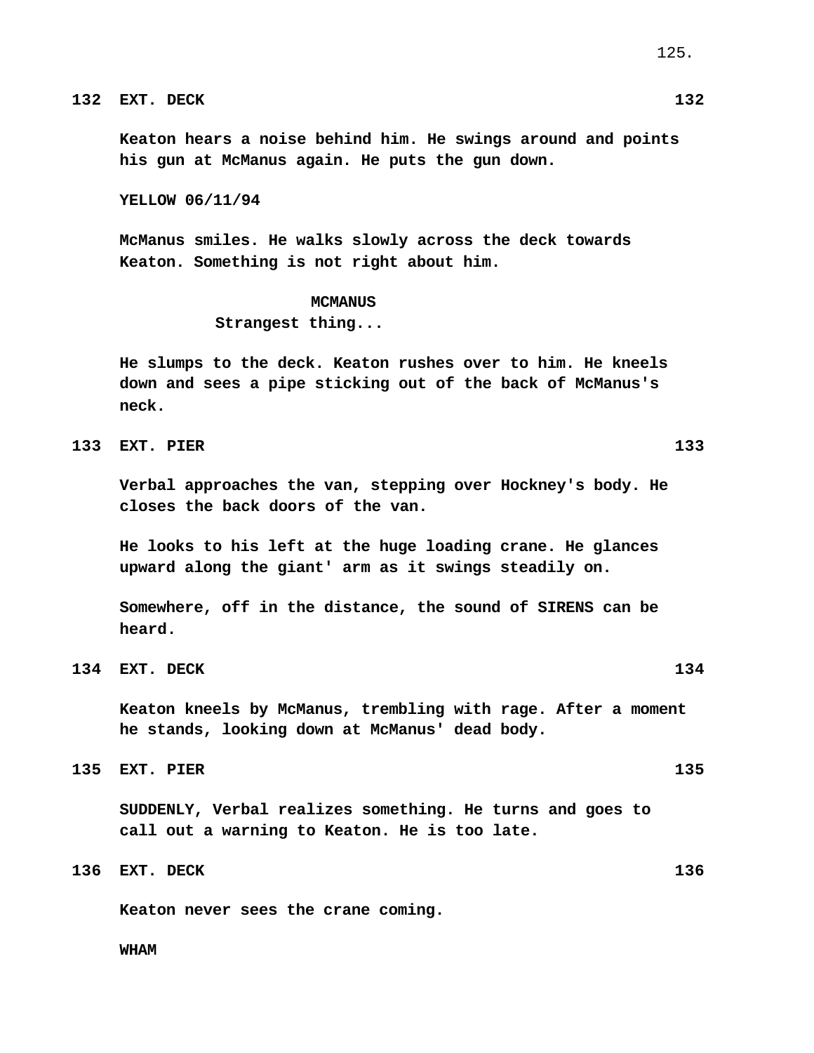**132 EXT. DECK 132**

**Keaton hears a noise behind him. He swings around and points his gun at McManus again. He puts the gun down.**

**YELLOW 06/11/94**

**McManus smiles. He walks slowly across the deck towards Keaton. Something is not right about him.**

**MCMANUS**
**Strangest thing...**

**He slumps to the deck. Keaton rushes over to him. He kneels down and sees a pipe sticking out of the back of McManus's neck.**

**133 EXT. PIER 133**

**Verbal approaches the van, stepping over Hockney's body. He closes the back doors of the van.**

**He looks to his left at the huge loading crane. He glances upward along the giant' arm as it swings steadily on.**

**Somewhere, off in the distance, the sound of SIRENS can be heard.**

**134 EXT. DECK 134**

**Keaton kneels by McManus, trembling with rage. After a moment he stands, looking down at McManus' dead body.**

**135 EXT. PIER 135**

**SUDDENLY, Verbal realizes something. He turns and goes to call out a warning to Keaton. He is too late.**

**136 EXT. DECK 136**

**Keaton never sees the crane coming.**

**WHAM**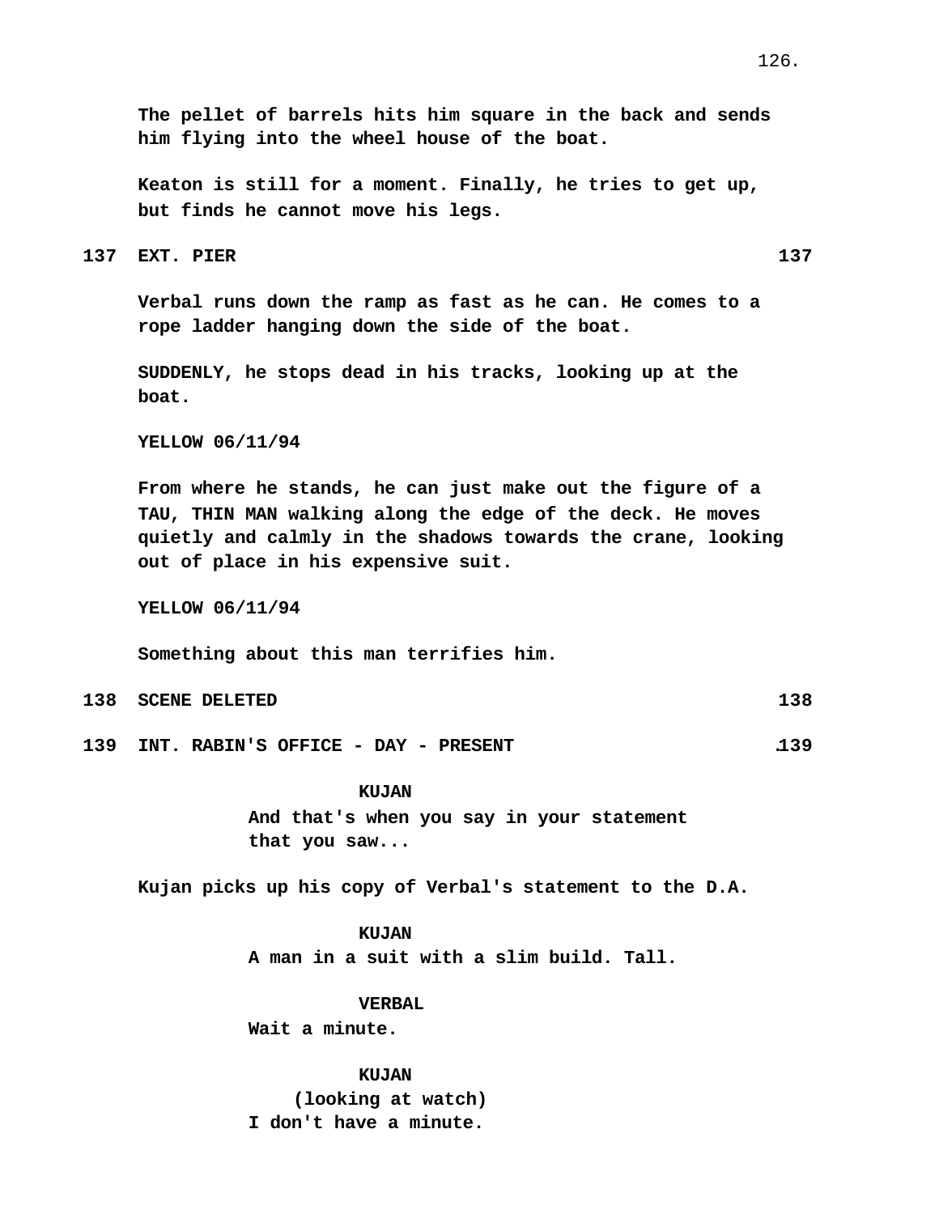The pellet of barrels hits him square in the back and sends him flying into the wheel house of the boat.

Keaton is still for a moment. Finally, he tries to get up, but finds he cannot move his legs.

**137 EXT. PIER 137**

Verbal runs down the ramp as fast as he can. He comes to a rope ladder hanging down the side of the boat.

SUDDENLY, he stops dead in his tracks, looking up at the boat.

YELLOW 06/11/94

From where he stands, he can just make out the figure of a TAU, THIN MAN walking along the edge of the deck. He moves quietly and calmly in the shadows towards the crane, looking out of place in his expensive suit.

YELLOW 06/11/94

Something about this man terrifies him.

**138 SCENE DELETED 138**

**139 INT. RABIN'S OFFICE - DAY - PRESENT 139**

KUJAN
And that's when you say in your statement that you saw...

Kujan picks up his copy of Verbal's statement to the D.A.

KUJAN
A man in a suit with a slim build. Tall.

VERBAL
Wait a minute.

KUJAN
(looking at watch)
I don't have a minute.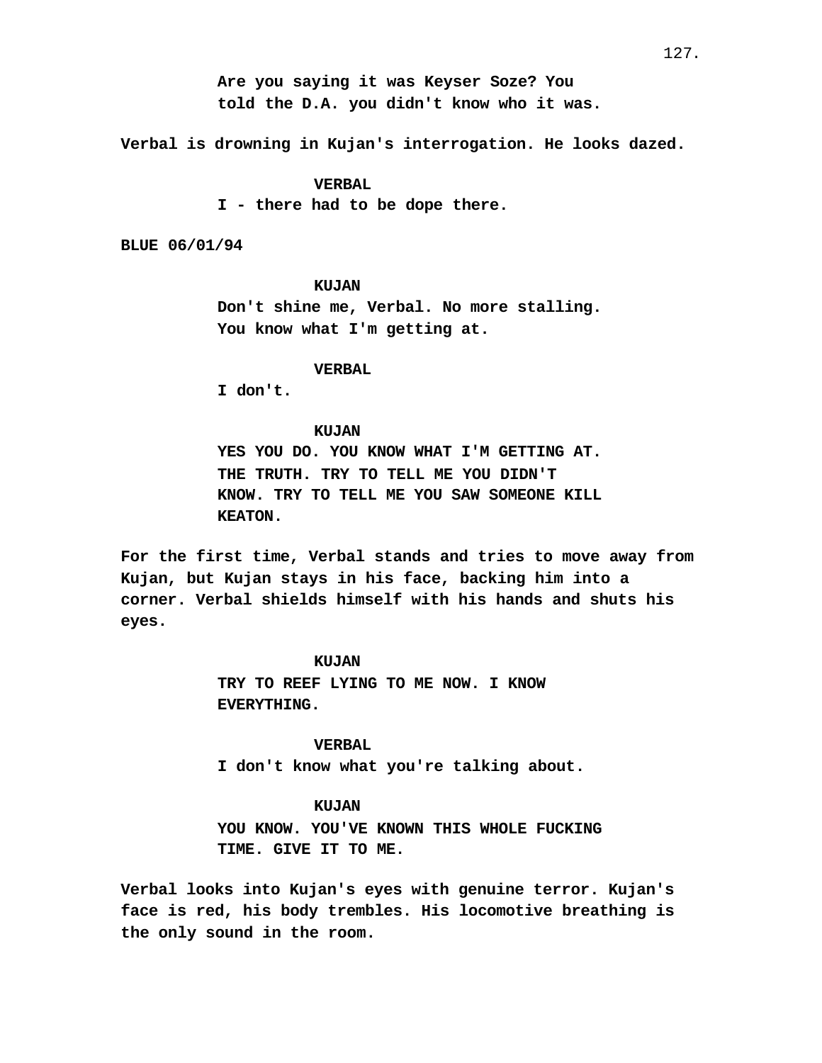Are you saying it was Keyser Soze? You told the D.A. you didn't know who it was.

Verbal is drowning in Kujan's interrogation. He looks dazed.

VERBAL

I - there had to be dope there.

BLUE 06/01/94

KUJAN

Don't shine me, Verbal. No more stalling. You know what I'm getting at.

VERBAL

I don't.

KUJAN

YES YOU DO. YOU KNOW WHAT I'M GETTING AT. THE TRUTH. TRY TO TELL ME YOU DIDN'T KNOW. TRY TO TELL ME YOU SAW SOMEONE KILL KEATON.

For the first time, Verbal stands and tries to move away from Kujan, but Kujan stays in his face, backing him into a corner. Verbal shields himself with his hands and shuts his eyes.

KUJAN

TRY TO REEF LYING TO ME NOW. I KNOW EVERYTHING.

VERBAL

I don't know what you're talking about.

KUJAN

YOU KNOW. YOU'VE KNOWN THIS WHOLE FUCKING TIME. GIVE IT TO ME.

Verbal looks into Kujan's eyes with genuine terror. Kujan's face is red, his body trembles. His locomotive breathing is the only sound in the room.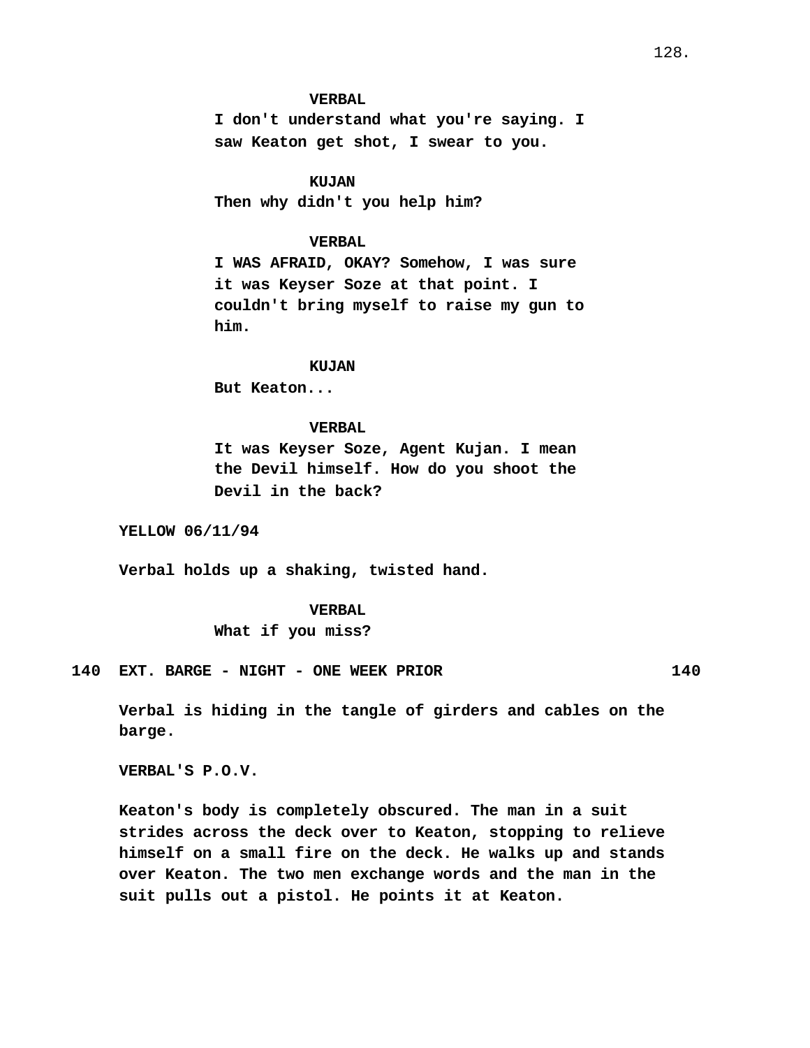**VERBAL**
I don't understand what you're saying. I saw Keaton get shot, I swear to you.

**KUJAN**
Then why didn't you help him?

**VERBAL**
I WAS AFRAID, OKAY? Somehow, I was sure it was Keyser Soze at that point. I couldn't bring myself to raise my gun to him.

**KUJAN**
But Keaton...

**VERBAL**
It was Keyser Soze, Agent Kujan. I mean the Devil himself. How do you shoot the Devil in the back?

YELLOW 06/11/94

Verbal holds up a shaking, twisted hand.

**VERBAL**
What if you miss?

**140 EXT. BARGE - NIGHT - ONE WEEK PRIOR 140**

Verbal is hiding in the tangle of girders and cables on the barge.

VERBAL'S P.O.V.

Keaton's body is completely obscured. The man in a suit strides across the deck over to Keaton, stopping to relieve himself on a small fire on the deck. He walks up and stands over Keaton. The two men exchange words and the man in the suit pulls out a pistol. He points it at Keaton.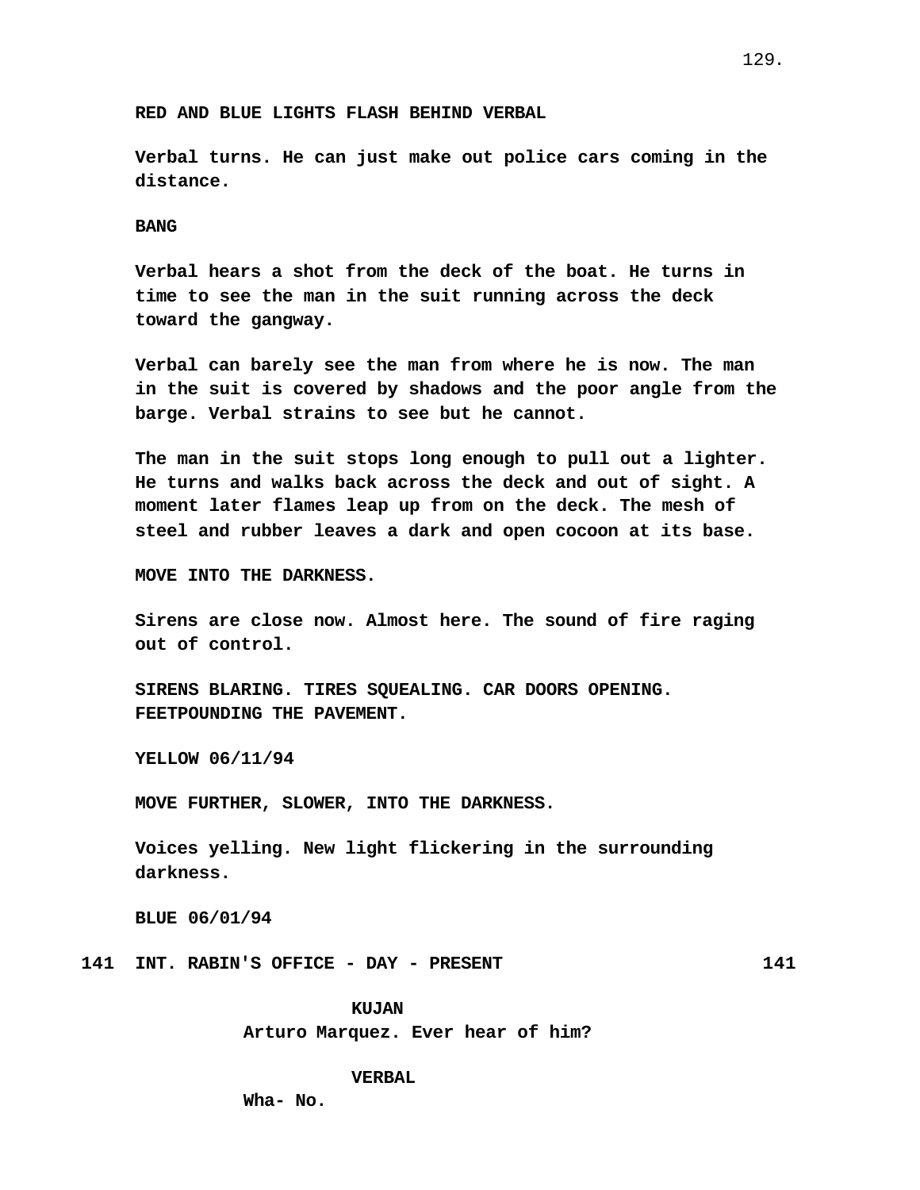**RED AND BLUE LIGHTS FLASH BEHIND VERBAL**

**Verbal turns. He can just make out police cars coming in the distance.**

**BANG**

**Verbal hears a shot from the deck of the boat. He turns in time to see the man in the suit running across the deck toward the gangway.**

**Verbal can barely see the man from where he is now. The man in the suit is covered by shadows and the poor angle from the barge. Verbal strains to see but he cannot.**

**The man in the suit stops long enough to pull out a lighter. He turns and walks back across the deck and out of sight. A moment later flames leap up from on the deck. The mesh of steel and rubber leaves a dark and open cocoon at its base.**

**MOVE INTO THE DARKNESS.**

**Sirens are close now. Almost here. The sound of fire raging out of control.**

**SIRENS BLARING. TIRES SQUEALING. CAR DOORS OPENING. FEETPOUNDING THE PAVEMENT.**

**YELLOW 06/11/94**

**MOVE FURTHER, SLOWER, INTO THE DARKNESS.**

**Voices yelling. New light flickering in the surrounding darkness.**

**BLUE 06/01/94**

**141 INT. RABIN'S OFFICE - DAY - PRESENT 141**

**KUJAN**
**Arturo Marquez. Ever hear of him?**

**VERBAL**
**Wha- No.**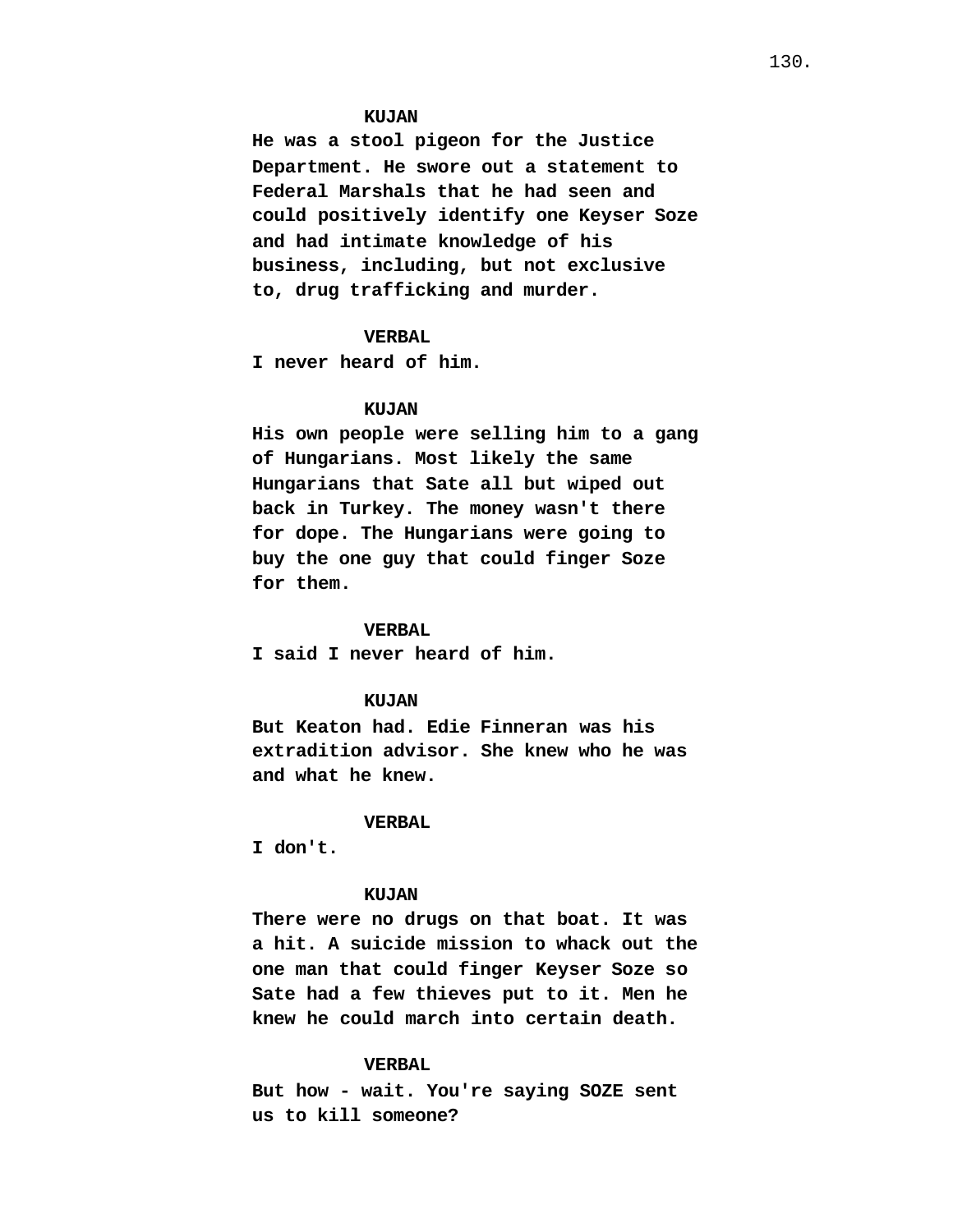**KUJAN**

**He was a stool pigeon for the Justice Department. He swore out a statement to Federal Marshals that he had seen and could positively identify one Keyser Soze and had intimate knowledge of his business, including, but not exclusive to, drug trafficking and murder.**

**VERBAL**

**I never heard of him.**

**KUJAN**

**His own people were selling him to a gang of Hungarians. Most likely the same Hungarians that Sate all but wiped out back in Turkey. The money wasn't there for dope. The Hungarians were going to buy the one guy that could finger Soze for them.**

**VERBAL**

**I said I never heard of him.**

**KUJAN**

**But Keaton had. Edie Finneran was his extradition advisor. She knew who he was and what he knew.**

**VERBAL**

**I don't.**

**KUJAN**

**There were no drugs on that boat. It was a hit. A suicide mission to whack out the one man that could finger Keyser Soze so Sate had a few thieves put to it. Men he knew he could march into certain death.**

**VERBAL**

**But how - wait. You're saying SOZE sent us to kill someone?**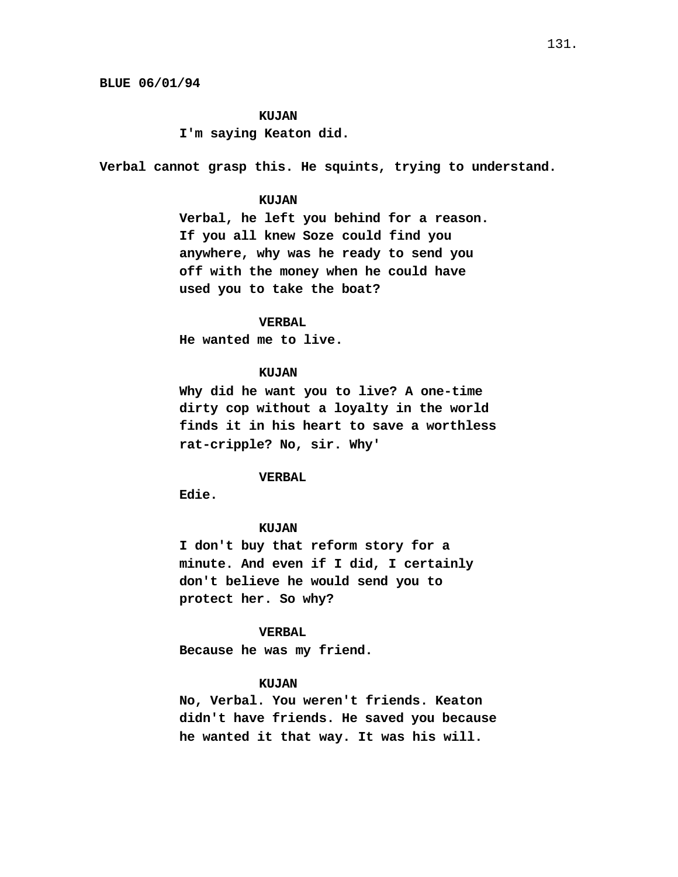BLUE 06/01/94

**KUJAN**
I'm saying Keaton did.

Verbal cannot grasp this. He squints, trying to understand.

**KUJAN**
Verbal, he left you behind for a reason. If you all knew Soze could find you anywhere, why was he ready to send you off with the money when he could have used you to take the boat?

**VERBAL**
He wanted me to live.

**KUJAN**
Why did he want you to live? A one-time dirty cop without a loyalty in the world finds it in his heart to save a worthless rat-cripple? No, sir. Why'

**VERBAL**
Edie.

**KUJAN**
I don't buy that reform story for a minute. And even if I did, I certainly don't believe he would send you to protect her. So why?

**VERBAL**
Because he was my friend.

**KUJAN**
No, Verbal. You weren't friends. Keaton didn't have friends. He saved you because he wanted it that way. It was his will.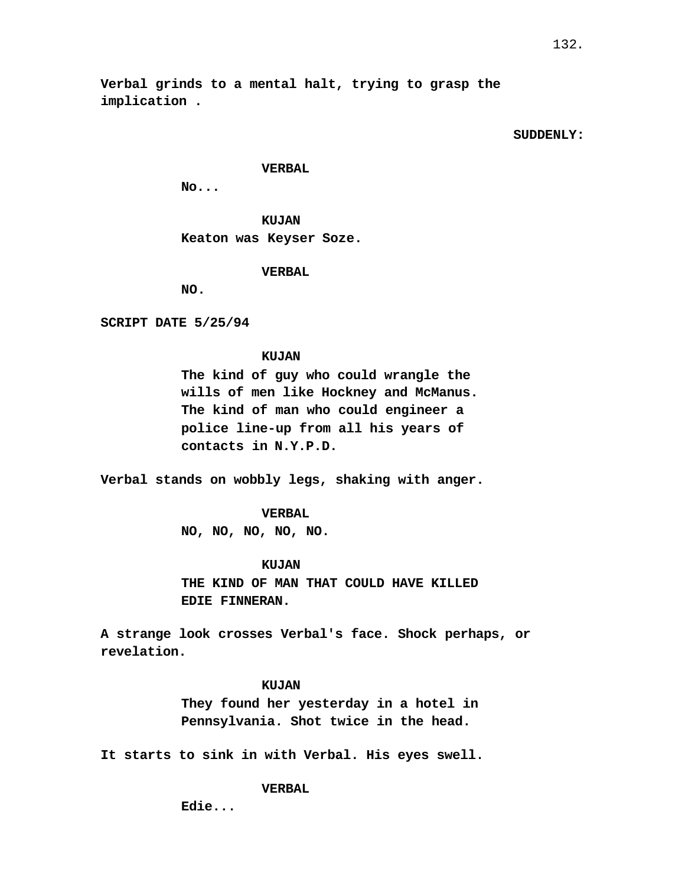**Verbal grinds to a mental halt, trying to grasp the implication .**

**SUDDENLY:**

**VERBAL**
**No...**

**KUJAN**
**Keaton was Keyser Soze.**

**VERBAL**
**NO.**

**SCRIPT DATE 5/25/94**

**KUJAN**
**The kind of guy who could wrangle the wills of men like Hockney and McManus. The kind of man who could engineer a police line-up from all his years of contacts in N.Y.P.D.**

**Verbal stands on wobbly legs, shaking with anger.**

**VERBAL**
**NO, NO, NO, NO, NO.**

**KUJAN**
**THE KIND OF MAN THAT COULD HAVE KILLED EDIE FINNERAN.**

**A strange look crosses Verbal's face. Shock perhaps, or revelation.**

**KUJAN**
**They found her yesterday in a hotel in Pennsylvania. Shot twice in the head.**

**It starts to sink in with Verbal. His eyes swell.**

**VERBAL**
**Edie...**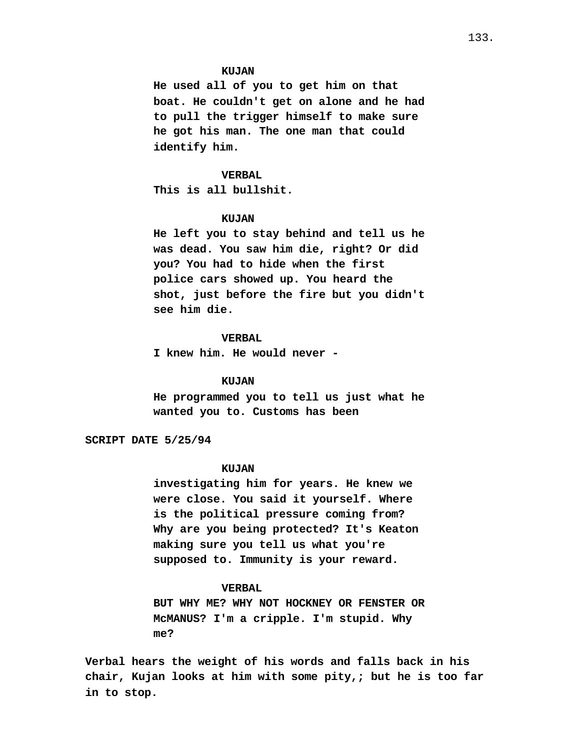**KUJAN**
**He used all of you to get him on that boat. He couldn't get on alone and he had to pull the trigger himself to make sure he got his man. The one man that could identify him.**

**VERBAL**
**This is all bullshit.**

**KUJAN**
**He left you to stay behind and tell us he was dead. You saw him die, right? Or did you? You had to hide when the first police cars showed up. You heard the shot, just before the fire but you didn't see him die.**

**VERBAL**
**I knew him. He would never -**

**KUJAN**
**He programmed you to tell us just what he wanted you to. Customs has been**

**SCRIPT DATE 5/25/94**

**KUJAN**
**investigating him for years. He knew we were close. You said it yourself. Where is the political pressure coming from? Why are you being protected? It's Keaton making sure you tell us what you're supposed to. Immunity is your reward.**

**VERBAL**
**BUT WHY ME? WHY NOT HOCKNEY OR FENSTER OR McMANUS? I'm a cripple. I'm stupid. Why me?**

**Verbal hears the weight of his words and falls back in his chair, Kujan looks at him with some pity,; but he is too far in to stop.**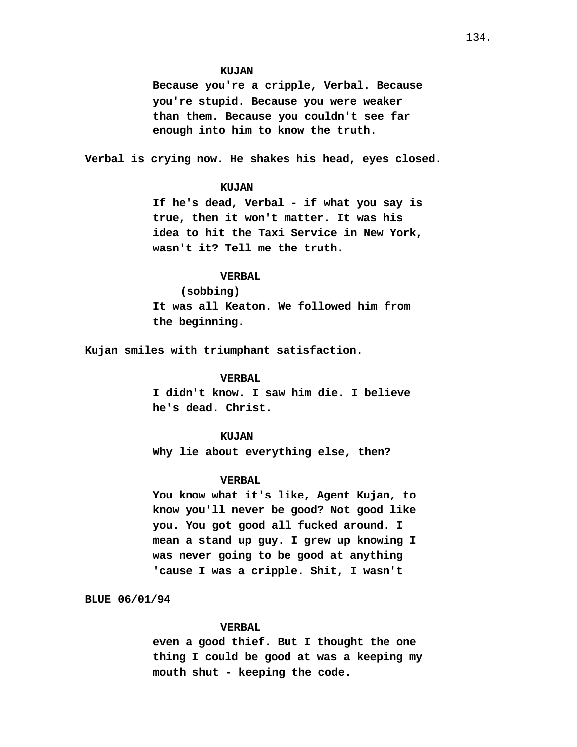**KUJAN**
Because you're a cripple, Verbal. Because you're stupid. Because you were weaker than them. Because you couldn't see far enough into him to know the truth.

Verbal is crying now. He shakes his head, eyes closed.

**KUJAN**
If he's dead, Verbal - if what you say is true, then it won't matter. It was his idea to hit the Taxi Service in New York, wasn't it? Tell me the truth.

**VERBAL**
(sobbing)
It was all Keaton. We followed him from the beginning.

Kujan smiles with triumphant satisfaction.

**VERBAL**
I didn't know. I saw him die. I believe he's dead. Christ.

**KUJAN**
Why lie about everything else, then?

**VERBAL**
You know what it's like, Agent Kujan, to know you'll never be good? Not good like you. You got good all fucked around. I mean a stand up guy. I grew up knowing I was never going to be good at anything 'cause I was a cripple. Shit, I wasn't

BLUE 06/01/94

**VERBAL**
even a good thief. But I thought the one thing I could be good at was a keeping my mouth shut - keeping the code.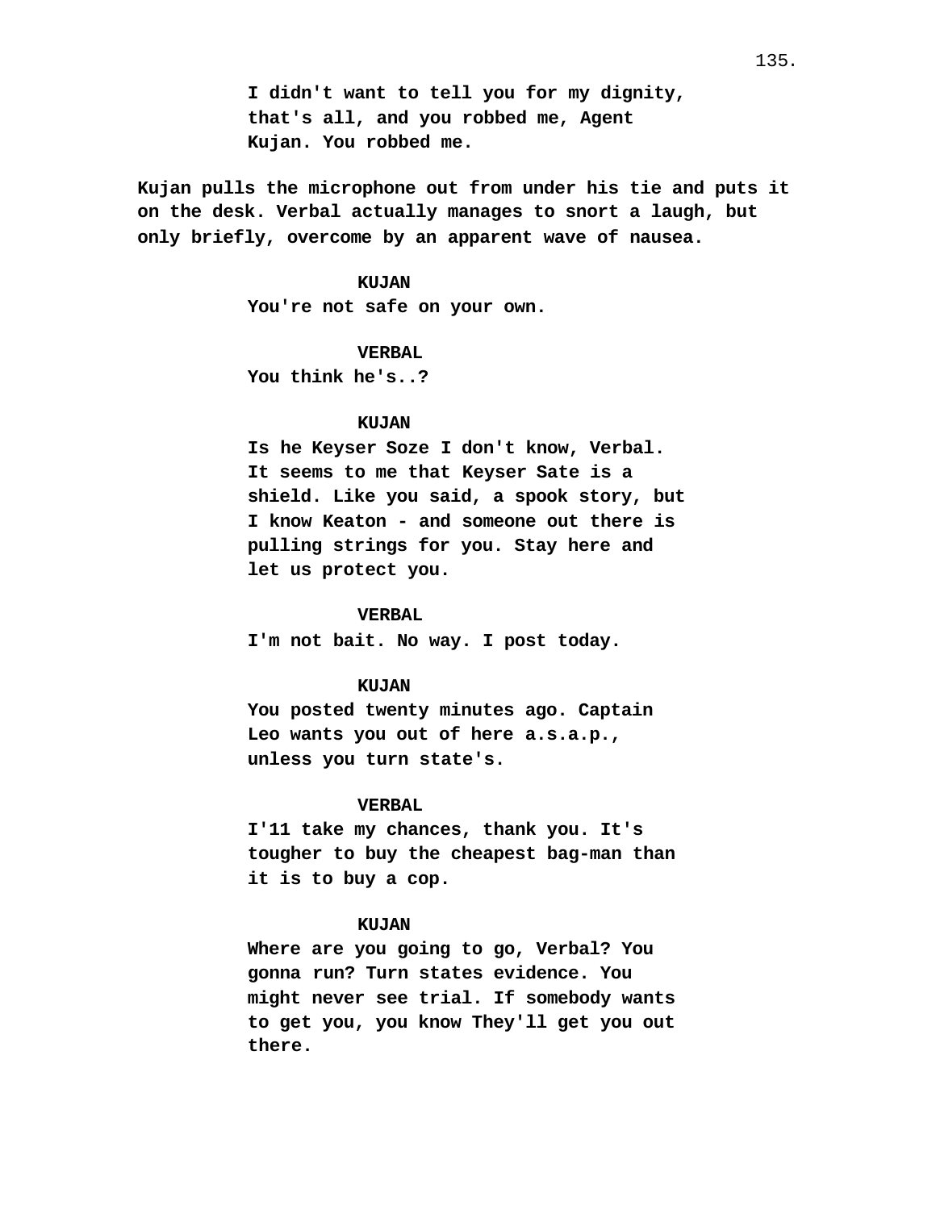I didn't want to tell you for my dignity, that's all, and you robbed me, Agent Kujan. You robbed me.

Kujan pulls the microphone out from under his tie and puts it on the desk. Verbal actually manages to snort a laugh, but only briefly, overcome by an apparent wave of nausea.

KUJAN

You're not safe on your own.

VERBAL

You think he's..?

KUJAN

Is he Keyser Soze I don't know, Verbal. It seems to me that Keyser Sate is a shield. Like you said, a spook story, but I know Keaton - and someone out there is pulling strings for you. Stay here and let us protect you.

VERBAL

I'm not bait. No way. I post today.

KUJAN

You posted twenty minutes ago. Captain Leo wants you out of here a.s.a.p., unless you turn state's.

VERBAL

I'11 take my chances, thank you. It's tougher to buy the cheapest bag-man than it is to buy a cop.

KUJAN

Where are you going to go, Verbal? You gonna run? Turn states evidence. You might never see trial. If somebody wants to get you, you know They'll get you out there.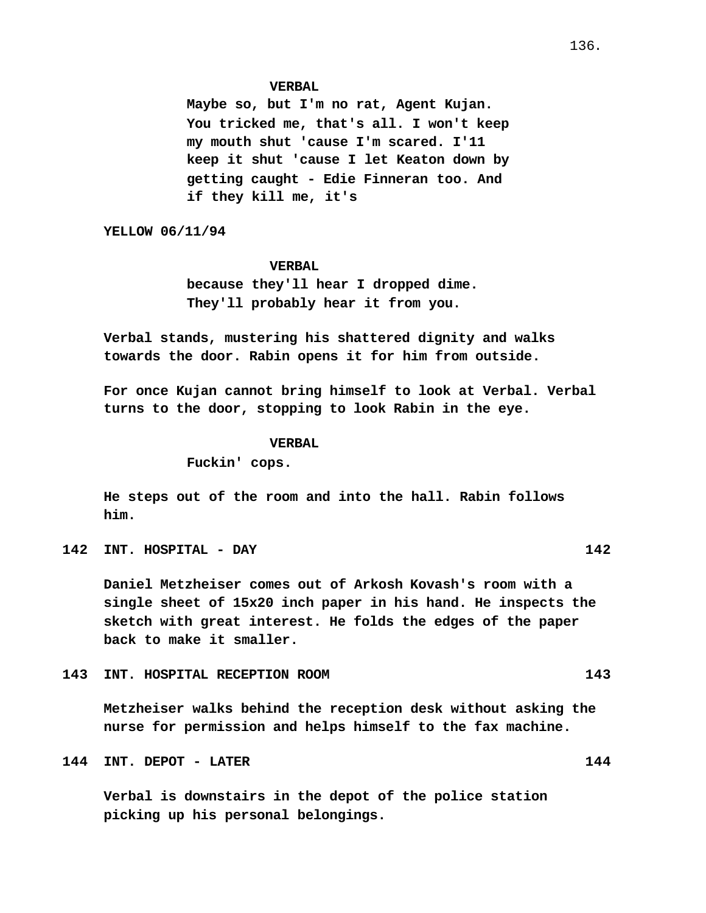**VERBAL**

Maybe so, but I'm no rat, Agent Kujan. You tricked me, that's all. I won't keep my mouth shut 'cause I'm scared. I'11 keep it shut 'cause I let Keaton down by getting caught - Edie Finneran too. And if they kill me, it's

YELLOW 06/11/94

**VERBAL**

because they'll hear I dropped dime. They'll probably hear it from you.

Verbal stands, mustering his shattered dignity and walks towards the door. Rabin opens it for him from outside.

For once Kujan cannot bring himself to look at Verbal. Verbal turns to the door, stopping to look Rabin in the eye.

**VERBAL**

Fuckin' cops.

He steps out of the room and into the hall. Rabin follows him.

**142 INT. HOSPITAL - DAY 142**

Daniel Metzheiser comes out of Arkosh Kovash's room with a single sheet of 15x20 inch paper in his hand. He inspects the sketch with great interest. He folds the edges of the paper back to make it smaller.

**143 INT. HOSPITAL RECEPTION ROOM 143**

Metzheiser walks behind the reception desk without asking the nurse for permission and helps himself to the fax machine.

**144 INT. DEPOT - LATER 144**

Verbal is downstairs in the depot of the police station picking up his personal belongings.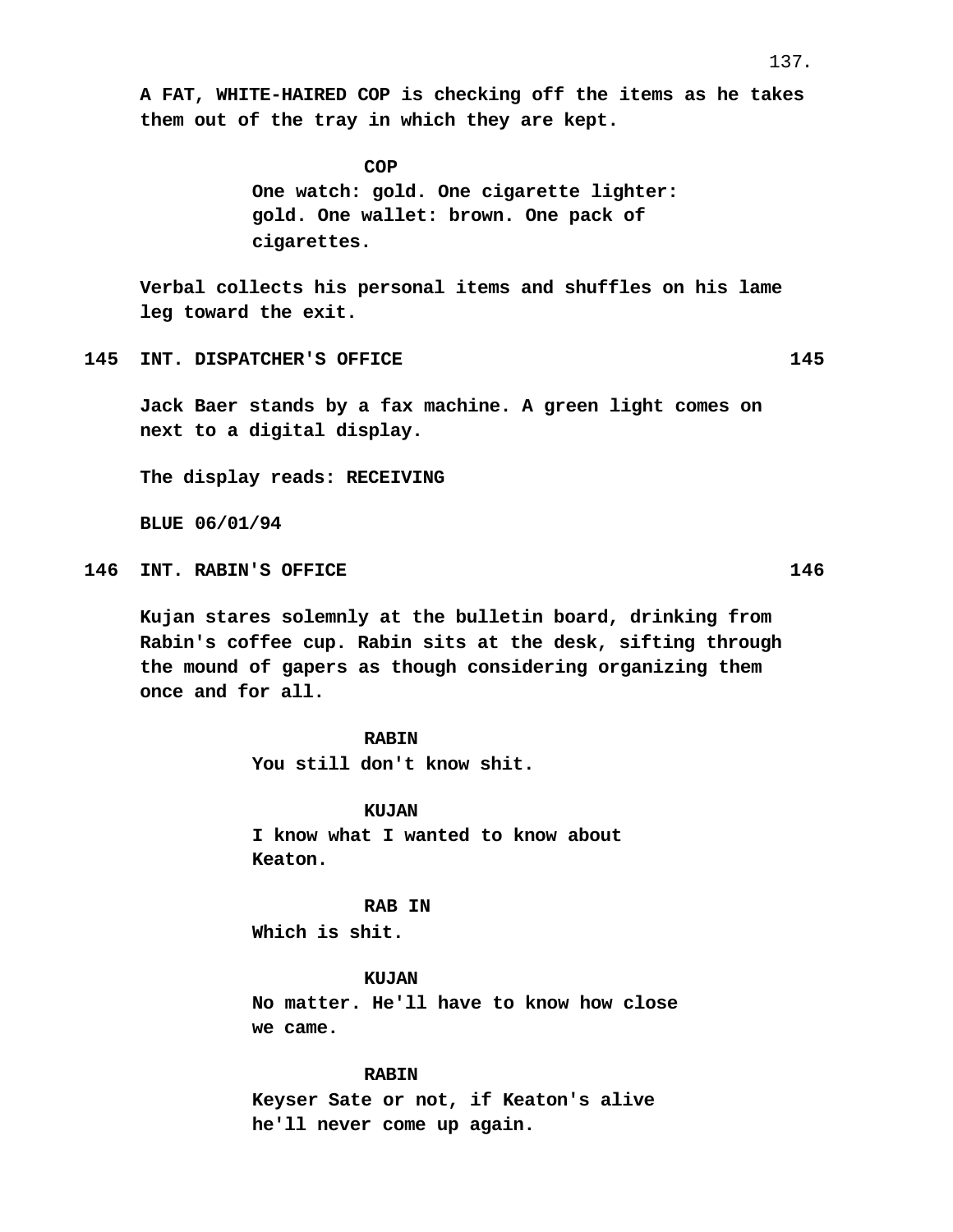A FAT, WHITE-HAIRED COP is checking off the items as he takes them out of the tray in which they are kept.

COP
One watch: gold. One cigarette lighter: gold. One wallet: brown. One pack of cigarettes.

Verbal collects his personal items and shuffles on his lame leg toward the exit.

145 INT. DISPATCHER'S OFFICE 145

Jack Baer stands by a fax machine. A green light comes on next to a digital display.

The display reads: RECEIVING

BLUE 06/01/94

146 INT. RABIN'S OFFICE 146

Kujan stares solemnly at the bulletin board, drinking from Rabin's coffee cup. Rabin sits at the desk, sifting through the mound of gapers as though considering organizing them once and for all.

RABIN
You still don't know shit.

KUJAN
I know what I wanted to know about Keaton.

RAB IN
Which is shit.

KUJAN
No matter. He'll have to know how close we came.

RABIN
Keyser Sate or not, if Keaton's alive he'll never come up again.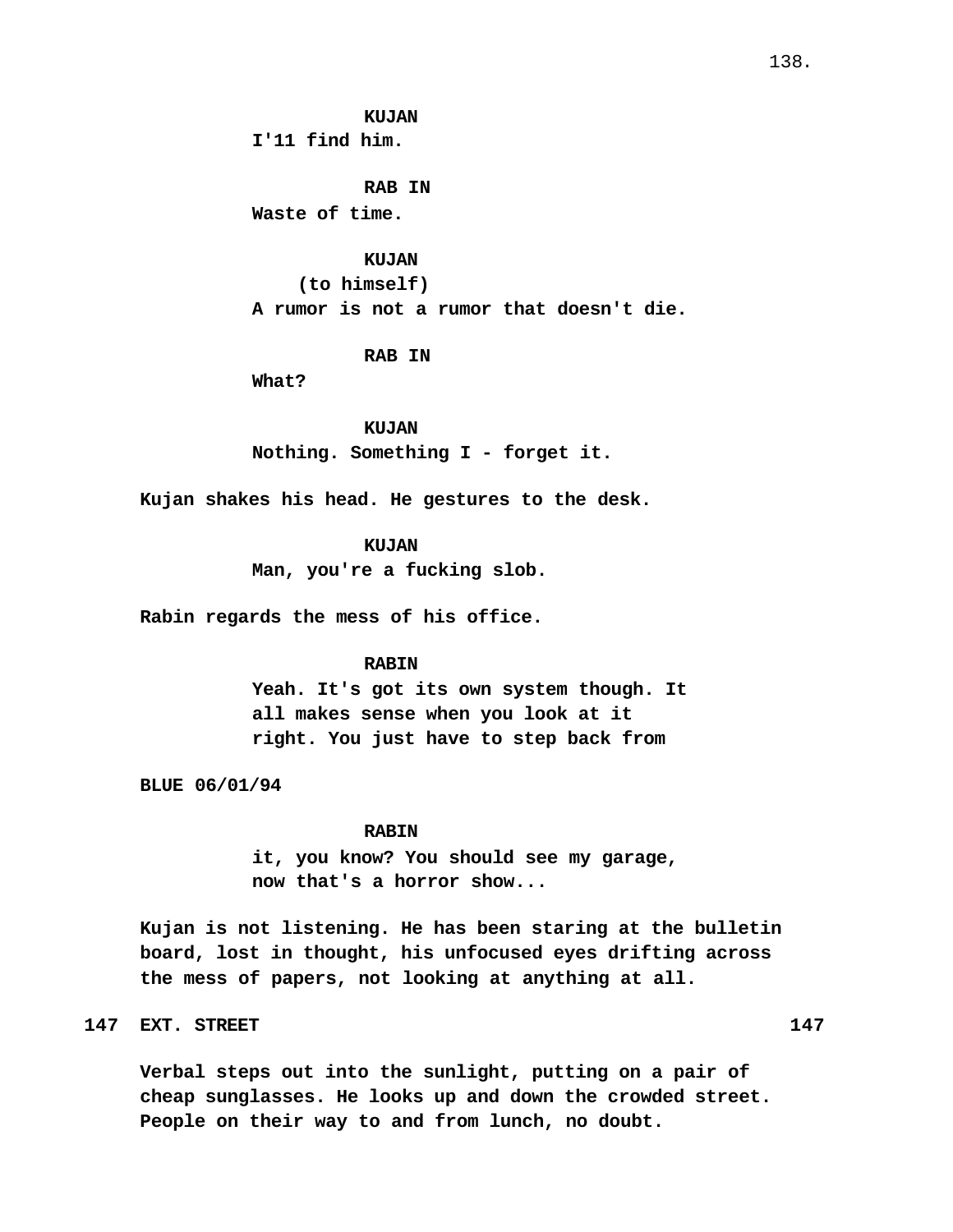**KUJAN**
I'11 find him.

**RAB IN**
Waste of time.

**KUJAN**
(to himself)
A rumor is not a rumor that doesn't die.

**RAB IN**
What?

**KUJAN**
Nothing. Something I - forget it.

Kujan shakes his head. He gestures to the desk.

**KUJAN**
Man, you're a fucking slob.

Rabin regards the mess of his office.

**RABIN**
Yeah. It's got its own system though. It all makes sense when you look at it right. You just have to step back from

BLUE 06/01/94

**RABIN**
it, you know? You should see my garage, now that's a horror show...

Kujan is not listening. He has been staring at the bulletin board, lost in thought, his unfocused eyes drifting across the mess of papers, not looking at anything at all.

**147 EXT. STREET 147**

Verbal steps out into the sunlight, putting on a pair of cheap sunglasses. He looks up and down the crowded street. People on their way to and from lunch, no doubt.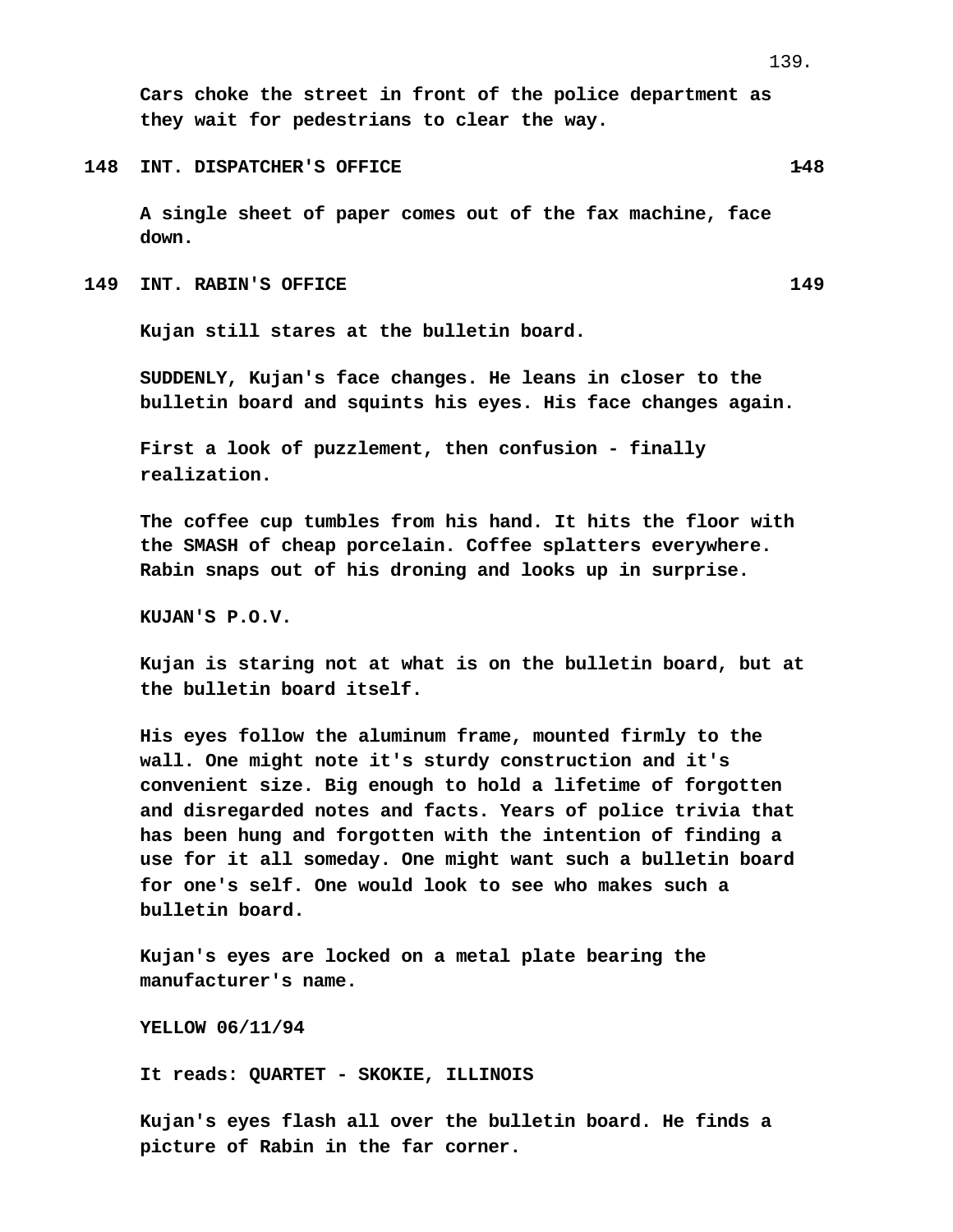**Cars choke the street in front of the police department as they wait for pedestrians to clear the way.**

**148 INT. DISPATCHER'S OFFICE 148**

**A single sheet of paper comes out of the fax machine, face down.**

**149 INT. RABIN'S OFFICE 149**

**Kujan still stares at the bulletin board.**

**SUDDENLY, Kujan's face changes. He leans in closer to the bulletin board and squints his eyes. His face changes again.**

**First a look of puzzlement, then confusion - finally realization.**

**The coffee cup tumbles from his hand. It hits the floor with the SMASH of cheap porcelain. Coffee splatters everywhere. Rabin snaps out of his droning and looks up in surprise.**

**KUJAN'S P.O.V.**

**Kujan is staring not at what is on the bulletin board, but at the bulletin board itself.**

**His eyes follow the aluminum frame, mounted firmly to the wall. One might note it's sturdy construction and it's convenient size. Big enough to hold a lifetime of forgotten and disregarded notes and facts. Years of police trivia that has been hung and forgotten with the intention of finding a use for it all someday. One might want such a bulletin board for one's self. One would look to see who makes such a bulletin board.**

**Kujan's eyes are locked on a metal plate bearing the manufacturer's name.**

**YELLOW 06/11/94**

**It reads: QUARTET - SKOKIE, ILLINOIS**

**Kujan's eyes flash all over the bulletin board. He finds a picture of Rabin in the far corner.**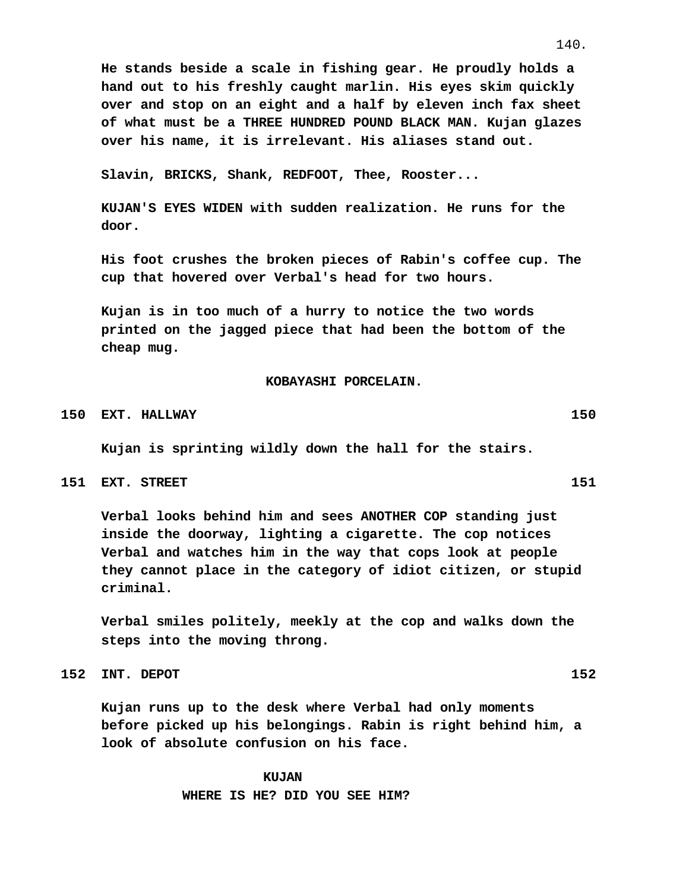He stands beside a scale in fishing gear. He proudly holds a hand out to his freshly caught marlin. His eyes skim quickly over and stop on an eight and a half by eleven inch fax sheet of what must be a THREE HUNDRED POUND BLACK MAN. Kujan glazes over his name, it is irrelevant. His aliases stand out.

Slavin, BRICKS, Shank, REDFOOT, Thee, Rooster...

KUJAN'S EYES WIDEN with sudden realization. He runs for the door.

His foot crushes the broken pieces of Rabin's coffee cup. The cup that hovered over Verbal's head for two hours.

Kujan is in too much of a hurry to notice the two words printed on the jagged piece that had been the bottom of the cheap mug.

KOBAYASHI PORCELAIN.

**150 EXT. HALLWAY 150**

Kujan is sprinting wildly down the hall for the stairs.

**151 EXT. STREET 151**

Verbal looks behind him and sees ANOTHER COP standing just inside the doorway, lighting a cigarette. The cop notices Verbal and watches him in the way that cops look at people they cannot place in the category of idiot citizen, or stupid criminal.

Verbal smiles politely, meekly at the cop and walks down the steps into the moving throng.

**152 INT. DEPOT 152**

Kujan runs up to the desk where Verbal had only moments before picked up his belongings. Rabin is right behind him, a look of absolute confusion on his face.

KUJAN
WHERE IS HE? DID YOU SEE HIM?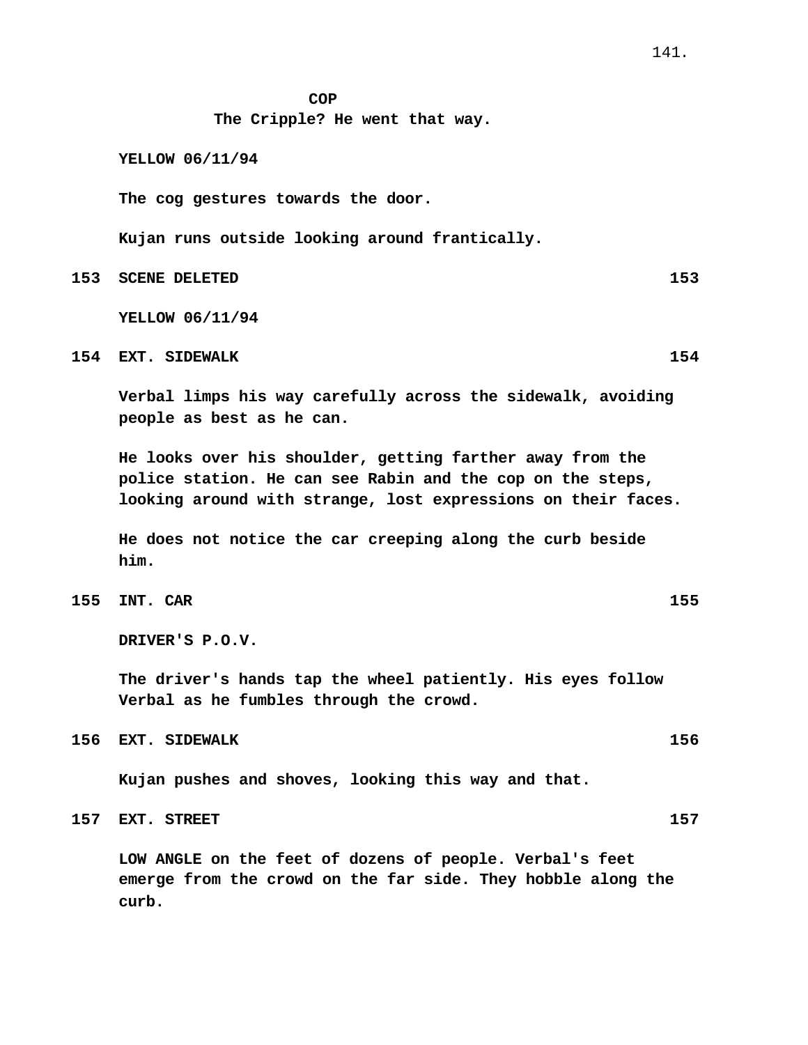**COP**
**The Cripple? He went that way.**

**YELLOW 06/11/94**

**The cog gestures towards the door.**

**Kujan runs outside looking around frantically.**

**153 SCENE DELETED 153**

**YELLOW 06/11/94**

**154 EXT. SIDEWALK 154**

**Verbal limps his way carefully across the sidewalk, avoiding people as best as he can.**

**He looks over his shoulder, getting farther away from the police station. He can see Rabin and the cop on the steps, looking around with strange, lost expressions on their faces.**

**He does not notice the car creeping along the curb beside him.**

**155 INT. CAR 155**

**DRIVER'S P.O.V.**

**The driver's hands tap the wheel patiently. His eyes follow Verbal as he fumbles through the crowd.**

**156 EXT. SIDEWALK 156**

**Kujan pushes and shoves, looking this way and that.**

**157 EXT. STREET 157**

**LOW ANGLE on the feet of dozens of people. Verbal's feet emerge from the crowd on the far side. They hobble along the curb.**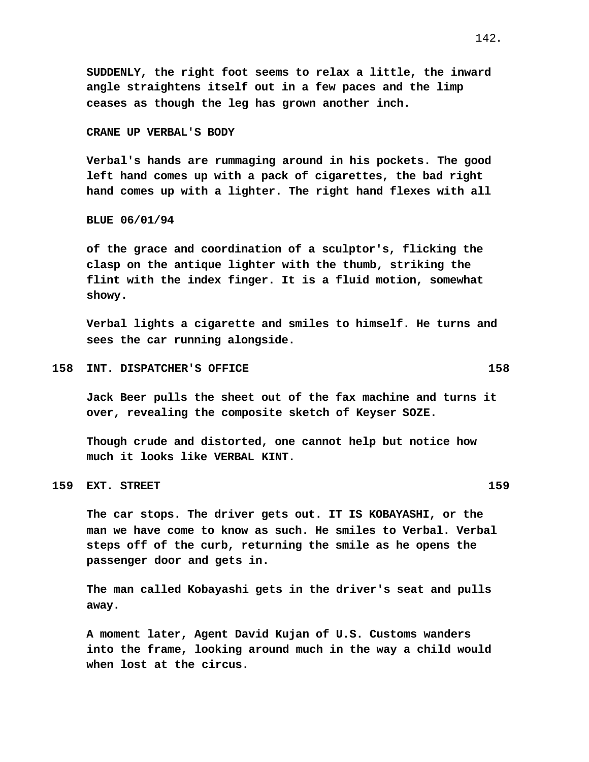**SUDDENLY, the right foot seems to relax a little, the inward angle straightens itself out in a few paces and the limp ceases as though the leg has grown another inch.**

**CRANE UP VERBAL'S BODY**

**Verbal's hands are rummaging around in his pockets. The good left hand comes up with a pack of cigarettes, the bad right hand comes up with a lighter. The right hand flexes with all**

**BLUE 06/01/94**

**of the grace and coordination of a sculptor's, flicking the clasp on the antique lighter with the thumb, striking the flint with the index finger. It is a fluid motion, somewhat showy.**

**Verbal lights a cigarette and smiles to himself. He turns and sees the car running alongside.**

**158 INT. DISPATCHER'S OFFICE 158**

**Jack Beer pulls the sheet out of the fax machine and turns it over, revealing the composite sketch of Keyser SOZE.**

**Though crude and distorted, one cannot help but notice how much it looks like VERBAL KINT.**

**159 EXT. STREET 159**

**The car stops. The driver gets out. IT IS KOBAYASHI, or the man we have come to know as such. He smiles to Verbal. Verbal steps off of the curb, returning the smile as he opens the passenger door and gets in.**

**The man called Kobayashi gets in the driver's seat and pulls away.**

**A moment later, Agent David Kujan of U.S. Customs wanders into the frame, looking around much in the way a child would when lost at the circus.**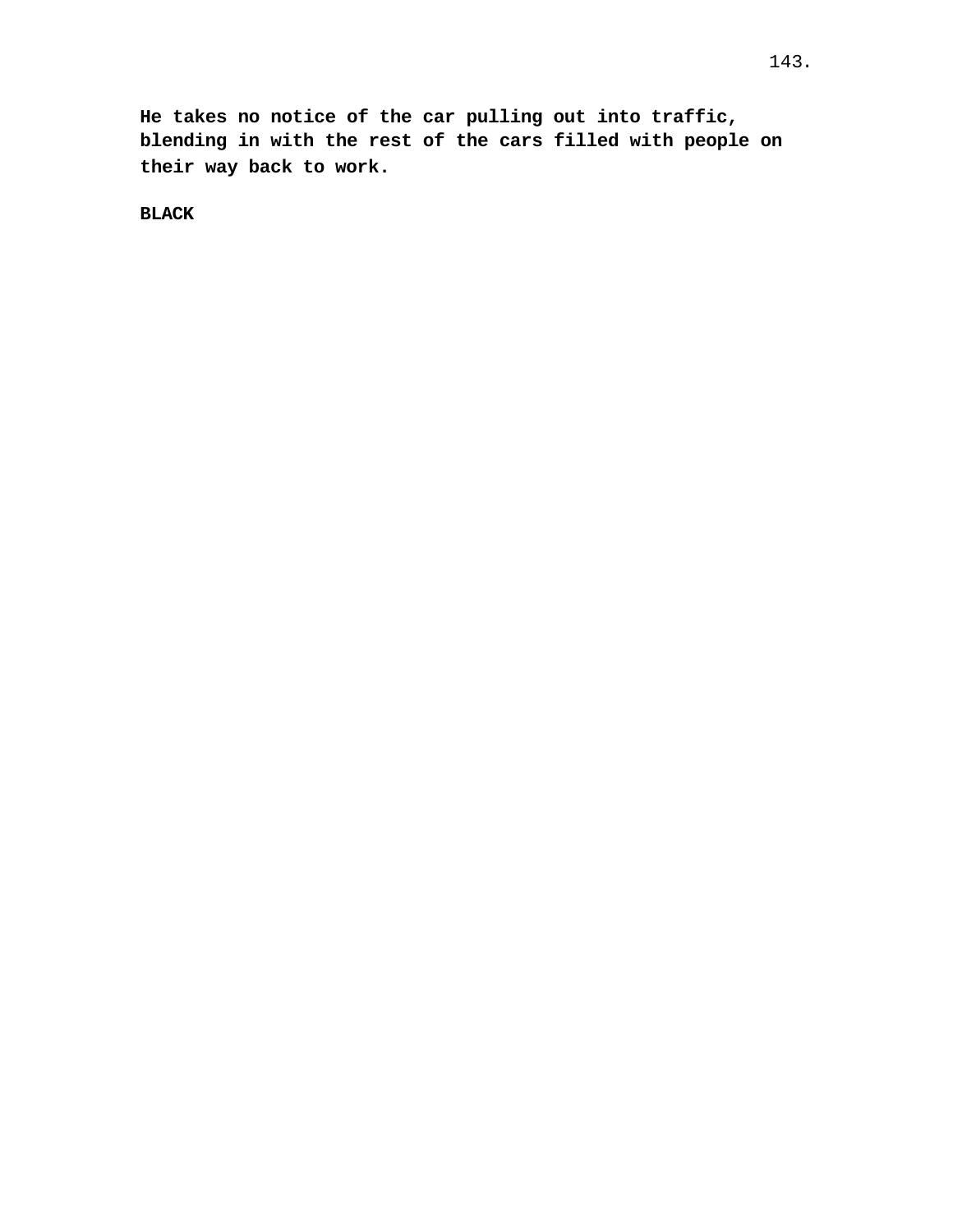**He takes no notice of the car pulling out into traffic, blending in with the rest of the cars filled with people on their way back to work.**

**BLACK**